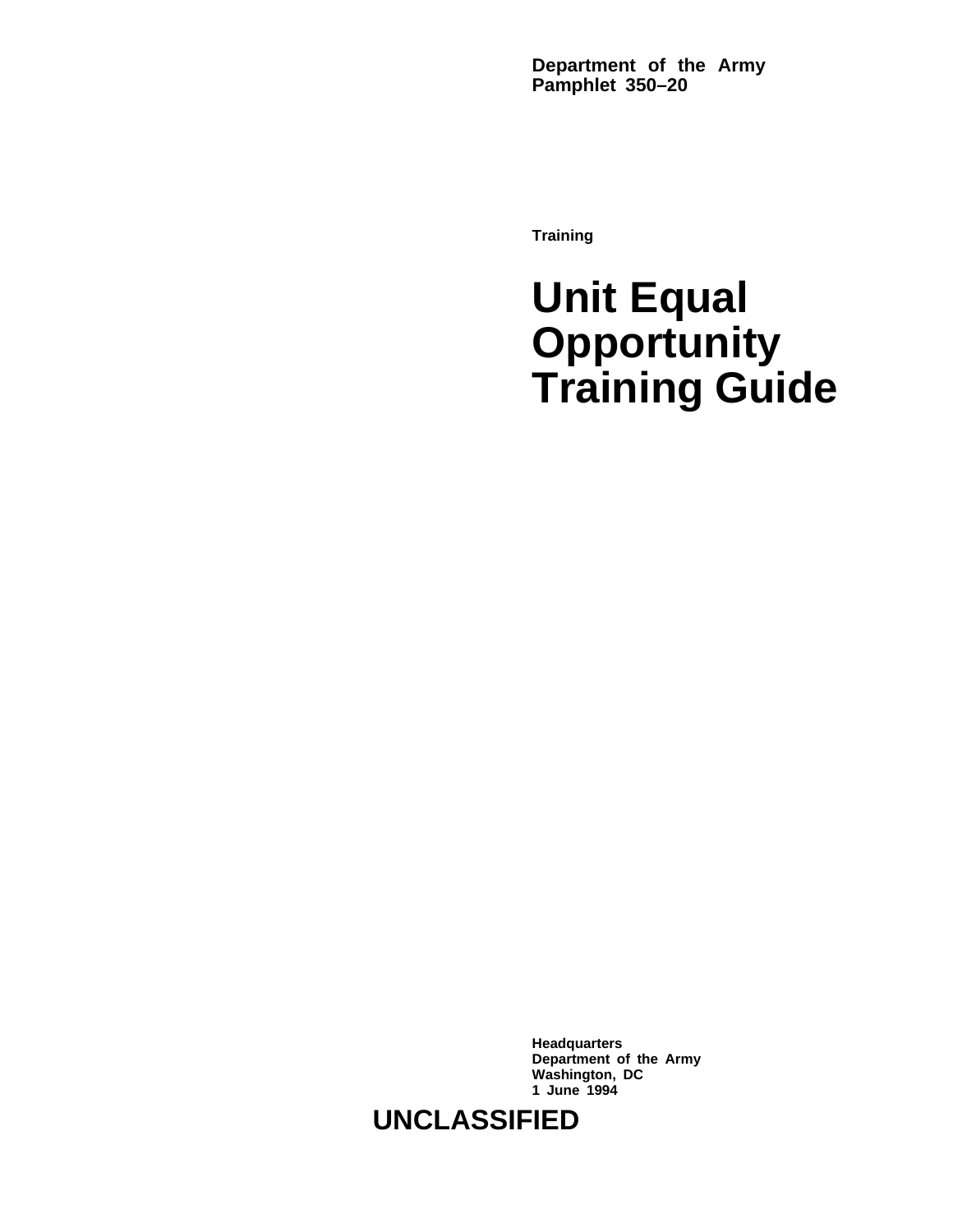**Department of the Army**
**Pamphlet 350–20**

**Training**

# Unit Equal Opportunity Training Guide

**Headquarters**
**Department of the Army**
**Washington, DC**
**1 June 1994**

**UNCLASSIFIED**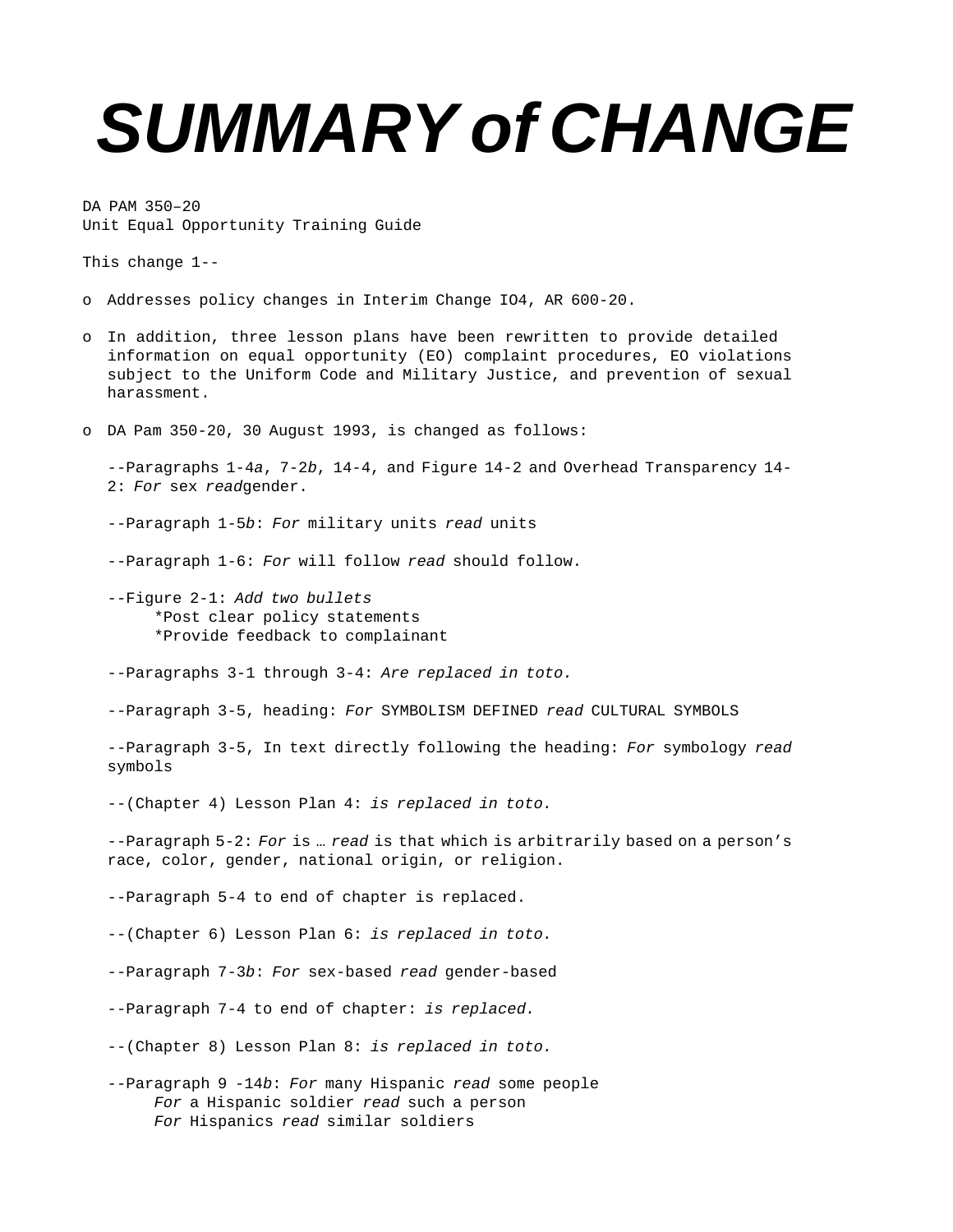# SUMMARY of CHANGE

DA PAM 350–20
Unit Equal Opportunity Training Guide

This change 1--

- o Addresses policy changes in Interim Change IO4, AR 600-20.

- o In addition, three lesson plans have been rewritten to provide detailed information on equal opportunity (EO) complaint procedures, EO violations subject to the Uniform Code and Military Justice, and prevention of sexual harassment.

- o DA Pam 350-20, 30 August 1993, is changed as follows:

  --Paragraphs 1-4*a*, 7-2*b*, 14-4, and Figure 14-2 and Overhead Transparency 14-2: *For* sex *read*gender.

  --Paragraph 1-5*b*: *For* military units *read* units

  --Paragraph 1-6: *For* will follow *read* should follow.

  --Figure 2-1: *Add two bullets*
  *Post clear policy statements
  *Provide feedback to complainant

  --Paragraphs 3-1 through 3-4: *Are replaced in toto.*

  --Paragraph 3-5, heading: *For* SYMBOLISM DEFINED *read* CULTURAL SYMBOLS

  --Paragraph 3-5, In text directly following the heading: *For* symbology *read* symbols

  --(Chapter 4) Lesson Plan 4: *is replaced in toto.*

  --Paragraph 5-2: *For* is … *read* is that which is arbitrarily based on a person's race, color, gender, national origin, or religion.

  --Paragraph 5-4 to end of chapter is replaced.

  --(Chapter 6) Lesson Plan 6: *is replaced in toto.*

  --Paragraph 7-3*b*: *For* sex-based *read* gender-based

  --Paragraph 7-4 to end of chapter: *is replaced.*

  --(Chapter 8) Lesson Plan 8: *is replaced in toto.*

  --Paragraph 9 -14*b*: *For* many Hispanic *read* some people
  *For* a Hispanic soldier *read* such a person
  *For* Hispanics *read* similar soldiers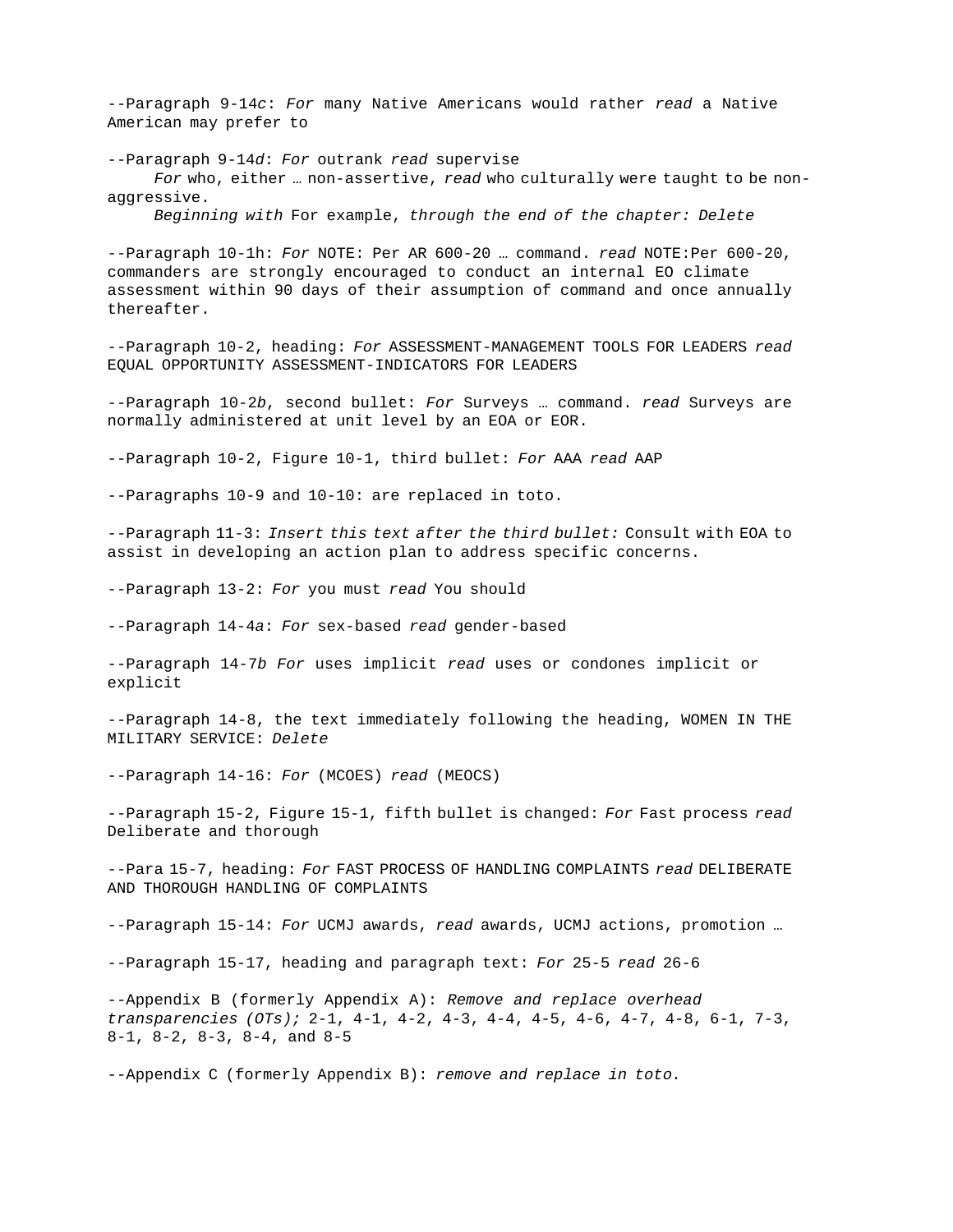--Paragraph 9-14*c*: *For* many Native Americans would rather *read* a Native American may prefer to

--Paragraph 9-14*d*: *For* outrank *read* supervise

*For* who, either … non-assertive, *read* who culturally were taught to be non-aggressive.

*Beginning with* For example, *through the end of the chapter: Delete*

--Paragraph 10-1h: *For* NOTE: Per AR 600-20 … command. *read* NOTE:Per 600-20, commanders are strongly encouraged to conduct an internal EO climate assessment within 90 days of their assumption of command and once annually thereafter.

--Paragraph 10-2, heading: *For* ASSESSMENT-MANAGEMENT TOOLS FOR LEADERS *read* EQUAL OPPORTUNITY ASSESSMENT-INDICATORS FOR LEADERS

--Paragraph 10-2*b*, second bullet: *For* Surveys … command. *read* Surveys are normally administered at unit level by an EOA or EOR.

--Paragraph 10-2, Figure 10-1, third bullet: *For* AAA *read* AAP

--Paragraphs 10-9 and 10-10: are replaced in toto.

--Paragraph 11-3: *Insert this text after the third bullet:* Consult with EOA to assist in developing an action plan to address specific concerns.

--Paragraph 13-2: *For* you must *read* You should

--Paragraph 14-4*a*: *For* sex-based *read* gender-based

--Paragraph 14-7*b* *For* uses implicit *read* uses or condones implicit or explicit

--Paragraph 14-8, the text immediately following the heading, WOMEN IN THE MILITARY SERVICE: *Delete*

--Paragraph 14-16: *For* (MCOES) *read* (MEOCS)

--Paragraph 15-2, Figure 15-1, fifth bullet is changed: *For* Fast process *read* Deliberate and thorough

--Para 15-7, heading: *For* FAST PROCESS OF HANDLING COMPLAINTS *read* DELIBERATE AND THOROUGH HANDLING OF COMPLAINTS

--Paragraph 15-14: *For* UCMJ awards, *read* awards, UCMJ actions, promotion …

--Paragraph 15-17, heading and paragraph text: *For* 25-5 *read* 26-6

--Appendix B (formerly Appendix A): *Remove and replace overhead transparencies (OTs);* 2-1, 4-1, 4-2, 4-3, 4-4, 4-5, 4-6, 4-7, 4-8, 6-1, 7-3, 8-1, 8-2, 8-3, 8-4, and 8-5

--Appendix C (formerly Appendix B): *remove and replace in toto.*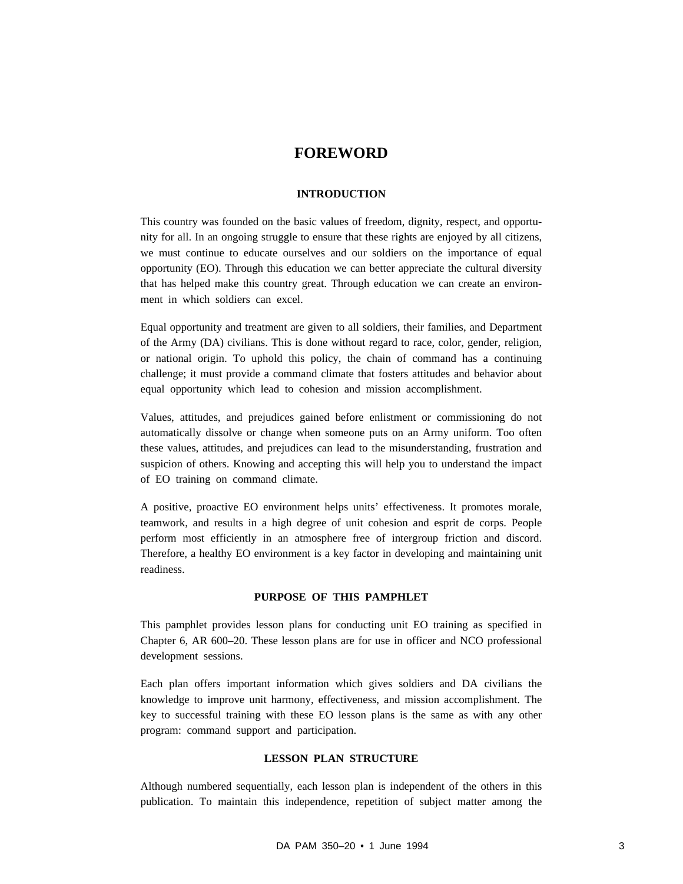# FOREWORD

### INTRODUCTION

This country was founded on the basic values of freedom, dignity, respect, and opportunity for all. In an ongoing struggle to ensure that these rights are enjoyed by all citizens, we must continue to educate ourselves and our soldiers on the importance of equal opportunity (EO). Through this education we can better appreciate the cultural diversity that has helped make this country great. Through education we can create an environment in which soldiers can excel.

Equal opportunity and treatment are given to all soldiers, their families, and Department of the Army (DA) civilians. This is done without regard to race, color, gender, religion, or national origin. To uphold this policy, the chain of command has a continuing challenge; it must provide a command climate that fosters attitudes and behavior about equal opportunity which lead to cohesion and mission accomplishment.

Values, attitudes, and prejudices gained before enlistment or commissioning do not automatically dissolve or change when someone puts on an Army uniform. Too often these values, attitudes, and prejudices can lead to the misunderstanding, frustration and suspicion of others. Knowing and accepting this will help you to understand the impact of EO training on command climate.

A positive, proactive EO environment helps units' effectiveness. It promotes morale, teamwork, and results in a high degree of unit cohesion and esprit de corps. People perform most efficiently in an atmosphere free of intergroup friction and discord. Therefore, a healthy EO environment is a key factor in developing and maintaining unit readiness.

### PURPOSE OF THIS PAMPHLET

This pamphlet provides lesson plans for conducting unit EO training as specified in Chapter 6, AR 600–20. These lesson plans are for use in officer and NCO professional development sessions.

Each plan offers important information which gives soldiers and DA civilians the knowledge to improve unit harmony, effectiveness, and mission accomplishment. The key to successful training with these EO lesson plans is the same as with any other program: command support and participation.

### LESSON PLAN STRUCTURE

Although numbered sequentially, each lesson plan is independent of the others in this publication. To maintain this independence, repetition of subject matter among the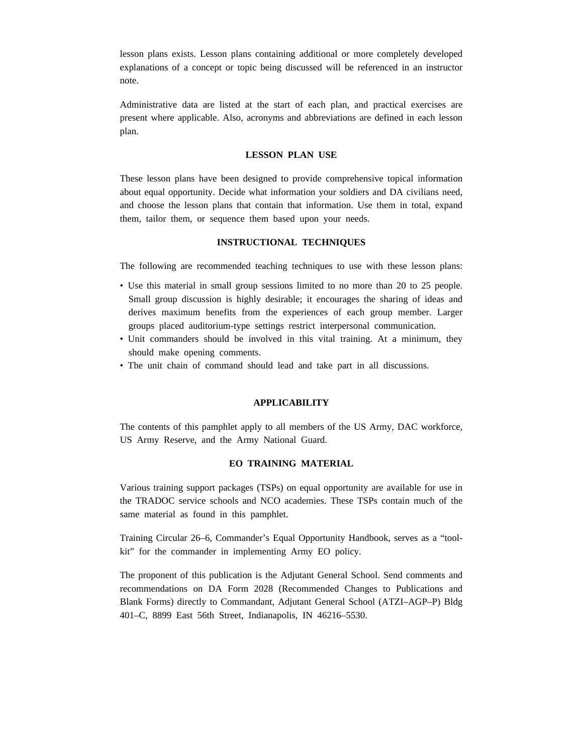lesson plans exists. Lesson plans containing additional or more completely developed explanations of a concept or topic being discussed will be referenced in an instructor note.

Administrative data are listed at the start of each plan, and practical exercises are present where applicable. Also, acronyms and abbreviations are defined in each lesson plan.

## LESSON PLAN USE

These lesson plans have been designed to provide comprehensive topical information about equal opportunity. Decide what information your soldiers and DA civilians need, and choose the lesson plans that contain that information. Use them in total, expand them, tailor them, or sequence them based upon your needs.

## INSTRUCTIONAL TECHNIQUES

The following are recommended teaching techniques to use with these lesson plans:

- Use this material in small group sessions limited to no more than 20 to 25 people. Small group discussion is highly desirable; it encourages the sharing of ideas and derives maximum benefits from the experiences of each group member. Larger groups placed auditorium-type settings restrict interpersonal communication.
- Unit commanders should be involved in this vital training. At a minimum, they should make opening comments.
- The unit chain of command should lead and take part in all discussions.

## APPLICABILITY

The contents of this pamphlet apply to all members of the US Army, DAC workforce, US Army Reserve, and the Army National Guard.

## EO TRAINING MATERIAL

Various training support packages (TSPs) on equal opportunity are available for use in the TRADOC service schools and NCO academies. These TSPs contain much of the same material as found in this pamphlet.

Training Circular 26–6, Commander's Equal Opportunity Handbook, serves as a "tool-kit" for the commander in implementing Army EO policy.

The proponent of this publication is the Adjutant General School. Send comments and recommendations on DA Form 2028 (Recommended Changes to Publications and Blank Forms) directly to Commandant, Adjutant General School (ATZI–AGP–P) Bldg 401–C, 8899 East 56th Street, Indianapolis, IN 46216–5530.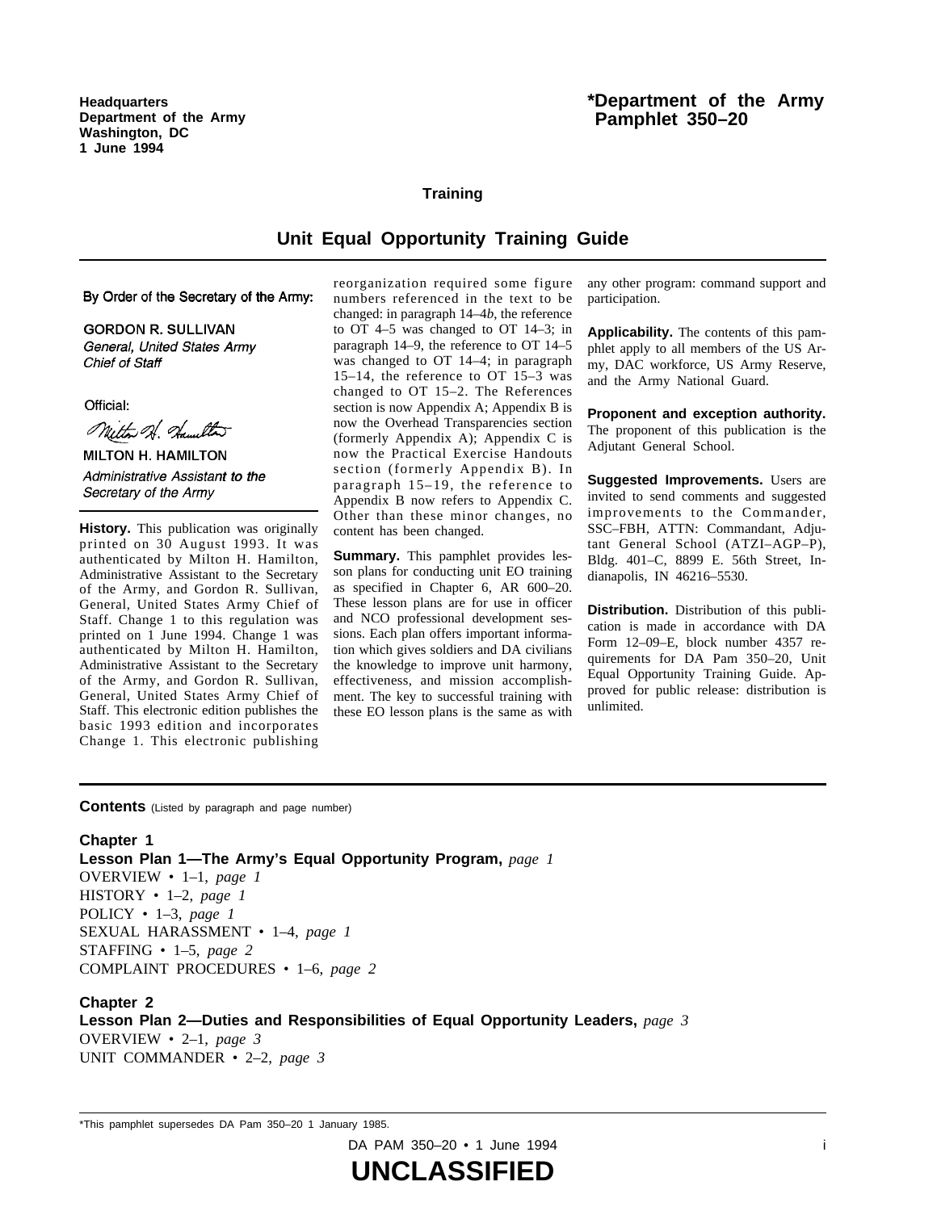Headquarters
Department of the Army
Washington, DC
1 June 1994

# *Department of the Army Pamphlet 350–20

**Training**

## Unit Equal Opportunity Training Guide

By Order of the Secretary of the Army:

GORDON R. SULLIVAN
*General, United States Army*
*Chief of Staff*

Official:

MILTON H. HAMILTON
*Administrative Assistant to the Secretary of the Army*

**History.** This publication was originally printed on 30 August 1993. It was authenticated by Milton H. Hamilton, Administrative Assistant to the Secretary of the Army, and Gordon R. Sullivan, General, United States Army Chief of Staff. Change 1 to this regulation was printed on 1 June 1994. Change 1 was authenticated by Milton H. Hamilton, Administrative Assistant to the Secretary of the Army, and Gordon R. Sullivan, General, United States Army Chief of Staff. This electronic edition publishes the basic 1993 edition and incorporates Change 1. This electronic publishing reorganization required some figure numbers referenced in the text to be changed: in paragraph 14–4*b*, the reference to OT 4–5 was changed to OT 14–3; in paragraph 14–9, the reference to OT 14–5 was changed to OT 14–4; in paragraph 15–14, the reference to OT 15–3 was changed to OT 15–2. The References section is now Appendix A; Appendix B is now the Overhead Transparencies section (formerly Appendix A); Appendix C is now the Practical Exercise Handouts section (formerly Appendix B). In paragraph 15–19, the reference to Appendix B now refers to Appendix C. Other than these minor changes, no content has been changed.

**Summary.** This pamphlet provides lesson plans for conducting unit EO training as specified in Chapter 6, AR 600–20. These lesson plans are for use in officer and NCO professional development sessions. Each plan offers important information which gives soldiers and DA civilians the knowledge to improve unit harmony, effectiveness, and mission accomplishment. The key to successful training with these EO lesson plans is the same as with any other program: command support and participation.

**Applicability.** The contents of this pamphlet apply to all members of the US Army, DAC workforce, US Army Reserve, and the Army National Guard.

**Proponent and exception authority.** The proponent of this publication is the Adjutant General School.

**Suggested Improvements.** Users are invited to send comments and suggested improvements to the Commander, SSC–FBH, ATTN: Commandant, Adjutant General School (ATZI–AGP–P), Bldg. 401–C, 8899 E. 56th Street, Indianapolis, IN 46216–5530.

**Distribution.** Distribution of this publication is made in accordance with DA Form 12–09–E, block number 4357 requirements for DA Pam 350–20, Unit Equal Opportunity Training Guide. Approved for public release: distribution is unlimited.

**Contents** (Listed by paragraph and page number)

**Chapter 1**
**Lesson Plan 1—The Army's Equal Opportunity Program,** *page 1*
OVERVIEW • 1–1, *page 1*
HISTORY • 1–2, *page 1*
POLICY • 1–3, *page 1*
SEXUAL HARASSMENT • 1–4, *page 1*
STAFFING • 1–5, *page 2*
COMPLAINT PROCEDURES • 1–6, *page 2*

**Chapter 2**
**Lesson Plan 2—Duties and Responsibilities of Equal Opportunity Leaders,** *page 3*
OVERVIEW • 2–1, *page 3*
UNIT COMMANDER • 2–2, *page 3*

*This pamphlet supersedes DA Pam 350–20 1 January 1985.

**UNCLASSIFIED**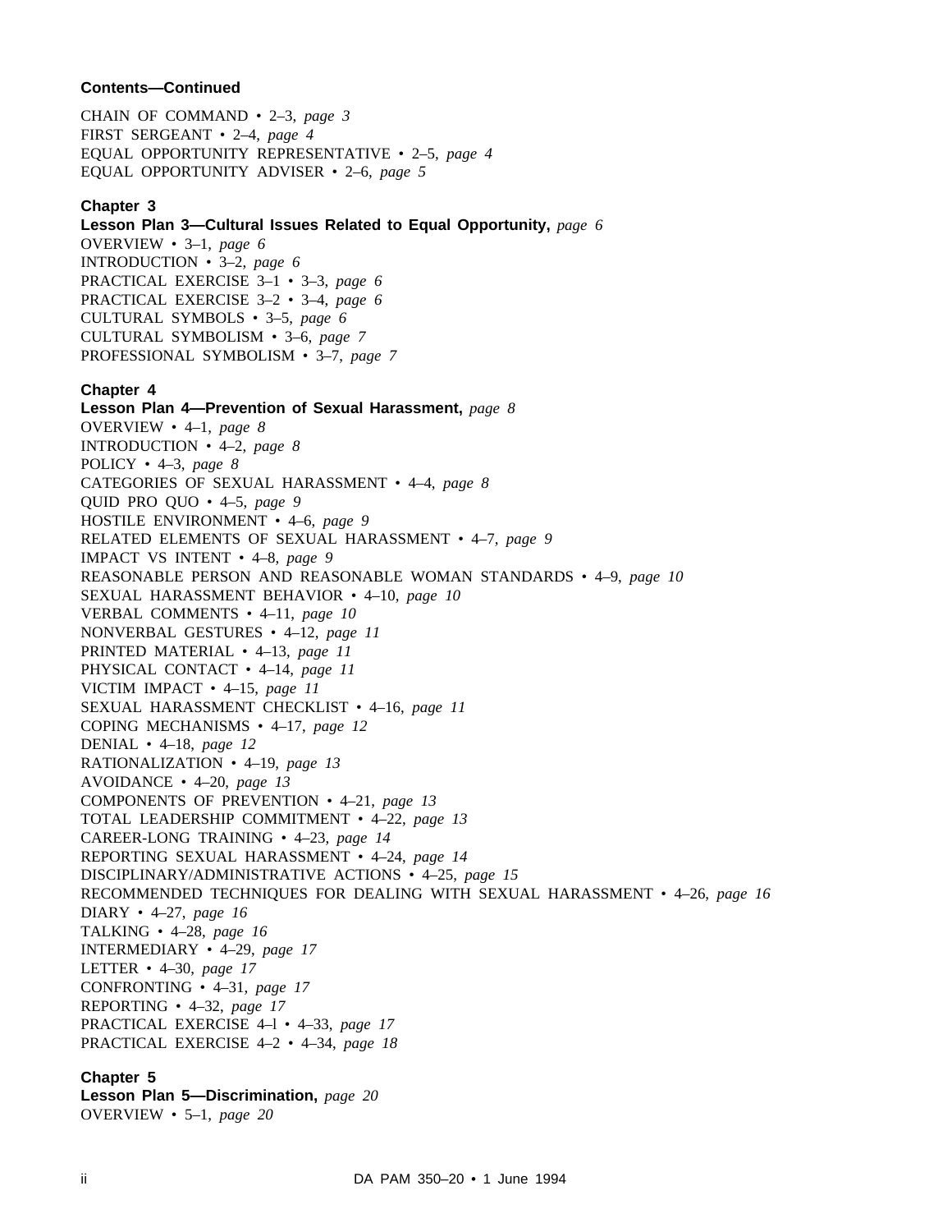**Contents—Continued**

CHAIN OF COMMAND • 2–3, *page 3*
FIRST SERGEANT • 2–4, *page 4*
EQUAL OPPORTUNITY REPRESENTATIVE • 2–5, *page 4*
EQUAL OPPORTUNITY ADVISER • 2–6, *page 5*

**Chapter 3**
**Lesson Plan 3—Cultural Issues Related to Equal Opportunity,** *page 6*
OVERVIEW • 3–1, *page 6*
INTRODUCTION • 3–2, *page 6*
PRACTICAL EXERCISE 3–1 • 3–3, *page 6*
PRACTICAL EXERCISE 3–2 • 3–4, *page 6*
CULTURAL SYMBOLS • 3–5, *page 6*
CULTURAL SYMBOLISM • 3–6, *page 7*
PROFESSIONAL SYMBOLISM • 3–7, *page 7*

**Chapter 4**
**Lesson Plan 4—Prevention of Sexual Harassment,** *page 8*
OVERVIEW • 4–1, *page 8*
INTRODUCTION • 4–2, *page 8*
POLICY • 4–3, *page 8*
CATEGORIES OF SEXUAL HARASSMENT • 4–4, *page 8*
QUID PRO QUO • 4–5, *page 9*
HOSTILE ENVIRONMENT • 4–6, *page 9*
RELATED ELEMENTS OF SEXUAL HARASSMENT • 4–7, *page 9*
IMPACT VS INTENT • 4–8, *page 9*
REASONABLE PERSON AND REASONABLE WOMAN STANDARDS • 4–9, *page 10*
SEXUAL HARASSMENT BEHAVIOR • 4–10, *page 10*
VERBAL COMMENTS • 4–11, *page 10*
NONVERBAL GESTURES • 4–12, *page 11*
PRINTED MATERIAL • 4–13, *page 11*
PHYSICAL CONTACT • 4–14, *page 11*
VICTIM IMPACT • 4–15, *page 11*
SEXUAL HARASSMENT CHECKLIST • 4–16, *page 11*
COPING MECHANISMS • 4–17, *page 12*
DENIAL • 4–18, *page 12*
RATIONALIZATION • 4–19, *page 13*
AVOIDANCE • 4–20, *page 13*
COMPONENTS OF PREVENTION • 4–21, *page 13*
TOTAL LEADERSHIP COMMITMENT • 4–22, *page 13*
CAREER-LONG TRAINING • 4–23, *page 14*
REPORTING SEXUAL HARASSMENT • 4–24, *page 14*
DISCIPLINARY/ADMINISTRATIVE ACTIONS • 4–25, *page 15*
RECOMMENDED TECHNIQUES FOR DEALING WITH SEXUAL HARASSMENT • 4–26, *page 16*
DIARY • 4–27, *page 16*
TALKING • 4–28, *page 16*
INTERMEDIARY • 4–29, *page 17*
LETTER • 4–30, *page 17*
CONFRONTING • 4–31, *page 17*
REPORTING • 4–32, *page 17*
PRACTICAL EXERCISE 4–l • 4–33, *page 17*
PRACTICAL EXERCISE 4–2 • 4–34, *page 18*

**Chapter 5**
**Lesson Plan 5—Discrimination,** *page 20*
OVERVIEW • 5–1, *page 20*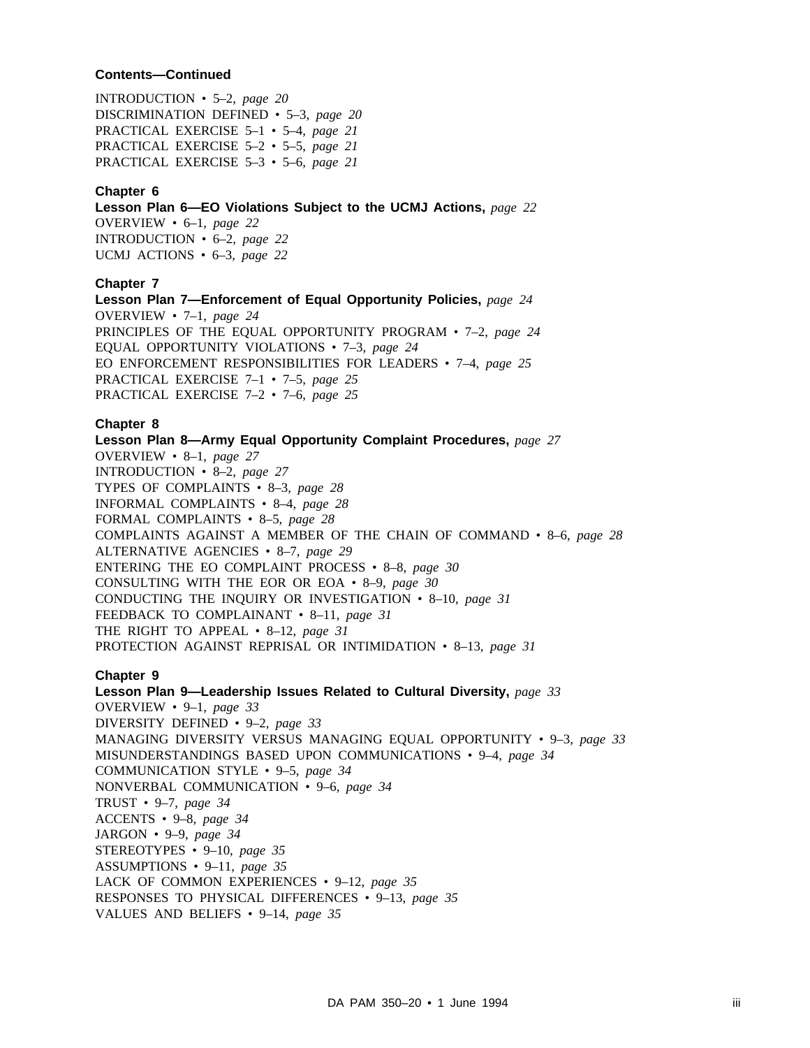**Contents—Continued**

INTRODUCTION • 5–2, *page 20*
DISCRIMINATION DEFINED • 5–3, *page 20*
PRACTICAL EXERCISE 5–1 • 5–4, *page 21*
PRACTICAL EXERCISE 5–2 • 5–5, *page 21*
PRACTICAL EXERCISE 5–3 • 5–6, *page 21*

**Chapter 6**
**Lesson Plan 6—EO Violations Subject to the UCMJ Actions,** *page 22*
OVERVIEW • 6–1, *page 22*
INTRODUCTION • 6–2, *page 22*
UCMJ ACTIONS • 6–3, *page 22*

**Chapter 7**
**Lesson Plan 7—Enforcement of Equal Opportunity Policies,** *page 24*
OVERVIEW • 7–1, *page 24*
PRINCIPLES OF THE EQUAL OPPORTUNITY PROGRAM • 7–2, *page 24*
EQUAL OPPORTUNITY VIOLATIONS • 7–3, *page 24*
EO ENFORCEMENT RESPONSIBILITIES FOR LEADERS • 7–4, *page 25*
PRACTICAL EXERCISE 7–1 • 7–5, *page 25*
PRACTICAL EXERCISE 7–2 • 7–6, *page 25*

**Chapter 8**
**Lesson Plan 8—Army Equal Opportunity Complaint Procedures,** *page 27*
OVERVIEW • 8–1, *page 27*
INTRODUCTION • 8–2, *page 27*
TYPES OF COMPLAINTS • 8–3, *page 28*
INFORMAL COMPLAINTS • 8–4, *page 28*
FORMAL COMPLAINTS • 8–5, *page 28*
COMPLAINTS AGAINST A MEMBER OF THE CHAIN OF COMMAND • 8–6, *page 28*
ALTERNATIVE AGENCIES • 8–7, *page 29*
ENTERING THE EO COMPLAINT PROCESS • 8–8, *page 30*
CONSULTING WITH THE EOR OR EOA • 8–9, *page 30*
CONDUCTING THE INQUIRY OR INVESTIGATION • 8–10, *page 31*
FEEDBACK TO COMPLAINANT • 8–11, *page 31*
THE RIGHT TO APPEAL • 8–12, *page 31*
PROTECTION AGAINST REPRISAL OR INTIMIDATION • 8–13, *page 31*

**Chapter 9**
**Lesson Plan 9—Leadership Issues Related to Cultural Diversity,** *page 33*
OVERVIEW • 9–1, *page 33*
DIVERSITY DEFINED • 9–2, *page 33*
MANAGING DIVERSITY VERSUS MANAGING EQUAL OPPORTUNITY • 9–3, *page 33*
MISUNDERSTANDINGS BASED UPON COMMUNICATIONS • 9–4, *page 34*
COMMUNICATION STYLE • 9–5, *page 34*
NONVERBAL COMMUNICATION • 9–6, *page 34*
TRUST • 9–7, *page 34*
ACCENTS • 9–8, *page 34*
JARGON • 9–9, *page 34*
STEREOTYPES • 9–10, *page 35*
ASSUMPTIONS • 9–11, *page 35*
LACK OF COMMON EXPERIENCES • 9–12, *page 35*
RESPONSES TO PHYSICAL DIFFERENCES • 9–13, *page 35*
VALUES AND BELIEFS • 9–14, *page 35*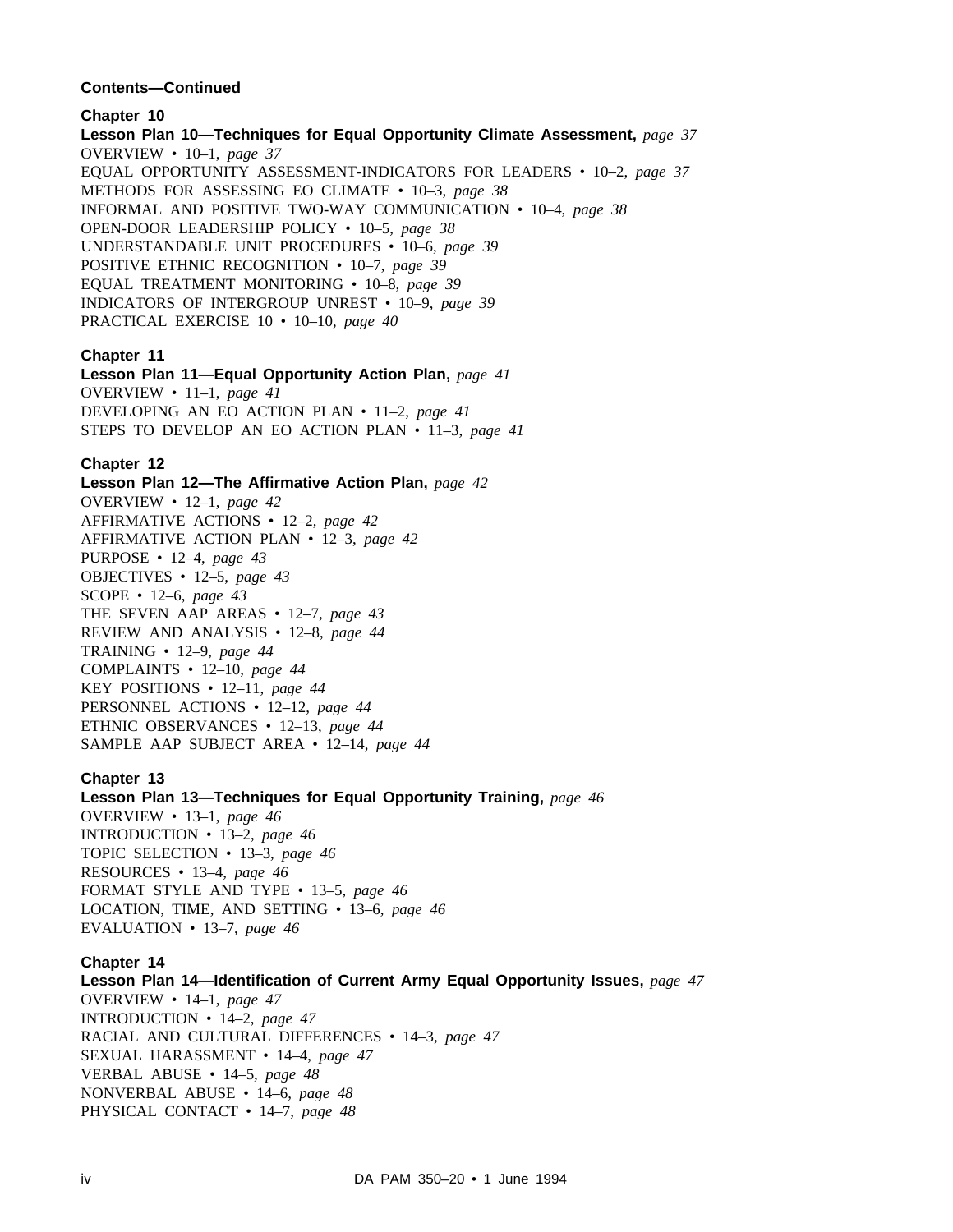**Contents—Continued**

**Chapter 10**
**Lesson Plan 10—Techniques for Equal Opportunity Climate Assessment,** *page 37*
OVERVIEW • 10–1, *page 37*
EQUAL OPPORTUNITY ASSESSMENT-INDICATORS FOR LEADERS • 10–2, *page 37*
METHODS FOR ASSESSING EO CLIMATE • 10–3, *page 38*
INFORMAL AND POSITIVE TWO-WAY COMMUNICATION • 10–4, *page 38*
OPEN-DOOR LEADERSHIP POLICY • 10–5, *page 38*
UNDERSTANDABLE UNIT PROCEDURES • 10–6, *page 39*
POSITIVE ETHNIC RECOGNITION • 10–7, *page 39*
EQUAL TREATMENT MONITORING • 10–8, *page 39*
INDICATORS OF INTERGROUP UNREST • 10–9, *page 39*
PRACTICAL EXERCISE 10 • 10–10, *page 40*

**Chapter 11**
**Lesson Plan 11—Equal Opportunity Action Plan,** *page 41*
OVERVIEW • 11–1, *page 41*
DEVELOPING AN EO ACTION PLAN • 11–2, *page 41*
STEPS TO DEVELOP AN EO ACTION PLAN • 11–3, *page 41*

**Chapter 12**
**Lesson Plan 12—The Affirmative Action Plan,** *page 42*
OVERVIEW • 12–1, *page 42*
AFFIRMATIVE ACTIONS • 12–2, *page 42*
AFFIRMATIVE ACTION PLAN • 12–3, *page 42*
PURPOSE • 12–4, *page 43*
OBJECTIVES • 12–5, *page 43*
SCOPE • 12–6, *page 43*
THE SEVEN AAP AREAS • 12–7, *page 43*
REVIEW AND ANALYSIS • 12–8, *page 44*
TRAINING • 12–9, *page 44*
COMPLAINTS • 12–10, *page 44*
KEY POSITIONS • 12–11, *page 44*
PERSONNEL ACTIONS • 12–12, *page 44*
ETHNIC OBSERVANCES • 12–13, *page 44*
SAMPLE AAP SUBJECT AREA • 12–14, *page 44*

**Chapter 13**
**Lesson Plan 13—Techniques for Equal Opportunity Training,** *page 46*
OVERVIEW • 13–1, *page 46*
INTRODUCTION • 13–2, *page 46*
TOPIC SELECTION • 13–3, *page 46*
RESOURCES • 13–4, *page 46*
FORMAT STYLE AND TYPE • 13–5, *page 46*
LOCATION, TIME, AND SETTING • 13–6, *page 46*
EVALUATION • 13–7, *page 46*

**Chapter 14**
**Lesson Plan 14—Identification of Current Army Equal Opportunity Issues,** *page 47*
OVERVIEW • 14–1, *page 47*
INTRODUCTION • 14–2, *page 47*
RACIAL AND CULTURAL DIFFERENCES • 14–3, *page 47*
SEXUAL HARASSMENT • 14–4, *page 47*
VERBAL ABUSE • 14–5, *page 48*
NONVERBAL ABUSE • 14–6, *page 48*
PHYSICAL CONTACT • 14–7, *page 48*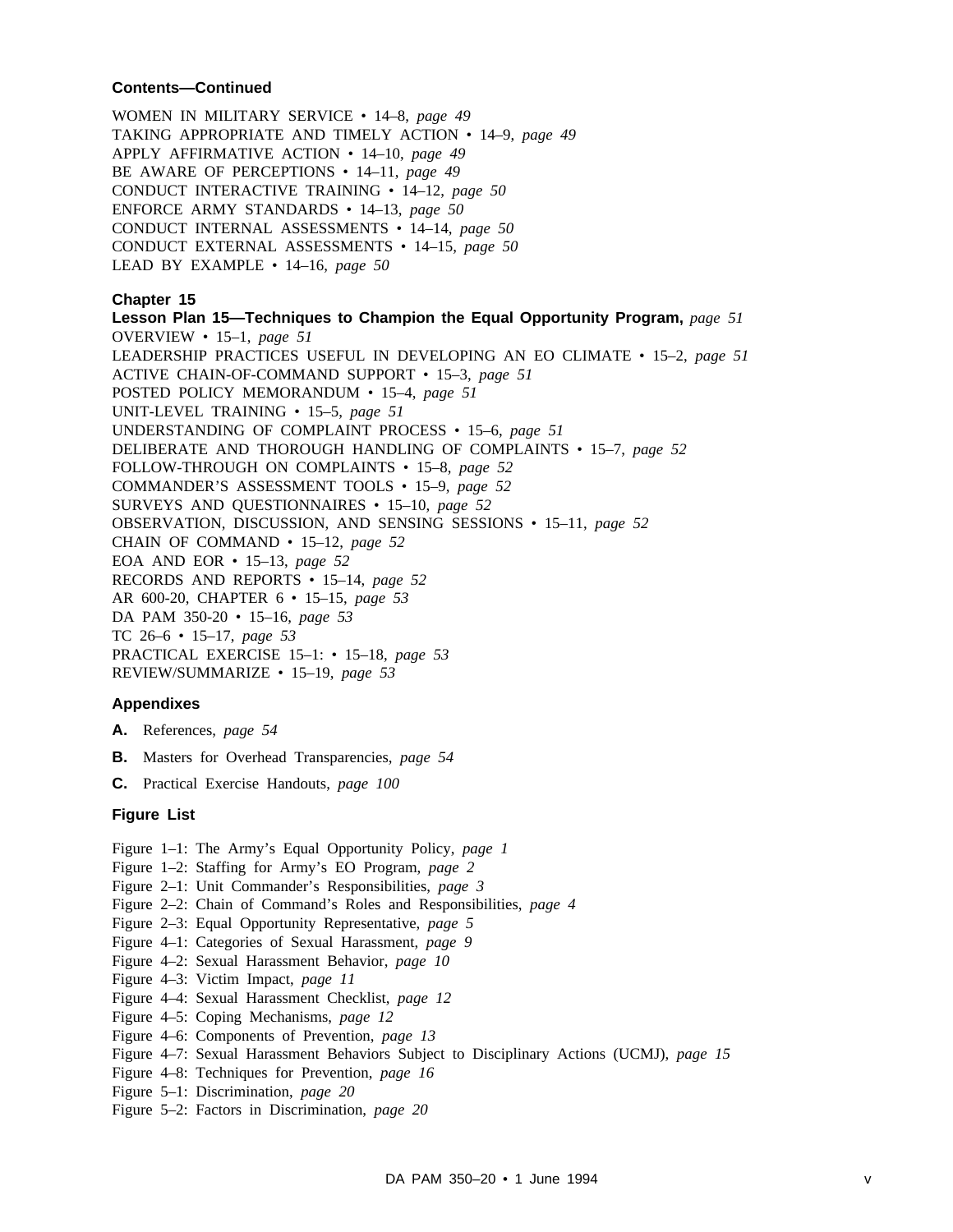**Contents—Continued**

WOMEN IN MILITARY SERVICE • 14–8, *page 49*
TAKING APPROPRIATE AND TIMELY ACTION • 14–9, *page 49*
APPLY AFFIRMATIVE ACTION • 14–10, *page 49*
BE AWARE OF PERCEPTIONS • 14–11, *page 49*
CONDUCT INTERACTIVE TRAINING • 14–12, *page 50*
ENFORCE ARMY STANDARDS • 14–13, *page 50*
CONDUCT INTERNAL ASSESSMENTS • 14–14, *page 50*
CONDUCT EXTERNAL ASSESSMENTS • 14–15, *page 50*
LEAD BY EXAMPLE • 14–16, *page 50*

**Chapter 15**
**Lesson Plan 15—Techniques to Champion the Equal Opportunity Program,** *page 51*
OVERVIEW • 15–1, *page 51*
LEADERSHIP PRACTICES USEFUL IN DEVELOPING AN EO CLIMATE • 15–2, *page 51*
ACTIVE CHAIN-OF-COMMAND SUPPORT • 15–3, *page 51*
POSTED POLICY MEMORANDUM • 15–4, *page 51*
UNIT-LEVEL TRAINING • 15–5, *page 51*
UNDERSTANDING OF COMPLAINT PROCESS • 15–6, *page 51*
DELIBERATE AND THOROUGH HANDLING OF COMPLAINTS • 15–7, *page 52*
FOLLOW-THROUGH ON COMPLAINTS • 15–8, *page 52*
COMMANDER'S ASSESSMENT TOOLS • 15–9, *page 52*
SURVEYS AND QUESTIONNAIRES • 15–10, *page 52*
OBSERVATION, DISCUSSION, AND SENSING SESSIONS • 15–11, *page 52*
CHAIN OF COMMAND • 15–12, *page 52*
EOA AND EOR • 15–13, *page 52*
RECORDS AND REPORTS • 15–14, *page 52*
AR 600-20, CHAPTER 6 • 15–15, *page 53*
DA PAM 350-20 • 15–16, *page 53*
TC 26–6 • 15–17, *page 53*
PRACTICAL EXERCISE 15–1: • 15–18, *page 53*
REVIEW/SUMMARIZE • 15–19, *page 53*

**Appendixes**

**A.** References, *page 54*

**B.** Masters for Overhead Transparencies, *page 54*

**C.** Practical Exercise Handouts, *page 100*

**Figure List**

Figure 1–1: The Army's Equal Opportunity Policy, *page 1*
Figure 1–2: Staffing for Army's EO Program, *page 2*
Figure 2–1: Unit Commander's Responsibilities, *page 3*
Figure 2–2: Chain of Command's Roles and Responsibilities, *page 4*
Figure 2–3: Equal Opportunity Representative, *page 5*
Figure 4–1: Categories of Sexual Harassment, *page 9*
Figure 4–2: Sexual Harassment Behavior, *page 10*
Figure 4–3: Victim Impact, *page 11*
Figure 4–4: Sexual Harassment Checklist, *page 12*
Figure 4–5: Coping Mechanisms, *page 12*
Figure 4–6: Components of Prevention, *page 13*
Figure 4–7: Sexual Harassment Behaviors Subject to Disciplinary Actions (UCMJ), *page 15*
Figure 4–8: Techniques for Prevention, *page 16*
Figure 5–1: Discrimination, *page 20*
Figure 5–2: Factors in Discrimination, *page 20*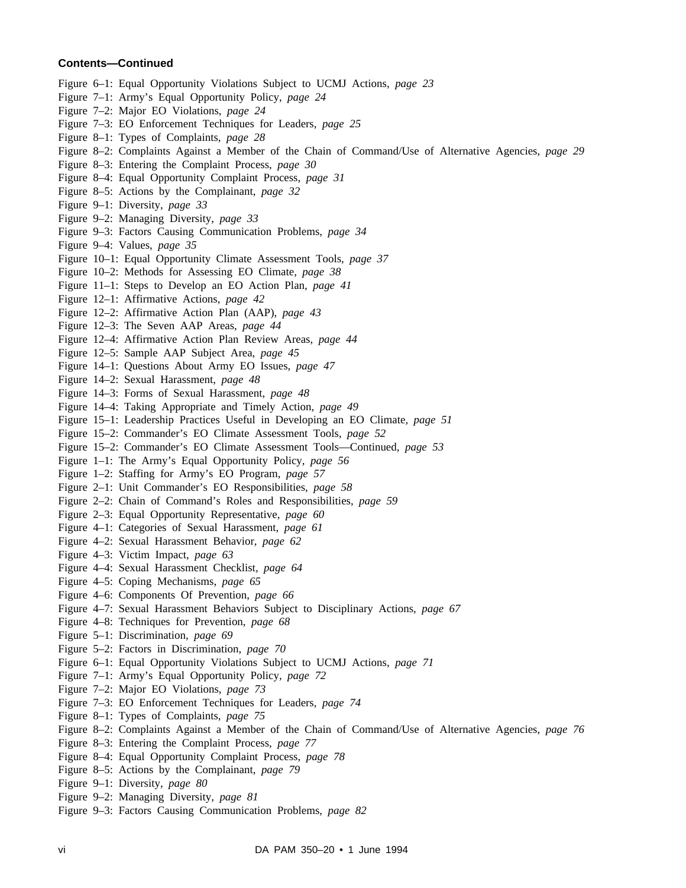**Contents—Continued**

Figure 6–1: Equal Opportunity Violations Subject to UCMJ Actions, *page 23*
Figure 7–1: Army's Equal Opportunity Policy, *page 24*
Figure 7–2: Major EO Violations, *page 24*
Figure 7–3: EO Enforcement Techniques for Leaders, *page 25*
Figure 8–1: Types of Complaints, *page 28*
Figure 8–2: Complaints Against a Member of the Chain of Command/Use of Alternative Agencies, *page 29*
Figure 8–3: Entering the Complaint Process, *page 30*
Figure 8–4: Equal Opportunity Complaint Process, *page 31*
Figure 8–5: Actions by the Complainant, *page 32*
Figure 9–1: Diversity, *page 33*
Figure 9–2: Managing Diversity, *page 33*
Figure 9–3: Factors Causing Communication Problems, *page 34*
Figure 9–4: Values, *page 35*
Figure 10–1: Equal Opportunity Climate Assessment Tools, *page 37*
Figure 10–2: Methods for Assessing EO Climate, *page 38*
Figure 11–1: Steps to Develop an EO Action Plan, *page 41*
Figure 12–1: Affirmative Actions, *page 42*
Figure 12–2: Affirmative Action Plan (AAP), *page 43*
Figure 12–3: The Seven AAP Areas, *page 44*
Figure 12–4: Affirmative Action Plan Review Areas, *page 44*
Figure 12–5: Sample AAP Subject Area, *page 45*
Figure 14–1: Questions About Army EO Issues, *page 47*
Figure 14–2: Sexual Harassment, *page 48*
Figure 14–3: Forms of Sexual Harassment, *page 48*
Figure 14–4: Taking Appropriate and Timely Action, *page 49*
Figure 15–1: Leadership Practices Useful in Developing an EO Climate, *page 51*
Figure 15–2: Commander's EO Climate Assessment Tools, *page 52*
Figure 15–2: Commander's EO Climate Assessment Tools—Continued, *page 53*
Figure 1–1: The Army's Equal Opportunity Policy, *page 56*
Figure 1–2: Staffing for Army's EO Program, *page 57*
Figure 2–1: Unit Commander's EO Responsibilities, *page 58*
Figure 2–2: Chain of Command's Roles and Responsibilities, *page 59*
Figure 2–3: Equal Opportunity Representative, *page 60*
Figure 4–1: Categories of Sexual Harassment, *page 61*
Figure 4–2: Sexual Harassment Behavior, *page 62*
Figure 4–3: Victim Impact, *page 63*
Figure 4–4: Sexual Harassment Checklist, *page 64*
Figure 4–5: Coping Mechanisms, *page 65*
Figure 4–6: Components Of Prevention, *page 66*
Figure 4–7: Sexual Harassment Behaviors Subject to Disciplinary Actions, *page 67*
Figure 4–8: Techniques for Prevention, *page 68*
Figure 5–1: Discrimination, *page 69*
Figure 5–2: Factors in Discrimination, *page 70*
Figure 6–1: Equal Opportunity Violations Subject to UCMJ Actions, *page 71*
Figure 7–1: Army's Equal Opportunity Policy, *page 72*
Figure 7–2: Major EO Violations, *page 73*
Figure 7–3: EO Enforcement Techniques for Leaders, *page 74*
Figure 8–1: Types of Complaints, *page 75*
Figure 8–2: Complaints Against a Member of the Chain of Command/Use of Alternative Agencies, *page 76*
Figure 8–3: Entering the Complaint Process, *page 77*
Figure 8–4: Equal Opportunity Complaint Process, *page 78*
Figure 8–5: Actions by the Complainant, *page 79*
Figure 9–1: Diversity, *page 80*
Figure 9–2: Managing Diversity, *page 81*
Figure 9–3: Factors Causing Communication Problems, *page 82*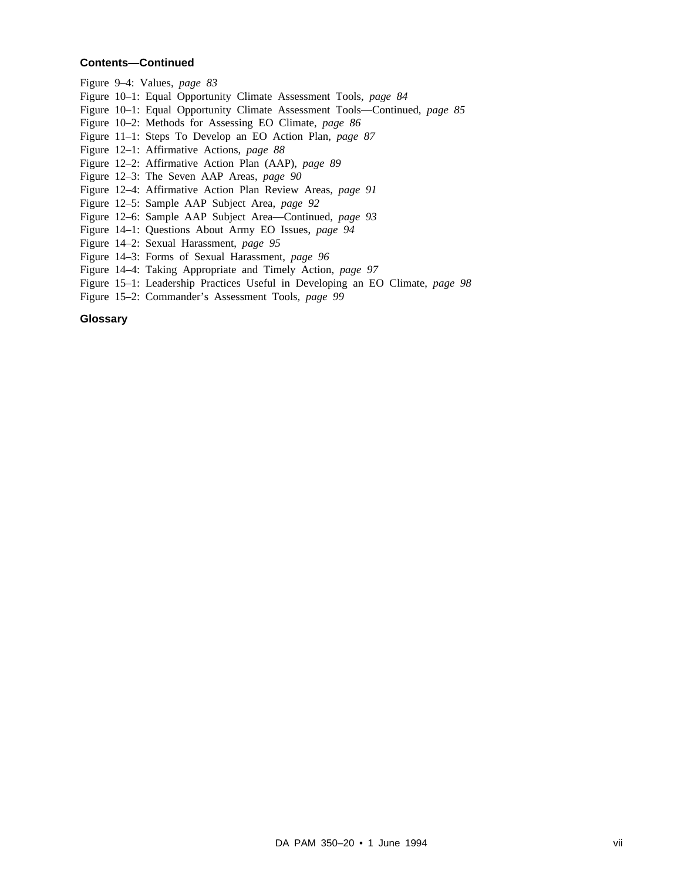**Contents—Continued**

Figure 9–4: Values, *page 83*
Figure 10–1: Equal Opportunity Climate Assessment Tools, *page 84*
Figure 10–1: Equal Opportunity Climate Assessment Tools—Continued, *page 85*
Figure 10–2: Methods for Assessing EO Climate, *page 86*
Figure 11–1: Steps To Develop an EO Action Plan, *page 87*
Figure 12–1: Affirmative Actions, *page 88*
Figure 12–2: Affirmative Action Plan (AAP), *page 89*
Figure 12–3: The Seven AAP Areas, *page 90*
Figure 12–4: Affirmative Action Plan Review Areas, *page 91*
Figure 12–5: Sample AAP Subject Area, *page 92*
Figure 12–6: Sample AAP Subject Area—Continued, *page 93*
Figure 14–1: Questions About Army EO Issues, *page 94*
Figure 14–2: Sexual Harassment, *page 95*
Figure 14–3: Forms of Sexual Harassment, *page 96*
Figure 14–4: Taking Appropriate and Timely Action, *page 97*
Figure 15–1: Leadership Practices Useful in Developing an EO Climate, *page 98*
Figure 15–2: Commander's Assessment Tools, *page 99*

**Glossary**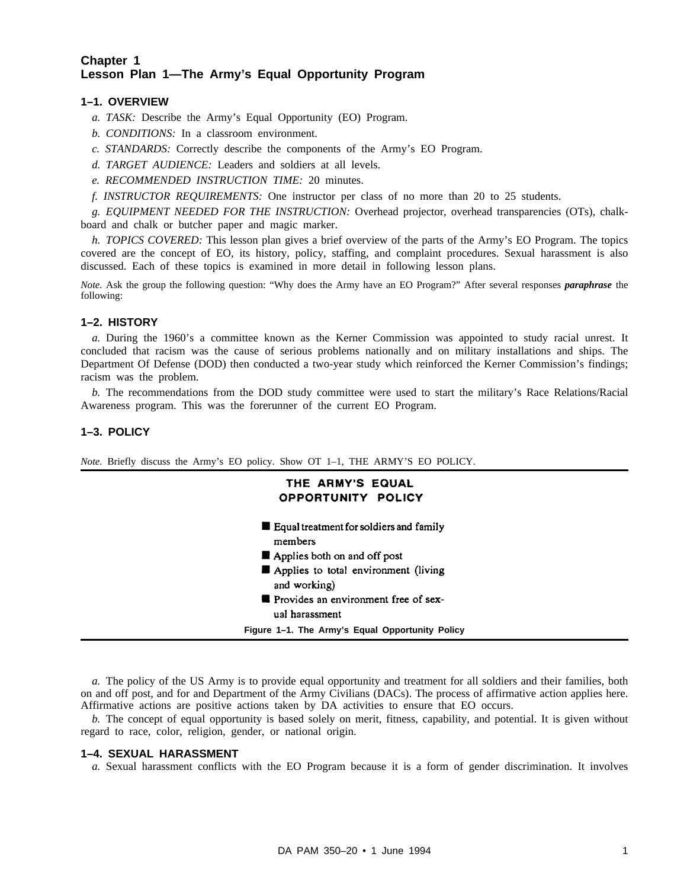# Chapter 1
# Lesson Plan 1—The Army's Equal Opportunity Program

## 1–1. OVERVIEW

*a. TASK:* Describe the Army's Equal Opportunity (EO) Program.

*b. CONDITIONS:* In a classroom environment.

*c. STANDARDS:* Correctly describe the components of the Army's EO Program.

*d. TARGET AUDIENCE:* Leaders and soldiers at all levels.

*e. RECOMMENDED INSTRUCTION TIME:* 20 minutes.

*f. INSTRUCTOR REQUIREMENTS:* One instructor per class of no more than 20 to 25 students.

*g. EQUIPMENT NEEDED FOR THE INSTRUCTION:* Overhead projector, overhead transparencies (OTs), chalkboard and chalk or butcher paper and magic marker.

*h. TOPICS COVERED:* This lesson plan gives a brief overview of the parts of the Army's EO Program. The topics covered are the concept of EO, its history, policy, staffing, and complaint procedures. Sexual harassment is also discussed. Each of these topics is examined in more detail in following lesson plans.

*Note.* Ask the group the following question: "Why does the Army have an EO Program?" After several responses ***paraphrase*** the following:

## 1–2. HISTORY

*a.* During the 1960's a committee known as the Kerner Commission was appointed to study racial unrest. It concluded that racism was the cause of serious problems nationally and on military installations and ships. The Department Of Defense (DOD) then conducted a two-year study which reinforced the Kerner Commission's findings; racism was the problem.

*b.* The recommendations from the DOD study committee were used to start the military's Race Relations/Racial Awareness program. This was the forerunner of the current EO Program.

## 1–3. POLICY

*Note.* Briefly discuss the Army's EO policy. Show OT 1–1, THE ARMY'S EO POLICY.

**THE ARMY'S EQUAL OPPORTUNITY POLICY**

- Equal treatment for soldiers and family members
- Applies both on and off post
- Applies to total environment (living and working)
- Provides an environment free of sexual harassment

**Figure 1–1. The Army's Equal Opportunity Policy**

*a.* The policy of the US Army is to provide equal opportunity and treatment for all soldiers and their families, both on and off post, and for and Department of the Army Civilians (DACs). The process of affirmative action applies here. Affirmative actions are positive actions taken by DA activities to ensure that EO occurs.

*b.* The concept of equal opportunity is based solely on merit, fitness, capability, and potential. It is given without regard to race, color, religion, gender, or national origin.

## 1–4. SEXUAL HARASSMENT

*a.* Sexual harassment conflicts with the EO Program because it is a form of gender discrimination. It involves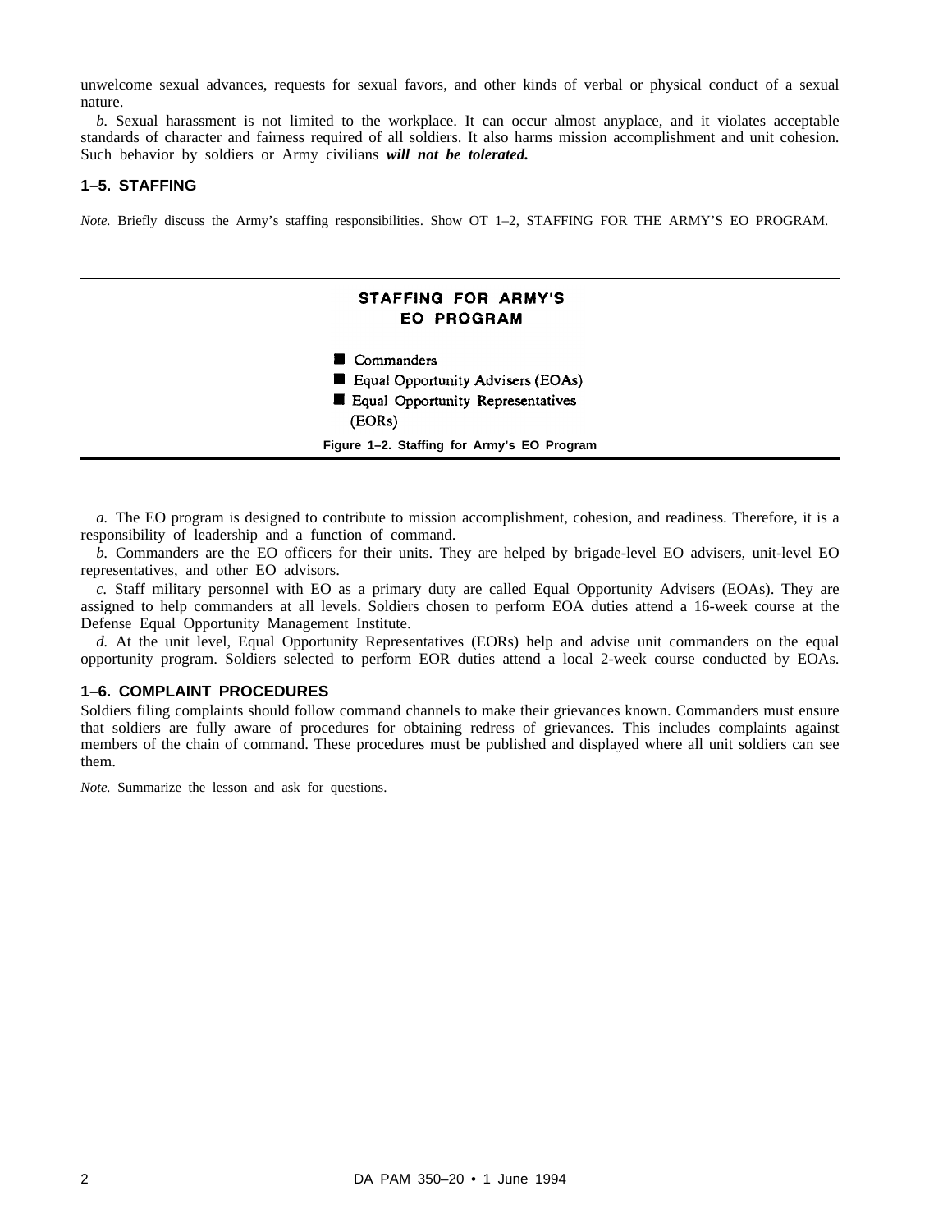unwelcome sexual advances, requests for sexual favors, and other kinds of verbal or physical conduct of a sexual nature.

*b.* Sexual harassment is not limited to the workplace. It can occur almost anyplace, and it violates acceptable standards of character and fairness required of all soldiers. It also harms mission accomplishment and unit cohesion. Such behavior by soldiers or Army civilians ***will not be tolerated.***

## 1–5. STAFFING

*Note.* Briefly discuss the Army's staffing responsibilities. Show OT 1–2, STAFFING FOR THE ARMY'S EO PROGRAM.

**STAFFING FOR ARMY'S EO PROGRAM**

- Commanders
- Equal Opportunity Advisers (EOAs)
- Equal Opportunity Representatives (EORs)

**Figure 1–2. Staffing for Army's EO Program**

*a.* The EO program is designed to contribute to mission accomplishment, cohesion, and readiness. Therefore, it is a responsibility of leadership and a function of command.

*b.* Commanders are the EO officers for their units. They are helped by brigade-level EO advisers, unit-level EO representatives, and other EO advisors.

*c.* Staff military personnel with EO as a primary duty are called Equal Opportunity Advisers (EOAs). They are assigned to help commanders at all levels. Soldiers chosen to perform EOA duties attend a 16-week course at the Defense Equal Opportunity Management Institute.

*d.* At the unit level, Equal Opportunity Representatives (EORs) help and advise unit commanders on the equal opportunity program. Soldiers selected to perform EOR duties attend a local 2-week course conducted by EOAs.

## 1–6. COMPLAINT PROCEDURES

Soldiers filing complaints should follow command channels to make their grievances known. Commanders must ensure that soldiers are fully aware of procedures for obtaining redress of grievances. This includes complaints against members of the chain of command. These procedures must be published and displayed where all unit soldiers can see them.

*Note.* Summarize the lesson and ask for questions.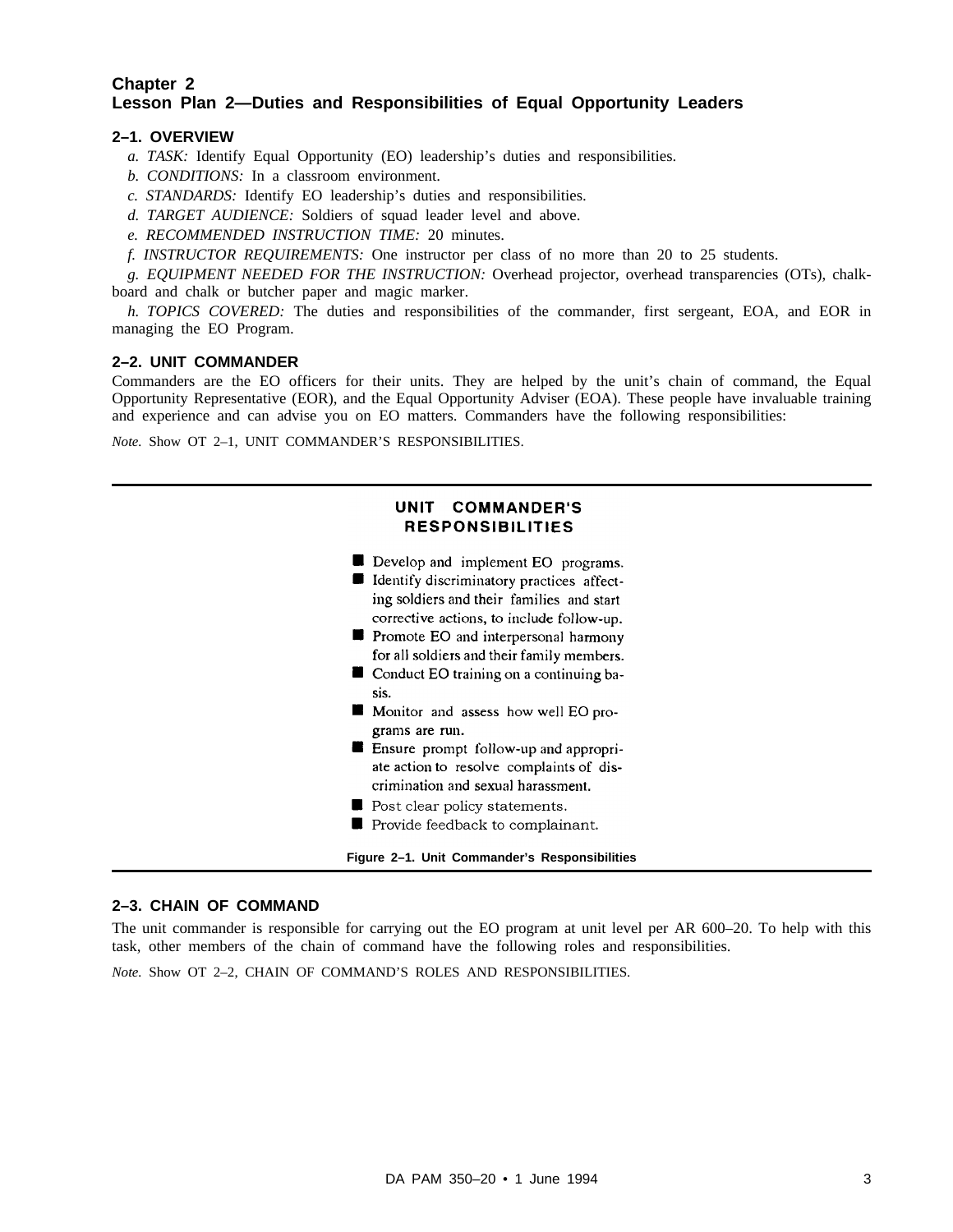## Chapter 2
## Lesson Plan 2—Duties and Responsibilities of Equal Opportunity Leaders

### 2–1. OVERVIEW

*a. TASK:* Identify Equal Opportunity (EO) leadership's duties and responsibilities.

*b. CONDITIONS:* In a classroom environment.

*c. STANDARDS:* Identify EO leadership's duties and responsibilities.

*d. TARGET AUDIENCE:* Soldiers of squad leader level and above.

*e. RECOMMENDED INSTRUCTION TIME:* 20 minutes.

*f. INSTRUCTOR REQUIREMENTS:* One instructor per class of no more than 20 to 25 students.

*g. EQUIPMENT NEEDED FOR THE INSTRUCTION:* Overhead projector, overhead transparencies (OTs), chalkboard and chalk or butcher paper and magic marker.

*h. TOPICS COVERED:* The duties and responsibilities of the commander, first sergeant, EOA, and EOR in managing the EO Program.

### 2–2. UNIT COMMANDER

Commanders are the EO officers for their units. They are helped by the unit's chain of command, the Equal Opportunity Representative (EOR), and the Equal Opportunity Adviser (EOA). These people have invaluable training and experience and can advise you on EO matters. Commanders have the following responsibilities:

*Note.* Show OT 2–1, UNIT COMMANDER'S RESPONSIBILITIES.

**UNIT COMMANDER'S RESPONSIBILITIES**

- Develop and implement EO programs.
- Identify discriminatory practices affecting soldiers and their families and start corrective actions, to include follow-up.
- Promote EO and interpersonal harmony for all soldiers and their family members.
- Conduct EO training on a continuing basis.
- Monitor and assess how well EO programs are run.
- Ensure prompt follow-up and appropriate action to resolve complaints of discrimination and sexual harassment.
- Post clear policy statements.
- Provide feedback to complainant.

**Figure 2–1. Unit Commander's Responsibilities**

### 2–3. CHAIN OF COMMAND

The unit commander is responsible for carrying out the EO program at unit level per AR 600–20. To help with this task, other members of the chain of command have the following roles and responsibilities.

*Note.* Show OT 2–2, CHAIN OF COMMAND'S ROLES AND RESPONSIBILITIES.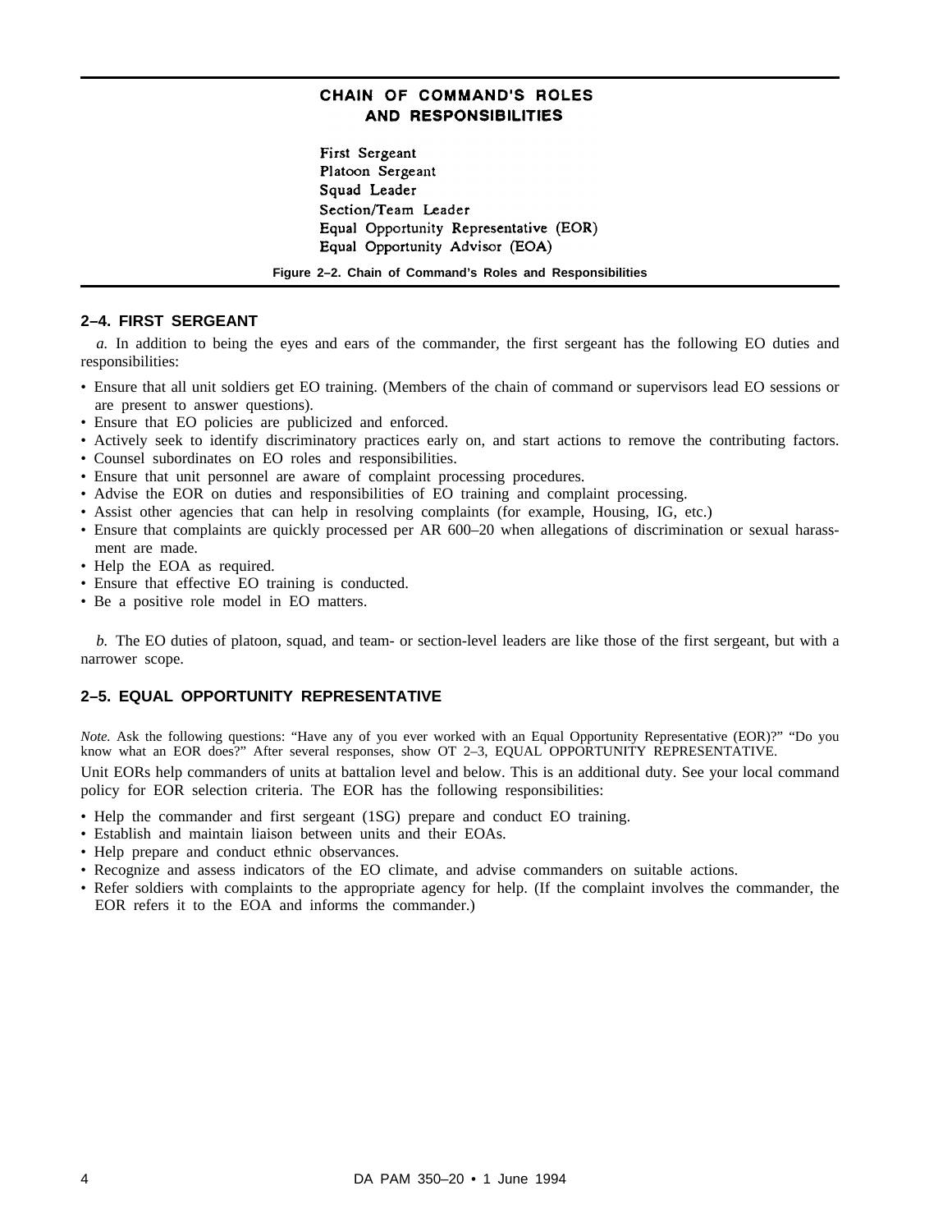**CHAIN OF COMMAND'S ROLES AND RESPONSIBILITIES**

First Sergeant
Platoon Sergeant
Squad Leader
Section/Team Leader
Equal Opportunity Representative (EOR)
Equal Opportunity Advisor (EOA)

**Figure 2–2. Chain of Command's Roles and Responsibilities**

## 2–4. FIRST SERGEANT

*a.* In addition to being the eyes and ears of the commander, the first sergeant has the following EO duties and responsibilities:

- Ensure that all unit soldiers get EO training. (Members of the chain of command or supervisors lead EO sessions or are present to answer questions).
- Ensure that EO policies are publicized and enforced.
- Actively seek to identify discriminatory practices early on, and start actions to remove the contributing factors.
- Counsel subordinates on EO roles and responsibilities.
- Ensure that unit personnel are aware of complaint processing procedures.
- Advise the EOR on duties and responsibilities of EO training and complaint processing.
- Assist other agencies that can help in resolving complaints (for example, Housing, IG, etc.)
- Ensure that complaints are quickly processed per AR 600–20 when allegations of discrimination or sexual harassment are made.
- Help the EOA as required.
- Ensure that effective EO training is conducted.
- Be a positive role model in EO matters.

*b.* The EO duties of platoon, squad, and team- or section-level leaders are like those of the first sergeant, but with a narrower scope.

## 2–5. EQUAL OPPORTUNITY REPRESENTATIVE

*Note.* Ask the following questions: "Have any of you ever worked with an Equal Opportunity Representative (EOR)?" "Do you know what an EOR does?" After several responses, show OT 2–3, EQUAL OPPORTUNITY REPRESENTATIVE.

Unit EORs help commanders of units at battalion level and below. This is an additional duty. See your local command policy for EOR selection criteria. The EOR has the following responsibilities:

- Help the commander and first sergeant (1SG) prepare and conduct EO training.
- Establish and maintain liaison between units and their EOAs.
- Help prepare and conduct ethnic observances.
- Recognize and assess indicators of the EO climate, and advise commanders on suitable actions.
- Refer soldiers with complaints to the appropriate agency for help. (If the complaint involves the commander, the EOR refers it to the EOA and informs the commander.)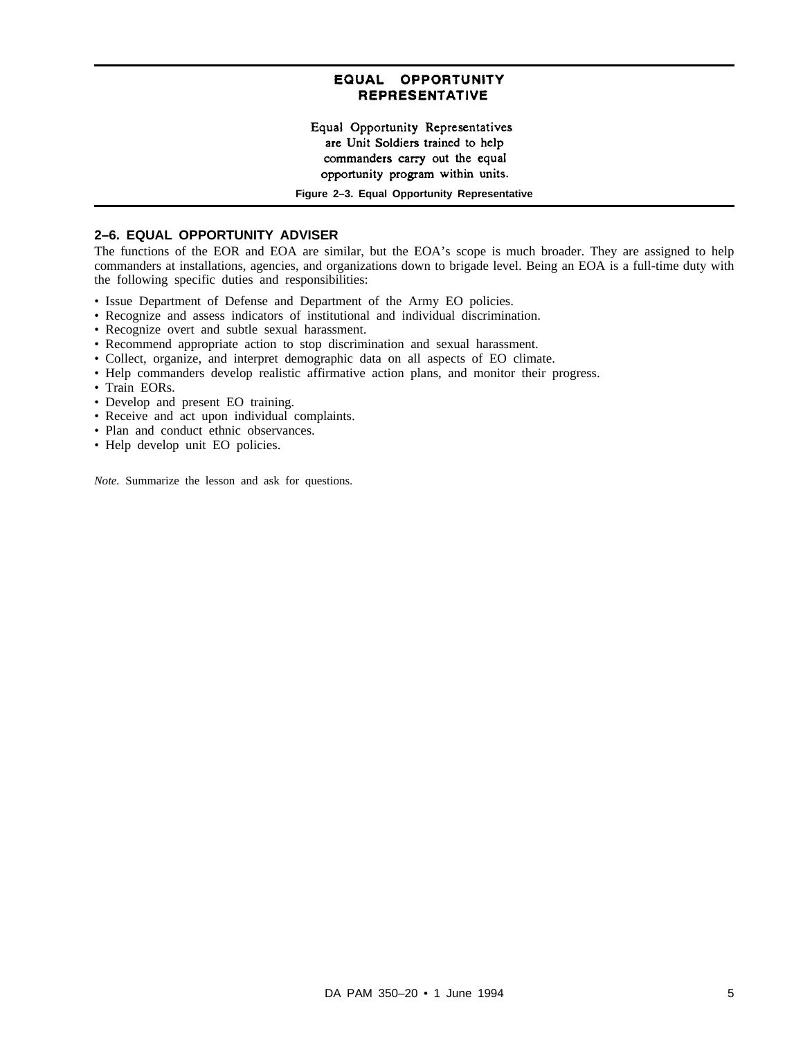**EQUAL OPPORTUNITY REPRESENTATIVE**

Equal Opportunity Representatives are Unit Soldiers trained to help commanders carry out the equal opportunity program within units.

**Figure 2–3. Equal Opportunity Representative**

## 2–6. EQUAL OPPORTUNITY ADVISER

The functions of the EOR and EOA are similar, but the EOA's scope is much broader. They are assigned to help commanders at installations, agencies, and organizations down to brigade level. Being an EOA is a full-time duty with the following specific duties and responsibilities:

- Issue Department of Defense and Department of the Army EO policies.
- Recognize and assess indicators of institutional and individual discrimination.
- Recognize overt and subtle sexual harassment.
- Recommend appropriate action to stop discrimination and sexual harassment.
- Collect, organize, and interpret demographic data on all aspects of EO climate.
- Help commanders develop realistic affirmative action plans, and monitor their progress.
- Train EORs.
- Develop and present EO training.
- Receive and act upon individual complaints.
- Plan and conduct ethnic observances.
- Help develop unit EO policies.

*Note.* Summarize the lesson and ask for questions.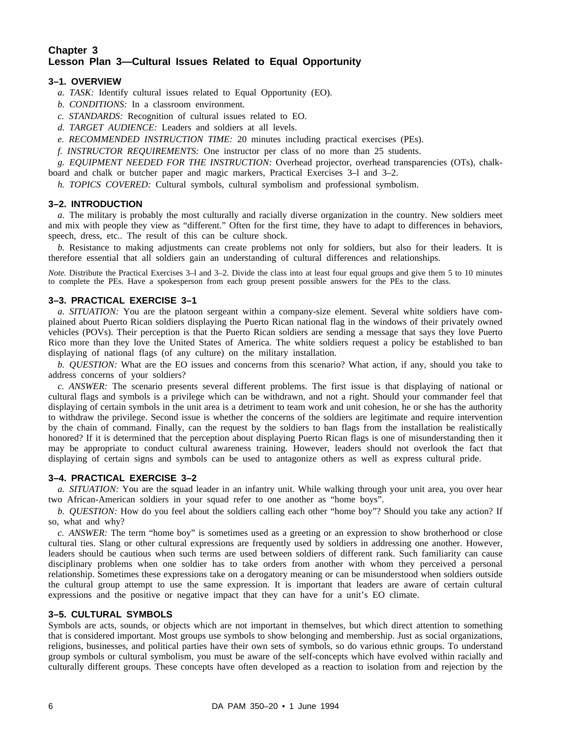# Chapter 3
# Lesson Plan 3—Cultural Issues Related to Equal Opportunity

## 3–1. OVERVIEW

*a. TASK:* Identify cultural issues related to Equal Opportunity (EO).

*b. CONDITIONS:* In a classroom environment.

*c. STANDARDS:* Recognition of cultural issues related to EO.

*d. TARGET AUDIENCE:* Leaders and soldiers at all levels.

*e. RECOMMENDED INSTRUCTION TIME:* 20 minutes including practical exercises (PEs).

*f. INSTRUCTOR REQUIREMENTS:* One instructor per class of no more than 25 students.

*g. EQUIPMENT NEEDED FOR THE INSTRUCTION:* Overhead projector, overhead transparencies (OTs), chalkboard and chalk or butcher paper and magic markers, Practical Exercises 3–l and 3–2.

*h. TOPICS COVERED:* Cultural symbols, cultural symbolism and professional symbolism.

## 3–2. INTRODUCTION

*a.* The military is probably the most culturally and racially diverse organization in the country. New soldiers meet and mix with people they view as "different." Often for the first time, they have to adapt to differences in behaviors, speech, dress, etc.. The result of this can be culture shock.

*b.* Resistance to making adjustments can create problems not only for soldiers, but also for their leaders. It is therefore essential that all soldiers gain an understanding of cultural differences and relationships.

*Note.* Distribute the Practical Exercises 3–l and 3–2. Divide the class into at least four equal groups and give them 5 to 10 minutes to complete the PEs. Have a spokesperson from each group present possible answers for the PEs to the class.

## 3–3. PRACTICAL EXERCISE 3–1

*a. SITUATION:* You are the platoon sergeant within a company-size element. Several white soldiers have complained about Puerto Rican soldiers displaying the Puerto Rican national flag in the windows of their privately owned vehicles (POVs). Their perception is that the Puerto Rican soldiers are sending a message that says they love Puerto Rico more than they love the United States of America. The white soldiers request a policy be established to ban displaying of national flags (of any culture) on the military installation.

*b. QUESTION:* What are the EO issues and concerns from this scenario? What action, if any, should you take to address concerns of your soldiers?

*c. ANSWER:* The scenario presents several different problems. The first issue is that displaying of national or cultural flags and symbols is a privilege which can be withdrawn, and not a right. Should your commander feel that displaying of certain symbols in the unit area is a detriment to team work and unit cohesion, he or she has the authority to withdraw the privilege. Second issue is whether the concerns of the soldiers are legitimate and require intervention by the chain of command. Finally, can the request by the soldiers to ban flags from the installation be realistically honored? If it is determined that the perception about displaying Puerto Rican flags is one of misunderstanding then it may be appropriate to conduct cultural awareness training. However, leaders should not overlook the fact that displaying of certain signs and symbols can be used to antagonize others as well as express cultural pride.

## 3–4. PRACTICAL EXERCISE 3–2

*a. SITUATION:* You are the squad leader in an infantry unit. While walking through your unit area, you over hear two African-American soldiers in your squad refer to one another as "home boys".

*b. QUESTION:* How do you feel about the soldiers calling each other "home boy"? Should you take any action? If so, what and why?

*c. ANSWER:* The term "home boy" is sometimes used as a greeting or an expression to show brotherhood or close cultural ties. Slang or other cultural expressions are frequently used by soldiers in addressing one another. However, leaders should be cautious when such terms are used between soldiers of different rank. Such familiarity can cause disciplinary problems when one soldier has to take orders from another with whom they perceived a personal relationship. Sometimes these expressions take on a derogatory meaning or can be misunderstood when soldiers outside the cultural group attempt to use the same expression. It is important that leaders are aware of certain cultural expressions and the positive or negative impact that they can have for a unit's EO climate.

## 3–5. CULTURAL SYMBOLS

Symbols are acts, sounds, or objects which are not important in themselves, but which direct attention to something that is considered important. Most groups use symbols to show belonging and membership. Just as social organizations, religions, businesses, and political parties have their own sets of symbols, so do various ethnic groups. To understand group symbols or cultural symbolism, you must be aware of the self-concepts which have evolved within racially and culturally different groups. These concepts have often developed as a reaction to isolation from and rejection by the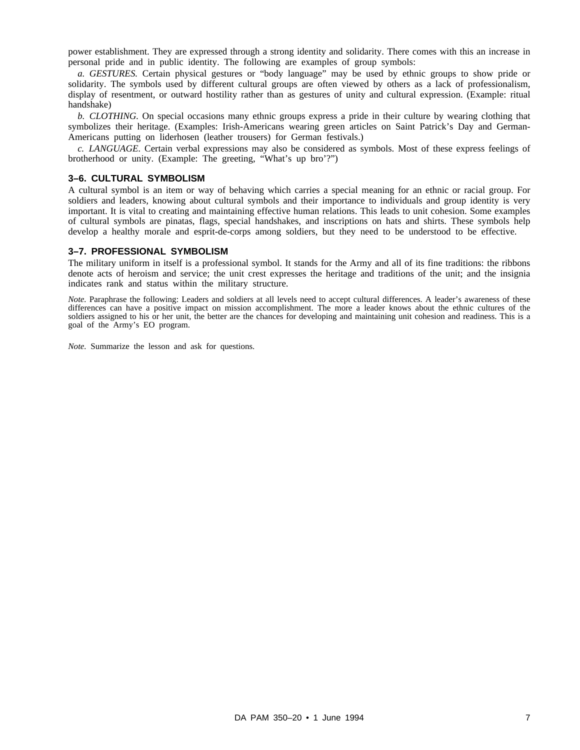power establishment. They are expressed through a strong identity and solidarity. There comes with this an increase in personal pride and in public identity. The following are examples of group symbols:

*a. GESTURES.* Certain physical gestures or "body language" may be used by ethnic groups to show pride or solidarity. The symbols used by different cultural groups are often viewed by others as a lack of professionalism, display of resentment, or outward hostility rather than as gestures of unity and cultural expression. (Example: ritual handshake)

*b. CLOTHING.* On special occasions many ethnic groups express a pride in their culture by wearing clothing that symbolizes their heritage. (Examples: Irish-Americans wearing green articles on Saint Patrick's Day and German-Americans putting on liderhosen (leather trousers) for German festivals.)

*c. LANGUAGE.* Certain verbal expressions may also be considered as symbols. Most of these express feelings of brotherhood or unity. (Example: The greeting, "What's up bro'?")

### 3–6. CULTURAL SYMBOLISM

A cultural symbol is an item or way of behaving which carries a special meaning for an ethnic or racial group. For soldiers and leaders, knowing about cultural symbols and their importance to individuals and group identity is very important. It is vital to creating and maintaining effective human relations. This leads to unit cohesion. Some examples of cultural symbols are pinatas, flags, special handshakes, and inscriptions on hats and shirts. These symbols help develop a healthy morale and esprit-de-corps among soldiers, but they need to be understood to be effective.

### 3–7. PROFESSIONAL SYMBOLISM

The military uniform in itself is a professional symbol. It stands for the Army and all of its fine traditions: the ribbons denote acts of heroism and service; the unit crest expresses the heritage and traditions of the unit; and the insignia indicates rank and status within the military structure.

*Note.* Paraphrase the following: Leaders and soldiers at all levels need to accept cultural differences. A leader's awareness of these differences can have a positive impact on mission accomplishment. The more a leader knows about the ethnic cultures of the soldiers assigned to his or her unit, the better are the chances for developing and maintaining unit cohesion and readiness. This is a goal of the Army's EO program.

*Note.* Summarize the lesson and ask for questions.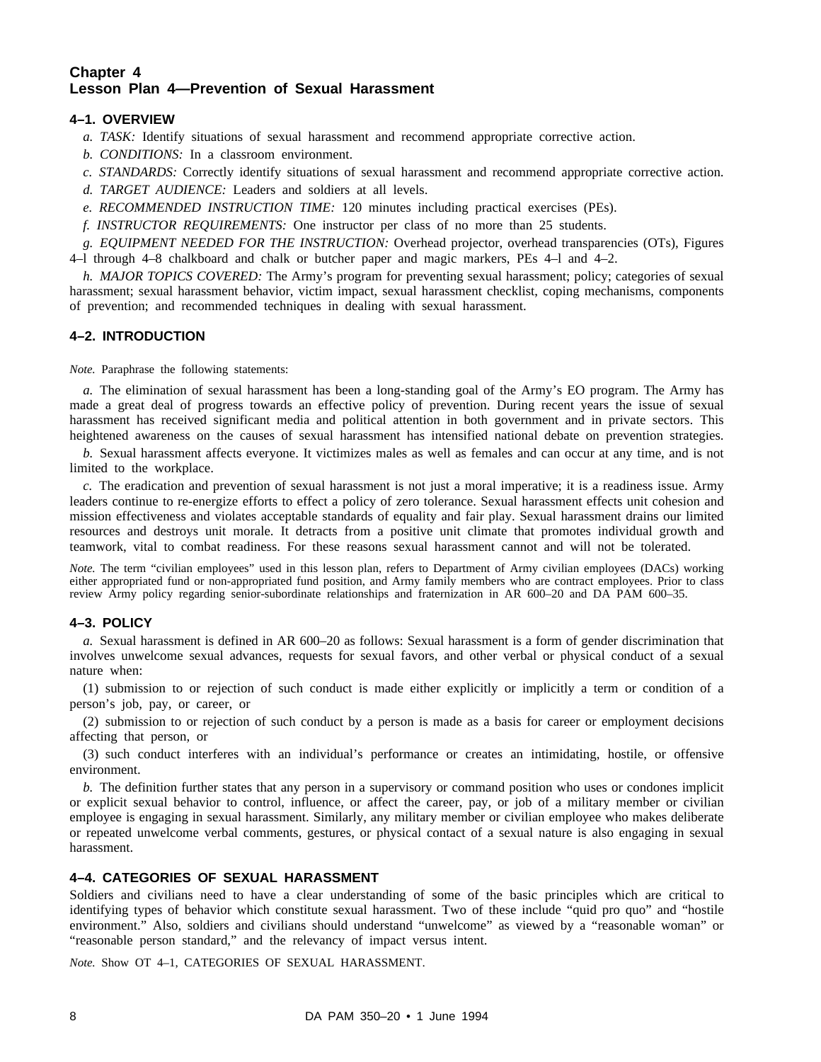## Chapter 4
## Lesson Plan 4—Prevention of Sexual Harassment

### 4–1. OVERVIEW

*a. TASK:* Identify situations of sexual harassment and recommend appropriate corrective action.

*b. CONDITIONS:* In a classroom environment.

*c. STANDARDS:* Correctly identify situations of sexual harassment and recommend appropriate corrective action.

*d. TARGET AUDIENCE:* Leaders and soldiers at all levels.

*e. RECOMMENDED INSTRUCTION TIME:* 120 minutes including practical exercises (PEs).

*f. INSTRUCTOR REQUIREMENTS:* One instructor per class of no more than 25 students.

*g. EQUIPMENT NEEDED FOR THE INSTRUCTION:* Overhead projector, overhead transparencies (OTs), Figures 4–l through 4–8 chalkboard and chalk or butcher paper and magic markers, PEs 4–l and 4–2.

*h. MAJOR TOPICS COVERED:* The Army's program for preventing sexual harassment; policy; categories of sexual harassment; sexual harassment behavior, victim impact, sexual harassment checklist, coping mechanisms, components of prevention; and recommended techniques in dealing with sexual harassment.

### 4–2. INTRODUCTION

*Note.* Paraphrase the following statements:

*a.* The elimination of sexual harassment has been a long-standing goal of the Army's EO program. The Army has made a great deal of progress towards an effective policy of prevention. During recent years the issue of sexual harassment has received significant media and political attention in both government and in private sectors. This heightened awareness on the causes of sexual harassment has intensified national debate on prevention strategies.

*b.* Sexual harassment affects everyone. It victimizes males as well as females and can occur at any time, and is not limited to the workplace.

*c.* The eradication and prevention of sexual harassment is not just a moral imperative; it is a readiness issue. Army leaders continue to re-energize efforts to effect a policy of zero tolerance. Sexual harassment effects unit cohesion and mission effectiveness and violates acceptable standards of equality and fair play. Sexual harassment drains our limited resources and destroys unit morale. It detracts from a positive unit climate that promotes individual growth and teamwork, vital to combat readiness. For these reasons sexual harassment cannot and will not be tolerated.

*Note.* The term "civilian employees" used in this lesson plan, refers to Department of Army civilian employees (DACs) working either appropriated fund or non-appropriated fund position, and Army family members who are contract employees. Prior to class review Army policy regarding senior-subordinate relationships and fraternization in AR 600–20 and DA PAM 600–35.

### 4–3. POLICY

*a.* Sexual harassment is defined in AR 600–20 as follows: Sexual harassment is a form of gender discrimination that involves unwelcome sexual advances, requests for sexual favors, and other verbal or physical conduct of a sexual nature when:

(1) submission to or rejection of such conduct is made either explicitly or implicitly a term or condition of a person's job, pay, or career, or

(2) submission to or rejection of such conduct by a person is made as a basis for career or employment decisions affecting that person, or

(3) such conduct interferes with an individual's performance or creates an intimidating, hostile, or offensive environment.

*b.* The definition further states that any person in a supervisory or command position who uses or condones implicit or explicit sexual behavior to control, influence, or affect the career, pay, or job of a military member or civilian employee is engaging in sexual harassment. Similarly, any military member or civilian employee who makes deliberate or repeated unwelcome verbal comments, gestures, or physical contact of a sexual nature is also engaging in sexual harassment.

### 4–4. CATEGORIES OF SEXUAL HARASSMENT

Soldiers and civilians need to have a clear understanding of some of the basic principles which are critical to identifying types of behavior which constitute sexual harassment. Two of these include "quid pro quo" and "hostile environment." Also, soldiers and civilians should understand "unwelcome" as viewed by a "reasonable woman" or "reasonable person standard," and the relevancy of impact versus intent.

*Note.* Show OT 4–1, CATEGORIES OF SEXUAL HARASSMENT.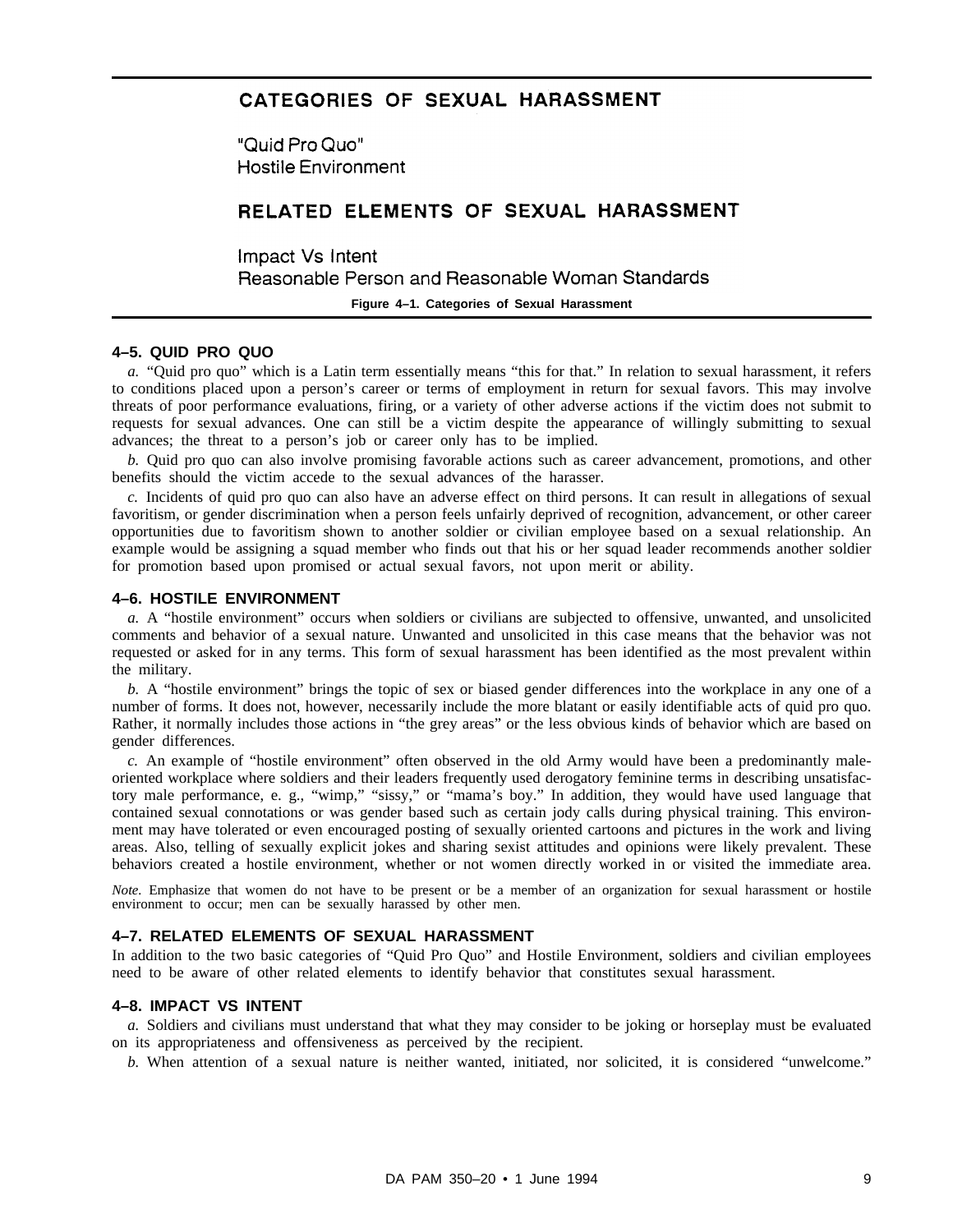**CATEGORIES OF SEXUAL HARASSMENT**

"Quid Pro Quo"
Hostile Environment

**RELATED ELEMENTS OF SEXUAL HARASSMENT**

Impact Vs Intent
Reasonable Person and Reasonable Woman Standards

**Figure 4–1. Categories of Sexual Harassment**

### 4–5. QUID PRO QUO

*a.* "Quid pro quo" which is a Latin term essentially means "this for that." In relation to sexual harassment, it refers to conditions placed upon a person's career or terms of employment in return for sexual favors. This may involve threats of poor performance evaluations, firing, or a variety of other adverse actions if the victim does not submit to requests for sexual advances. One can still be a victim despite the appearance of willingly submitting to sexual advances; the threat to a person's job or career only has to be implied.

*b.* Quid pro quo can also involve promising favorable actions such as career advancement, promotions, and other benefits should the victim accede to the sexual advances of the harasser.

*c.* Incidents of quid pro quo can also have an adverse effect on third persons. It can result in allegations of sexual favoritism, or gender discrimination when a person feels unfairly deprived of recognition, advancement, or other career opportunities due to favoritism shown to another soldier or civilian employee based on a sexual relationship. An example would be assigning a squad member who finds out that his or her squad leader recommends another soldier for promotion based upon promised or actual sexual favors, not upon merit or ability.

### 4–6. HOSTILE ENVIRONMENT

*a.* A "hostile environment" occurs when soldiers or civilians are subjected to offensive, unwanted, and unsolicited comments and behavior of a sexual nature. Unwanted and unsolicited in this case means that the behavior was not requested or asked for in any terms. This form of sexual harassment has been identified as the most prevalent within the military.

*b.* A "hostile environment" brings the topic of sex or biased gender differences into the workplace in any one of a number of forms. It does not, however, necessarily include the more blatant or easily identifiable acts of quid pro quo. Rather, it normally includes those actions in "the grey areas" or the less obvious kinds of behavior which are based on gender differences.

*c.* An example of "hostile environment" often observed in the old Army would have been a predominantly male-oriented workplace where soldiers and their leaders frequently used derogatory feminine terms in describing unsatisfactory male performance, e. g., "wimp," "sissy," or "mama's boy." In addition, they would have used language that contained sexual connotations or was gender based such as certain jody calls during physical training. This environment may have tolerated or even encouraged posting of sexually oriented cartoons and pictures in the work and living areas. Also, telling of sexually explicit jokes and sharing sexist attitudes and opinions were likely prevalent. These behaviors created a hostile environment, whether or not women directly worked in or visited the immediate area.

*Note.* Emphasize that women do not have to be present or be a member of an organization for sexual harassment or hostile environment to occur; men can be sexually harassed by other men.

### 4–7. RELATED ELEMENTS OF SEXUAL HARASSMENT

In addition to the two basic categories of "Quid Pro Quo" and Hostile Environment, soldiers and civilian employees need to be aware of other related elements to identify behavior that constitutes sexual harassment.

### 4–8. IMPACT VS INTENT

*a.* Soldiers and civilians must understand that what they may consider to be joking or horseplay must be evaluated on its appropriateness and offensiveness as perceived by the recipient.

*b.* When attention of a sexual nature is neither wanted, initiated, nor solicited, it is considered "unwelcome."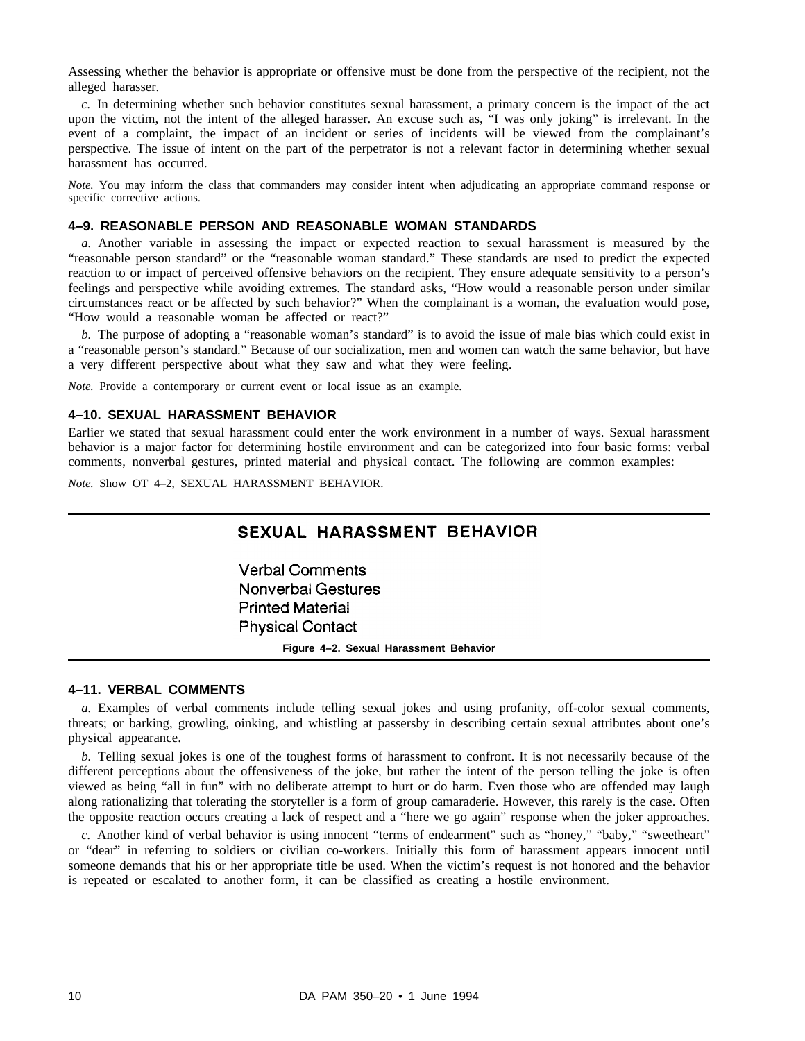Assessing whether the behavior is appropriate or offensive must be done from the perspective of the recipient, not the alleged harasser.

*c.* In determining whether such behavior constitutes sexual harassment, a primary concern is the impact of the act upon the victim, not the intent of the alleged harasser. An excuse such as, "I was only joking" is irrelevant. In the event of a complaint, the impact of an incident or series of incidents will be viewed from the complainant's perspective. The issue of intent on the part of the perpetrator is not a relevant factor in determining whether sexual harassment has occurred.

*Note.* You may inform the class that commanders may consider intent when adjudicating an appropriate command response or specific corrective actions.

### 4–9. REASONABLE PERSON AND REASONABLE WOMAN STANDARDS

*a.* Another variable in assessing the impact or expected reaction to sexual harassment is measured by the "reasonable person standard" or the "reasonable woman standard." These standards are used to predict the expected reaction to or impact of perceived offensive behaviors on the recipient. They ensure adequate sensitivity to a person's feelings and perspective while avoiding extremes. The standard asks, "How would a reasonable person under similar circumstances react or be affected by such behavior?" When the complainant is a woman, the evaluation would pose, "How would a reasonable woman be affected or react?"

*b.* The purpose of adopting a "reasonable woman's standard" is to avoid the issue of male bias which could exist in a "reasonable person's standard." Because of our socialization, men and women can watch the same behavior, but have a very different perspective about what they saw and what they were feeling.

*Note.* Provide a contemporary or current event or local issue as an example.

### 4–10. SEXUAL HARASSMENT BEHAVIOR

Earlier we stated that sexual harassment could enter the work environment in a number of ways. Sexual harassment behavior is a major factor for determining hostile environment and can be categorized into four basic forms: verbal comments, nonverbal gestures, printed material and physical contact. The following are common examples:

*Note.* Show OT 4–2, SEXUAL HARASSMENT BEHAVIOR.

**SEXUAL HARASSMENT BEHAVIOR**

Verbal Comments
Nonverbal Gestures
Printed Material
Physical Contact

**Figure 4–2. Sexual Harassment Behavior**

### 4–11. VERBAL COMMENTS

*a.* Examples of verbal comments include telling sexual jokes and using profanity, off-color sexual comments, threats; or barking, growling, oinking, and whistling at passersby in describing certain sexual attributes about one's physical appearance.

*b.* Telling sexual jokes is one of the toughest forms of harassment to confront. It is not necessarily because of the different perceptions about the offensiveness of the joke, but rather the intent of the person telling the joke is often viewed as being "all in fun" with no deliberate attempt to hurt or do harm. Even those who are offended may laugh along rationalizing that tolerating the storyteller is a form of group camaraderie. However, this rarely is the case. Often the opposite reaction occurs creating a lack of respect and a "here we go again" response when the joker approaches.

*c.* Another kind of verbal behavior is using innocent "terms of endearment" such as "honey," "baby," "sweetheart" or "dear" in referring to soldiers or civilian co-workers. Initially this form of harassment appears innocent until someone demands that his or her appropriate title be used. When the victim's request is not honored and the behavior is repeated or escalated to another form, it can be classified as creating a hostile environment.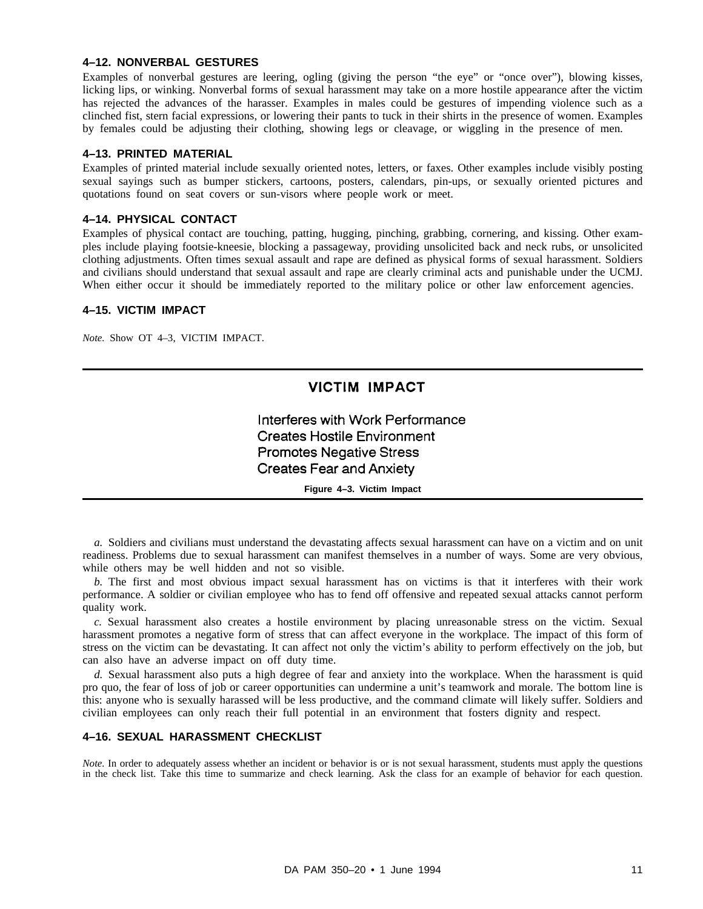### 4–12. NONVERBAL GESTURES

Examples of nonverbal gestures are leering, ogling (giving the person "the eye" or "once over"), blowing kisses, licking lips, or winking. Nonverbal forms of sexual harassment may take on a more hostile appearance after the victim has rejected the advances of the harasser. Examples in males could be gestures of impending violence such as a clinched fist, stern facial expressions, or lowering their pants to tuck in their shirts in the presence of women. Examples by females could be adjusting their clothing, showing legs or cleavage, or wiggling in the presence of men.

### 4–13. PRINTED MATERIAL

Examples of printed material include sexually oriented notes, letters, or faxes. Other examples include visibly posting sexual sayings such as bumper stickers, cartoons, posters, calendars, pin-ups, or sexually oriented pictures and quotations found on seat covers or sun-visors where people work or meet.

### 4–14. PHYSICAL CONTACT

Examples of physical contact are touching, patting, hugging, pinching, grabbing, cornering, and kissing. Other examples include playing footsie-kneesie, blocking a passageway, providing unsolicited back and neck rubs, or unsolicited clothing adjustments. Often times sexual assault and rape are defined as physical forms of sexual harassment. Soldiers and civilians should understand that sexual assault and rape are clearly criminal acts and punishable under the UCMJ. When either occur it should be immediately reported to the military police or other law enforcement agencies.

### 4–15. VICTIM IMPACT

*Note.* Show OT 4–3, VICTIM IMPACT.

**VICTIM IMPACT**

Interferes with Work Performance
Creates Hostile Environment
Promotes Negative Stress
Creates Fear and Anxiety

**Figure 4–3. Victim Impact**

*a.* Soldiers and civilians must understand the devastating affects sexual harassment can have on a victim and on unit readiness. Problems due to sexual harassment can manifest themselves in a number of ways. Some are very obvious, while others may be well hidden and not so visible.

*b.* The first and most obvious impact sexual harassment has on victims is that it interferes with their work performance. A soldier or civilian employee who has to fend off offensive and repeated sexual attacks cannot perform quality work.

*c.* Sexual harassment also creates a hostile environment by placing unreasonable stress on the victim. Sexual harassment promotes a negative form of stress that can affect everyone in the workplace. The impact of this form of stress on the victim can be devastating. It can affect not only the victim's ability to perform effectively on the job, but can also have an adverse impact on off duty time.

*d.* Sexual harassment also puts a high degree of fear and anxiety into the workplace. When the harassment is quid pro quo, the fear of loss of job or career opportunities can undermine a unit's teamwork and morale. The bottom line is this: anyone who is sexually harassed will be less productive, and the command climate will likely suffer. Soldiers and civilian employees can only reach their full potential in an environment that fosters dignity and respect.

### 4–16. SEXUAL HARASSMENT CHECKLIST

*Note.* In order to adequately assess whether an incident or behavior is or is not sexual harassment, students must apply the questions in the check list. Take this time to summarize and check learning. Ask the class for an example of behavior for each question.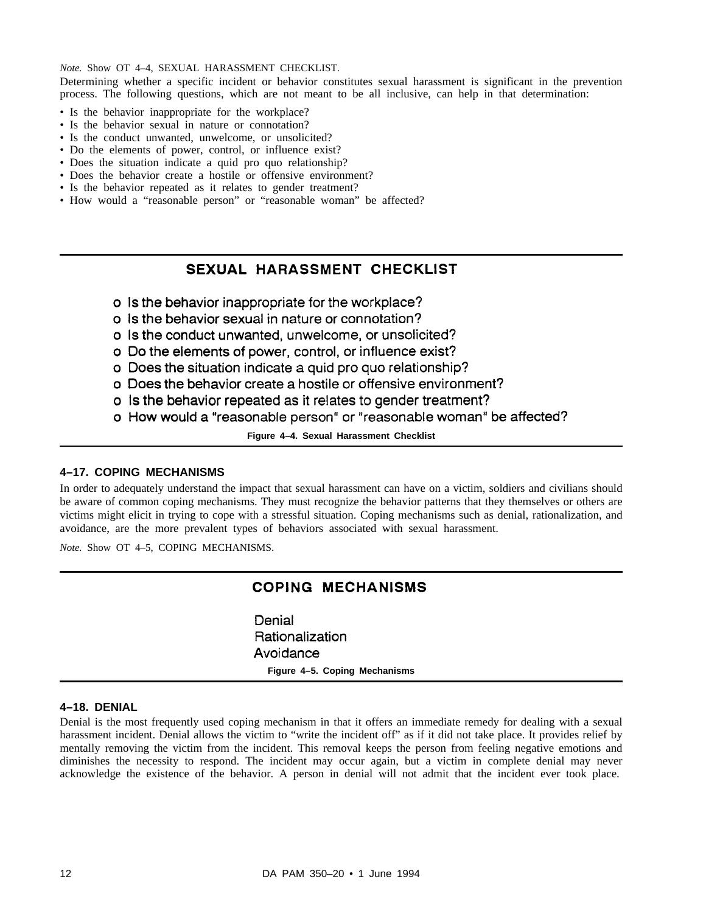*Note.* Show OT 4–4, SEXUAL HARASSMENT CHECKLIST.

Determining whether a specific incident or behavior constitutes sexual harassment is significant in the prevention process. The following questions, which are not meant to be all inclusive, can help in that determination:

- Is the behavior inappropriate for the workplace?
- Is the behavior sexual in nature or connotation?
- Is the conduct unwanted, unwelcome, or unsolicited?
- Do the elements of power, control, or influence exist?
- Does the situation indicate a quid pro quo relationship?
- Does the behavior create a hostile or offensive environment?
- Is the behavior repeated as it relates to gender treatment?
- How would a "reasonable person" or "reasonable woman" be affected?

**SEXUAL HARASSMENT CHECKLIST**

- o Is the behavior inappropriate for the workplace?
- o Is the behavior sexual in nature or connotation?
- o Is the conduct unwanted, unwelcome, or unsolicited?
- o Do the elements of power, control, or influence exist?
- o Does the situation indicate a quid pro quo relationship?
- o Does the behavior create a hostile or offensive environment?
- o Is the behavior repeated as it relates to gender treatment?
- o How would a "reasonable person" or "reasonable woman" be affected?

**Figure 4–4. Sexual Harassment Checklist**

### 4–17. COPING MECHANISMS

In order to adequately understand the impact that sexual harassment can have on a victim, soldiers and civilians should be aware of common coping mechanisms. They must recognize the behavior patterns that they themselves or others are victims might elicit in trying to cope with a stressful situation. Coping mechanisms such as denial, rationalization, and avoidance, are the more prevalent types of behaviors associated with sexual harassment.

*Note.* Show OT 4–5, COPING MECHANISMS.

**COPING MECHANISMS**

Denial
Rationalization
Avoidance

**Figure 4–5. Coping Mechanisms**

### 4–18. DENIAL

Denial is the most frequently used coping mechanism in that it offers an immediate remedy for dealing with a sexual harassment incident. Denial allows the victim to "write the incident off" as if it did not take place. It provides relief by mentally removing the victim from the incident. This removal keeps the person from feeling negative emotions and diminishes the necessity to respond. The incident may occur again, but a victim in complete denial may never acknowledge the existence of the behavior. A person in denial will not admit that the incident ever took place.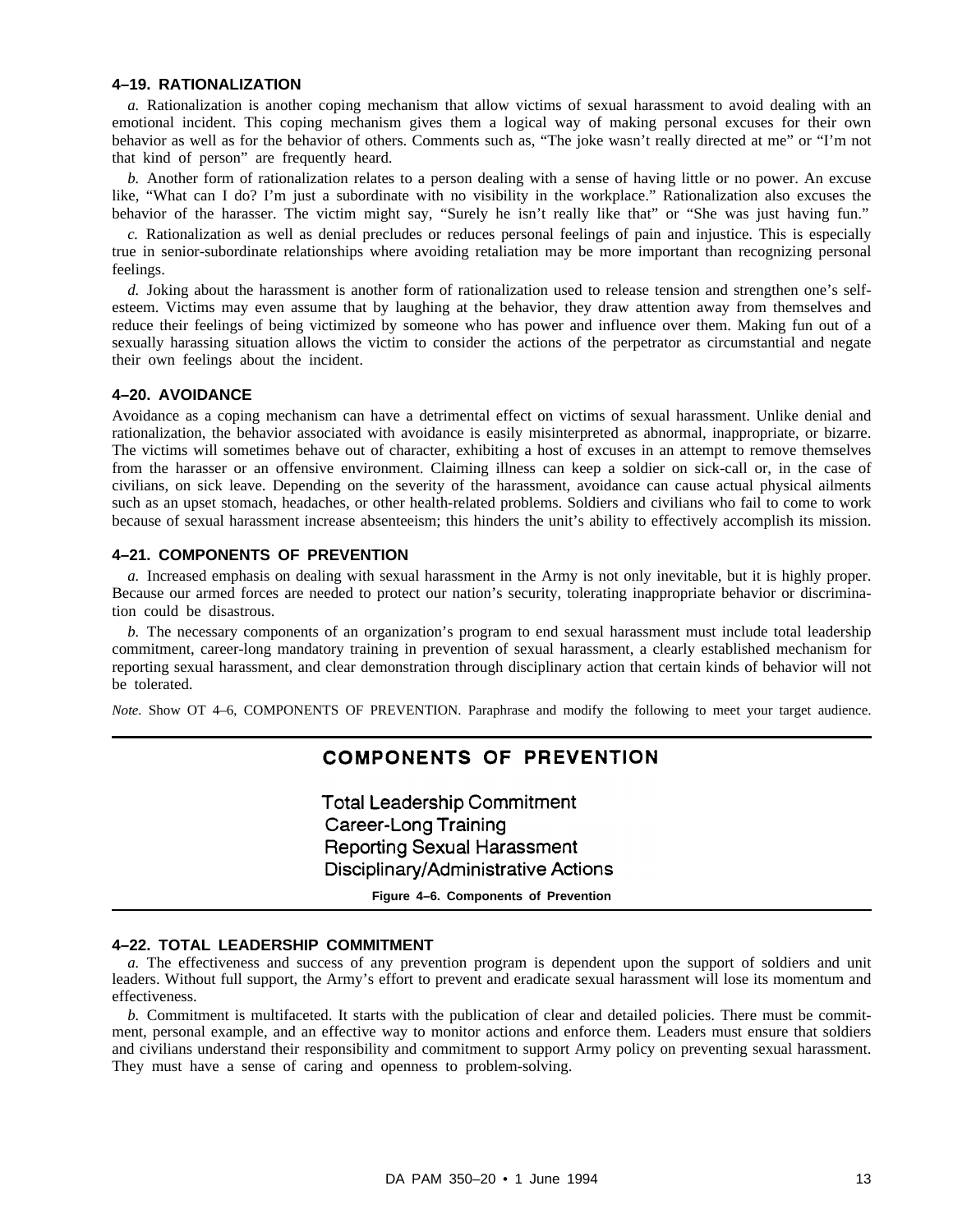### 4–19. RATIONALIZATION

*a.* Rationalization is another coping mechanism that allow victims of sexual harassment to avoid dealing with an emotional incident. This coping mechanism gives them a logical way of making personal excuses for their own behavior as well as for the behavior of others. Comments such as, "The joke wasn't really directed at me" or "I'm not that kind of person" are frequently heard.

*b.* Another form of rationalization relates to a person dealing with a sense of having little or no power. An excuse like, "What can I do? I'm just a subordinate with no visibility in the workplace." Rationalization also excuses the behavior of the harasser. The victim might say, "Surely he isn't really like that" or "She was just having fun."

*c.* Rationalization as well as denial precludes or reduces personal feelings of pain and injustice. This is especially true in senior-subordinate relationships where avoiding retaliation may be more important than recognizing personal feelings.

*d.* Joking about the harassment is another form of rationalization used to release tension and strengthen one's self-esteem. Victims may even assume that by laughing at the behavior, they draw attention away from themselves and reduce their feelings of being victimized by someone who has power and influence over them. Making fun out of a sexually harassing situation allows the victim to consider the actions of the perpetrator as circumstantial and negate their own feelings about the incident.

### 4–20. AVOIDANCE

Avoidance as a coping mechanism can have a detrimental effect on victims of sexual harassment. Unlike denial and rationalization, the behavior associated with avoidance is easily misinterpreted as abnormal, inappropriate, or bizarre. The victims will sometimes behave out of character, exhibiting a host of excuses in an attempt to remove themselves from the harasser or an offensive environment. Claiming illness can keep a soldier on sick-call or, in the case of civilians, on sick leave. Depending on the severity of the harassment, avoidance can cause actual physical ailments such as an upset stomach, headaches, or other health-related problems. Soldiers and civilians who fail to come to work because of sexual harassment increase absenteeism; this hinders the unit's ability to effectively accomplish its mission.

### 4–21. COMPONENTS OF PREVENTION

*a.* Increased emphasis on dealing with sexual harassment in the Army is not only inevitable, but it is highly proper. Because our armed forces are needed to protect our nation's security, tolerating inappropriate behavior or discrimination could be disastrous.

*b.* The necessary components of an organization's program to end sexual harassment must include total leadership commitment, career-long mandatory training in prevention of sexual harassment, a clearly established mechanism for reporting sexual harassment, and clear demonstration through disciplinary action that certain kinds of behavior will not be tolerated.

*Note.* Show OT 4–6, COMPONENTS OF PREVENTION. Paraphrase and modify the following to meet your target audience.

**COMPONENTS OF PREVENTION**

Total Leadership Commitment
Career-Long Training
Reporting Sexual Harassment
Disciplinary/Administrative Actions

**Figure 4–6. Components of Prevention**

### 4–22. TOTAL LEADERSHIP COMMITMENT

*a.* The effectiveness and success of any prevention program is dependent upon the support of soldiers and unit leaders. Without full support, the Army's effort to prevent and eradicate sexual harassment will lose its momentum and effectiveness.

*b.* Commitment is multifaceted. It starts with the publication of clear and detailed policies. There must be commitment, personal example, and an effective way to monitor actions and enforce them. Leaders must ensure that soldiers and civilians understand their responsibility and commitment to support Army policy on preventing sexual harassment. They must have a sense of caring and openness to problem-solving.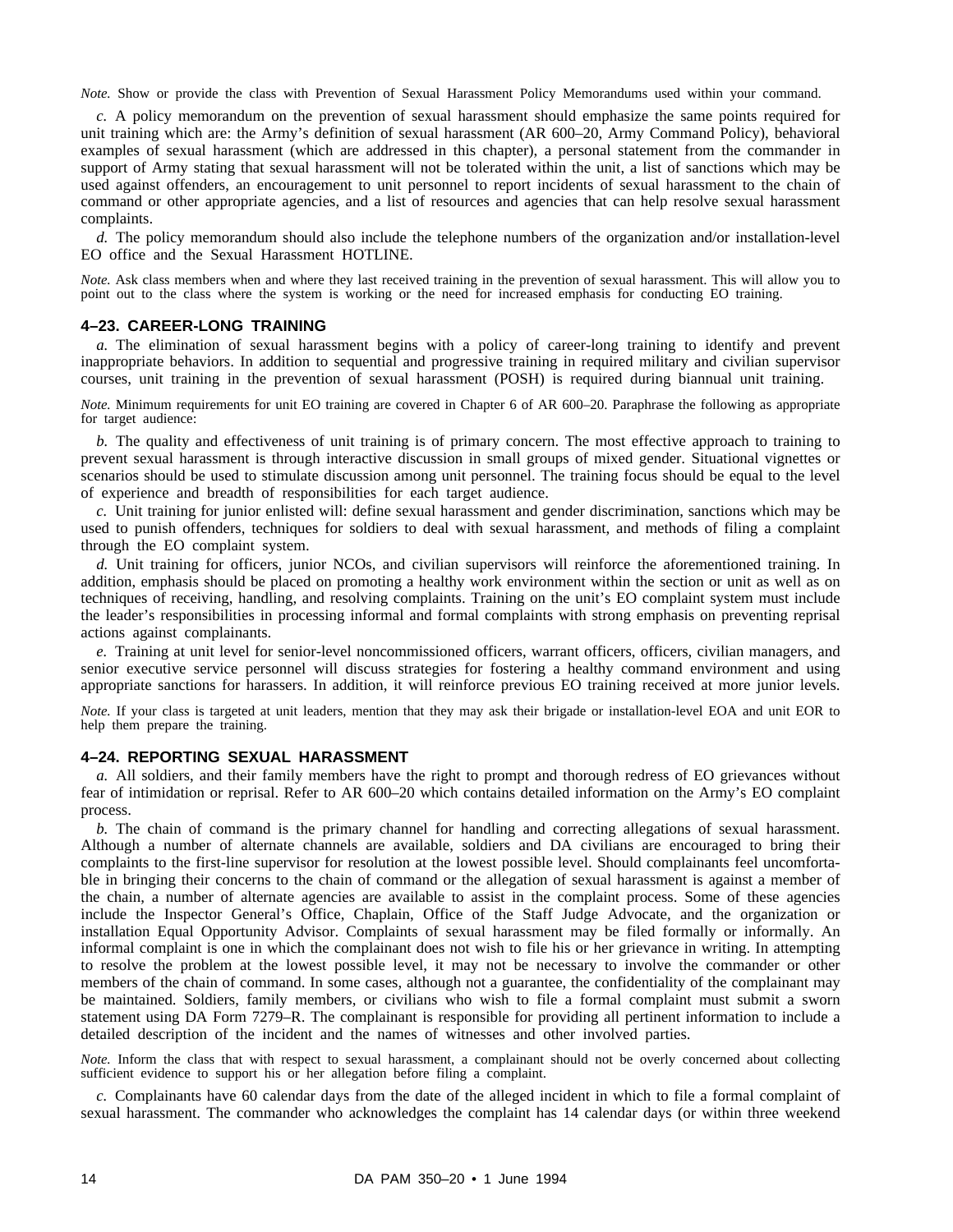*Note.* Show or provide the class with Prevention of Sexual Harassment Policy Memorandums used within your command.

*c.* A policy memorandum on the prevention of sexual harassment should emphasize the same points required for unit training which are: the Army's definition of sexual harassment (AR 600–20, Army Command Policy), behavioral examples of sexual harassment (which are addressed in this chapter), a personal statement from the commander in support of Army stating that sexual harassment will not be tolerated within the unit, a list of sanctions which may be used against offenders, an encouragement to unit personnel to report incidents of sexual harassment to the chain of command or other appropriate agencies, and a list of resources and agencies that can help resolve sexual harassment complaints.

*d.* The policy memorandum should also include the telephone numbers of the organization and/or installation-level EO office and the Sexual Harassment HOTLINE.

*Note.* Ask class members when and where they last received training in the prevention of sexual harassment. This will allow you to point out to the class where the system is working or the need for increased emphasis for conducting EO training.

### 4–23. CAREER-LONG TRAINING

*a.* The elimination of sexual harassment begins with a policy of career-long training to identify and prevent inappropriate behaviors. In addition to sequential and progressive training in required military and civilian supervisor courses, unit training in the prevention of sexual harassment (POSH) is required during biannual unit training.

*Note.* Minimum requirements for unit EO training are covered in Chapter 6 of AR 600–20. Paraphrase the following as appropriate for target audience:

*b.* The quality and effectiveness of unit training is of primary concern. The most effective approach to training to prevent sexual harassment is through interactive discussion in small groups of mixed gender. Situational vignettes or scenarios should be used to stimulate discussion among unit personnel. The training focus should be equal to the level of experience and breadth of responsibilities for each target audience.

*c.* Unit training for junior enlisted will: define sexual harassment and gender discrimination, sanctions which may be used to punish offenders, techniques for soldiers to deal with sexual harassment, and methods of filing a complaint through the EO complaint system.

*d.* Unit training for officers, junior NCOs, and civilian supervisors will reinforce the aforementioned training. In addition, emphasis should be placed on promoting a healthy work environment within the section or unit as well as on techniques of receiving, handling, and resolving complaints. Training on the unit's EO complaint system must include the leader's responsibilities in processing informal and formal complaints with strong emphasis on preventing reprisal actions against complainants.

*e.* Training at unit level for senior-level noncommissioned officers, warrant officers, officers, civilian managers, and senior executive service personnel will discuss strategies for fostering a healthy command environment and using appropriate sanctions for harassers. In addition, it will reinforce previous EO training received at more junior levels.

*Note.* If your class is targeted at unit leaders, mention that they may ask their brigade or installation-level EOA and unit EOR to help them prepare the training.

### 4–24. REPORTING SEXUAL HARASSMENT

*a.* All soldiers, and their family members have the right to prompt and thorough redress of EO grievances without fear of intimidation or reprisal. Refer to AR 600–20 which contains detailed information on the Army's EO complaint process.

*b.* The chain of command is the primary channel for handling and correcting allegations of sexual harassment. Although a number of alternate channels are available, soldiers and DA civilians are encouraged to bring their complaints to the first-line supervisor for resolution at the lowest possible level. Should complainants feel uncomfortable in bringing their concerns to the chain of command or the allegation of sexual harassment is against a member of the chain, a number of alternate agencies are available to assist in the complaint process. Some of these agencies include the Inspector General's Office, Chaplain, Office of the Staff Judge Advocate, and the organization or installation Equal Opportunity Advisor. Complaints of sexual harassment may be filed formally or informally. An informal complaint is one in which the complainant does not wish to file his or her grievance in writing. In attempting to resolve the problem at the lowest possible level, it may not be necessary to involve the commander or other members of the chain of command. In some cases, although not a guarantee, the confidentiality of the complainant may be maintained. Soldiers, family members, or civilians who wish to file a formal complaint must submit a sworn statement using DA Form 7279–R. The complainant is responsible for providing all pertinent information to include a detailed description of the incident and the names of witnesses and other involved parties.

*Note.* Inform the class that with respect to sexual harassment, a complainant should not be overly concerned about collecting sufficient evidence to support his or her allegation before filing a complaint.

*c.* Complainants have 60 calendar days from the date of the alleged incident in which to file a formal complaint of sexual harassment. The commander who acknowledges the complaint has 14 calendar days (or within three weekend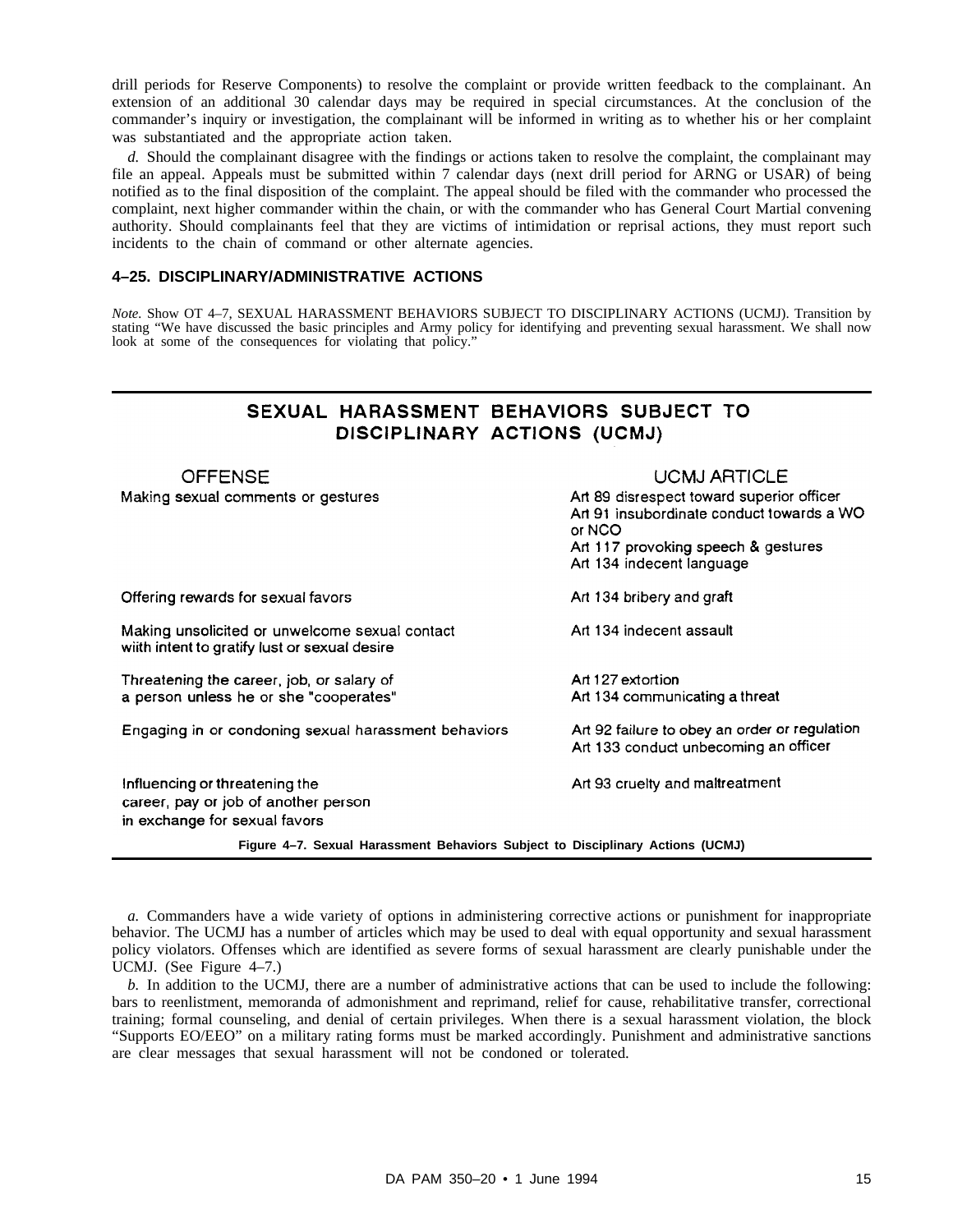drill periods for Reserve Components) to resolve the complaint or provide written feedback to the complainant. An extension of an additional 30 calendar days may be required in special circumstances. At the conclusion of the commander's inquiry or investigation, the complainant will be informed in writing as to whether his or her complaint was substantiated and the appropriate action taken.

*d.* Should the complainant disagree with the findings or actions taken to resolve the complaint, the complainant may file an appeal. Appeals must be submitted within 7 calendar days (next drill period for ARNG or USAR) of being notified as to the final disposition of the complaint. The appeal should be filed with the commander who processed the complaint, next higher commander within the chain, or with the commander who has General Court Martial convening authority. Should complainants feel that they are victims of intimidation or reprisal actions, they must report such incidents to the chain of command or other alternate agencies.

#### 4–25. DISCIPLINARY/ADMINISTRATIVE ACTIONS

*Note.* Show OT 4–7, SEXUAL HARASSMENT BEHAVIORS SUBJECT TO DISCIPLINARY ACTIONS (UCMJ). Transition by stating "We have discussed the basic principles and Army policy for identifying and preventing sexual harassment. We shall now look at some of the consequences for violating that policy."

**SEXUAL HARASSMENT BEHAVIORS SUBJECT TO DISCIPLINARY ACTIONS (UCMJ)**

| OFFENSE | UCMJ ARTICLE |
|---|---|
| Making sexual comments or gestures | Art 89 disrespect toward superior officer<br>Art 91 insubordinate conduct towards a WO or NCO<br>Art 117 provoking speech & gestures<br>Art 134 indecent language |
| Offering rewards for sexual favors | Art 134 bribery and graft |
| Making unsolicited or unwelcome sexual contact wiith intent to gratify lust or sexual desire | Art 134 indecent assault |
| Threatening the career, job, or salary of a person unless he or she "cooperates" | Art 127 extortion<br>Art 134 communicating a threat |
| Engaging in or condoning sexual harassment behaviors | Art 92 failure to obey an order or regulation<br>Art 133 conduct unbecoming an officer |
| Influencing or threatening the career, pay or job of another person in exchange for sexual favors | Art 93 cruelty and maltreatment |

**Figure 4–7. Sexual Harassment Behaviors Subject to Disciplinary Actions (UCMJ)**

*a.* Commanders have a wide variety of options in administering corrective actions or punishment for inappropriate behavior. The UCMJ has a number of articles which may be used to deal with equal opportunity and sexual harassment policy violators. Offenses which are identified as severe forms of sexual harassment are clearly punishable under the UCMJ. (See Figure 4–7.)

*b.* In addition to the UCMJ, there are a number of administrative actions that can be used to include the following: bars to reenlistment, memoranda of admonishment and reprimand, relief for cause, rehabilitative transfer, correctional training; formal counseling, and denial of certain privileges. When there is a sexual harassment violation, the block "Supports EO/EEO" on a military rating forms must be marked accordingly. Punishment and administrative sanctions are clear messages that sexual harassment will not be condoned or tolerated.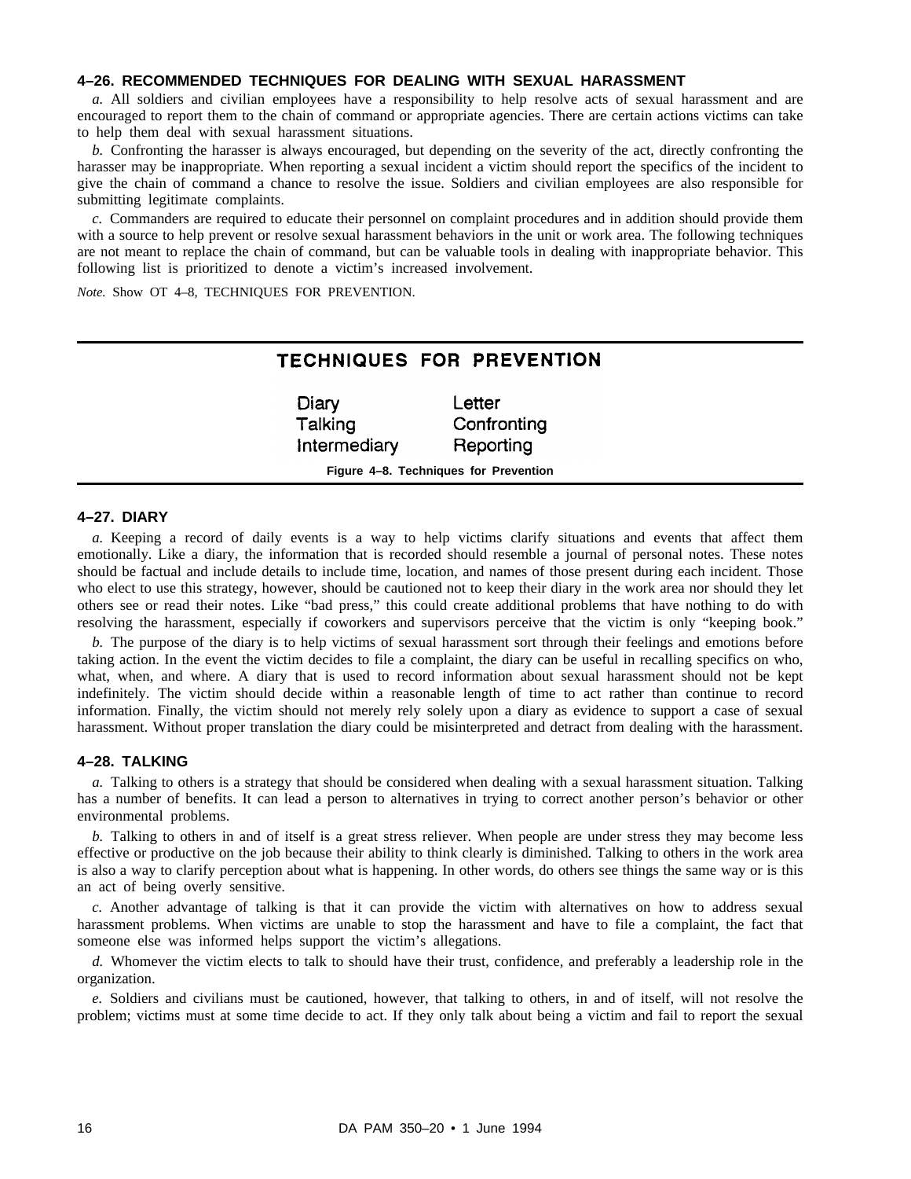### 4–26. RECOMMENDED TECHNIQUES FOR DEALING WITH SEXUAL HARASSMENT

*a.* All soldiers and civilian employees have a responsibility to help resolve acts of sexual harassment and are encouraged to report them to the chain of command or appropriate agencies. There are certain actions victims can take to help them deal with sexual harassment situations.

*b.* Confronting the harasser is always encouraged, but depending on the severity of the act, directly confronting the harasser may be inappropriate. When reporting a sexual incident a victim should report the specifics of the incident to give the chain of command a chance to resolve the issue. Soldiers and civilian employees are also responsible for submitting legitimate complaints.

*c.* Commanders are required to educate their personnel on complaint procedures and in addition should provide them with a source to help prevent or resolve sexual harassment behaviors in the unit or work area. The following techniques are not meant to replace the chain of command, but can be valuable tools in dealing with inappropriate behavior. This following list is prioritized to denote a victim's increased involvement.

*Note.* Show OT 4–8, TECHNIQUES FOR PREVENTION.

**TECHNIQUES FOR PREVENTION**

| | |
|---|---|
| Diary | Letter |
| Talking | Confronting |
| Intermediary | Reporting |

**Figure 4–8. Techniques for Prevention**

### 4–27. DIARY

*a.* Keeping a record of daily events is a way to help victims clarify situations and events that affect them emotionally. Like a diary, the information that is recorded should resemble a journal of personal notes. These notes should be factual and include details to include time, location, and names of those present during each incident. Those who elect to use this strategy, however, should be cautioned not to keep their diary in the work area nor should they let others see or read their notes. Like "bad press," this could create additional problems that have nothing to do with resolving the harassment, especially if coworkers and supervisors perceive that the victim is only "keeping book."

*b.* The purpose of the diary is to help victims of sexual harassment sort through their feelings and emotions before taking action. In the event the victim decides to file a complaint, the diary can be useful in recalling specifics on who, what, when, and where. A diary that is used to record information about sexual harassment should not be kept indefinitely. The victim should decide within a reasonable length of time to act rather than continue to record information. Finally, the victim should not merely rely solely upon a diary as evidence to support a case of sexual harassment. Without proper translation the diary could be misinterpreted and detract from dealing with the harassment.

### 4–28. TALKING

*a.* Talking to others is a strategy that should be considered when dealing with a sexual harassment situation. Talking has a number of benefits. It can lead a person to alternatives in trying to correct another person's behavior or other environmental problems.

*b.* Talking to others in and of itself is a great stress reliever. When people are under stress they may become less effective or productive on the job because their ability to think clearly is diminished. Talking to others in the work area is also a way to clarify perception about what is happening. In other words, do others see things the same way or is this an act of being overly sensitive.

*c.* Another advantage of talking is that it can provide the victim with alternatives on how to address sexual harassment problems. When victims are unable to stop the harassment and have to file a complaint, the fact that someone else was informed helps support the victim's allegations.

*d.* Whomever the victim elects to talk to should have their trust, confidence, and preferably a leadership role in the organization.

*e.* Soldiers and civilians must be cautioned, however, that talking to others, in and of itself, will not resolve the problem; victims must at some time decide to act. If they only talk about being a victim and fail to report the sexual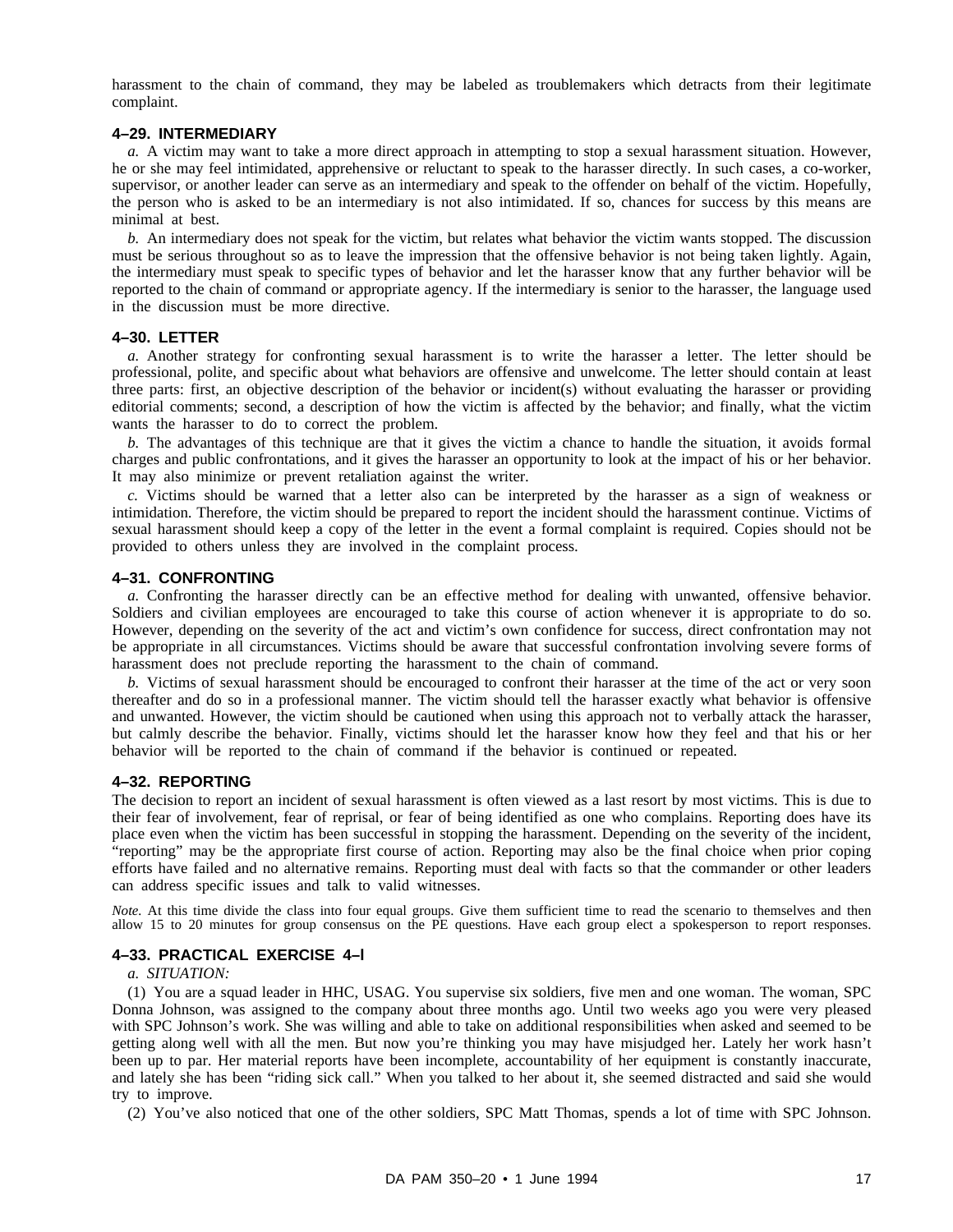harassment to the chain of command, they may be labeled as troublemakers which detracts from their legitimate complaint.

### 4–29. INTERMEDIARY

*a.* A victim may want to take a more direct approach in attempting to stop a sexual harassment situation. However, he or she may feel intimidated, apprehensive or reluctant to speak to the harasser directly. In such cases, a co-worker, supervisor, or another leader can serve as an intermediary and speak to the offender on behalf of the victim. Hopefully, the person who is asked to be an intermediary is not also intimidated. If so, chances for success by this means are minimal at best.

*b.* An intermediary does not speak for the victim, but relates what behavior the victim wants stopped. The discussion must be serious throughout so as to leave the impression that the offensive behavior is not being taken lightly. Again, the intermediary must speak to specific types of behavior and let the harasser know that any further behavior will be reported to the chain of command or appropriate agency. If the intermediary is senior to the harasser, the language used in the discussion must be more directive.

### 4–30. LETTER

*a.* Another strategy for confronting sexual harassment is to write the harasser a letter. The letter should be professional, polite, and specific about what behaviors are offensive and unwelcome. The letter should contain at least three parts: first, an objective description of the behavior or incident(s) without evaluating the harasser or providing editorial comments; second, a description of how the victim is affected by the behavior; and finally, what the victim wants the harasser to do to correct the problem.

*b.* The advantages of this technique are that it gives the victim a chance to handle the situation, it avoids formal charges and public confrontations, and it gives the harasser an opportunity to look at the impact of his or her behavior. It may also minimize or prevent retaliation against the writer.

*c.* Victims should be warned that a letter also can be interpreted by the harasser as a sign of weakness or intimidation. Therefore, the victim should be prepared to report the incident should the harassment continue. Victims of sexual harassment should keep a copy of the letter in the event a formal complaint is required. Copies should not be provided to others unless they are involved in the complaint process.

### 4–31. CONFRONTING

*a.* Confronting the harasser directly can be an effective method for dealing with unwanted, offensive behavior. Soldiers and civilian employees are encouraged to take this course of action whenever it is appropriate to do so. However, depending on the severity of the act and victim's own confidence for success, direct confrontation may not be appropriate in all circumstances. Victims should be aware that successful confrontation involving severe forms of harassment does not preclude reporting the harassment to the chain of command.

*b.* Victims of sexual harassment should be encouraged to confront their harasser at the time of the act or very soon thereafter and do so in a professional manner. The victim should tell the harasser exactly what behavior is offensive and unwanted. However, the victim should be cautioned when using this approach not to verbally attack the harasser, but calmly describe the behavior. Finally, victims should let the harasser know how they feel and that his or her behavior will be reported to the chain of command if the behavior is continued or repeated.

### 4–32. REPORTING

The decision to report an incident of sexual harassment is often viewed as a last resort by most victims. This is due to their fear of involvement, fear of reprisal, or fear of being identified as one who complains. Reporting does have its place even when the victim has been successful in stopping the harassment. Depending on the severity of the incident, "reporting" may be the appropriate first course of action. Reporting may also be the final choice when prior coping efforts have failed and no alternative remains. Reporting must deal with facts so that the commander or other leaders can address specific issues and talk to valid witnesses.

*Note.* At this time divide the class into four equal groups. Give them sufficient time to read the scenario to themselves and then allow 15 to 20 minutes for group consensus on the PE questions. Have each group elect a spokesperson to report responses.

### 4–33. PRACTICAL EXERCISE 4–l

*a. SITUATION:*

(1) You are a squad leader in HHC, USAG. You supervise six soldiers, five men and one woman. The woman, SPC Donna Johnson, was assigned to the company about three months ago. Until two weeks ago you were very pleased with SPC Johnson's work. She was willing and able to take on additional responsibilities when asked and seemed to be getting along well with all the men. But now you're thinking you may have misjudged her. Lately her work hasn't been up to par. Her material reports have been incomplete, accountability of her equipment is constantly inaccurate, and lately she has been "riding sick call." When you talked to her about it, she seemed distracted and said she would try to improve.

(2) You've also noticed that one of the other soldiers, SPC Matt Thomas, spends a lot of time with SPC Johnson.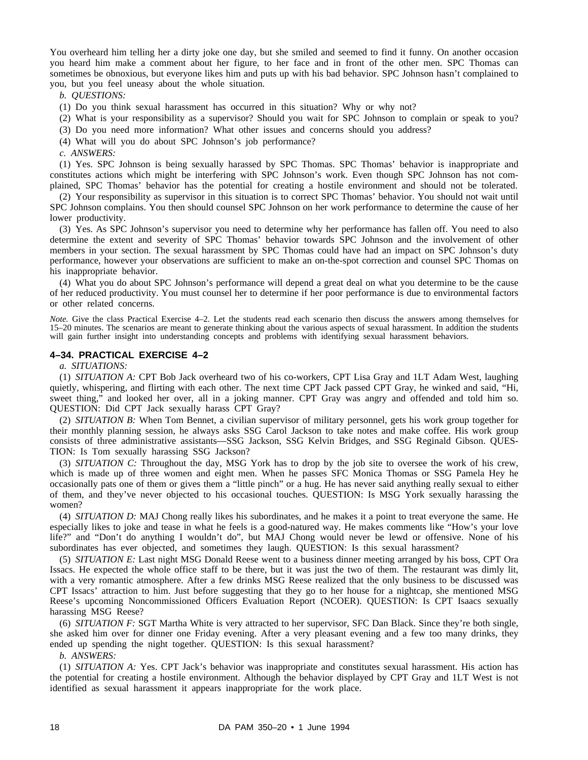You overheard him telling her a dirty joke one day, but she smiled and seemed to find it funny. On another occasion you heard him make a comment about her figure, to her face and in front of the other men. SPC Thomas can sometimes be obnoxious, but everyone likes him and puts up with his bad behavior. SPC Johnson hasn't complained to you, but you feel uneasy about the whole situation.

*b. QUESTIONS:*

(1) Do you think sexual harassment has occurred in this situation? Why or why not?

(2) What is your responsibility as a supervisor? Should you wait for SPC Johnson to complain or speak to you?

(3) Do you need more information? What other issues and concerns should you address?

(4) What will you do about SPC Johnson's job performance?

*c. ANSWERS:*

(1) Yes. SPC Johnson is being sexually harassed by SPC Thomas. SPC Thomas' behavior is inappropriate and constitutes actions which might be interfering with SPC Johnson's work. Even though SPC Johnson has not complained, SPC Thomas' behavior has the potential for creating a hostile environment and should not be tolerated.

(2) Your responsibility as supervisor in this situation is to correct SPC Thomas' behavior. You should not wait until SPC Johnson complains. You then should counsel SPC Johnson on her work performance to determine the cause of her lower productivity.

(3) Yes. As SPC Johnson's supervisor you need to determine why her performance has fallen off. You need to also determine the extent and severity of SPC Thomas' behavior towards SPC Johnson and the involvement of other members in your section. The sexual harassment by SPC Thomas could have had an impact on SPC Johnson's duty performance, however your observations are sufficient to make an on-the-spot correction and counsel SPC Thomas on his inappropriate behavior.

(4) What you do about SPC Johnson's performance will depend a great deal on what you determine to be the cause of her reduced productivity. You must counsel her to determine if her poor performance is due to environmental factors or other related concerns.

*Note.* Give the class Practical Exercise 4–2. Let the students read each scenario then discuss the answers among themselves for 15–20 minutes. The scenarios are meant to generate thinking about the various aspects of sexual harassment. In addition the students will gain further insight into understanding concepts and problems with identifying sexual harassment behaviors.

### 4–34. PRACTICAL EXERCISE 4–2

*a. SITUATIONS:*

(1) *SITUATION A:* CPT Bob Jack overheard two of his co-workers, CPT Lisa Gray and 1LT Adam West, laughing quietly, whispering, and flirting with each other. The next time CPT Jack passed CPT Gray, he winked and said, "Hi, sweet thing," and looked her over, all in a joking manner. CPT Gray was angry and offended and told him so. QUESTION: Did CPT Jack sexually harass CPT Gray?

(2) *SITUATION B:* When Tom Bennet, a civilian supervisor of military personnel, gets his work group together for their monthly planning session, he always asks SSG Carol Jackson to take notes and make coffee. His work group consists of three administrative assistants—SSG Jackson, SSG Kelvin Bridges, and SSG Reginald Gibson. QUESTION: Is Tom sexually harassing SSG Jackson?

(3) *SITUATION C:* Throughout the day, MSG York has to drop by the job site to oversee the work of his crew, which is made up of three women and eight men. When he passes SFC Monica Thomas or SSG Pamela Hey he occasionally pats one of them or gives them a "little pinch" or a hug. He has never said anything really sexual to either of them, and they've never objected to his occasional touches. QUESTION: Is MSG York sexually harassing the women?

(4) *SITUATION D:* MAJ Chong really likes his subordinates, and he makes it a point to treat everyone the same. He especially likes to joke and tease in what he feels is a good-natured way. He makes comments like "How's your love life?" and "Don't do anything I wouldn't do", but MAJ Chong would never be lewd or offensive. None of his subordinates has ever objected, and sometimes they laugh. QUESTION: Is this sexual harassment?

(5) *SITUATION E:* Last night MSG Donald Reese went to a business dinner meeting arranged by his boss, CPT Ora Issacs. He expected the whole office staff to be there, but it was just the two of them. The restaurant was dimly lit, with a very romantic atmosphere. After a few drinks MSG Reese realized that the only business to be discussed was CPT Issacs' attraction to him. Just before suggesting that they go to her house for a nightcap, she mentioned MSG Reese's upcoming Noncommissioned Officers Evaluation Report (NCOER). QUESTION: Is CPT Isaacs sexually harassing MSG Reese?

(6) *SITUATION F:* SGT Martha White is very attracted to her supervisor, SFC Dan Black. Since they're both single, she asked him over for dinner one Friday evening. After a very pleasant evening and a few too many drinks, they ended up spending the night together. QUESTION: Is this sexual harassment?

*b. ANSWERS:*

(1) *SITUATION A:* Yes. CPT Jack's behavior was inappropriate and constitutes sexual harassment. His action has the potential for creating a hostile environment. Although the behavior displayed by CPT Gray and 1LT West is not identified as sexual harassment it appears inappropriate for the work place.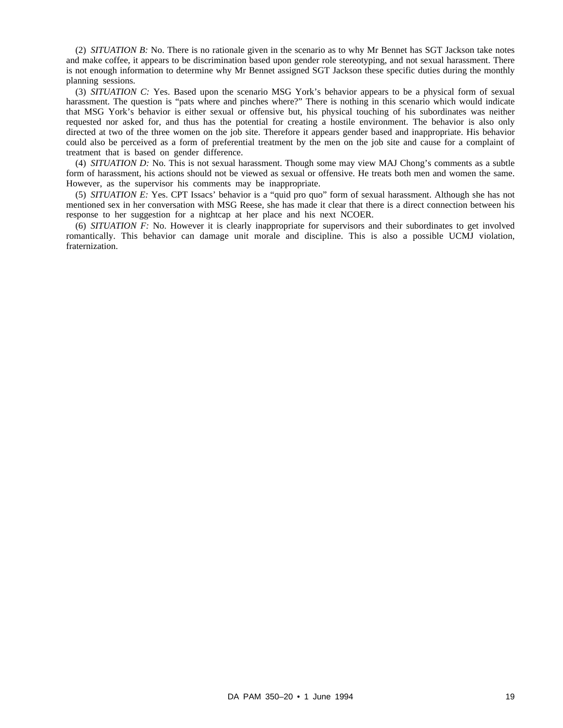(2) *SITUATION B:* No. There is no rationale given in the scenario as to why Mr Bennet has SGT Jackson take notes and make coffee, it appears to be discrimination based upon gender role stereotyping, and not sexual harassment. There is not enough information to determine why Mr Bennet assigned SGT Jackson these specific duties during the monthly planning sessions.

(3) *SITUATION C:* Yes. Based upon the scenario MSG York's behavior appears to be a physical form of sexual harassment. The question is "pats where and pinches where?" There is nothing in this scenario which would indicate that MSG York's behavior is either sexual or offensive but, his physical touching of his subordinates was neither requested nor asked for, and thus has the potential for creating a hostile environment. The behavior is also only directed at two of the three women on the job site. Therefore it appears gender based and inappropriate. His behavior could also be perceived as a form of preferential treatment by the men on the job site and cause for a complaint of treatment that is based on gender difference.

(4) *SITUATION D:* No. This is not sexual harassment. Though some may view MAJ Chong's comments as a subtle form of harassment, his actions should not be viewed as sexual or offensive. He treats both men and women the same. However, as the supervisor his comments may be inappropriate.

(5) *SITUATION E:* Yes. CPT Issacs' behavior is a "quid pro quo" form of sexual harassment. Although she has not mentioned sex in her conversation with MSG Reese, she has made it clear that there is a direct connection between his response to her suggestion for a nightcap at her place and his next NCOER.

(6) *SITUATION F:* No. However it is clearly inappropriate for supervisors and their subordinates to get involved romantically. This behavior can damage unit morale and discipline. This is also a possible UCMJ violation, fraternization.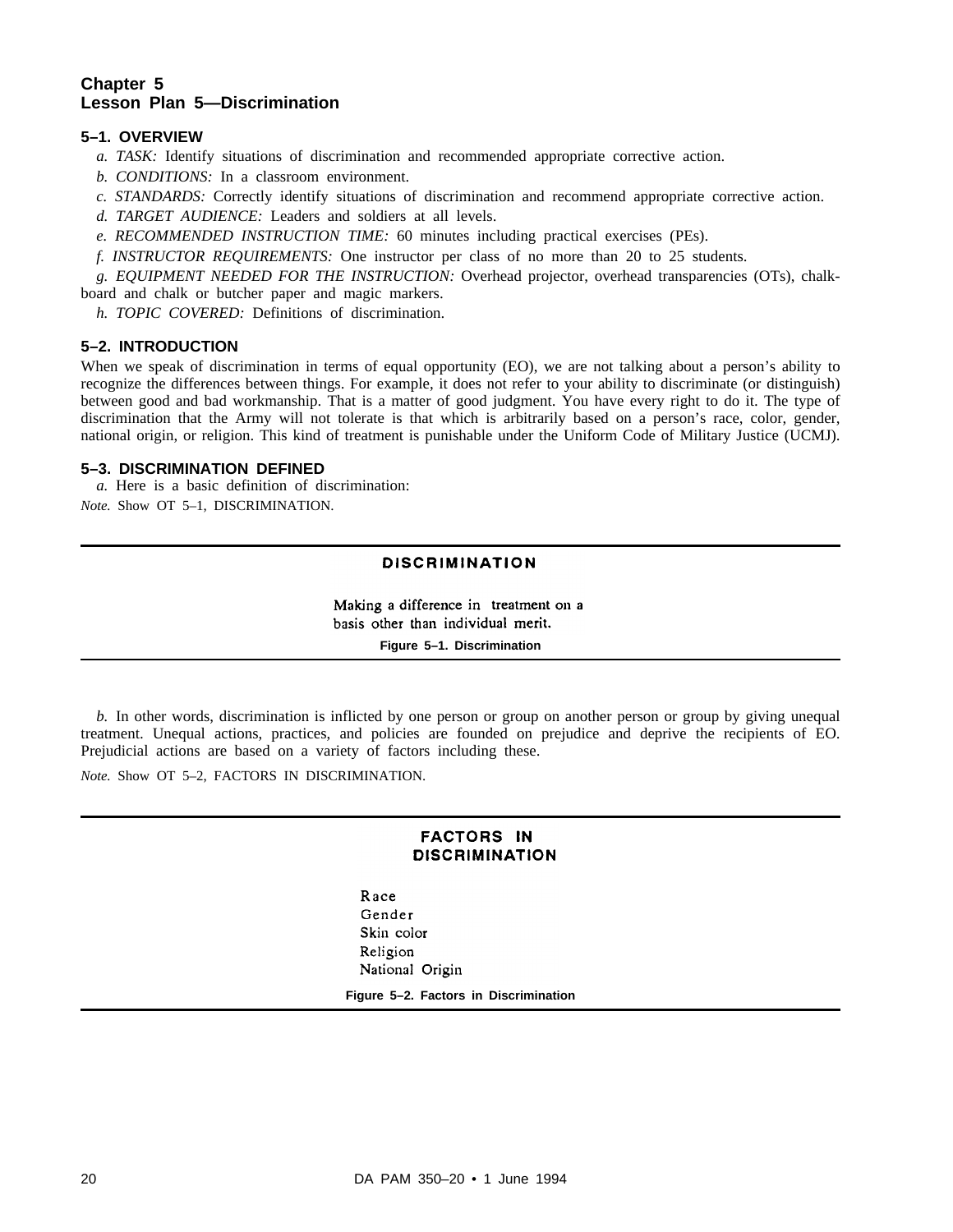## Chapter 5
## Lesson Plan 5—Discrimination

### 5–1. OVERVIEW

*a. TASK:* Identify situations of discrimination and recommended appropriate corrective action.

*b. CONDITIONS:* In a classroom environment.

*c. STANDARDS:* Correctly identify situations of discrimination and recommend appropriate corrective action.

*d. TARGET AUDIENCE:* Leaders and soldiers at all levels.

*e. RECOMMENDED INSTRUCTION TIME:* 60 minutes including practical exercises (PEs).

*f. INSTRUCTOR REQUIREMENTS:* One instructor per class of no more than 20 to 25 students.

*g. EQUIPMENT NEEDED FOR THE INSTRUCTION:* Overhead projector, overhead transparencies (OTs), chalkboard and chalk or butcher paper and magic markers.

*h. TOPIC COVERED:* Definitions of discrimination.

### 5–2. INTRODUCTION

When we speak of discrimination in terms of equal opportunity (EO), we are not talking about a person's ability to recognize the differences between things. For example, it does not refer to your ability to discriminate (or distinguish) between good and bad workmanship. That is a matter of good judgment. You have every right to do it. The type of discrimination that the Army will not tolerate is that which is arbitrarily based on a person's race, color, gender, national origin, or religion. This kind of treatment is punishable under the Uniform Code of Military Justice (UCMJ).

### 5–3. DISCRIMINATION DEFINED

*a.* Here is a basic definition of discrimination:

*Note.* Show OT 5–1, DISCRIMINATION.

---

**DISCRIMINATION**

Making a difference in treatment on a basis other than individual merit.

**Figure 5–1. Discrimination**

---

*b.* In other words, discrimination is inflicted by one person or group on another person or group by giving unequal treatment. Unequal actions, practices, and policies are founded on prejudice and deprive the recipients of EO. Prejudicial actions are based on a variety of factors including these.

*Note.* Show OT 5–2, FACTORS IN DISCRIMINATION.

---

**FACTORS IN DISCRIMINATION**

Race
Gender
Skin color
Religion
National Origin

**Figure 5–2. Factors in Discrimination**

---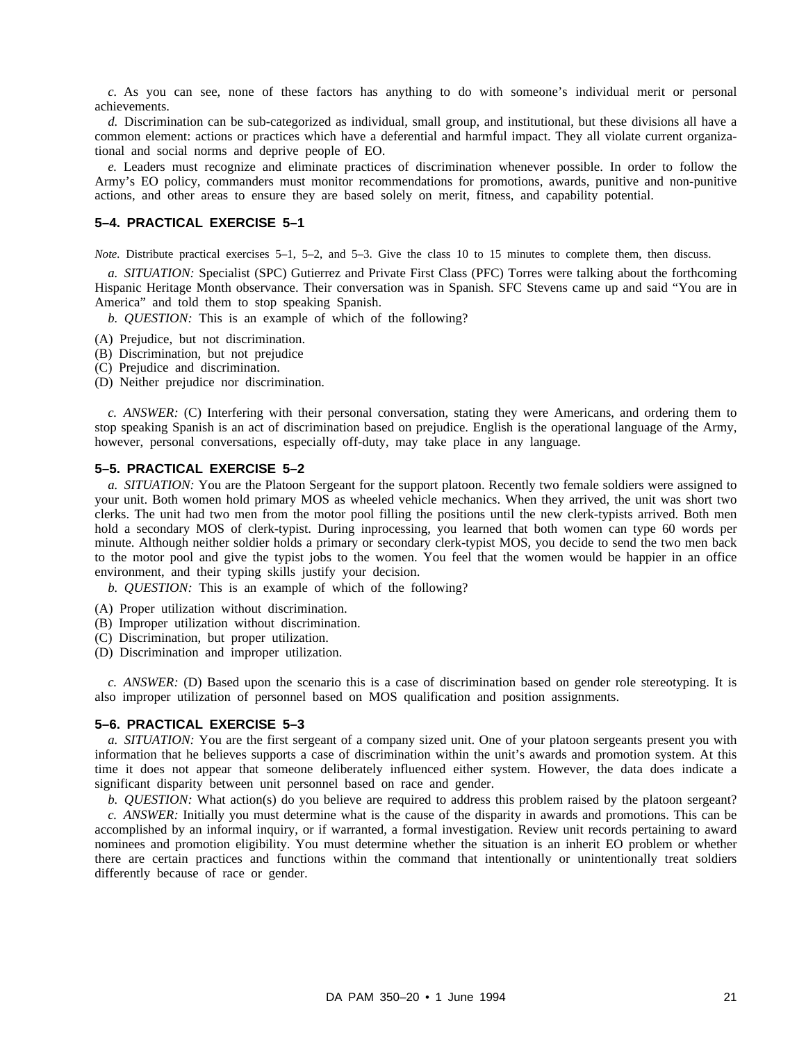*c.* As you can see, none of these factors has anything to do with someone's individual merit or personal achievements.

*d.* Discrimination can be sub-categorized as individual, small group, and institutional, but these divisions all have a common element: actions or practices which have a deferential and harmful impact. They all violate current organizational and social norms and deprive people of EO.

*e.* Leaders must recognize and eliminate practices of discrimination whenever possible. In order to follow the Army's EO policy, commanders must monitor recommendations for promotions, awards, punitive and non-punitive actions, and other areas to ensure they are based solely on merit, fitness, and capability potential.

### 5–4. PRACTICAL EXERCISE 5–1

*Note.* Distribute practical exercises 5–1, 5–2, and 5–3. Give the class 10 to 15 minutes to complete them, then discuss.

*a. SITUATION:* Specialist (SPC) Gutierrez and Private First Class (PFC) Torres were talking about the forthcoming Hispanic Heritage Month observance. Their conversation was in Spanish. SFC Stevens came up and said "You are in America" and told them to stop speaking Spanish.

*b. QUESTION:* This is an example of which of the following?

(A) Prejudice, but not discrimination.
(B) Discrimination, but not prejudice
(C) Prejudice and discrimination.
(D) Neither prejudice nor discrimination.

*c. ANSWER:* (C) Interfering with their personal conversation, stating they were Americans, and ordering them to stop speaking Spanish is an act of discrimination based on prejudice. English is the operational language of the Army, however, personal conversations, especially off-duty, may take place in any language.

### 5–5. PRACTICAL EXERCISE 5–2

*a. SITUATION:* You are the Platoon Sergeant for the support platoon. Recently two female soldiers were assigned to your unit. Both women hold primary MOS as wheeled vehicle mechanics. When they arrived, the unit was short two clerks. The unit had two men from the motor pool filling the positions until the new clerk-typists arrived. Both men hold a secondary MOS of clerk-typist. During inprocessing, you learned that both women can type 60 words per minute. Although neither soldier holds a primary or secondary clerk-typist MOS, you decide to send the two men back to the motor pool and give the typist jobs to the women. You feel that the women would be happier in an office environment, and their typing skills justify your decision.

*b. QUESTION:* This is an example of which of the following?

(A) Proper utilization without discrimination.
(B) Improper utilization without discrimination.
(C) Discrimination, but proper utilization.
(D) Discrimination and improper utilization.

*c. ANSWER:* (D) Based upon the scenario this is a case of discrimination based on gender role stereotyping. It is also improper utilization of personnel based on MOS qualification and position assignments.

### 5–6. PRACTICAL EXERCISE 5–3

*a. SITUATION:* You are the first sergeant of a company sized unit. One of your platoon sergeants present you with information that he believes supports a case of discrimination within the unit's awards and promotion system. At this time it does not appear that someone deliberately influenced either system. However, the data does indicate a significant disparity between unit personnel based on race and gender.

*b. QUESTION:* What action(s) do you believe are required to address this problem raised by the platoon sergeant?

*c. ANSWER:* Initially you must determine what is the cause of the disparity in awards and promotions. This can be accomplished by an informal inquiry, or if warranted, a formal investigation. Review unit records pertaining to award nominees and promotion eligibility. You must determine whether the situation is an inherit EO problem or whether there are certain practices and functions within the command that intentionally or unintentionally treat soldiers differently because of race or gender.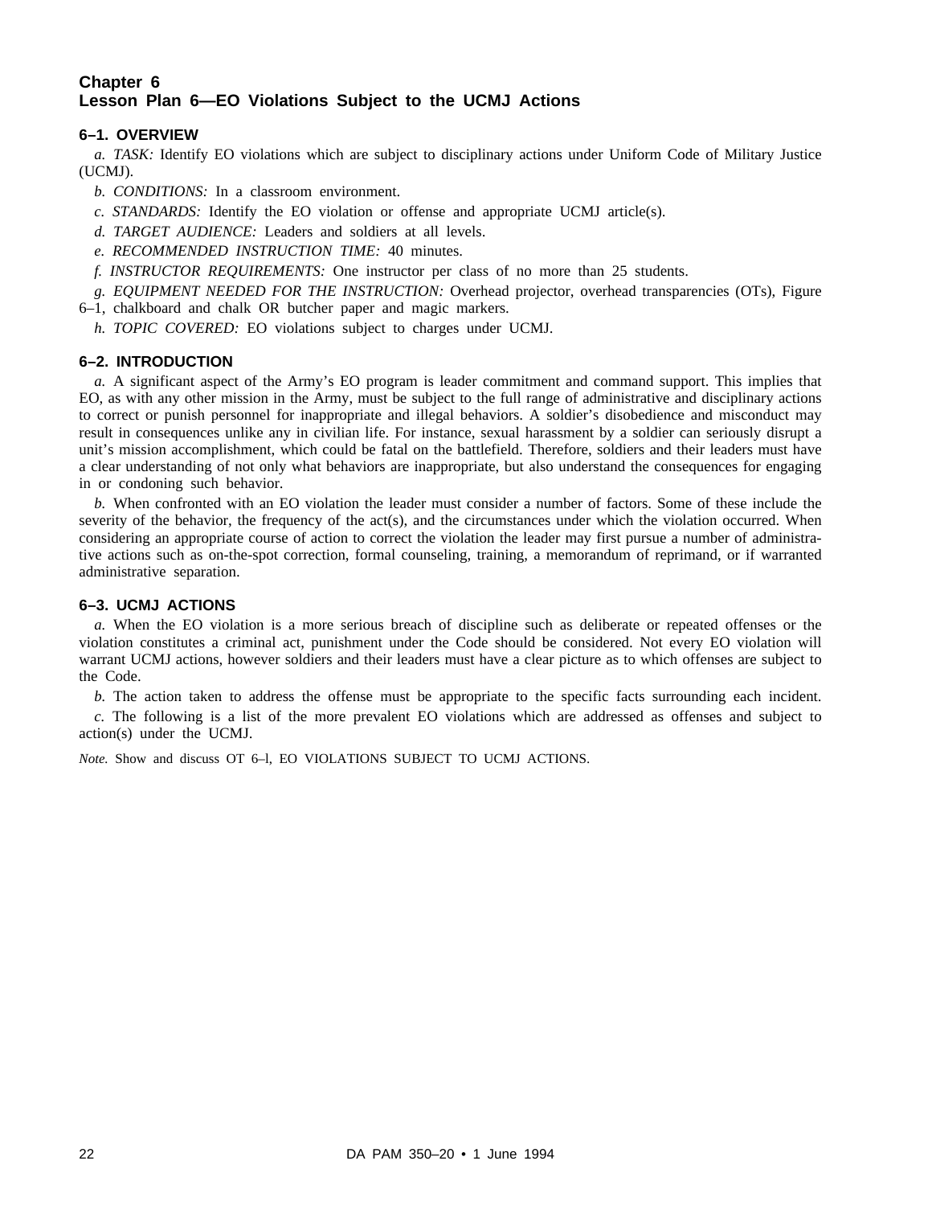# Chapter 6
# Lesson Plan 6—EO Violations Subject to the UCMJ Actions

## 6–1. OVERVIEW

*a. TASK:* Identify EO violations which are subject to disciplinary actions under Uniform Code of Military Justice (UCMJ).

*b. CONDITIONS:* In a classroom environment.

*c. STANDARDS:* Identify the EO violation or offense and appropriate UCMJ article(s).

*d. TARGET AUDIENCE:* Leaders and soldiers at all levels.

*e. RECOMMENDED INSTRUCTION TIME:* 40 minutes.

*f. INSTRUCTOR REQUIREMENTS:* One instructor per class of no more than 25 students.

*g. EQUIPMENT NEEDED FOR THE INSTRUCTION:* Overhead projector, overhead transparencies (OTs), Figure 6–1, chalkboard and chalk OR butcher paper and magic markers.

*h. TOPIC COVERED:* EO violations subject to charges under UCMJ.

## 6–2. INTRODUCTION

*a.* A significant aspect of the Army's EO program is leader commitment and command support. This implies that EO, as with any other mission in the Army, must be subject to the full range of administrative and disciplinary actions to correct or punish personnel for inappropriate and illegal behaviors. A soldier's disobedience and misconduct may result in consequences unlike any in civilian life. For instance, sexual harassment by a soldier can seriously disrupt a unit's mission accomplishment, which could be fatal on the battlefield. Therefore, soldiers and their leaders must have a clear understanding of not only what behaviors are inappropriate, but also understand the consequences for engaging in or condoning such behavior.

*b.* When confronted with an EO violation the leader must consider a number of factors. Some of these include the severity of the behavior, the frequency of the act(s), and the circumstances under which the violation occurred. When considering an appropriate course of action to correct the violation the leader may first pursue a number of administrative actions such as on-the-spot correction, formal counseling, training, a memorandum of reprimand, or if warranted administrative separation.

## 6–3. UCMJ ACTIONS

*a.* When the EO violation is a more serious breach of discipline such as deliberate or repeated offenses or the violation constitutes a criminal act, punishment under the Code should be considered. Not every EO violation will warrant UCMJ actions, however soldiers and their leaders must have a clear picture as to which offenses are subject to the Code.

*b.* The action taken to address the offense must be appropriate to the specific facts surrounding each incident.

*c.* The following is a list of the more prevalent EO violations which are addressed as offenses and subject to action(s) under the UCMJ.

*Note.* Show and discuss OT 6–l, EO VIOLATIONS SUBJECT TO UCMJ ACTIONS.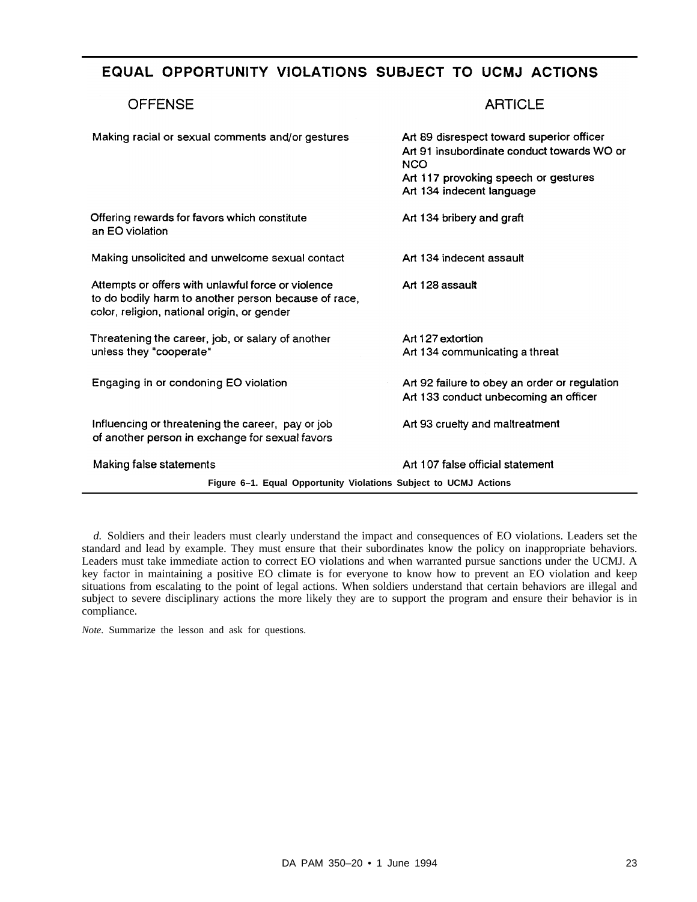## EQUAL OPPORTUNITY VIOLATIONS SUBJECT TO UCMJ ACTIONS

| OFFENSE | ARTICLE |
| --- | --- |
| Making racial or sexual comments and/or gestures | Art 89 disrespect toward superior officer<br>Art 91 insubordinate conduct towards WO or NCO<br>Art 117 provoking speech or gestures<br>Art 134 indecent language |
| Offering rewards for favors which constitute an EO violation | Art 134 bribery and graft |
| Making unsolicited and unwelcome sexual contact | Art 134 indecent assault |
| Attempts or offers with unlawful force or violence to do bodily harm to another person because of race, color, religion, national origin, or gender | Art 128 assault |
| Threatening the career, job, or salary of another unless they "cooperate" | Art 127 extortion<br>Art 134 communicating a threat |
| Engaging in or condoning EO violation | Art 92 failure to obey an order or regulation<br>Art 133 conduct unbecoming an officer |
| Influencing or threatening the career, pay or job of another person in exchange for sexual favors | Art 93 cruelty and maltreatment |
| Making false statements | Art 107 false official statement |

**Figure 6–1. Equal Opportunity Violations Subject to UCMJ Actions**

*d.* Soldiers and their leaders must clearly understand the impact and consequences of EO violations. Leaders set the standard and lead by example. They must ensure that their subordinates know the policy on inappropriate behaviors. Leaders must take immediate action to correct EO violations and when warranted pursue sanctions under the UCMJ. A key factor in maintaining a positive EO climate is for everyone to know how to prevent an EO violation and keep situations from escalating to the point of legal actions. When soldiers understand that certain behaviors are illegal and subject to severe disciplinary actions the more likely they are to support the program and ensure their behavior is in compliance.

*Note.* Summarize the lesson and ask for questions.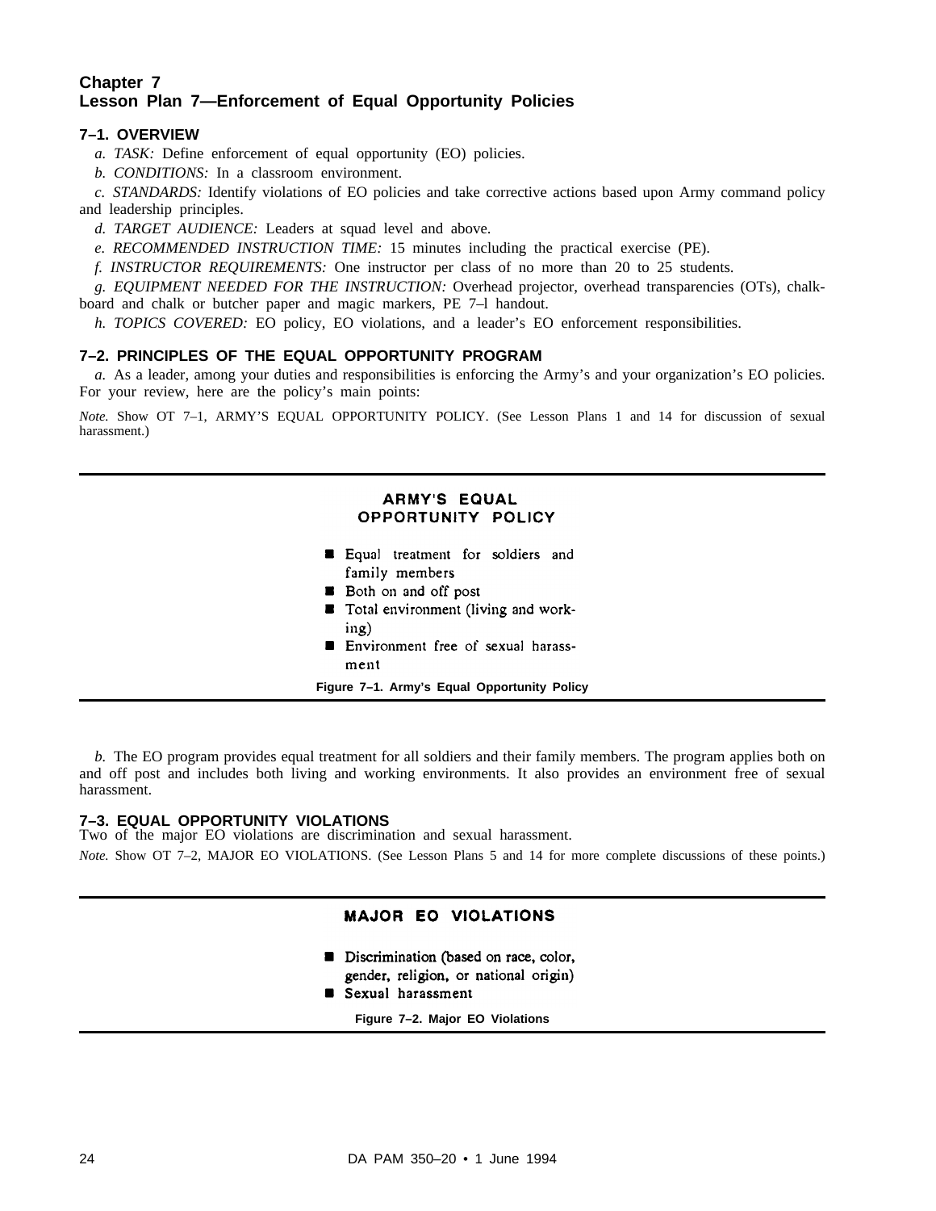# Chapter 7
# Lesson Plan 7—Enforcement of Equal Opportunity Policies

## 7–1. OVERVIEW

*a. TASK:* Define enforcement of equal opportunity (EO) policies.

*b. CONDITIONS:* In a classroom environment.

*c. STANDARDS:* Identify violations of EO policies and take corrective actions based upon Army command policy and leadership principles.

*d. TARGET AUDIENCE:* Leaders at squad level and above.

*e. RECOMMENDED INSTRUCTION TIME:* 15 minutes including the practical exercise (PE).

*f. INSTRUCTOR REQUIREMENTS:* One instructor per class of no more than 20 to 25 students.

*g. EQUIPMENT NEEDED FOR THE INSTRUCTION:* Overhead projector, overhead transparencies (OTs), chalkboard and chalk or butcher paper and magic markers, PE 7–l handout.

*h. TOPICS COVERED:* EO policy, EO violations, and a leader's EO enforcement responsibilities.

## 7–2. PRINCIPLES OF THE EQUAL OPPORTUNITY PROGRAM

*a.* As a leader, among your duties and responsibilities is enforcing the Army's and your organization's EO policies. For your review, here are the policy's main points:

*Note.* Show OT 7–1, ARMY'S EQUAL OPPORTUNITY POLICY. (See Lesson Plans 1 and 14 for discussion of sexual harassment.)

**ARMY'S EQUAL OPPORTUNITY POLICY**

- Equal treatment for soldiers and family members
- Both on and off post
- Total environment (living and working)
- Environment free of sexual harassment

**Figure 7–1. Army's Equal Opportunity Policy**

*b.* The EO program provides equal treatment for all soldiers and their family members. The program applies both on and off post and includes both living and working environments. It also provides an environment free of sexual harassment.

## 7–3. EQUAL OPPORTUNITY VIOLATIONS

Two of the major EO violations are discrimination and sexual harassment.

*Note.* Show OT 7–2, MAJOR EO VIOLATIONS. (See Lesson Plans 5 and 14 for more complete discussions of these points.)

**MAJOR EO VIOLATIONS**

- Discrimination (based on race, color, gender, religion, or national origin)
- Sexual harassment

**Figure 7–2. Major EO Violations**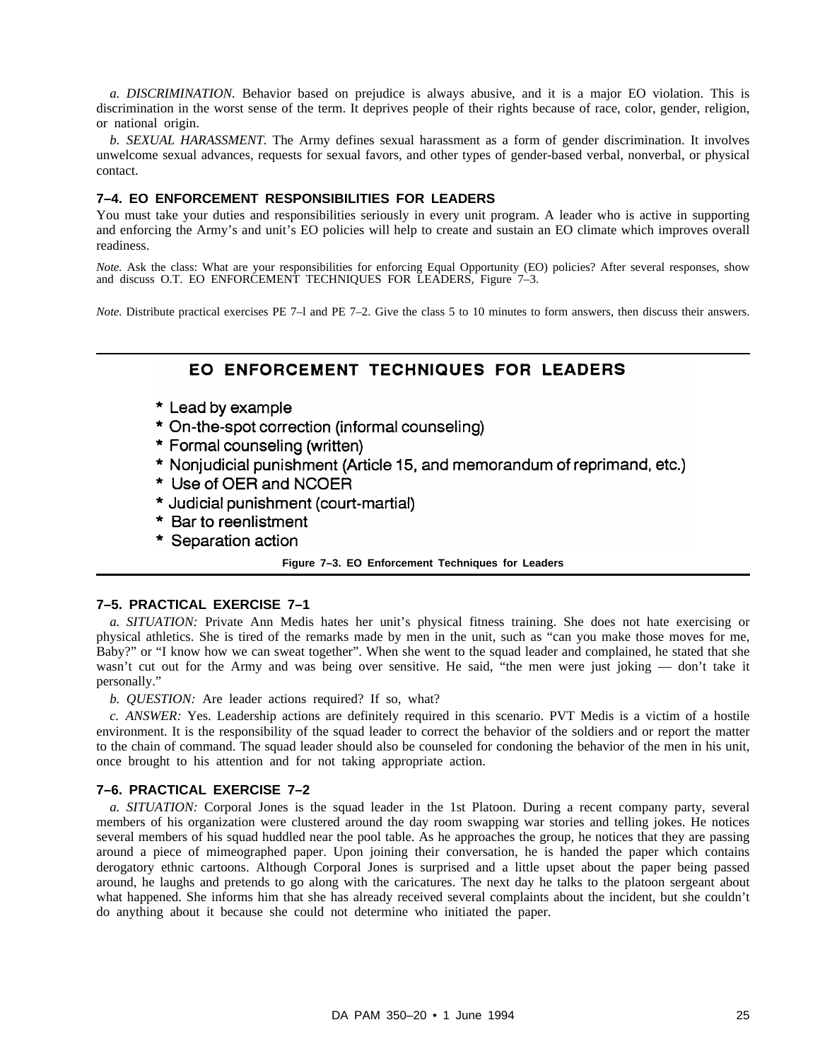*a. DISCRIMINATION.* Behavior based on prejudice is always abusive, and it is a major EO violation. This is discrimination in the worst sense of the term. It deprives people of their rights because of race, color, gender, religion, or national origin.

*b. SEXUAL HARASSMENT.* The Army defines sexual harassment as a form of gender discrimination. It involves unwelcome sexual advances, requests for sexual favors, and other types of gender-based verbal, nonverbal, or physical contact.

### 7–4. EO ENFORCEMENT RESPONSIBILITIES FOR LEADERS

You must take your duties and responsibilities seriously in every unit program. A leader who is active in supporting and enforcing the Army's and unit's EO policies will help to create and sustain an EO climate which improves overall readiness.

*Note.* Ask the class: What are your responsibilities for enforcing Equal Opportunity (EO) policies? After several responses, show and discuss O.T. EO ENFORCEMENT TECHNIQUES FOR LEADERS, Figure 7–3.

*Note.* Distribute practical exercises PE 7–l and PE 7–2. Give the class 5 to 10 minutes to form answers, then discuss their answers.

---

**EO ENFORCEMENT TECHNIQUES FOR LEADERS**

* Lead by example
* On-the-spot correction (informal counseling)
* Formal counseling (written)
* Nonjudicial punishment (Article 15, and memorandum of reprimand, etc.)
* Use of OER and NCOER
* Judicial punishment (court-martial)
* Bar to reenlistment
* Separation action

**Figure 7–3. EO Enforcement Techniques for Leaders**

---

### 7–5. PRACTICAL EXERCISE 7–1

*a. SITUATION:* Private Ann Medis hates her unit's physical fitness training. She does not hate exercising or physical athletics. She is tired of the remarks made by men in the unit, such as "can you make those moves for me, Baby?" or "I know how we can sweat together". When she went to the squad leader and complained, he stated that she wasn't cut out for the Army and was being over sensitive. He said, "the men were just joking — don't take it personally."

*b. QUESTION:* Are leader actions required? If so, what?

*c. ANSWER:* Yes. Leadership actions are definitely required in this scenario. PVT Medis is a victim of a hostile environment. It is the responsibility of the squad leader to correct the behavior of the soldiers and or report the matter to the chain of command. The squad leader should also be counseled for condoning the behavior of the men in his unit, once brought to his attention and for not taking appropriate action.

### 7–6. PRACTICAL EXERCISE 7–2

*a. SITUATION:* Corporal Jones is the squad leader in the 1st Platoon. During a recent company party, several members of his organization were clustered around the day room swapping war stories and telling jokes. He notices several members of his squad huddled near the pool table. As he approaches the group, he notices that they are passing around a piece of mimeographed paper. Upon joining their conversation, he is handed the paper which contains derogatory ethnic cartoons. Although Corporal Jones is surprised and a little upset about the paper being passed around, he laughs and pretends to go along with the caricatures. The next day he talks to the platoon sergeant about what happened. She informs him that she has already received several complaints about the incident, but she couldn't do anything about it because she could not determine who initiated the paper.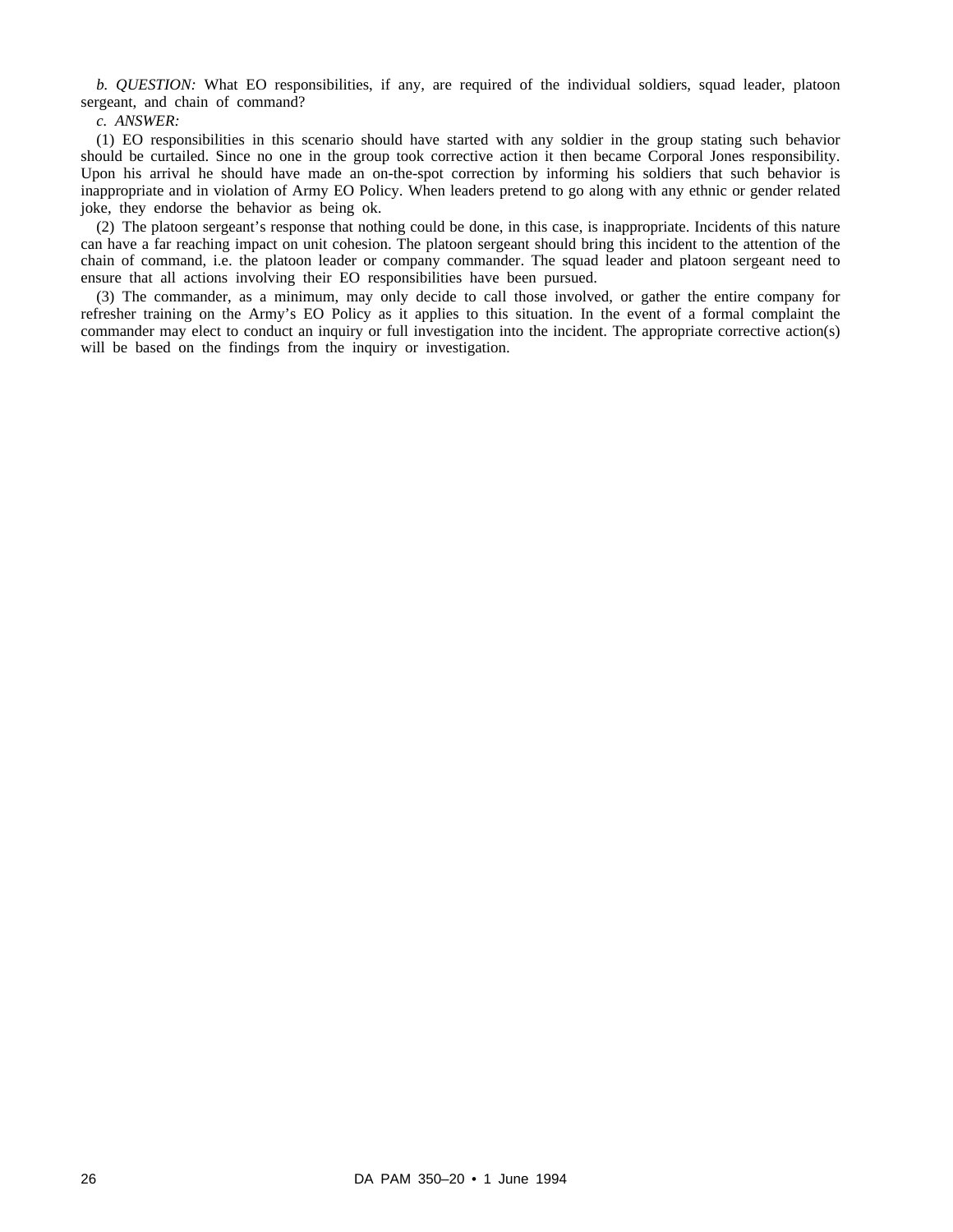*b. QUESTION:* What EO responsibilities, if any, are required of the individual soldiers, squad leader, platoon sergeant, and chain of command?

*c. ANSWER:*

(1) EO responsibilities in this scenario should have started with any soldier in the group stating such behavior should be curtailed. Since no one in the group took corrective action it then became Corporal Jones responsibility. Upon his arrival he should have made an on-the-spot correction by informing his soldiers that such behavior is inappropriate and in violation of Army EO Policy. When leaders pretend to go along with any ethnic or gender related joke, they endorse the behavior as being ok.

(2) The platoon sergeant's response that nothing could be done, in this case, is inappropriate. Incidents of this nature can have a far reaching impact on unit cohesion. The platoon sergeant should bring this incident to the attention of the chain of command, i.e. the platoon leader or company commander. The squad leader and platoon sergeant need to ensure that all actions involving their EO responsibilities have been pursued.

(3) The commander, as a minimum, may only decide to call those involved, or gather the entire company for refresher training on the Army's EO Policy as it applies to this situation. In the event of a formal complaint the commander may elect to conduct an inquiry or full investigation into the incident. The appropriate corrective action(s) will be based on the findings from the inquiry or investigation.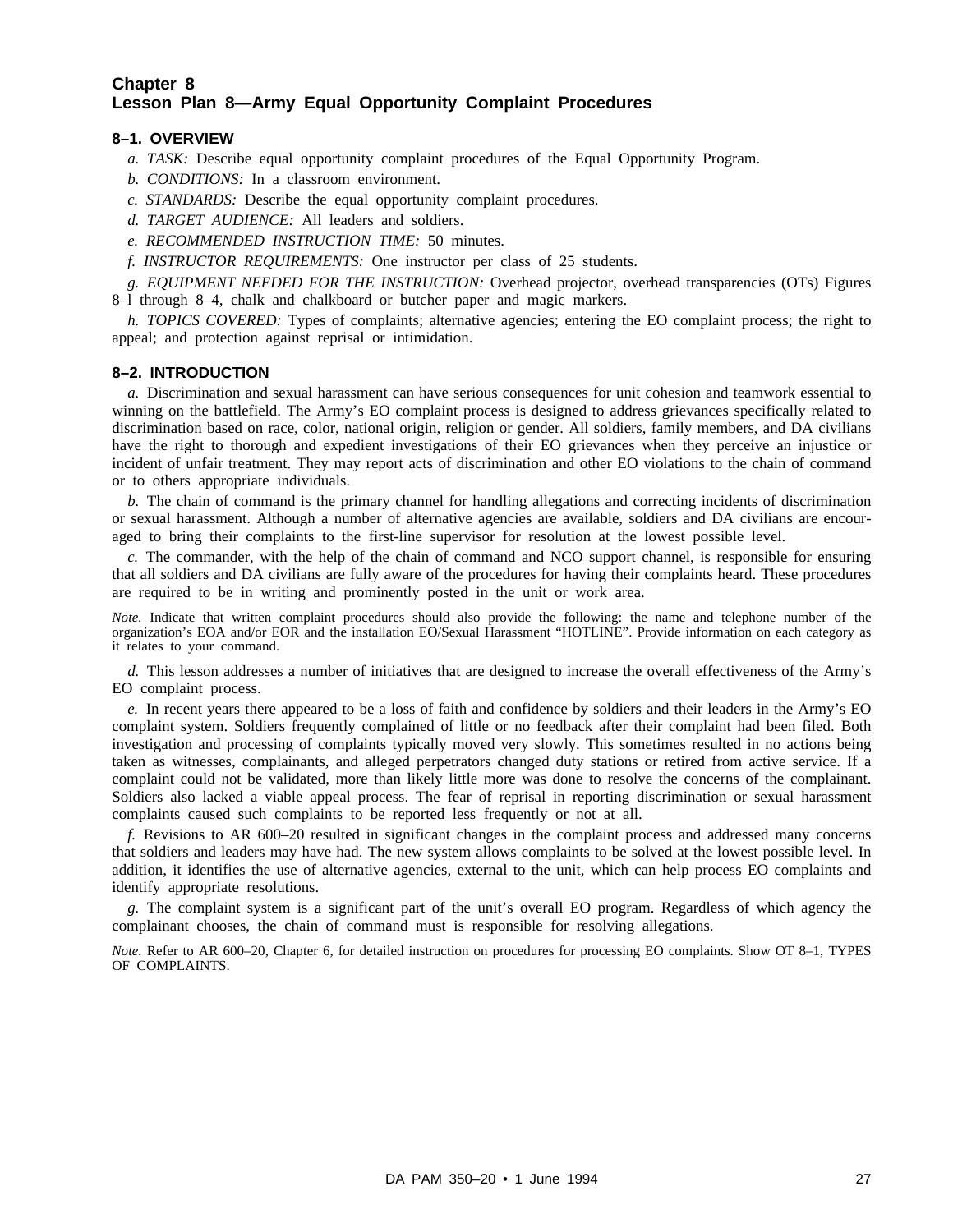# Chapter 8
# Lesson Plan 8—Army Equal Opportunity Complaint Procedures

## 8–1. OVERVIEW

*a. TASK:* Describe equal opportunity complaint procedures of the Equal Opportunity Program.

*b. CONDITIONS:* In a classroom environment.

*c. STANDARDS:* Describe the equal opportunity complaint procedures.

*d. TARGET AUDIENCE:* All leaders and soldiers.

*e. RECOMMENDED INSTRUCTION TIME:* 50 minutes.

*f. INSTRUCTOR REQUIREMENTS:* One instructor per class of 25 students.

*g. EQUIPMENT NEEDED FOR THE INSTRUCTION:* Overhead projector, overhead transparencies (OTs) Figures 8–l through 8–4, chalk and chalkboard or butcher paper and magic markers.

*h. TOPICS COVERED:* Types of complaints; alternative agencies; entering the EO complaint process; the right to appeal; and protection against reprisal or intimidation.

## 8–2. INTRODUCTION

*a.* Discrimination and sexual harassment can have serious consequences for unit cohesion and teamwork essential to winning on the battlefield. The Army's EO complaint process is designed to address grievances specifically related to discrimination based on race, color, national origin, religion or gender. All soldiers, family members, and DA civilians have the right to thorough and expedient investigations of their EO grievances when they perceive an injustice or incident of unfair treatment. They may report acts of discrimination and other EO violations to the chain of command or to others appropriate individuals.

*b.* The chain of command is the primary channel for handling allegations and correcting incidents of discrimination or sexual harassment. Although a number of alternative agencies are available, soldiers and DA civilians are encouraged to bring their complaints to the first-line supervisor for resolution at the lowest possible level.

*c.* The commander, with the help of the chain of command and NCO support channel, is responsible for ensuring that all soldiers and DA civilians are fully aware of the procedures for having their complaints heard. These procedures are required to be in writing and prominently posted in the unit or work area.

*Note.* Indicate that written complaint procedures should also provide the following: the name and telephone number of the organization's EOA and/or EOR and the installation EO/Sexual Harassment "HOTLINE". Provide information on each category as it relates to your command.

*d.* This lesson addresses a number of initiatives that are designed to increase the overall effectiveness of the Army's EO complaint process.

*e.* In recent years there appeared to be a loss of faith and confidence by soldiers and their leaders in the Army's EO complaint system. Soldiers frequently complained of little or no feedback after their complaint had been filed. Both investigation and processing of complaints typically moved very slowly. This sometimes resulted in no actions being taken as witnesses, complainants, and alleged perpetrators changed duty stations or retired from active service. If a complaint could not be validated, more than likely little more was done to resolve the concerns of the complainant. Soldiers also lacked a viable appeal process. The fear of reprisal in reporting discrimination or sexual harassment complaints caused such complaints to be reported less frequently or not at all.

*f.* Revisions to AR 600–20 resulted in significant changes in the complaint process and addressed many concerns that soldiers and leaders may have had. The new system allows complaints to be solved at the lowest possible level. In addition, it identifies the use of alternative agencies, external to the unit, which can help process EO complaints and identify appropriate resolutions.

*g.* The complaint system is a significant part of the unit's overall EO program. Regardless of which agency the complainant chooses, the chain of command must is responsible for resolving allegations.

*Note.* Refer to AR 600–20, Chapter 6, for detailed instruction on procedures for processing EO complaints. Show OT 8–1, TYPES OF COMPLAINTS.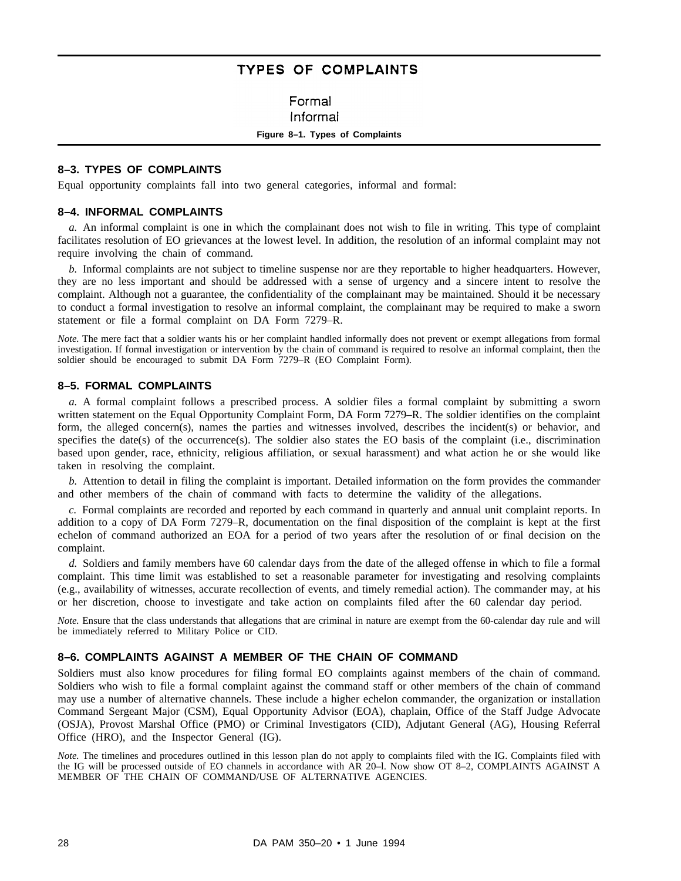## TYPES OF COMPLAINTS

Formal
Informal

**Figure 8–1. Types of Complaints**

### 8–3. TYPES OF COMPLAINTS

Equal opportunity complaints fall into two general categories, informal and formal:

### 8–4. INFORMAL COMPLAINTS

*a.* An informal complaint is one in which the complainant does not wish to file in writing. This type of complaint facilitates resolution of EO grievances at the lowest level. In addition, the resolution of an informal complaint may not require involving the chain of command.

*b.* Informal complaints are not subject to timeline suspense nor are they reportable to higher headquarters. However, they are no less important and should be addressed with a sense of urgency and a sincere intent to resolve the complaint. Although not a guarantee, the confidentiality of the complainant may be maintained. Should it be necessary to conduct a formal investigation to resolve an informal complaint, the complainant may be required to make a sworn statement or file a formal complaint on DA Form 7279–R.

*Note.* The mere fact that a soldier wants his or her complaint handled informally does not prevent or exempt allegations from formal investigation. If formal investigation or intervention by the chain of command is required to resolve an informal complaint, then the soldier should be encouraged to submit DA Form 7279–R (EO Complaint Form).

### 8–5. FORMAL COMPLAINTS

*a.* A formal complaint follows a prescribed process. A soldier files a formal complaint by submitting a sworn written statement on the Equal Opportunity Complaint Form, DA Form 7279–R. The soldier identifies on the complaint form, the alleged concern(s), names the parties and witnesses involved, describes the incident(s) or behavior, and specifies the date(s) of the occurrence(s). The soldier also states the EO basis of the complaint (i.e., discrimination based upon gender, race, ethnicity, religious affiliation, or sexual harassment) and what action he or she would like taken in resolving the complaint.

*b.* Attention to detail in filing the complaint is important. Detailed information on the form provides the commander and other members of the chain of command with facts to determine the validity of the allegations.

*c.* Formal complaints are recorded and reported by each command in quarterly and annual unit complaint reports. In addition to a copy of DA Form 7279–R, documentation on the final disposition of the complaint is kept at the first echelon of command authorized an EOA for a period of two years after the resolution of or final decision on the complaint.

*d.* Soldiers and family members have 60 calendar days from the date of the alleged offense in which to file a formal complaint. This time limit was established to set a reasonable parameter for investigating and resolving complaints (e.g., availability of witnesses, accurate recollection of events, and timely remedial action). The commander may, at his or her discretion, choose to investigate and take action on complaints filed after the 60 calendar day period.

*Note.* Ensure that the class understands that allegations that are criminal in nature are exempt from the 60-calendar day rule and will be immediately referred to Military Police or CID.

### 8–6. COMPLAINTS AGAINST A MEMBER OF THE CHAIN OF COMMAND

Soldiers must also know procedures for filing formal EO complaints against members of the chain of command. Soldiers who wish to file a formal complaint against the command staff or other members of the chain of command may use a number of alternative channels. These include a higher echelon commander, the organization or installation Command Sergeant Major (CSM), Equal Opportunity Advisor (EOA), chaplain, Office of the Staff Judge Advocate (OSJA), Provost Marshal Office (PMO) or Criminal Investigators (CID), Adjutant General (AG), Housing Referral Office (HRO), and the Inspector General (IG).

*Note.* The timelines and procedures outlined in this lesson plan do not apply to complaints filed with the IG. Complaints filed with the IG will be processed outside of EO channels in accordance with AR 20–l. Now show OT 8–2, COMPLAINTS AGAINST A MEMBER OF THE CHAIN OF COMMAND/USE OF ALTERNATIVE AGENCIES.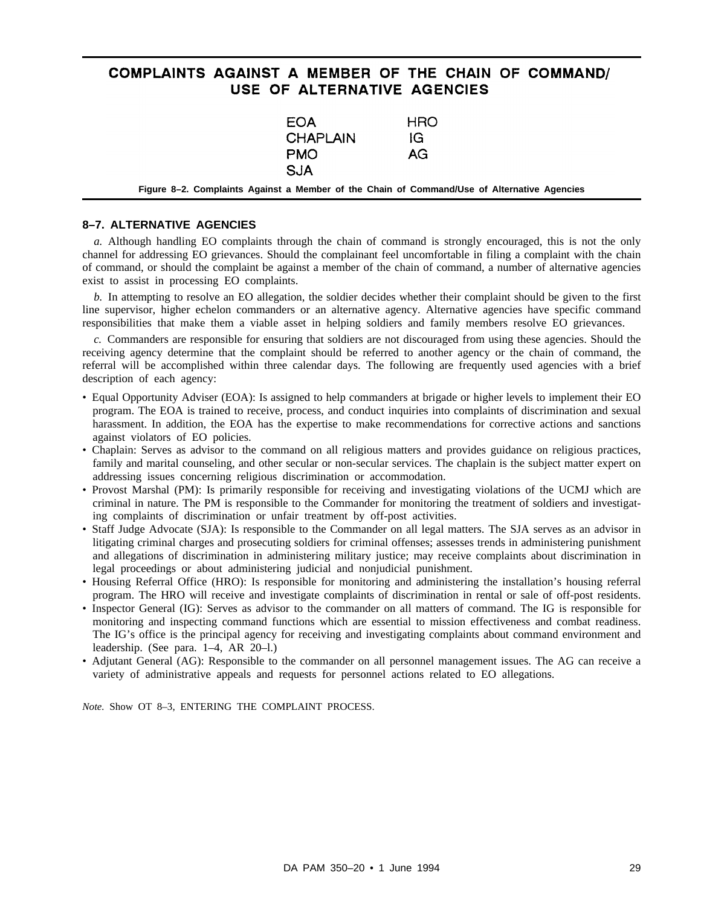## COMPLAINTS AGAINST A MEMBER OF THE CHAIN OF COMMAND/ USE OF ALTERNATIVE AGENCIES

| | |
|---|---|
| EOA | HRO |
| CHAPLAIN | IG |
| PMO | AG |
| SJA | |

**Figure 8–2. Complaints Against a Member of the Chain of Command/Use of Alternative Agencies**

### 8–7. ALTERNATIVE AGENCIES

*a.* Although handling EO complaints through the chain of command is strongly encouraged, this is not the only channel for addressing EO grievances. Should the complainant feel uncomfortable in filing a complaint with the chain of command, or should the complaint be against a member of the chain of command, a number of alternative agencies exist to assist in processing EO complaints.

*b.* In attempting to resolve an EO allegation, the soldier decides whether their complaint should be given to the first line supervisor, higher echelon commanders or an alternative agency. Alternative agencies have specific command responsibilities that make them a viable asset in helping soldiers and family members resolve EO grievances.

*c.* Commanders are responsible for ensuring that soldiers are not discouraged from using these agencies. Should the receiving agency determine that the complaint should be referred to another agency or the chain of command, the referral will be accomplished within three calendar days. The following are frequently used agencies with a brief description of each agency:

- Equal Opportunity Adviser (EOA): Is assigned to help commanders at brigade or higher levels to implement their EO program. The EOA is trained to receive, process, and conduct inquiries into complaints of discrimination and sexual harassment. In addition, the EOA has the expertise to make recommendations for corrective actions and sanctions against violators of EO policies.
- Chaplain: Serves as advisor to the command on all religious matters and provides guidance on religious practices, family and marital counseling, and other secular or non-secular services. The chaplain is the subject matter expert on addressing issues concerning religious discrimination or accommodation.
- Provost Marshal (PM): Is primarily responsible for receiving and investigating violations of the UCMJ which are criminal in nature. The PM is responsible to the Commander for monitoring the treatment of soldiers and investigating complaints of discrimination or unfair treatment by off-post activities.
- Staff Judge Advocate (SJA): Is responsible to the Commander on all legal matters. The SJA serves as an advisor in litigating criminal charges and prosecuting soldiers for criminal offenses; assesses trends in administering punishment and allegations of discrimination in administering military justice; may receive complaints about discrimination in legal proceedings or about administering judicial and nonjudicial punishment.
- Housing Referral Office (HRO): Is responsible for monitoring and administering the installation's housing referral program. The HRO will receive and investigate complaints of discrimination in rental or sale of off-post residents.
- Inspector General (IG): Serves as advisor to the commander on all matters of command. The IG is responsible for monitoring and inspecting command functions which are essential to mission effectiveness and combat readiness. The IG's office is the principal agency for receiving and investigating complaints about command environment and leadership. (See para. 1–4, AR 20–l.)
- Adjutant General (AG): Responsible to the commander on all personnel management issues. The AG can receive a variety of administrative appeals and requests for personnel actions related to EO allegations.

*Note.* Show OT 8–3, ENTERING THE COMPLAINT PROCESS.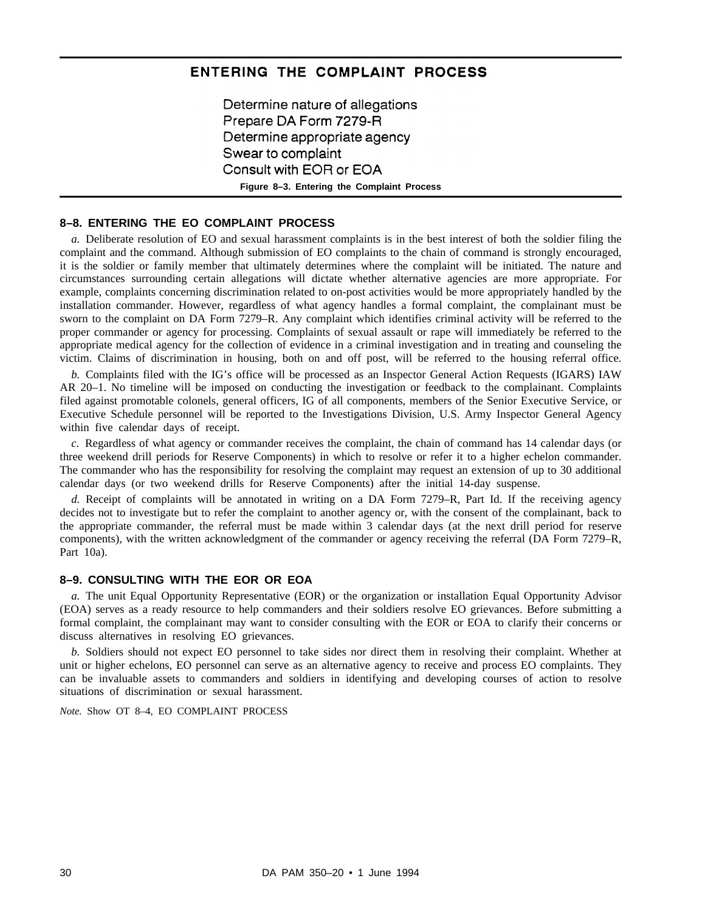## ENTERING THE COMPLAINT PROCESS

Determine nature of allegations
Prepare DA Form 7279-R
Determine appropriate agency
Swear to complaint
Consult with EOR or EOA

**Figure 8–3. Entering the Complaint Process**

### 8–8. ENTERING THE EO COMPLAINT PROCESS

*a.* Deliberate resolution of EO and sexual harassment complaints is in the best interest of both the soldier filing the complaint and the command. Although submission of EO complaints to the chain of command is strongly encouraged, it is the soldier or family member that ultimately determines where the complaint will be initiated. The nature and circumstances surrounding certain allegations will dictate whether alternative agencies are more appropriate. For example, complaints concerning discrimination related to on-post activities would be more appropriately handled by the installation commander. However, regardless of what agency handles a formal complaint, the complainant must be sworn to the complaint on DA Form 7279–R. Any complaint which identifies criminal activity will be referred to the proper commander or agency for processing. Complaints of sexual assault or rape will immediately be referred to the appropriate medical agency for the collection of evidence in a criminal investigation and in treating and counseling the victim. Claims of discrimination in housing, both on and off post, will be referred to the housing referral office.

*b.* Complaints filed with the IG's office will be processed as an Inspector General Action Requests (IGARS) IAW AR 20–1. No timeline will be imposed on conducting the investigation or feedback to the complainant. Complaints filed against promotable colonels, general officers, IG of all components, members of the Senior Executive Service, or Executive Schedule personnel will be reported to the Investigations Division, U.S. Army Inspector General Agency within five calendar days of receipt.

*c.* Regardless of what agency or commander receives the complaint, the chain of command has 14 calendar days (or three weekend drill periods for Reserve Components) in which to resolve or refer it to a higher echelon commander. The commander who has the responsibility for resolving the complaint may request an extension of up to 30 additional calendar days (or two weekend drills for Reserve Components) after the initial 14-day suspense.

*d.* Receipt of complaints will be annotated in writing on a DA Form 7279–R, Part Id. If the receiving agency decides not to investigate but to refer the complaint to another agency or, with the consent of the complainant, back to the appropriate commander, the referral must be made within 3 calendar days (at the next drill period for reserve components), with the written acknowledgment of the commander or agency receiving the referral (DA Form 7279–R, Part 10a).

### 8–9. CONSULTING WITH THE EOR OR EOA

*a.* The unit Equal Opportunity Representative (EOR) or the organization or installation Equal Opportunity Advisor (EOA) serves as a ready resource to help commanders and their soldiers resolve EO grievances. Before submitting a formal complaint, the complainant may want to consider consulting with the EOR or EOA to clarify their concerns or discuss alternatives in resolving EO grievances.

*b.* Soldiers should not expect EO personnel to take sides nor direct them in resolving their complaint. Whether at unit or higher echelons, EO personnel can serve as an alternative agency to receive and process EO complaints. They can be invaluable assets to commanders and soldiers in identifying and developing courses of action to resolve situations of discrimination or sexual harassment.

*Note.* Show OT 8–4, EO COMPLAINT PROCESS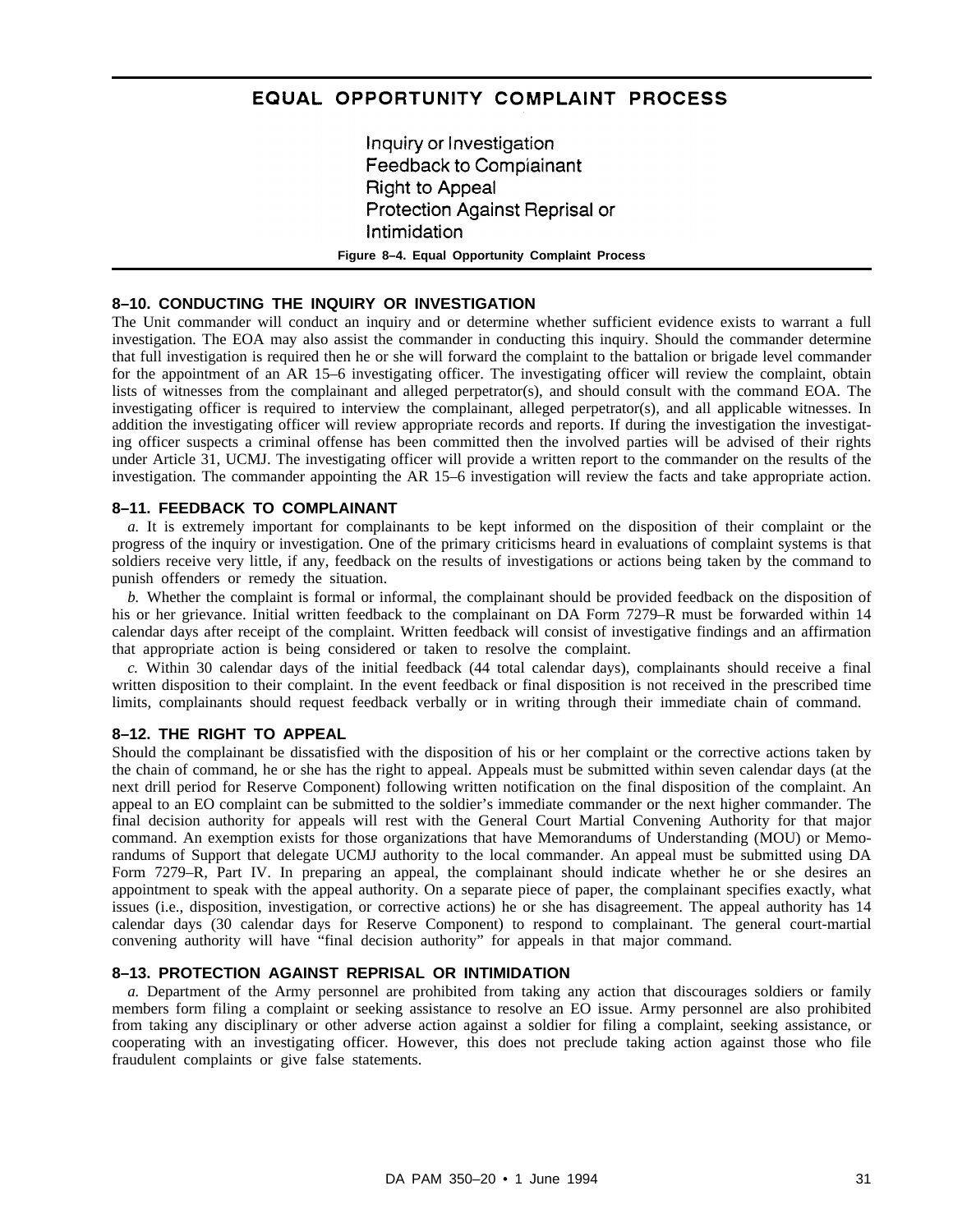**EQUAL OPPORTUNITY COMPLAINT PROCESS**

Inquiry or Investigation
Feedback to Complainant
Right to Appeal
Protection Against Reprisal or Intimidation

**Figure 8–4. Equal Opportunity Complaint Process**

### 8–10. CONDUCTING THE INQUIRY OR INVESTIGATION

The Unit commander will conduct an inquiry and or determine whether sufficient evidence exists to warrant a full investigation. The EOA may also assist the commander in conducting this inquiry. Should the commander determine that full investigation is required then he or she will forward the complaint to the battalion or brigade level commander for the appointment of an AR 15–6 investigating officer. The investigating officer will review the complaint, obtain lists of witnesses from the complainant and alleged perpetrator(s), and should consult with the command EOA. The investigating officer is required to interview the complainant, alleged perpetrator(s), and all applicable witnesses. In addition the investigating officer will review appropriate records and reports. If during the investigation the investigating officer suspects a criminal offense has been committed then the involved parties will be advised of their rights under Article 31, UCMJ. The investigating officer will provide a written report to the commander on the results of the investigation. The commander appointing the AR 15–6 investigation will review the facts and take appropriate action.

### 8–11. FEEDBACK TO COMPLAINANT

*a.* It is extremely important for complainants to be kept informed on the disposition of their complaint or the progress of the inquiry or investigation. One of the primary criticisms heard in evaluations of complaint systems is that soldiers receive very little, if any, feedback on the results of investigations or actions being taken by the command to punish offenders or remedy the situation.

*b.* Whether the complaint is formal or informal, the complainant should be provided feedback on the disposition of his or her grievance. Initial written feedback to the complainant on DA Form 7279–R must be forwarded within 14 calendar days after receipt of the complaint. Written feedback will consist of investigative findings and an affirmation that appropriate action is being considered or taken to resolve the complaint.

*c.* Within 30 calendar days of the initial feedback (44 total calendar days), complainants should receive a final written disposition to their complaint. In the event feedback or final disposition is not received in the prescribed time limits, complainants should request feedback verbally or in writing through their immediate chain of command.

### 8–12. THE RIGHT TO APPEAL

Should the complainant be dissatisfied with the disposition of his or her complaint or the corrective actions taken by the chain of command, he or she has the right to appeal. Appeals must be submitted within seven calendar days (at the next drill period for Reserve Component) following written notification on the final disposition of the complaint. An appeal to an EO complaint can be submitted to the soldier's immediate commander or the next higher commander. The final decision authority for appeals will rest with the General Court Martial Convening Authority for that major command. An exemption exists for those organizations that have Memorandums of Understanding (MOU) or Memorandums of Support that delegate UCMJ authority to the local commander. An appeal must be submitted using DA Form 7279–R, Part IV. In preparing an appeal, the complainant should indicate whether he or she desires an appointment to speak with the appeal authority. On a separate piece of paper, the complainant specifies exactly, what issues (i.e., disposition, investigation, or corrective actions) he or she has disagreement. The appeal authority has 14 calendar days (30 calendar days for Reserve Component) to respond to complainant. The general court-martial convening authority will have "final decision authority" for appeals in that major command.

### 8–13. PROTECTION AGAINST REPRISAL OR INTIMIDATION

*a.* Department of the Army personnel are prohibited from taking any action that discourages soldiers or family members form filing a complaint or seeking assistance to resolve an EO issue. Army personnel are also prohibited from taking any disciplinary or other adverse action against a soldier for filing a complaint, seeking assistance, or cooperating with an investigating officer. However, this does not preclude taking action against those who file fraudulent complaints or give false statements.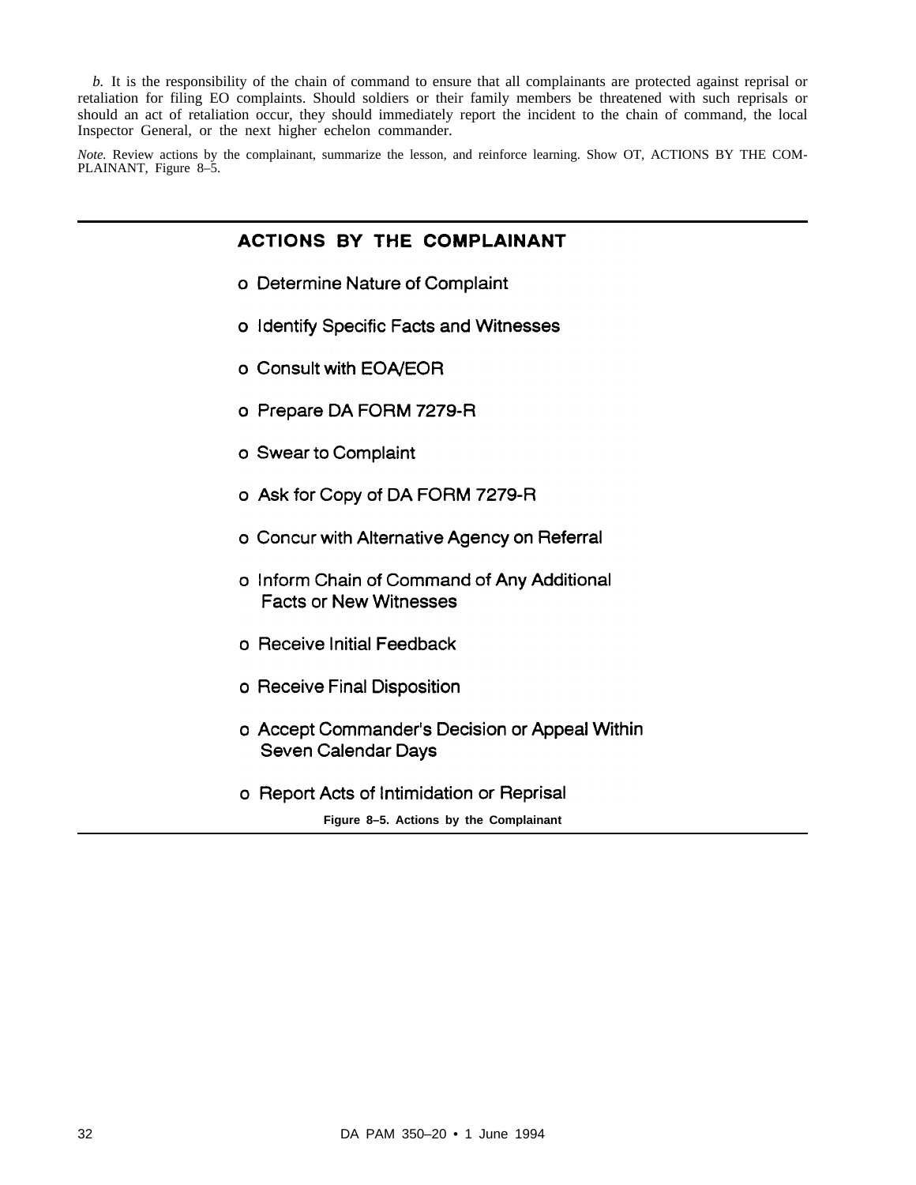*b.* It is the responsibility of the chain of command to ensure that all complainants are protected against reprisal or retaliation for filing EO complaints. Should soldiers or their family members be threatened with such reprisals or should an act of retaliation occur, they should immediately report the incident to the chain of command, the local Inspector General, or the next higher echelon commander.

*Note.* Review actions by the complainant, summarize the lesson, and reinforce learning. Show OT, ACTIONS BY THE COMPLAINANT, Figure 8–5.

---

**ACTIONS BY THE COMPLAINANT**

- o Determine Nature of Complaint
- o Identify Specific Facts and Witnesses
- o Consult with EOA/EOR
- o Prepare DA FORM 7279-R
- o Swear to Complaint
- o Ask for Copy of DA FORM 7279-R
- o Concur with Alternative Agency on Referral
- o Inform Chain of Command of Any Additional Facts or New Witnesses
- o Receive Initial Feedback
- o Receive Final Disposition
- o Accept Commander's Decision or Appeal Within Seven Calendar Days
- o Report Acts of Intimidation or Reprisal

**Figure 8–5. Actions by the Complainant**

---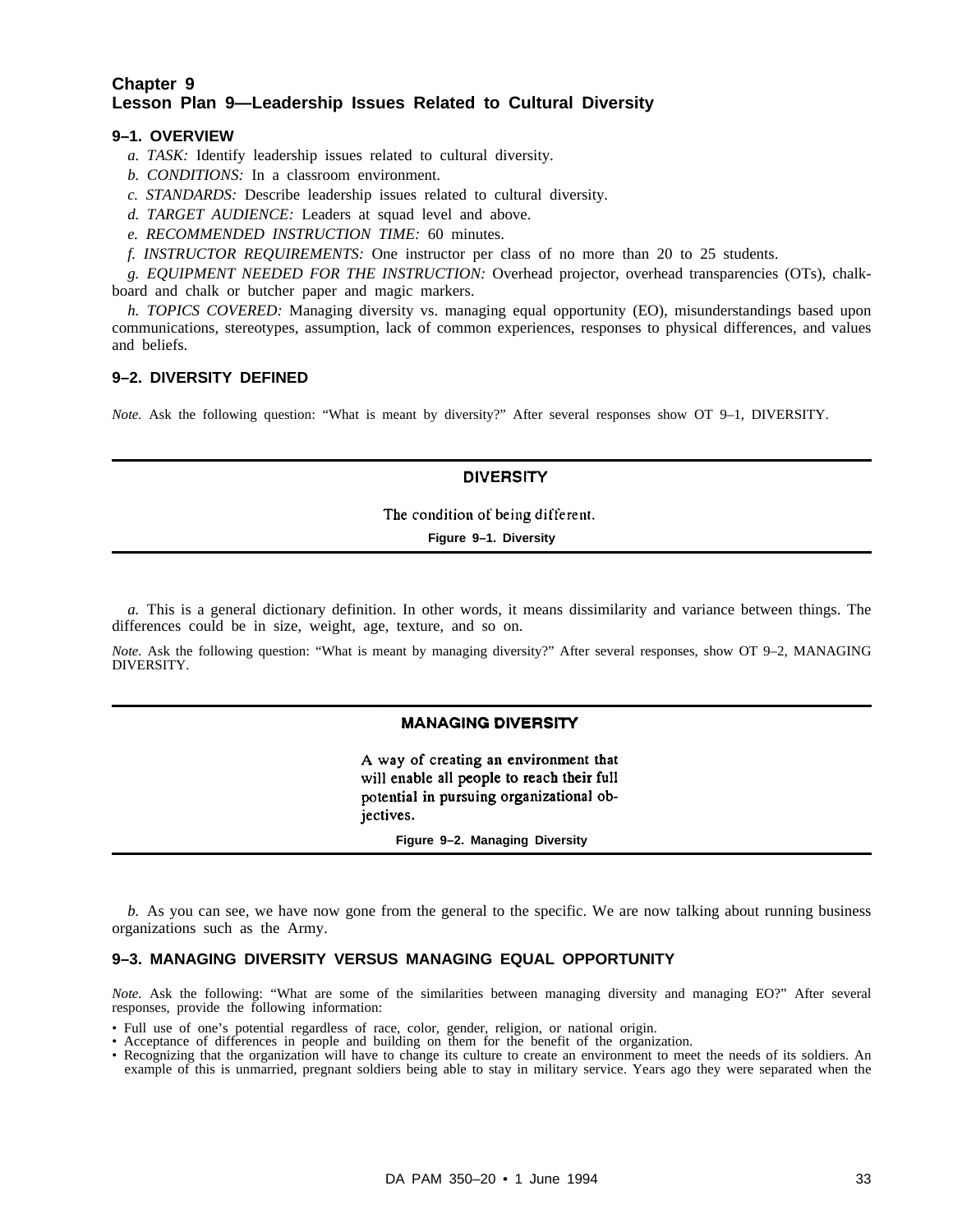# Chapter 9
## Lesson Plan 9—Leadership Issues Related to Cultural Diversity

### 9–1. OVERVIEW

*a. TASK:* Identify leadership issues related to cultural diversity.

*b. CONDITIONS:* In a classroom environment.

*c. STANDARDS:* Describe leadership issues related to cultural diversity.

*d. TARGET AUDIENCE:* Leaders at squad level and above.

*e. RECOMMENDED INSTRUCTION TIME:* 60 minutes.

*f. INSTRUCTOR REQUIREMENTS:* One instructor per class of no more than 20 to 25 students.

*g. EQUIPMENT NEEDED FOR THE INSTRUCTION:* Overhead projector, overhead transparencies (OTs), chalkboard and chalk or butcher paper and magic markers.

*h. TOPICS COVERED:* Managing diversity vs. managing equal opportunity (EO), misunderstandings based upon communications, stereotypes, assumption, lack of common experiences, responses to physical differences, and values and beliefs.

### 9–2. DIVERSITY DEFINED

*Note.* Ask the following question: "What is meant by diversity?" After several responses show OT 9–1, DIVERSITY.

**DIVERSITY**

The condition of being different.

**Figure 9–1. Diversity**

*a.* This is a general dictionary definition. In other words, it means dissimilarity and variance between things. The differences could be in size, weight, age, texture, and so on.

*Note.* Ask the following question: "What is meant by managing diversity?" After several responses, show OT 9–2, MANAGING DIVERSITY.

**MANAGING DIVERSITY**

A way of creating an environment that will enable all people to reach their full potential in pursuing organizational objectives.

**Figure 9–2. Managing Diversity**

*b.* As you can see, we have now gone from the general to the specific. We are now talking about running business organizations such as the Army.

### 9–3. MANAGING DIVERSITY VERSUS MANAGING EQUAL OPPORTUNITY

*Note.* Ask the following: "What are some of the similarities between managing diversity and managing EO?" After several responses, provide the following information:

- Full use of one's potential regardless of race, color, gender, religion, or national origin.
- Acceptance of differences in people and building on them for the benefit of the organization.
- Recognizing that the organization will have to change its culture to create an environment to meet the needs of its soldiers. An example of this is unmarried, pregnant soldiers being able to stay in military service. Years ago they were separated when the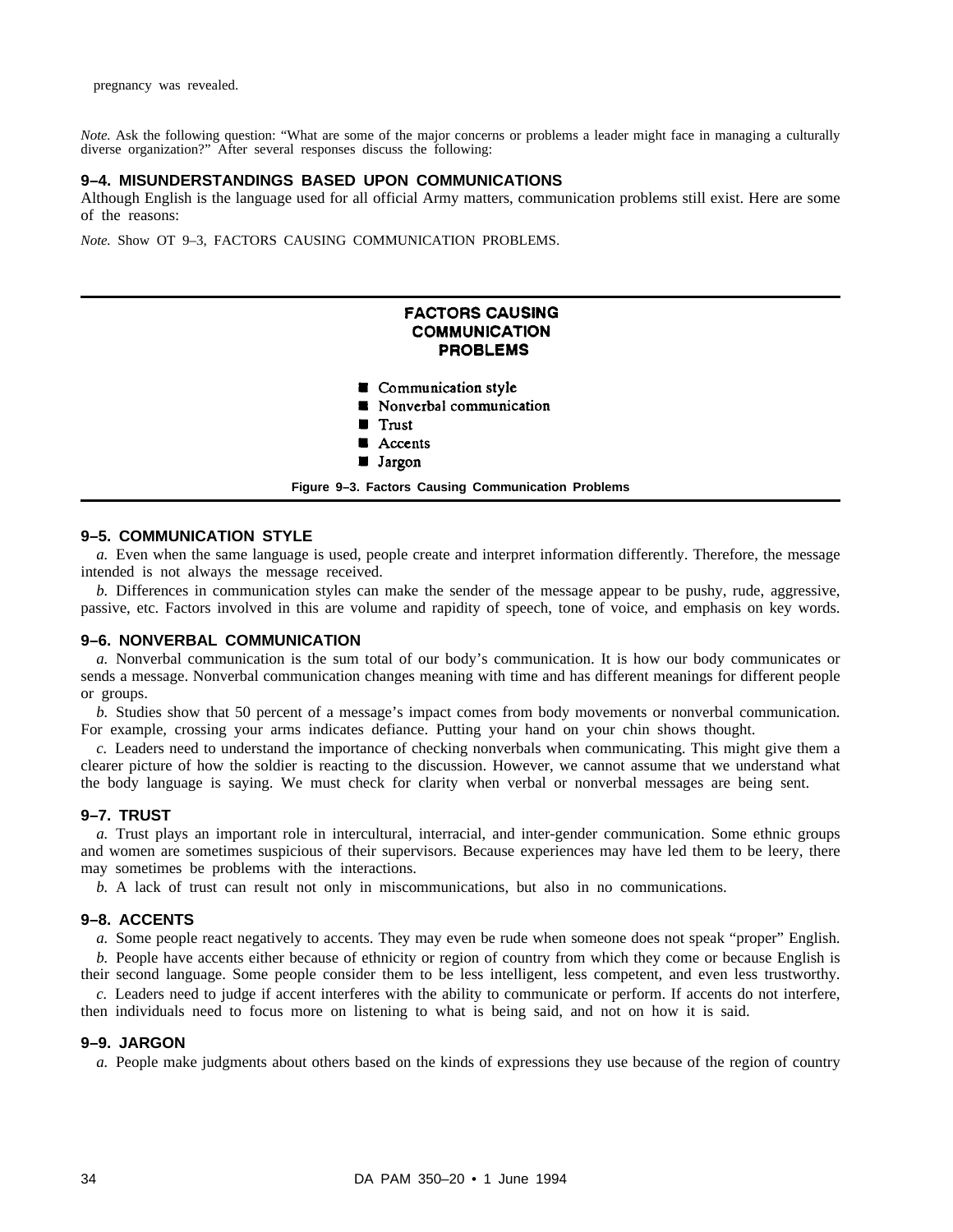pregnancy was revealed.

*Note.* Ask the following question: "What are some of the major concerns or problems a leader might face in managing a culturally diverse organization?" After several responses discuss the following:

### 9–4. MISUNDERSTANDINGS BASED UPON COMMUNICATIONS

Although English is the language used for all official Army matters, communication problems still exist. Here are some of the reasons:

*Note.* Show OT 9–3, FACTORS CAUSING COMMUNICATION PROBLEMS.

**FACTORS CAUSING COMMUNICATION PROBLEMS**

- Communication style
- Nonverbal communication
- Trust
- Accents
- Jargon

**Figure 9–3. Factors Causing Communication Problems**

### 9–5. COMMUNICATION STYLE

*a.* Even when the same language is used, people create and interpret information differently. Therefore, the message intended is not always the message received.

*b.* Differences in communication styles can make the sender of the message appear to be pushy, rude, aggressive, passive, etc. Factors involved in this are volume and rapidity of speech, tone of voice, and emphasis on key words.

### 9–6. NONVERBAL COMMUNICATION

*a.* Nonverbal communication is the sum total of our body's communication. It is how our body communicates or sends a message. Nonverbal communication changes meaning with time and has different meanings for different people or groups.

*b.* Studies show that 50 percent of a message's impact comes from body movements or nonverbal communication. For example, crossing your arms indicates defiance. Putting your hand on your chin shows thought.

*c.* Leaders need to understand the importance of checking nonverbals when communicating. This might give them a clearer picture of how the soldier is reacting to the discussion. However, we cannot assume that we understand what the body language is saying. We must check for clarity when verbal or nonverbal messages are being sent.

### 9–7. TRUST

*a.* Trust plays an important role in intercultural, interracial, and inter-gender communication. Some ethnic groups and women are sometimes suspicious of their supervisors. Because experiences may have led them to be leery, there may sometimes be problems with the interactions.

*b.* A lack of trust can result not only in miscommunications, but also in no communications.

### 9–8. ACCENTS

*a.* Some people react negatively to accents. They may even be rude when someone does not speak "proper" English.

*b.* People have accents either because of ethnicity or region of country from which they come or because English is their second language. Some people consider them to be less intelligent, less competent, and even less trustworthy.

*c.* Leaders need to judge if accent interferes with the ability to communicate or perform. If accents do not interfere, then individuals need to focus more on listening to what is being said, and not on how it is said.

### 9–9. JARGON

*a.* People make judgments about others based on the kinds of expressions they use because of the region of country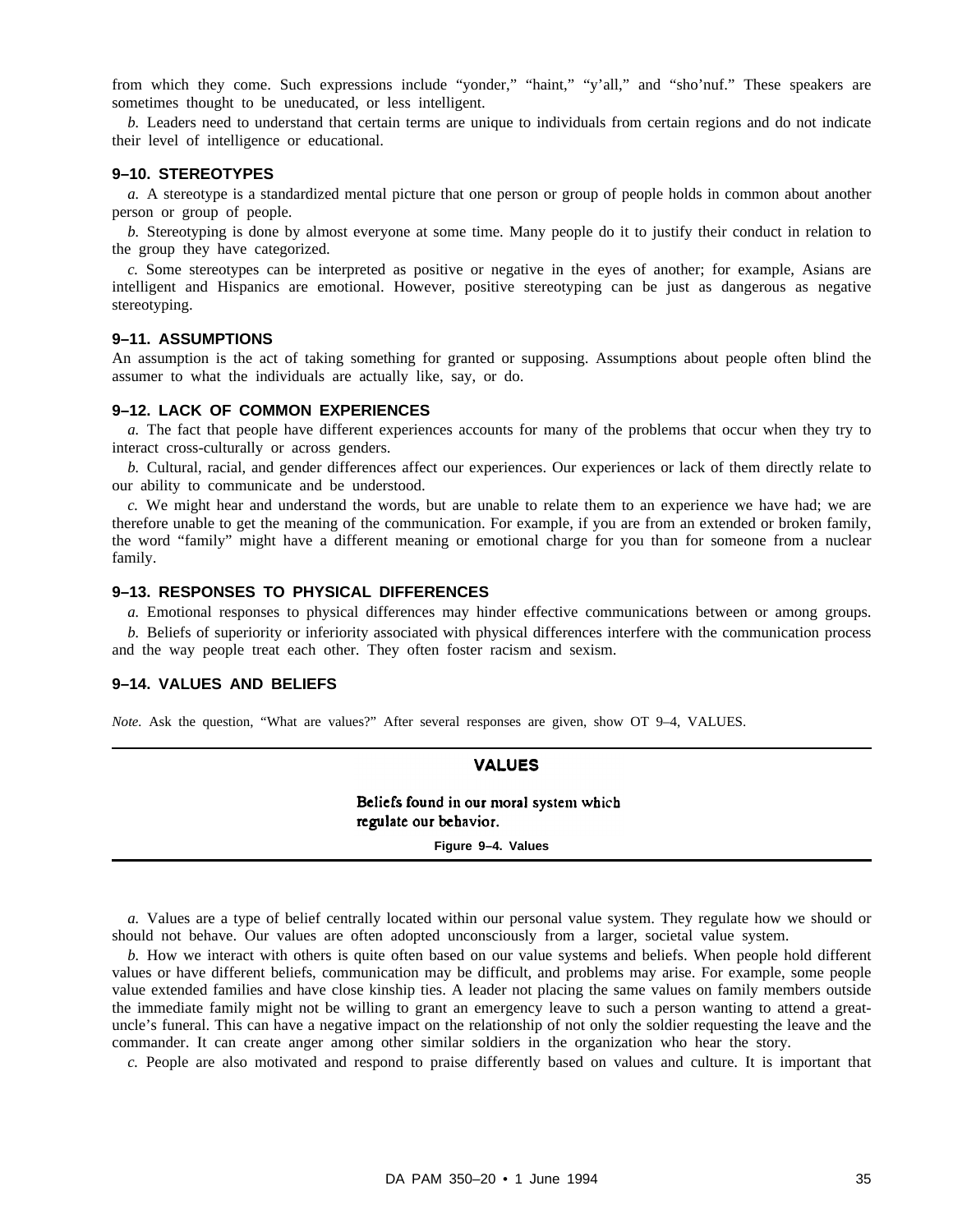from which they come. Such expressions include "yonder," "haint," "y'all," and "sho'nuf." These speakers are sometimes thought to be uneducated, or less intelligent.

*b.* Leaders need to understand that certain terms are unique to individuals from certain regions and do not indicate their level of intelligence or educational.

### 9–10. STEREOTYPES

*a.* A stereotype is a standardized mental picture that one person or group of people holds in common about another person or group of people.

*b.* Stereotyping is done by almost everyone at some time. Many people do it to justify their conduct in relation to the group they have categorized.

*c.* Some stereotypes can be interpreted as positive or negative in the eyes of another; for example, Asians are intelligent and Hispanics are emotional. However, positive stereotyping can be just as dangerous as negative stereotyping.

### 9–11. ASSUMPTIONS

An assumption is the act of taking something for granted or supposing. Assumptions about people often blind the assumer to what the individuals are actually like, say, or do.

### 9–12. LACK OF COMMON EXPERIENCES

*a.* The fact that people have different experiences accounts for many of the problems that occur when they try to interact cross-culturally or across genders.

*b.* Cultural, racial, and gender differences affect our experiences. Our experiences or lack of them directly relate to our ability to communicate and be understood.

*c.* We might hear and understand the words, but are unable to relate them to an experience we have had; we are therefore unable to get the meaning of the communication. For example, if you are from an extended or broken family, the word "family" might have a different meaning or emotional charge for you than for someone from a nuclear family.

### 9–13. RESPONSES TO PHYSICAL DIFFERENCES

*a.* Emotional responses to physical differences may hinder effective communications between or among groups.

*b.* Beliefs of superiority or inferiority associated with physical differences interfere with the communication process and the way people treat each other. They often foster racism and sexism.

### 9–14. VALUES AND BELIEFS

*Note.* Ask the question, "What are values?" After several responses are given, show OT 9–4, VALUES.

**VALUES**

Beliefs found in our moral system which regulate our behavior.

**Figure 9–4. Values**

*a.* Values are a type of belief centrally located within our personal value system. They regulate how we should or should not behave. Our values are often adopted unconsciously from a larger, societal value system.

*b.* How we interact with others is quite often based on our value systems and beliefs. When people hold different values or have different beliefs, communication may be difficult, and problems may arise. For example, some people value extended families and have close kinship ties. A leader not placing the same values on family members outside the immediate family might not be willing to grant an emergency leave to such a person wanting to attend a great-uncle's funeral. This can have a negative impact on the relationship of not only the soldier requesting the leave and the commander. It can create anger among other similar soldiers in the organization who hear the story.

*c.* People are also motivated and respond to praise differently based on values and culture. It is important that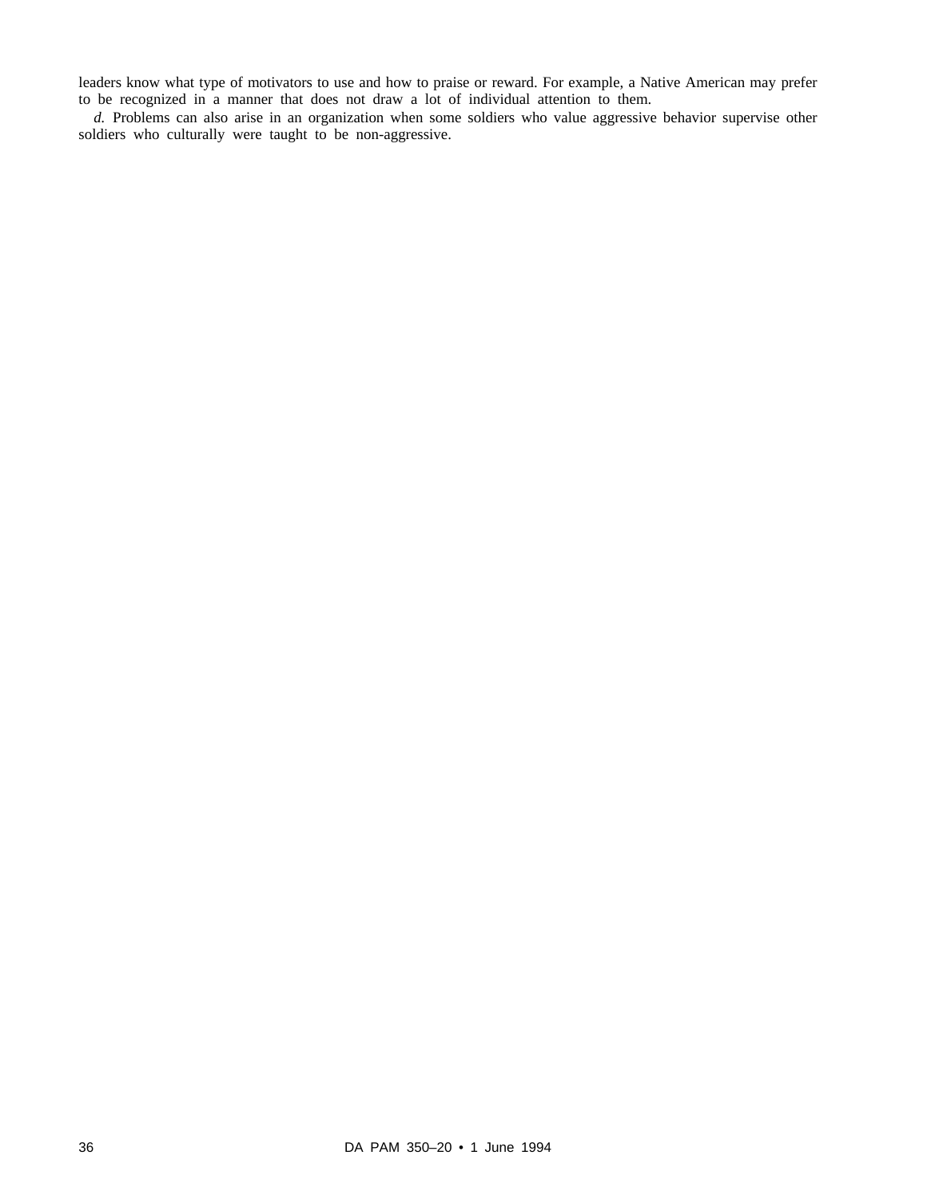leaders know what type of motivators to use and how to praise or reward. For example, a Native American may prefer to be recognized in a manner that does not draw a lot of individual attention to them.

*d.* Problems can also arise in an organization when some soldiers who value aggressive behavior supervise other soldiers who culturally were taught to be non-aggressive.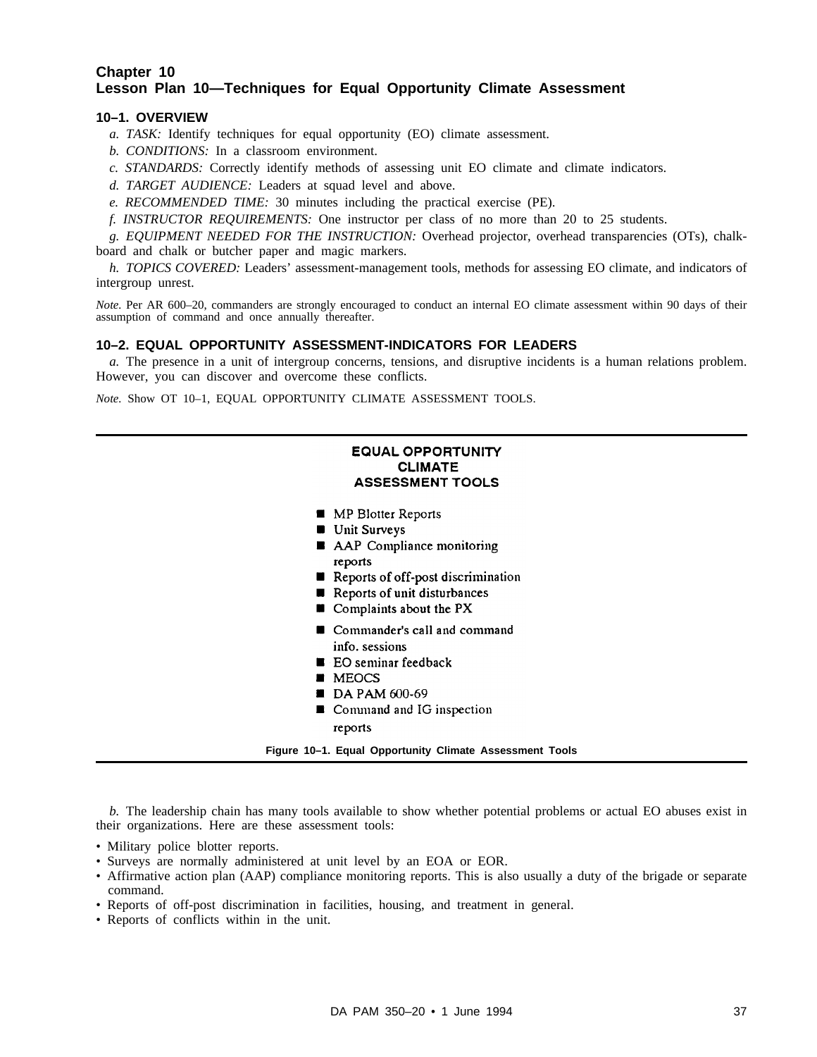# Chapter 10
# Lesson Plan 10—Techniques for Equal Opportunity Climate Assessment

## 10–1. OVERVIEW

*a. TASK:* Identify techniques for equal opportunity (EO) climate assessment.

*b. CONDITIONS:* In a classroom environment.

*c. STANDARDS:* Correctly identify methods of assessing unit EO climate and climate indicators.

*d. TARGET AUDIENCE:* Leaders at squad level and above.

*e. RECOMMENDED TIME:* 30 minutes including the practical exercise (PE).

*f. INSTRUCTOR REQUIREMENTS:* One instructor per class of no more than 20 to 25 students.

*g. EQUIPMENT NEEDED FOR THE INSTRUCTION:* Overhead projector, overhead transparencies (OTs), chalkboard and chalk or butcher paper and magic markers.

*h. TOPICS COVERED:* Leaders' assessment-management tools, methods for assessing EO climate, and indicators of intergroup unrest.

*Note.* Per AR 600–20, commanders are strongly encouraged to conduct an internal EO climate assessment within 90 days of their assumption of command and once annually thereafter.

## 10–2. EQUAL OPPORTUNITY ASSESSMENT-INDICATORS FOR LEADERS

*a.* The presence in a unit of intergroup concerns, tensions, and disruptive incidents is a human relations problem. However, you can discover and overcome these conflicts.

*Note.* Show OT 10–1, EQUAL OPPORTUNITY CLIMATE ASSESSMENT TOOLS.

**EQUAL OPPORTUNITY CLIMATE ASSESSMENT TOOLS**

- MP Blotter Reports
- Unit Surveys
- AAP Compliance monitoring reports
- Reports of off-post discrimination
- Reports of unit disturbances
- Complaints about the PX
- Commander's call and command info. sessions
- EO seminar feedback
- MEOCS
- DA PAM 600-69
- Command and IG inspection reports

**Figure 10–1. Equal Opportunity Climate Assessment Tools**

*b.* The leadership chain has many tools available to show whether potential problems or actual EO abuses exist in their organizations. Here are these assessment tools:

- Military police blotter reports.
- Surveys are normally administered at unit level by an EOA or EOR.
- Affirmative action plan (AAP) compliance monitoring reports. This is also usually a duty of the brigade or separate command.
- Reports of off-post discrimination in facilities, housing, and treatment in general.
- Reports of conflicts within in the unit.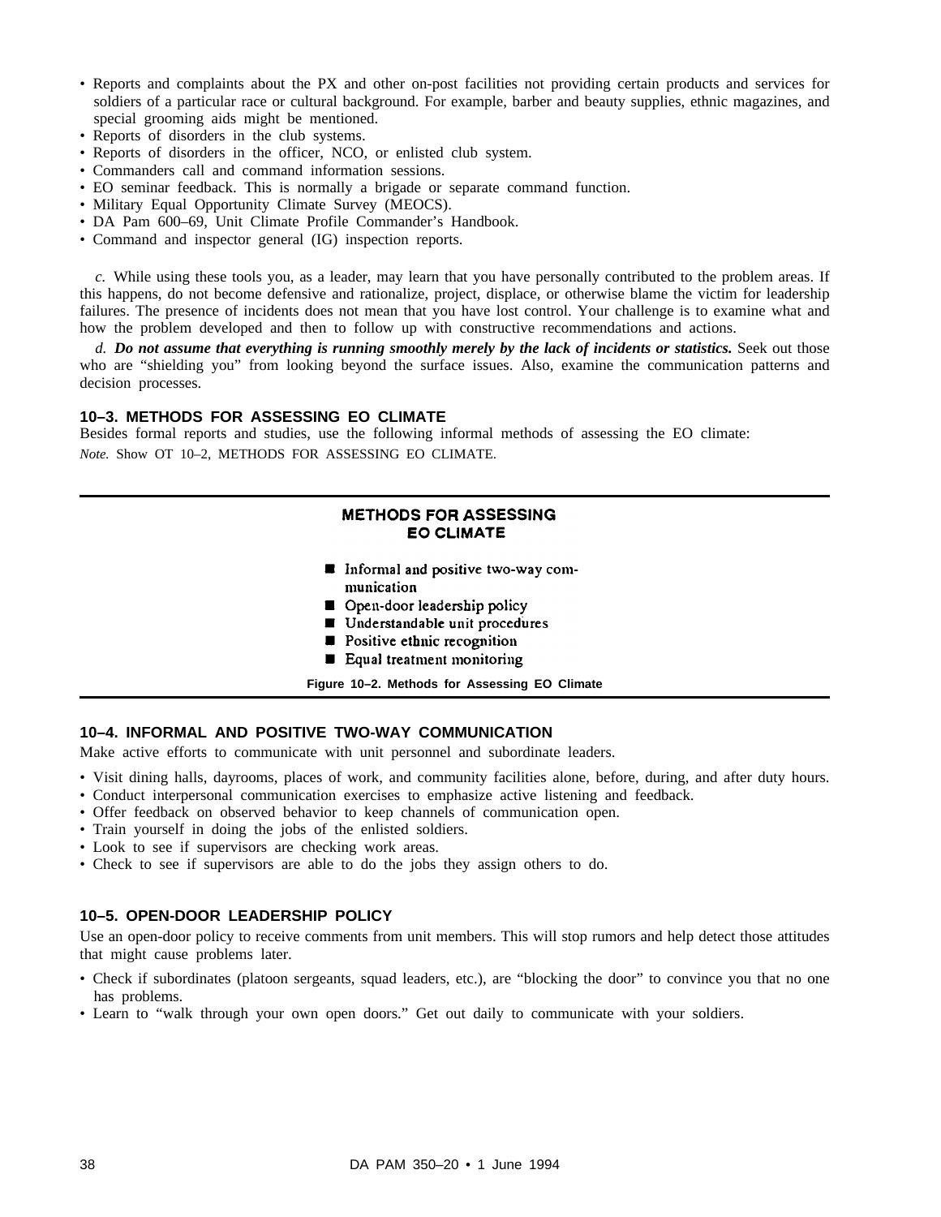- Reports and complaints about the PX and other on-post facilities not providing certain products and services for soldiers of a particular race or cultural background. For example, barber and beauty supplies, ethnic magazines, and special grooming aids might be mentioned.
- Reports of disorders in the club systems.
- Reports of disorders in the officer, NCO, or enlisted club system.
- Commanders call and command information sessions.
- EO seminar feedback. This is normally a brigade or separate command function.
- Military Equal Opportunity Climate Survey (MEOCS).
- DA Pam 600–69, Unit Climate Profile Commander's Handbook.
- Command and inspector general (IG) inspection reports.

*c.* While using these tools you, as a leader, may learn that you have personally contributed to the problem areas. If this happens, do not become defensive and rationalize, project, displace, or otherwise blame the victim for leadership failures. The presence of incidents does not mean that you have lost control. Your challenge is to examine what and how the problem developed and then to follow up with constructive recommendations and actions.

*d.* ***Do not assume that everything is running smoothly merely by the lack of incidents or statistics.*** Seek out those who are "shielding you" from looking beyond the surface issues. Also, examine the communication patterns and decision processes.

## 10–3. METHODS FOR ASSESSING EO CLIMATE

Besides formal reports and studies, use the following informal methods of assessing the EO climate:

*Note.* Show OT 10–2, METHODS FOR ASSESSING EO CLIMATE.

**METHODS FOR ASSESSING EO CLIMATE**

- Informal and positive two-way communication
- Open-door leadership policy
- Understandable unit procedures
- Positive ethnic recognition
- Equal treatment monitoring

**Figure 10–2. Methods for Assessing EO Climate**

## 10–4. INFORMAL AND POSITIVE TWO-WAY COMMUNICATION

Make active efforts to communicate with unit personnel and subordinate leaders.

- Visit dining halls, dayrooms, places of work, and community facilities alone, before, during, and after duty hours.
- Conduct interpersonal communication exercises to emphasize active listening and feedback.
- Offer feedback on observed behavior to keep channels of communication open.
- Train yourself in doing the jobs of the enlisted soldiers.
- Look to see if supervisors are checking work areas.
- Check to see if supervisors are able to do the jobs they assign others to do.

## 10–5. OPEN-DOOR LEADERSHIP POLICY

Use an open-door policy to receive comments from unit members. This will stop rumors and help detect those attitudes that might cause problems later.

- Check if subordinates (platoon sergeants, squad leaders, etc.), are "blocking the door" to convince you that no one has problems.
- Learn to "walk through your own open doors." Get out daily to communicate with your soldiers.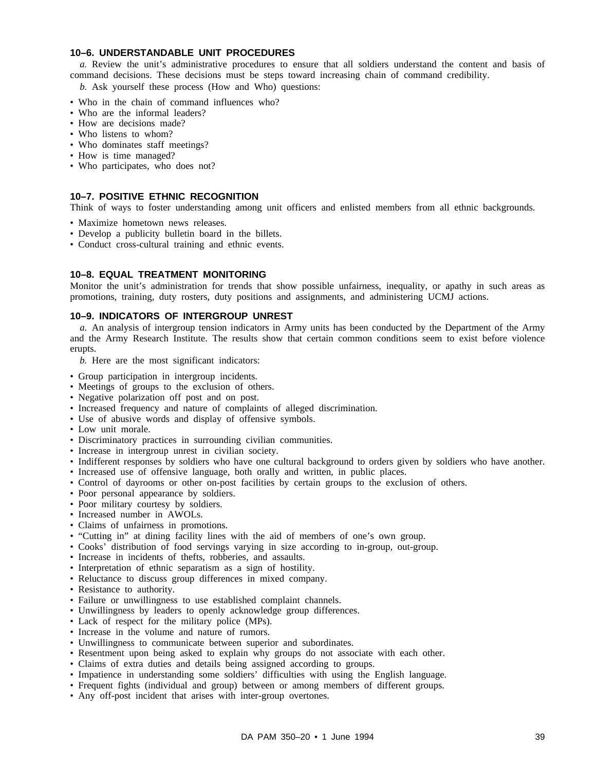### 10–6. UNDERSTANDABLE UNIT PROCEDURES

*a.* Review the unit's administrative procedures to ensure that all soldiers understand the content and basis of command decisions. These decisions must be steps toward increasing chain of command credibility.

*b.* Ask yourself these process (How and Who) questions:

- Who in the chain of command influences who?
- Who are the informal leaders?
- How are decisions made?
- Who listens to whom?
- Who dominates staff meetings?
- How is time managed?
- Who participates, who does not?

### 10–7. POSITIVE ETHNIC RECOGNITION

Think of ways to foster understanding among unit officers and enlisted members from all ethnic backgrounds.

- Maximize hometown news releases.
- Develop a publicity bulletin board in the billets.
- Conduct cross-cultural training and ethnic events.

### 10–8. EQUAL TREATMENT MONITORING

Monitor the unit's administration for trends that show possible unfairness, inequality, or apathy in such areas as promotions, training, duty rosters, duty positions and assignments, and administering UCMJ actions.

### 10–9. INDICATORS OF INTERGROUP UNREST

*a.* An analysis of intergroup tension indicators in Army units has been conducted by the Department of the Army and the Army Research Institute. The results show that certain common conditions seem to exist before violence erupts.

*b.* Here are the most significant indicators:

- Group participation in intergroup incidents.
- Meetings of groups to the exclusion of others.
- Negative polarization off post and on post.
- Increased frequency and nature of complaints of alleged discrimination.
- Use of abusive words and display of offensive symbols.
- Low unit morale.
- Discriminatory practices in surrounding civilian communities.
- Increase in intergroup unrest in civilian society.
- Indifferent responses by soldiers who have one cultural background to orders given by soldiers who have another.
- Increased use of offensive language, both orally and written, in public places.
- Control of dayrooms or other on-post facilities by certain groups to the exclusion of others.
- Poor personal appearance by soldiers.
- Poor military courtesy by soldiers.
- Increased number in AWOLs.
- Claims of unfairness in promotions.
- "Cutting in" at dining facility lines with the aid of members of one's own group.
- Cooks' distribution of food servings varying in size according to in-group, out-group.
- Increase in incidents of thefts, robberies, and assaults.
- Interpretation of ethnic separatism as a sign of hostility.
- Reluctance to discuss group differences in mixed company.
- Resistance to authority.
- Failure or unwillingness to use established complaint channels.
- Unwillingness by leaders to openly acknowledge group differences.
- Lack of respect for the military police (MPs).
- Increase in the volume and nature of rumors.
- Unwillingness to communicate between superior and subordinates.
- Resentment upon being asked to explain why groups do not associate with each other.
- Claims of extra duties and details being assigned according to groups.
- Impatience in understanding some soldiers' difficulties with using the English language.
- Frequent fights (individual and group) between or among members of different groups.
- Any off-post incident that arises with inter-group overtones.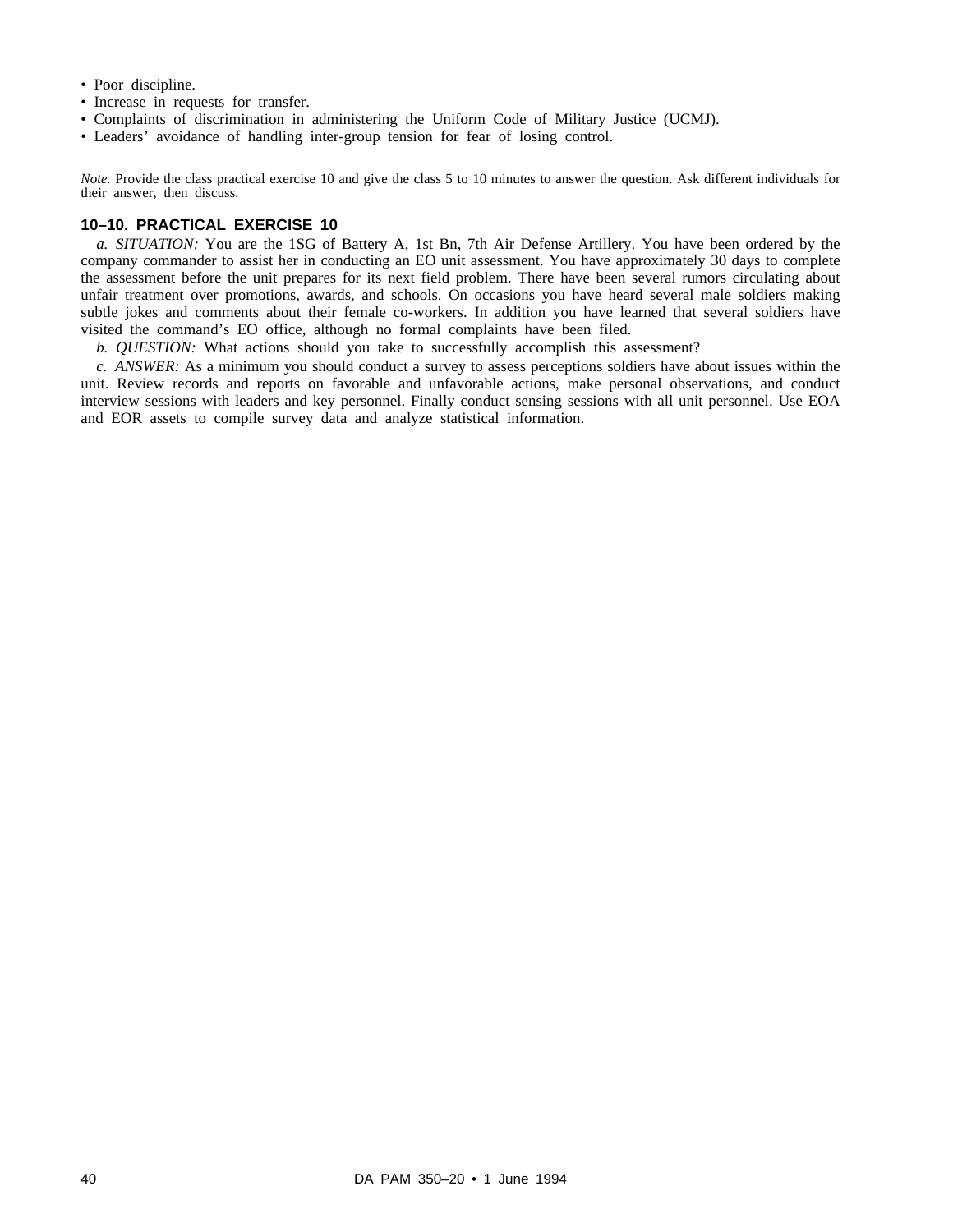- Poor discipline.
- Increase in requests for transfer.
- Complaints of discrimination in administering the Uniform Code of Military Justice (UCMJ).
- Leaders' avoidance of handling inter-group tension for fear of losing control.

*Note.* Provide the class practical exercise 10 and give the class 5 to 10 minutes to answer the question. Ask different individuals for their answer, then discuss.

### 10–10. PRACTICAL EXERCISE 10

*a. SITUATION:* You are the 1SG of Battery A, 1st Bn, 7th Air Defense Artillery. You have been ordered by the company commander to assist her in conducting an EO unit assessment. You have approximately 30 days to complete the assessment before the unit prepares for its next field problem. There have been several rumors circulating about unfair treatment over promotions, awards, and schools. On occasions you have heard several male soldiers making subtle jokes and comments about their female co-workers. In addition you have learned that several soldiers have visited the command's EO office, although no formal complaints have been filed.

*b. QUESTION:* What actions should you take to successfully accomplish this assessment?

*c. ANSWER:* As a minimum you should conduct a survey to assess perceptions soldiers have about issues within the unit. Review records and reports on favorable and unfavorable actions, make personal observations, and conduct interview sessions with leaders and key personnel. Finally conduct sensing sessions with all unit personnel. Use EOA and EOR assets to compile survey data and analyze statistical information.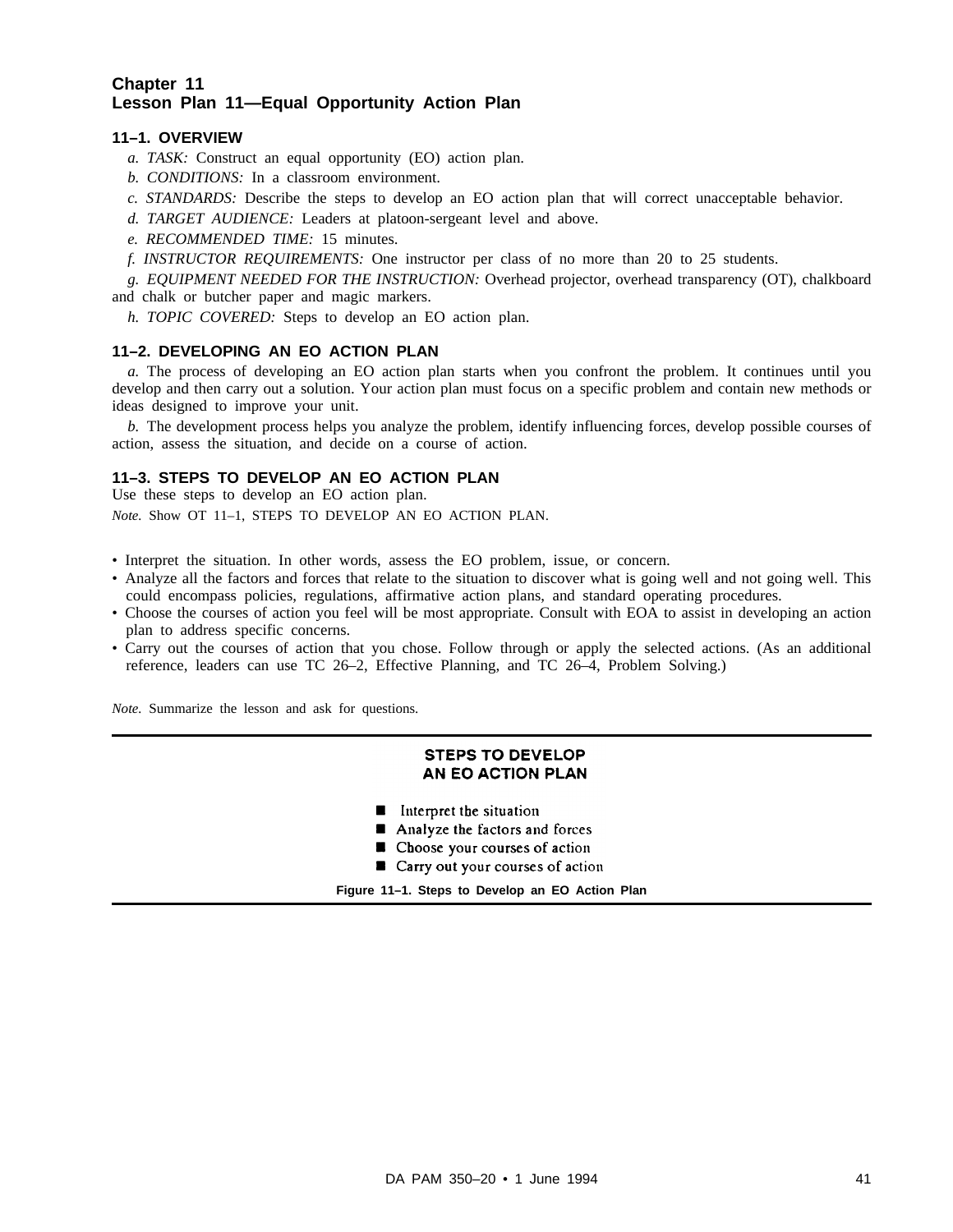# Chapter 11
# Lesson Plan 11—Equal Opportunity Action Plan

### 11–1. OVERVIEW

*a. TASK:* Construct an equal opportunity (EO) action plan.

*b. CONDITIONS:* In a classroom environment.

*c. STANDARDS:* Describe the steps to develop an EO action plan that will correct unacceptable behavior.

*d. TARGET AUDIENCE:* Leaders at platoon-sergeant level and above.

*e. RECOMMENDED TIME:* 15 minutes.

*f. INSTRUCTOR REQUIREMENTS:* One instructor per class of no more than 20 to 25 students.

*g. EQUIPMENT NEEDED FOR THE INSTRUCTION:* Overhead projector, overhead transparency (OT), chalkboard and chalk or butcher paper and magic markers.

*h. TOPIC COVERED:* Steps to develop an EO action plan.

### 11–2. DEVELOPING AN EO ACTION PLAN

*a.* The process of developing an EO action plan starts when you confront the problem. It continues until you develop and then carry out a solution. Your action plan must focus on a specific problem and contain new methods or ideas designed to improve your unit.

*b.* The development process helps you analyze the problem, identify influencing forces, develop possible courses of action, assess the situation, and decide on a course of action.

### 11–3. STEPS TO DEVELOP AN EO ACTION PLAN

Use these steps to develop an EO action plan.

*Note.* Show OT 11–1, STEPS TO DEVELOP AN EO ACTION PLAN.

- Interpret the situation. In other words, assess the EO problem, issue, or concern.
- Analyze all the factors and forces that relate to the situation to discover what is going well and not going well. This could encompass policies, regulations, affirmative action plans, and standard operating procedures.
- Choose the courses of action you feel will be most appropriate. Consult with EOA to assist in developing an action plan to address specific concerns.
- Carry out the courses of action that you chose. Follow through or apply the selected actions. (As an additional reference, leaders can use TC 26–2, Effective Planning, and TC 26–4, Problem Solving.)

*Note.* Summarize the lesson and ask for questions.

**STEPS TO DEVELOP AN EO ACTION PLAN**

- Interpret the situation
- Analyze the factors and forces
- Choose your courses of action
- Carry out your courses of action

**Figure 11–1. Steps to Develop an EO Action Plan**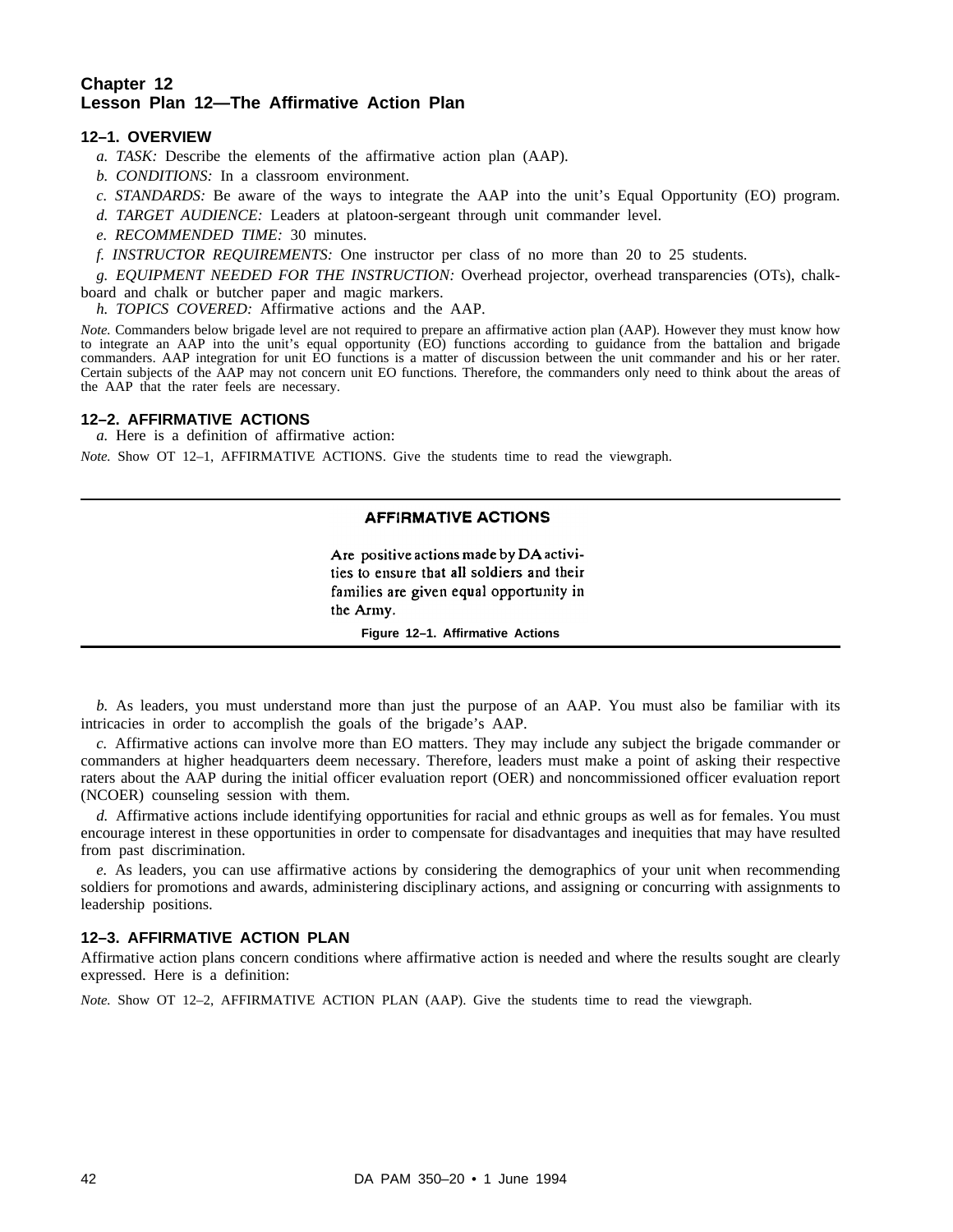# Chapter 12
# Lesson Plan 12—The Affirmative Action Plan

## 12–1. OVERVIEW

*a. TASK:* Describe the elements of the affirmative action plan (AAP).

*b. CONDITIONS:* In a classroom environment.

*c. STANDARDS:* Be aware of the ways to integrate the AAP into the unit's Equal Opportunity (EO) program.

*d. TARGET AUDIENCE:* Leaders at platoon-sergeant through unit commander level.

*e. RECOMMENDED TIME:* 30 minutes.

*f. INSTRUCTOR REQUIREMENTS:* One instructor per class of no more than 20 to 25 students.

*g. EQUIPMENT NEEDED FOR THE INSTRUCTION:* Overhead projector, overhead transparencies (OTs), chalkboard and chalk or butcher paper and magic markers.

*h. TOPICS COVERED:* Affirmative actions and the AAP.

*Note.* Commanders below brigade level are not required to prepare an affirmative action plan (AAP). However they must know how to integrate an AAP into the unit's equal opportunity (EO) functions according to guidance from the battalion and brigade commanders. AAP integration for unit EO functions is a matter of discussion between the unit commander and his or her rater. Certain subjects of the AAP may not concern unit EO functions. Therefore, the commanders only need to think about the areas of the AAP that the rater feels are necessary.

## 12–2. AFFIRMATIVE ACTIONS

*a.* Here is a definition of affirmative action:

*Note.* Show OT 12–1, AFFIRMATIVE ACTIONS. Give the students time to read the viewgraph.

---

**AFFIRMATIVE ACTIONS**

Are positive actions made by DA activities to ensure that all soldiers and their families are given equal opportunity in the Army.

**Figure 12–1. Affirmative Actions**

---

*b.* As leaders, you must understand more than just the purpose of an AAP. You must also be familiar with its intricacies in order to accomplish the goals of the brigade's AAP.

*c.* Affirmative actions can involve more than EO matters. They may include any subject the brigade commander or commanders at higher headquarters deem necessary. Therefore, leaders must make a point of asking their respective raters about the AAP during the initial officer evaluation report (OER) and noncommissioned officer evaluation report (NCOER) counseling session with them.

*d.* Affirmative actions include identifying opportunities for racial and ethnic groups as well as for females. You must encourage interest in these opportunities in order to compensate for disadvantages and inequities that may have resulted from past discrimination.

*e.* As leaders, you can use affirmative actions by considering the demographics of your unit when recommending soldiers for promotions and awards, administering disciplinary actions, and assigning or concurring with assignments to leadership positions.

## 12–3. AFFIRMATIVE ACTION PLAN

Affirmative action plans concern conditions where affirmative action is needed and where the results sought are clearly expressed. Here is a definition:

*Note.* Show OT 12–2, AFFIRMATIVE ACTION PLAN (AAP). Give the students time to read the viewgraph.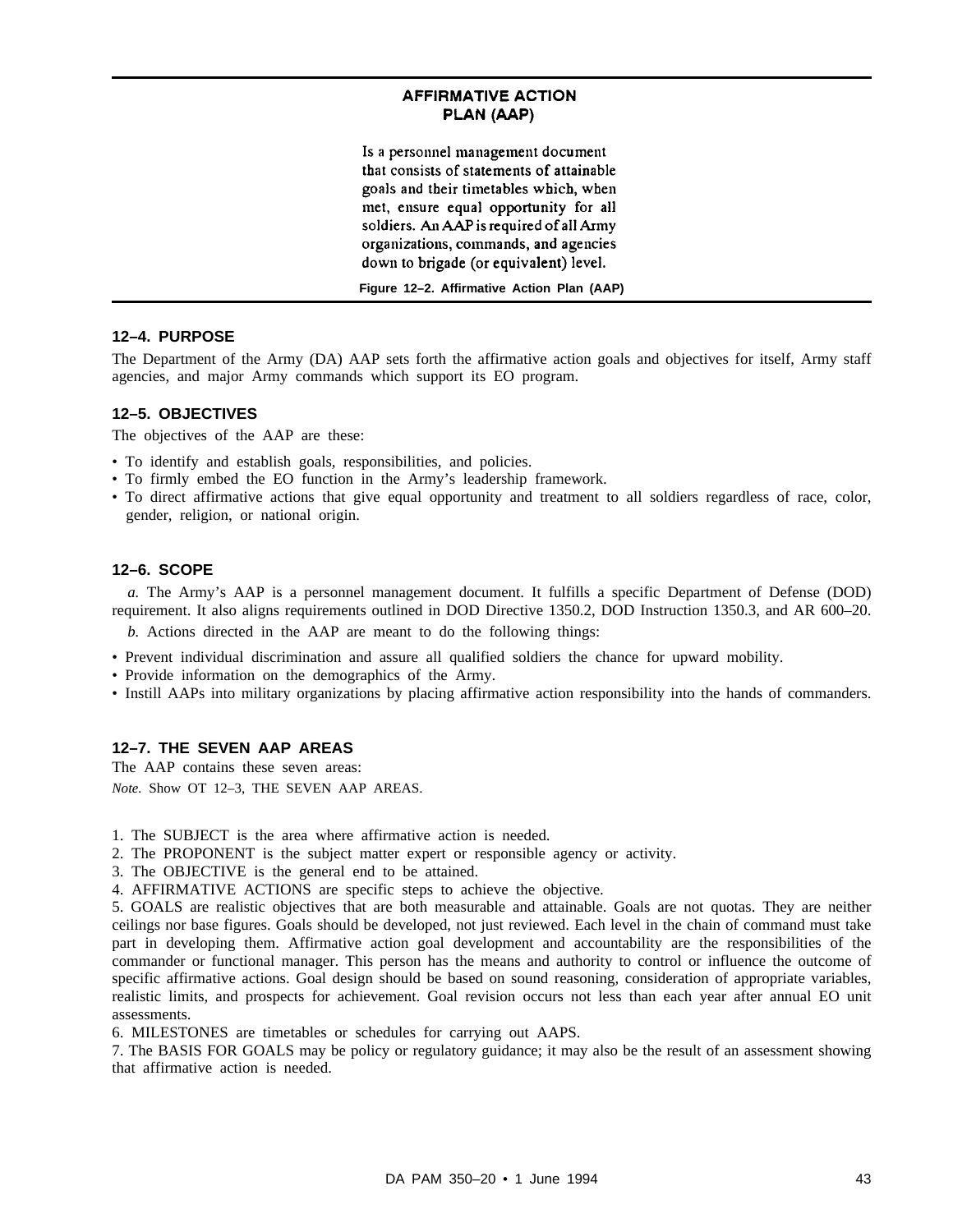**AFFIRMATIVE ACTION PLAN (AAP)**

Is a personnel management document that consists of statements of attainable goals and their timetables which, when met, ensure equal opportunity for all soldiers. An AAP is required of all Army organizations, commands, and agencies down to brigade (or equivalent) level.

**Figure 12–2. Affirmative Action Plan (AAP)**

### 12–4. PURPOSE

The Department of the Army (DA) AAP sets forth the affirmative action goals and objectives for itself, Army staff agencies, and major Army commands which support its EO program.

### 12–5. OBJECTIVES

The objectives of the AAP are these:

- To identify and establish goals, responsibilities, and policies.
- To firmly embed the EO function in the Army's leadership framework.
- To direct affirmative actions that give equal opportunity and treatment to all soldiers regardless of race, color, gender, religion, or national origin.

### 12–6. SCOPE

*a.* The Army's AAP is a personnel management document. It fulfills a specific Department of Defense (DOD) requirement. It also aligns requirements outlined in DOD Directive 1350.2, DOD Instruction 1350.3, and AR 600–20.

*b.* Actions directed in the AAP are meant to do the following things:

- Prevent individual discrimination and assure all qualified soldiers the chance for upward mobility.
- Provide information on the demographics of the Army.
- Instill AAPs into military organizations by placing affirmative action responsibility into the hands of commanders.

### 12–7. THE SEVEN AAP AREAS

The AAP contains these seven areas:

*Note.* Show OT 12–3, THE SEVEN AAP AREAS.

1. The SUBJECT is the area where affirmative action is needed.
2. The PROPONENT is the subject matter expert or responsible agency or activity.
3. The OBJECTIVE is the general end to be attained.
4. AFFIRMATIVE ACTIONS are specific steps to achieve the objective.
5. GOALS are realistic objectives that are both measurable and attainable. Goals are not quotas. They are neither ceilings nor base figures. Goals should be developed, not just reviewed. Each level in the chain of command must take part in developing them. Affirmative action goal development and accountability are the responsibilities of the commander or functional manager. This person has the means and authority to control or influence the outcome of specific affirmative actions. Goal design should be based on sound reasoning, consideration of appropriate variables, realistic limits, and prospects for achievement. Goal revision occurs not less than each year after annual EO unit assessments.
6. MILESTONES are timetables or schedules for carrying out AAPS.
7. The BASIS FOR GOALS may be policy or regulatory guidance; it may also be the result of an assessment showing that affirmative action is needed.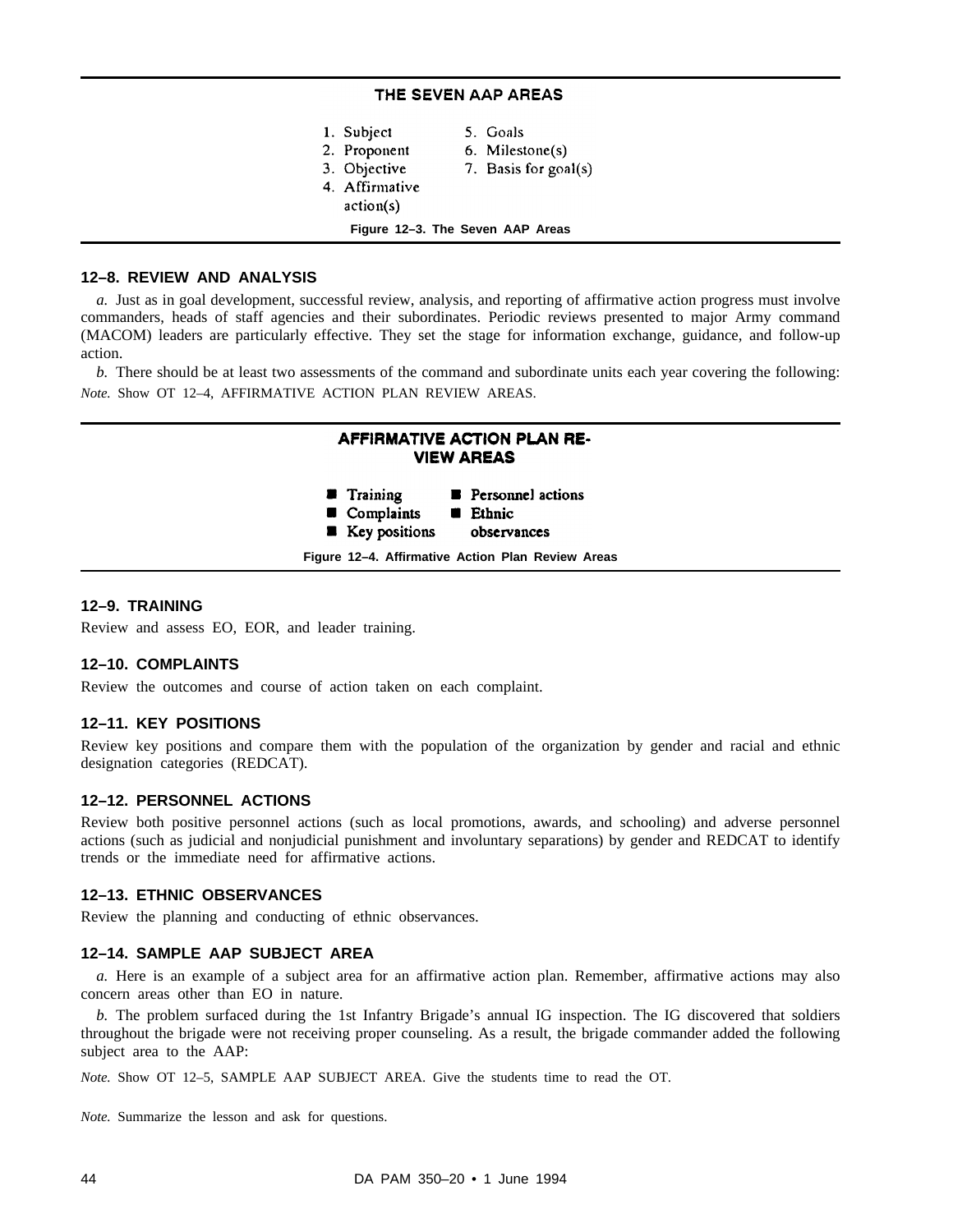**THE SEVEN AAP AREAS**

1. Subject
2. Proponent
3. Objective
4. Affirmative action(s)
5. Goals
6. Milestone(s)
7. Basis for goal(s)

**Figure 12–3. The Seven AAP Areas**

## 12–8. REVIEW AND ANALYSIS

*a.* Just as in goal development, successful review, analysis, and reporting of affirmative action progress must involve commanders, heads of staff agencies and their subordinates. Periodic reviews presented to major Army command (MACOM) leaders are particularly effective. They set the stage for information exchange, guidance, and follow-up action.

*b.* There should be at least two assessments of the command and subordinate units each year covering the following:

*Note.* Show OT 12–4, AFFIRMATIVE ACTION PLAN REVIEW AREAS.

**AFFIRMATIVE ACTION PLAN REVIEW AREAS**

- Training
- Complaints
- Key positions
- Personnel actions
- Ethnic observances

**Figure 12–4. Affirmative Action Plan Review Areas**

## 12–9. TRAINING

Review and assess EO, EOR, and leader training.

## 12–10. COMPLAINTS

Review the outcomes and course of action taken on each complaint.

## 12–11. KEY POSITIONS

Review key positions and compare them with the population of the organization by gender and racial and ethnic designation categories (REDCAT).

## 12–12. PERSONNEL ACTIONS

Review both positive personnel actions (such as local promotions, awards, and schooling) and adverse personnel actions (such as judicial and nonjudicial punishment and involuntary separations) by gender and REDCAT to identify trends or the immediate need for affirmative actions.

## 12–13. ETHNIC OBSERVANCES

Review the planning and conducting of ethnic observances.

## 12–14. SAMPLE AAP SUBJECT AREA

*a.* Here is an example of a subject area for an affirmative action plan. Remember, affirmative actions may also concern areas other than EO in nature.

*b.* The problem surfaced during the 1st Infantry Brigade's annual IG inspection. The IG discovered that soldiers throughout the brigade were not receiving proper counseling. As a result, the brigade commander added the following subject area to the AAP:

*Note.* Show OT 12–5, SAMPLE AAP SUBJECT AREA. Give the students time to read the OT.

*Note.* Summarize the lesson and ask for questions.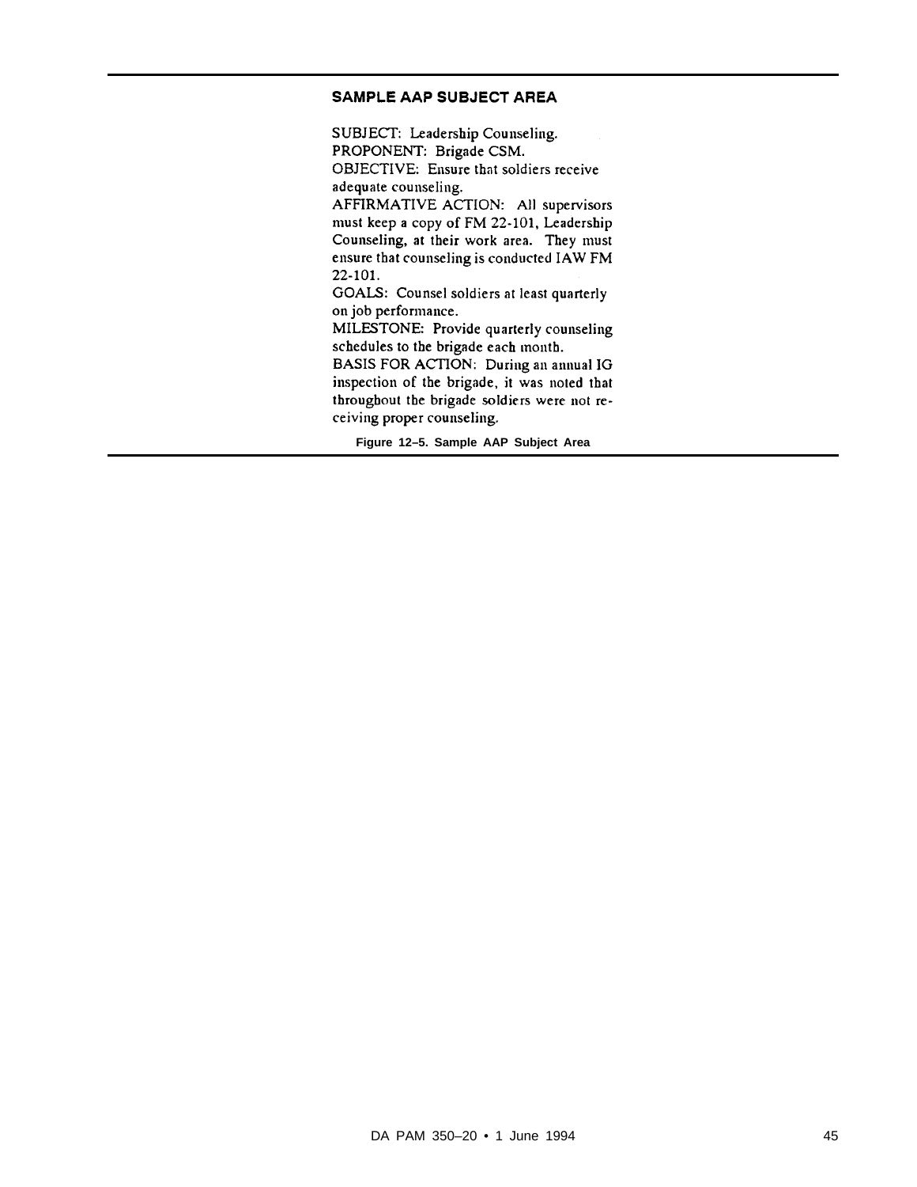## SAMPLE AAP SUBJECT AREA

SUBJECT: Leadership Counseling.
PROPONENT: Brigade CSM.
OBJECTIVE: Ensure that soldiers receive adequate counseling.
AFFIRMATIVE ACTION: All supervisors must keep a copy of FM 22-101, Leadership Counseling, at their work area. They must ensure that counseling is conducted IAW FM 22-101.
GOALS: Counsel soldiers at least quarterly on job performance.
MILESTONE: Provide quarterly counseling schedules to the brigade each month.
BASIS FOR ACTION: During an annual IG inspection of the brigade, it was noted that throughout the brigade soldiers were not receiving proper counseling.

**Figure 12–5. Sample AAP Subject Area**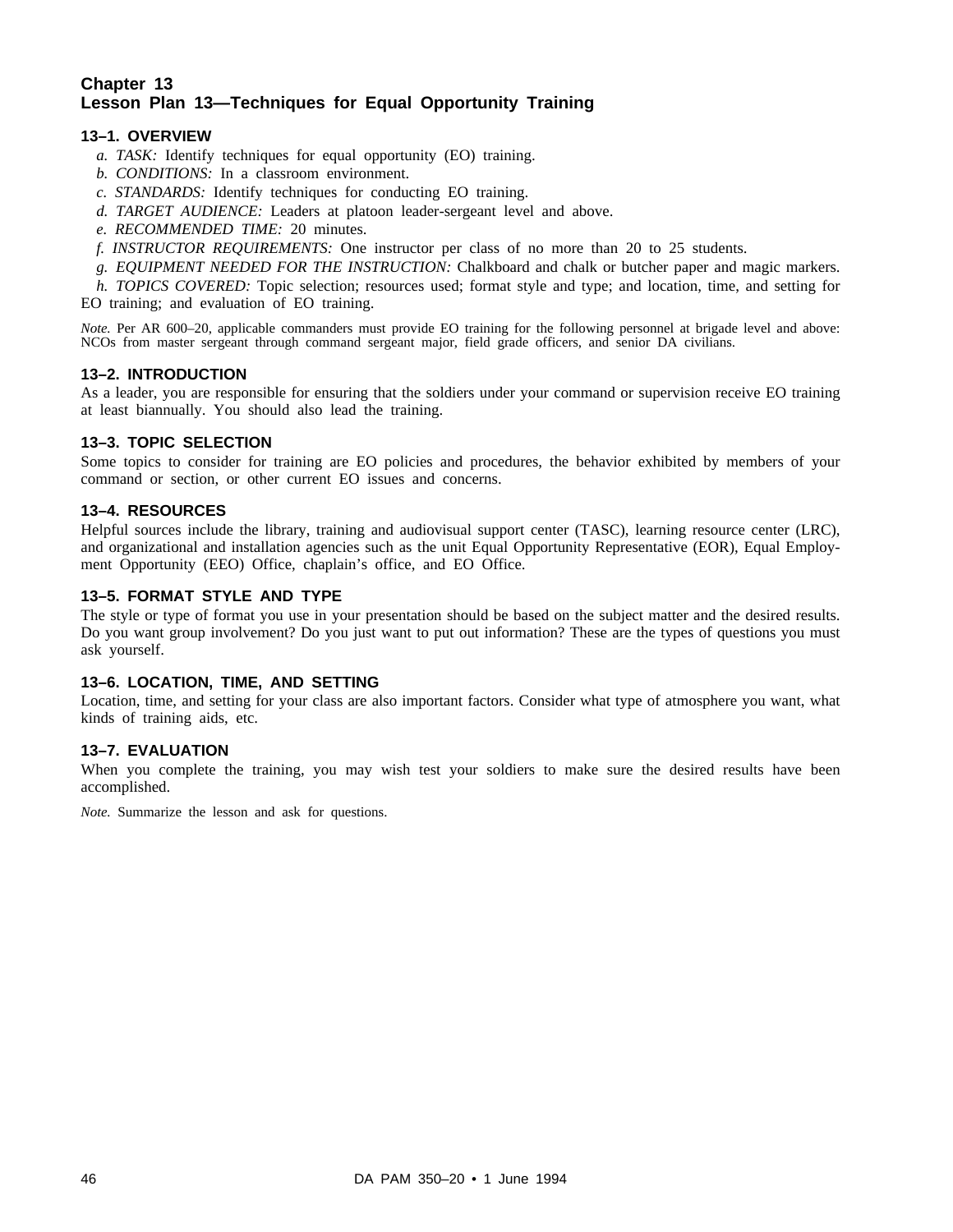## Chapter 13
## Lesson Plan 13—Techniques for Equal Opportunity Training

### 13–1. OVERVIEW

*a. TASK:* Identify techniques for equal opportunity (EO) training.

*b. CONDITIONS:* In a classroom environment.

*c. STANDARDS:* Identify techniques for conducting EO training.

*d. TARGET AUDIENCE:* Leaders at platoon leader-sergeant level and above.

*e. RECOMMENDED TIME:* 20 minutes.

*f. INSTRUCTOR REQUIREMENTS:* One instructor per class of no more than 20 to 25 students.

*g. EQUIPMENT NEEDED FOR THE INSTRUCTION:* Chalkboard and chalk or butcher paper and magic markers.

*h. TOPICS COVERED:* Topic selection; resources used; format style and type; and location, time, and setting for EO training; and evaluation of EO training.

*Note.* Per AR 600–20, applicable commanders must provide EO training for the following personnel at brigade level and above: NCOs from master sergeant through command sergeant major, field grade officers, and senior DA civilians.

### 13–2. INTRODUCTION

As a leader, you are responsible for ensuring that the soldiers under your command or supervision receive EO training at least biannually. You should also lead the training.

### 13–3. TOPIC SELECTION

Some topics to consider for training are EO policies and procedures, the behavior exhibited by members of your command or section, or other current EO issues and concerns.

### 13–4. RESOURCES

Helpful sources include the library, training and audiovisual support center (TASC), learning resource center (LRC), and organizational and installation agencies such as the unit Equal Opportunity Representative (EOR), Equal Employment Opportunity (EEO) Office, chaplain's office, and EO Office.

### 13–5. FORMAT STYLE AND TYPE

The style or type of format you use in your presentation should be based on the subject matter and the desired results. Do you want group involvement? Do you just want to put out information? These are the types of questions you must ask yourself.

### 13–6. LOCATION, TIME, AND SETTING

Location, time, and setting for your class are also important factors. Consider what type of atmosphere you want, what kinds of training aids, etc.

### 13–7. EVALUATION

When you complete the training, you may wish test your soldiers to make sure the desired results have been accomplished.

*Note.* Summarize the lesson and ask for questions.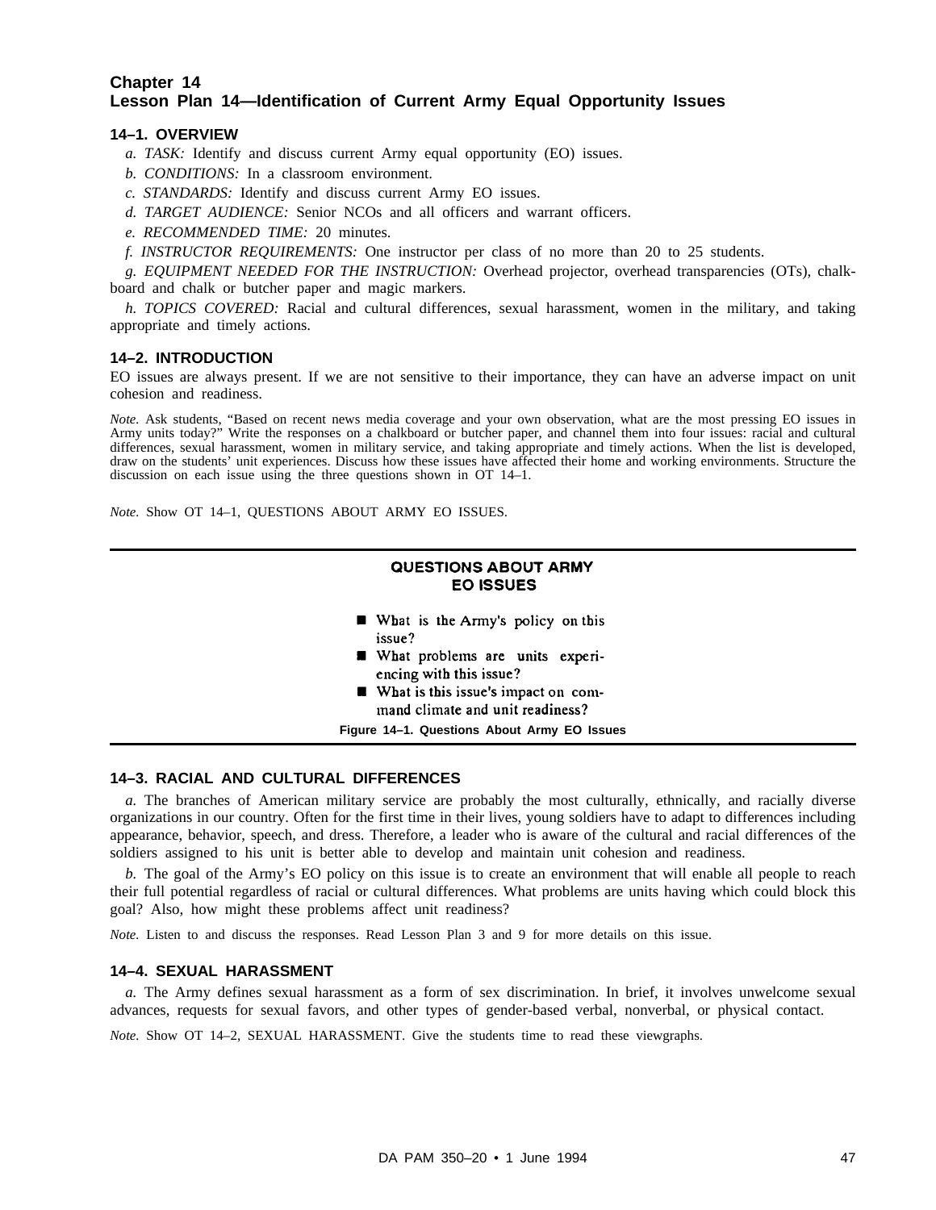# Chapter 14
# Lesson Plan 14—Identification of Current Army Equal Opportunity Issues

## 14–1. OVERVIEW

*a. TASK:* Identify and discuss current Army equal opportunity (EO) issues.

*b. CONDITIONS:* In a classroom environment.

*c. STANDARDS:* Identify and discuss current Army EO issues.

*d. TARGET AUDIENCE:* Senior NCOs and all officers and warrant officers.

*e. RECOMMENDED TIME:* 20 minutes.

*f. INSTRUCTOR REQUIREMENTS:* One instructor per class of no more than 20 to 25 students.

*g. EQUIPMENT NEEDED FOR THE INSTRUCTION:* Overhead projector, overhead transparencies (OTs), chalkboard and chalk or butcher paper and magic markers.

*h. TOPICS COVERED:* Racial and cultural differences, sexual harassment, women in the military, and taking appropriate and timely actions.

## 14–2. INTRODUCTION

EO issues are always present. If we are not sensitive to their importance, they can have an adverse impact on unit cohesion and readiness.

*Note.* Ask students, "Based on recent news media coverage and your own observation, what are the most pressing EO issues in Army units today?" Write the responses on a chalkboard or butcher paper, and channel them into four issues: racial and cultural differences, sexual harassment, women in military service, and taking appropriate and timely actions. When the list is developed, draw on the students' unit experiences. Discuss how these issues have affected their home and working environments. Structure the discussion on each issue using the three questions shown in OT 14–1.

*Note.* Show OT 14–1, QUESTIONS ABOUT ARMY EO ISSUES.

**QUESTIONS ABOUT ARMY EO ISSUES**

- What is the Army's policy on this issue?
- What problems are units experiencing with this issue?
- What is this issue's impact on command climate and unit readiness?

**Figure 14–1. Questions About Army EO Issues**

## 14–3. RACIAL AND CULTURAL DIFFERENCES

*a.* The branches of American military service are probably the most culturally, ethnically, and racially diverse organizations in our country. Often for the first time in their lives, young soldiers have to adapt to differences including appearance, behavior, speech, and dress. Therefore, a leader who is aware of the cultural and racial differences of the soldiers assigned to his unit is better able to develop and maintain unit cohesion and readiness.

*b.* The goal of the Army's EO policy on this issue is to create an environment that will enable all people to reach their full potential regardless of racial or cultural differences. What problems are units having which could block this goal? Also, how might these problems affect unit readiness?

*Note.* Listen to and discuss the responses. Read Lesson Plan 3 and 9 for more details on this issue.

## 14–4. SEXUAL HARASSMENT

*a.* The Army defines sexual harassment as a form of sex discrimination. In brief, it involves unwelcome sexual advances, requests for sexual favors, and other types of gender-based verbal, nonverbal, or physical contact.

*Note.* Show OT 14–2, SEXUAL HARASSMENT. Give the students time to read these viewgraphs.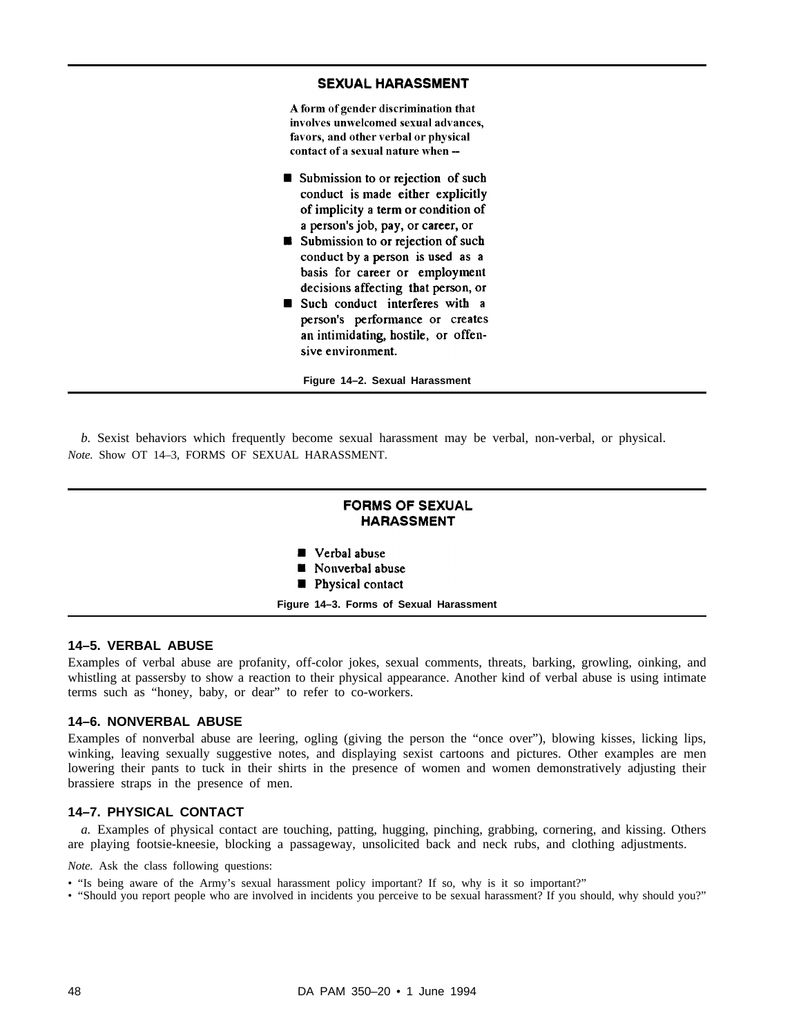**SEXUAL HARASSMENT**

A form of gender discrimination that involves unwelcomed sexual advances, favors, and other verbal or physical contact of a sexual nature when --

- Submission to or rejection of such conduct is made either explicitly of implicity a term or condition of a person's job, pay, or career, or
- Submission to or rejection of such conduct by a person is used as a basis for career or employment decisions affecting that person, or
- Such conduct interferes with a person's performance or creates an intimidating, hostile, or offensive environment.

**Figure 14–2. Sexual Harassment**

*b.* Sexist behaviors which frequently become sexual harassment may be verbal, non-verbal, or physical.

*Note.* Show OT 14–3, FORMS OF SEXUAL HARASSMENT.

**FORMS OF SEXUAL HARASSMENT**

- Verbal abuse
- Nonverbal abuse
- Physical contact

**Figure 14–3. Forms of Sexual Harassment**

### 14–5. VERBAL ABUSE

Examples of verbal abuse are profanity, off-color jokes, sexual comments, threats, barking, growling, oinking, and whistling at passersby to show a reaction to their physical appearance. Another kind of verbal abuse is using intimate terms such as "honey, baby, or dear" to refer to co-workers.

### 14–6. NONVERBAL ABUSE

Examples of nonverbal abuse are leering, ogling (giving the person the "once over"), blowing kisses, licking lips, winking, leaving sexually suggestive notes, and displaying sexist cartoons and pictures. Other examples are men lowering their pants to tuck in their shirts in the presence of women and women demonstratively adjusting their brassiere straps in the presence of men.

### 14–7. PHYSICAL CONTACT

*a.* Examples of physical contact are touching, patting, hugging, pinching, grabbing, cornering, and kissing. Others are playing footsie-kneesie, blocking a passageway, unsolicited back and neck rubs, and clothing adjustments.

*Note.* Ask the class following questions:

- "Is being aware of the Army's sexual harassment policy important? If so, why is it so important?"
- "Should you report people who are involved in incidents you perceive to be sexual harassment? If you should, why should you?"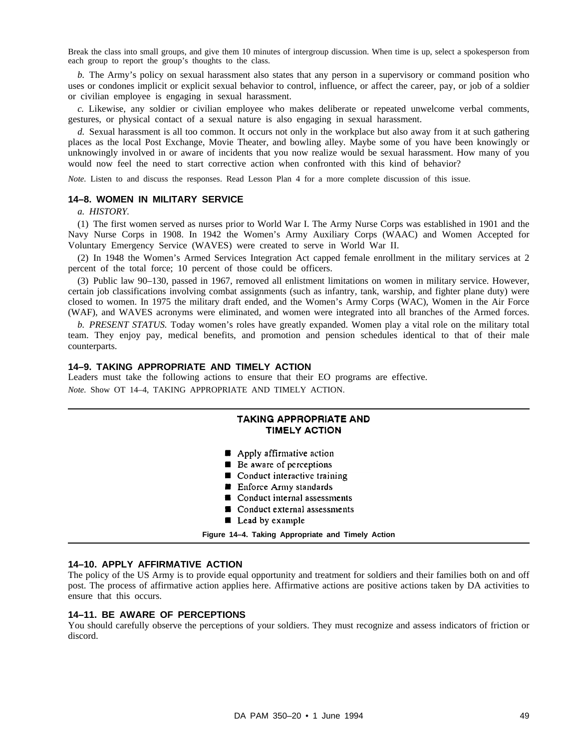Break the class into small groups, and give them 10 minutes of intergroup discussion. When time is up, select a spokesperson from each group to report the group's thoughts to the class.

*b.* The Army's policy on sexual harassment also states that any person in a supervisory or command position who uses or condones implicit or explicit sexual behavior to control, influence, or affect the career, pay, or job of a soldier or civilian employee is engaging in sexual harassment.

*c.* Likewise, any soldier or civilian employee who makes deliberate or repeated unwelcome verbal comments, gestures, or physical contact of a sexual nature is also engaging in sexual harassment.

*d.* Sexual harassment is all too common. It occurs not only in the workplace but also away from it at such gathering places as the local Post Exchange, Movie Theater, and bowling alley. Maybe some of you have been knowingly or unknowingly involved in or aware of incidents that you now realize would be sexual harassment. How many of you would now feel the need to start corrective action when confronted with this kind of behavior?

*Note.* Listen to and discuss the responses. Read Lesson Plan 4 for a more complete discussion of this issue.

### 14–8. WOMEN IN MILITARY SERVICE

*a. HISTORY.*

(1) The first women served as nurses prior to World War I. The Army Nurse Corps was established in 1901 and the Navy Nurse Corps in 1908. In 1942 the Women's Army Auxiliary Corps (WAAC) and Women Accepted for Voluntary Emergency Service (WAVES) were created to serve in World War II.

(2) In 1948 the Women's Armed Services Integration Act capped female enrollment in the military services at 2 percent of the total force; 10 percent of those could be officers.

(3) Public law 90–130, passed in 1967, removed all enlistment limitations on women in military service. However, certain job classifications involving combat assignments (such as infantry, tank, warship, and fighter plane duty) were closed to women. In 1975 the military draft ended, and the Women's Army Corps (WAC), Women in the Air Force (WAF), and WAVES acronyms were eliminated, and women were integrated into all branches of the Armed forces.

*b. PRESENT STATUS.* Today women's roles have greatly expanded. Women play a vital role on the military total team. They enjoy pay, medical benefits, and promotion and pension schedules identical to that of their male counterparts.

### 14–9. TAKING APPROPRIATE AND TIMELY ACTION

Leaders must take the following actions to ensure that their EO programs are effective.

*Note.* Show OT 14–4, TAKING APPROPRIATE AND TIMELY ACTION.

**TAKING APPROPRIATE AND TIMELY ACTION**

- Apply affirmative action
- Be aware of perceptions
- Conduct interactive training
- Enforce Army standards
- Conduct internal assessments
- Conduct external assessments
- Lead by example

**Figure 14–4. Taking Appropriate and Timely Action**

### 14–10. APPLY AFFIRMATIVE ACTION

The policy of the US Army is to provide equal opportunity and treatment for soldiers and their families both on and off post. The process of affirmative action applies here. Affirmative actions are positive actions taken by DA activities to ensure that this occurs.

### 14–11. BE AWARE OF PERCEPTIONS

You should carefully observe the perceptions of your soldiers. They must recognize and assess indicators of friction or discord.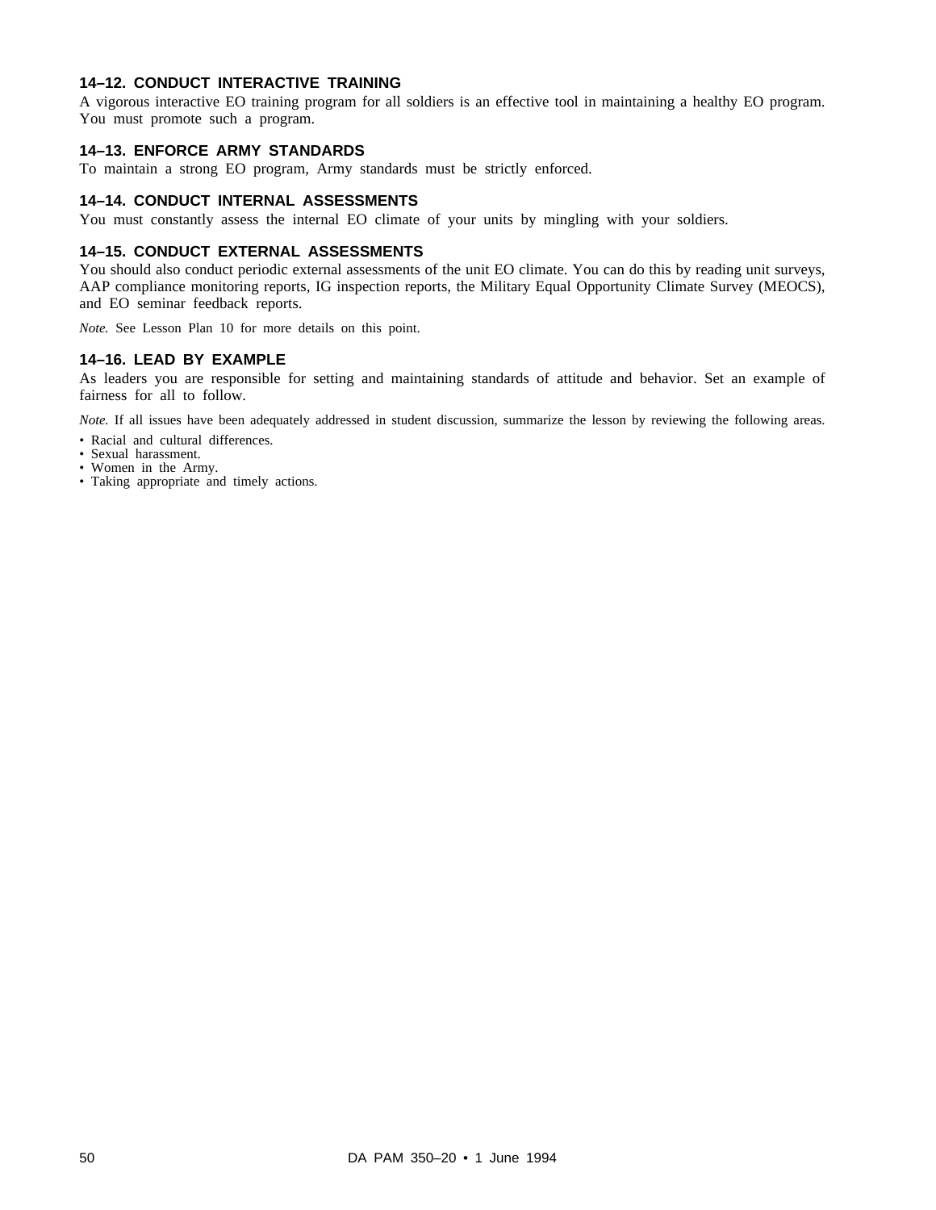### 14–12. CONDUCT INTERACTIVE TRAINING

A vigorous interactive EO training program for all soldiers is an effective tool in maintaining a healthy EO program. You must promote such a program.

### 14–13. ENFORCE ARMY STANDARDS

To maintain a strong EO program, Army standards must be strictly enforced.

### 14–14. CONDUCT INTERNAL ASSESSMENTS

You must constantly assess the internal EO climate of your units by mingling with your soldiers.

### 14–15. CONDUCT EXTERNAL ASSESSMENTS

You should also conduct periodic external assessments of the unit EO climate. You can do this by reading unit surveys, AAP compliance monitoring reports, IG inspection reports, the Military Equal Opportunity Climate Survey (MEOCS), and EO seminar feedback reports.

*Note.* See Lesson Plan 10 for more details on this point.

### 14–16. LEAD BY EXAMPLE

As leaders you are responsible for setting and maintaining standards of attitude and behavior. Set an example of fairness for all to follow.

*Note.* If all issues have been adequately addressed in student discussion, summarize the lesson by reviewing the following areas.

- Racial and cultural differences.
- Sexual harassment.
- Women in the Army.
- Taking appropriate and timely actions.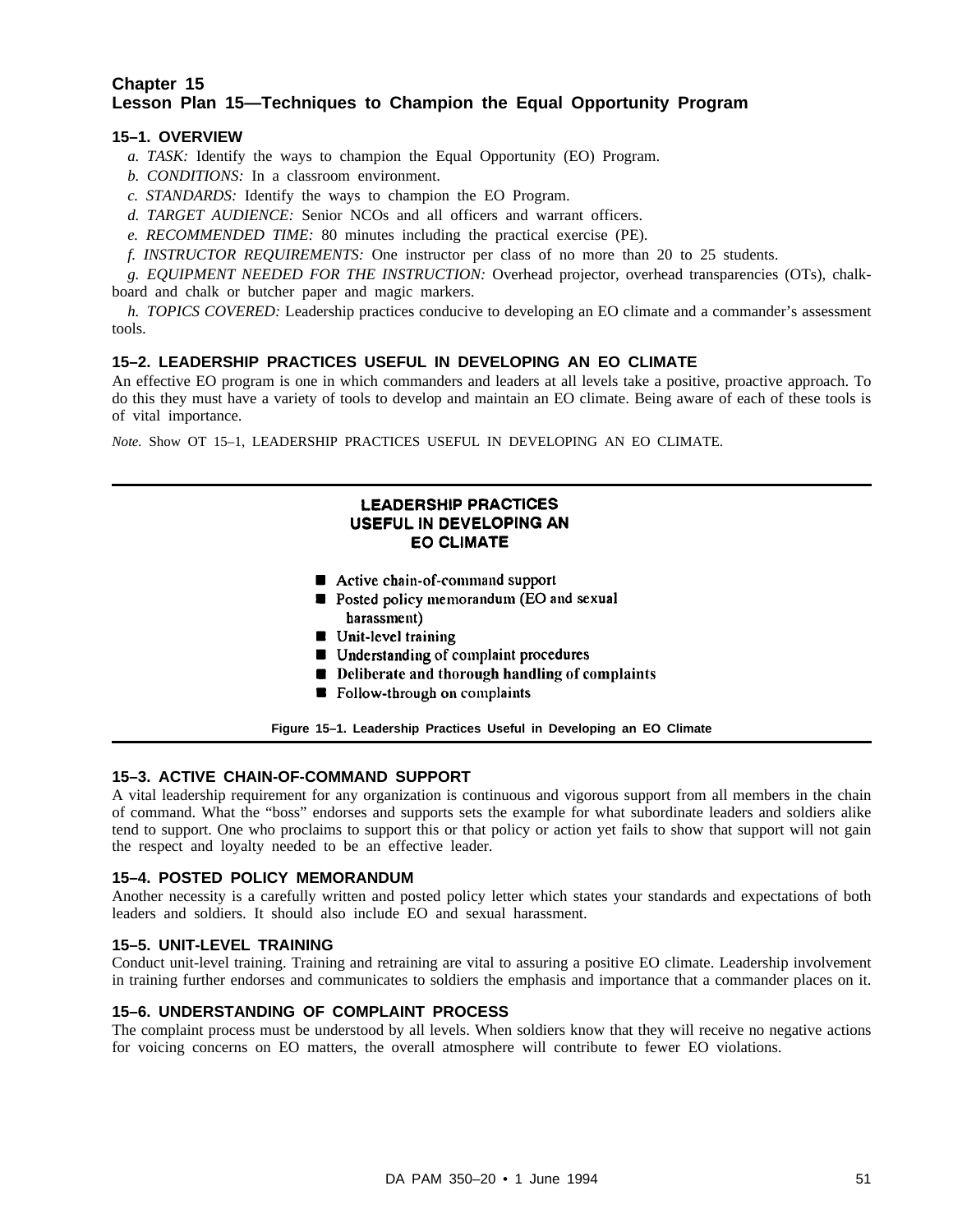# Chapter 15
# Lesson Plan 15—Techniques to Champion the Equal Opportunity Program

## 15–1. OVERVIEW

*a. TASK:* Identify the ways to champion the Equal Opportunity (EO) Program.

*b. CONDITIONS:* In a classroom environment.

*c. STANDARDS:* Identify the ways to champion the EO Program.

*d. TARGET AUDIENCE:* Senior NCOs and all officers and warrant officers.

*e. RECOMMENDED TIME:* 80 minutes including the practical exercise (PE).

*f. INSTRUCTOR REQUIREMENTS:* One instructor per class of no more than 20 to 25 students.

*g. EQUIPMENT NEEDED FOR THE INSTRUCTION:* Overhead projector, overhead transparencies (OTs), chalkboard and chalk or butcher paper and magic markers.

*h. TOPICS COVERED:* Leadership practices conducive to developing an EO climate and a commander's assessment tools.

## 15–2. LEADERSHIP PRACTICES USEFUL IN DEVELOPING AN EO CLIMATE

An effective EO program is one in which commanders and leaders at all levels take a positive, proactive approach. To do this they must have a variety of tools to develop and maintain an EO climate. Being aware of each of these tools is of vital importance.

*Note.* Show OT 15–1, LEADERSHIP PRACTICES USEFUL IN DEVELOPING AN EO CLIMATE.

**LEADERSHIP PRACTICES USEFUL IN DEVELOPING AN EO CLIMATE**

- Active chain-of-command support
- Posted policy memorandum (EO and sexual harassment)
- Unit-level training
- Understanding of complaint procedures
- Deliberate and thorough handling of complaints
- Follow-through on complaints

**Figure 15–1. Leadership Practices Useful in Developing an EO Climate**

## 15–3. ACTIVE CHAIN-OF-COMMAND SUPPORT

A vital leadership requirement for any organization is continuous and vigorous support from all members in the chain of command. What the "boss" endorses and supports sets the example for what subordinate leaders and soldiers alike tend to support. One who proclaims to support this or that policy or action yet fails to show that support will not gain the respect and loyalty needed to be an effective leader.

## 15–4. POSTED POLICY MEMORANDUM

Another necessity is a carefully written and posted policy letter which states your standards and expectations of both leaders and soldiers. It should also include EO and sexual harassment.

## 15–5. UNIT-LEVEL TRAINING

Conduct unit-level training. Training and retraining are vital to assuring a positive EO climate. Leadership involvement in training further endorses and communicates to soldiers the emphasis and importance that a commander places on it.

## 15–6. UNDERSTANDING OF COMPLAINT PROCESS

The complaint process must be understood by all levels. When soldiers know that they will receive no negative actions for voicing concerns on EO matters, the overall atmosphere will contribute to fewer EO violations.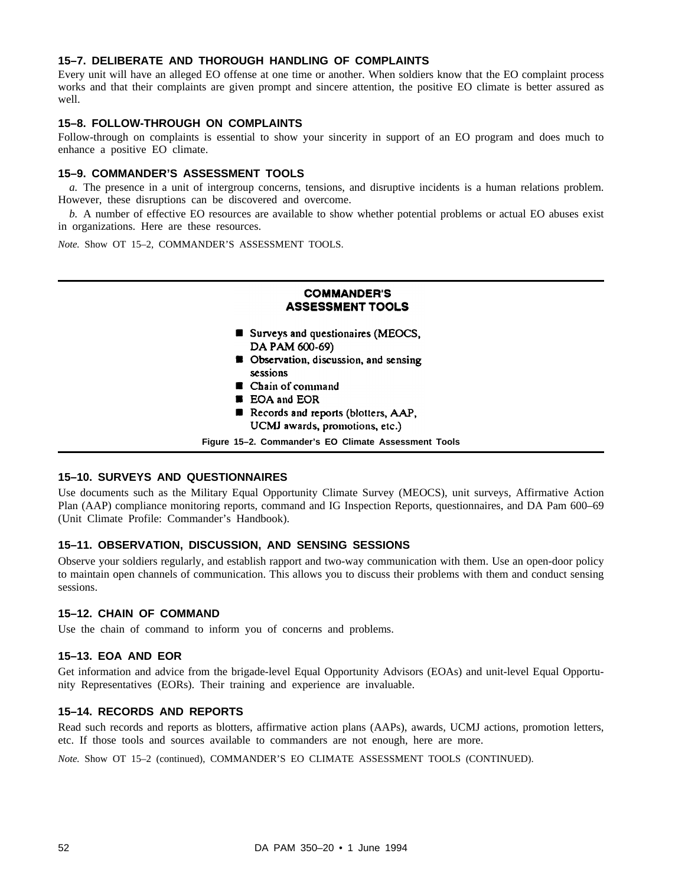### 15–7. DELIBERATE AND THOROUGH HANDLING OF COMPLAINTS

Every unit will have an alleged EO offense at one time or another. When soldiers know that the EO complaint process works and that their complaints are given prompt and sincere attention, the positive EO climate is better assured as well.

### 15–8. FOLLOW-THROUGH ON COMPLAINTS

Follow-through on complaints is essential to show your sincerity in support of an EO program and does much to enhance a positive EO climate.

### 15–9. COMMANDER'S ASSESSMENT TOOLS

*a.* The presence in a unit of intergroup concerns, tensions, and disruptive incidents is a human relations problem. However, these disruptions can be discovered and overcome.

*b.* A number of effective EO resources are available to show whether potential problems or actual EO abuses exist in organizations. Here are these resources.

*Note.* Show OT 15–2, COMMANDER'S ASSESSMENT TOOLS.

**COMMANDER'S ASSESSMENT TOOLS**

- Surveys and questionaires (MEOCS, DA PAM 600-69)
- Observation, discussion, and sensing sessions
- Chain of command
- EOA and EOR
- Records and reports (blotters, AAP, UCMJ awards, promotions, etc.)

**Figure 15–2. Commander's EO Climate Assessment Tools**

### 15–10. SURVEYS AND QUESTIONNAIRES

Use documents such as the Military Equal Opportunity Climate Survey (MEOCS), unit surveys, Affirmative Action Plan (AAP) compliance monitoring reports, command and IG Inspection Reports, questionnaires, and DA Pam 600–69 (Unit Climate Profile: Commander's Handbook).

### 15–11. OBSERVATION, DISCUSSION, AND SENSING SESSIONS

Observe your soldiers regularly, and establish rapport and two-way communication with them. Use an open-door policy to maintain open channels of communication. This allows you to discuss their problems with them and conduct sensing sessions.

### 15–12. CHAIN OF COMMAND

Use the chain of command to inform you of concerns and problems.

### 15–13. EOA AND EOR

Get information and advice from the brigade-level Equal Opportunity Advisors (EOAs) and unit-level Equal Opportunity Representatives (EORs). Their training and experience are invaluable.

### 15–14. RECORDS AND REPORTS

Read such records and reports as blotters, affirmative action plans (AAPs), awards, UCMJ actions, promotion letters, etc. If those tools and sources available to commanders are not enough, here are more.

*Note.* Show OT 15–2 (continued), COMMANDER'S EO CLIMATE ASSESSMENT TOOLS (CONTINUED).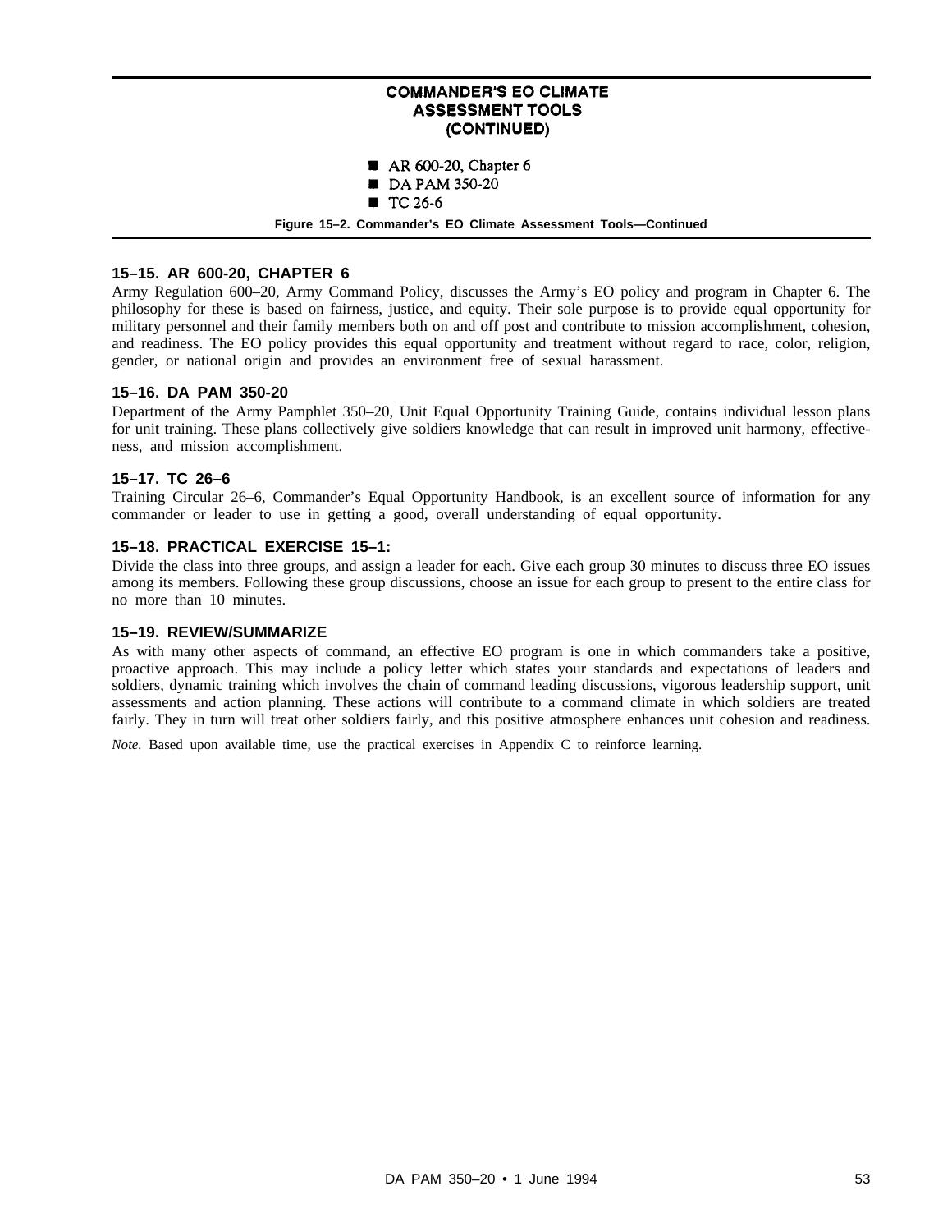**COMMANDER'S EO CLIMATE ASSESSMENT TOOLS (CONTINUED)**

- AR 600-20, Chapter 6
- DA PAM 350-20
- TC 26-6

**Figure 15–2. Commander's EO Climate Assessment Tools—Continued**

### 15–15. AR 600-20, CHAPTER 6

Army Regulation 600–20, Army Command Policy, discusses the Army's EO policy and program in Chapter 6. The philosophy for these is based on fairness, justice, and equity. Their sole purpose is to provide equal opportunity for military personnel and their family members both on and off post and contribute to mission accomplishment, cohesion, and readiness. The EO policy provides this equal opportunity and treatment without regard to race, color, religion, gender, or national origin and provides an environment free of sexual harassment.

### 15–16. DA PAM 350-20

Department of the Army Pamphlet 350–20, Unit Equal Opportunity Training Guide, contains individual lesson plans for unit training. These plans collectively give soldiers knowledge that can result in improved unit harmony, effectiveness, and mission accomplishment.

### 15–17. TC 26–6

Training Circular 26–6, Commander's Equal Opportunity Handbook, is an excellent source of information for any commander or leader to use in getting a good, overall understanding of equal opportunity.

### 15–18. PRACTICAL EXERCISE 15–1:

Divide the class into three groups, and assign a leader for each. Give each group 30 minutes to discuss three EO issues among its members. Following these group discussions, choose an issue for each group to present to the entire class for no more than 10 minutes.

### 15–19. REVIEW/SUMMARIZE

As with many other aspects of command, an effective EO program is one in which commanders take a positive, proactive approach. This may include a policy letter which states your standards and expectations of leaders and soldiers, dynamic training which involves the chain of command leading discussions, vigorous leadership support, unit assessments and action planning. These actions will contribute to a command climate in which soldiers are treated fairly. They in turn will treat other soldiers fairly, and this positive atmosphere enhances unit cohesion and readiness.

*Note.* Based upon available time, use the practical exercises in Appendix C to reinforce learning.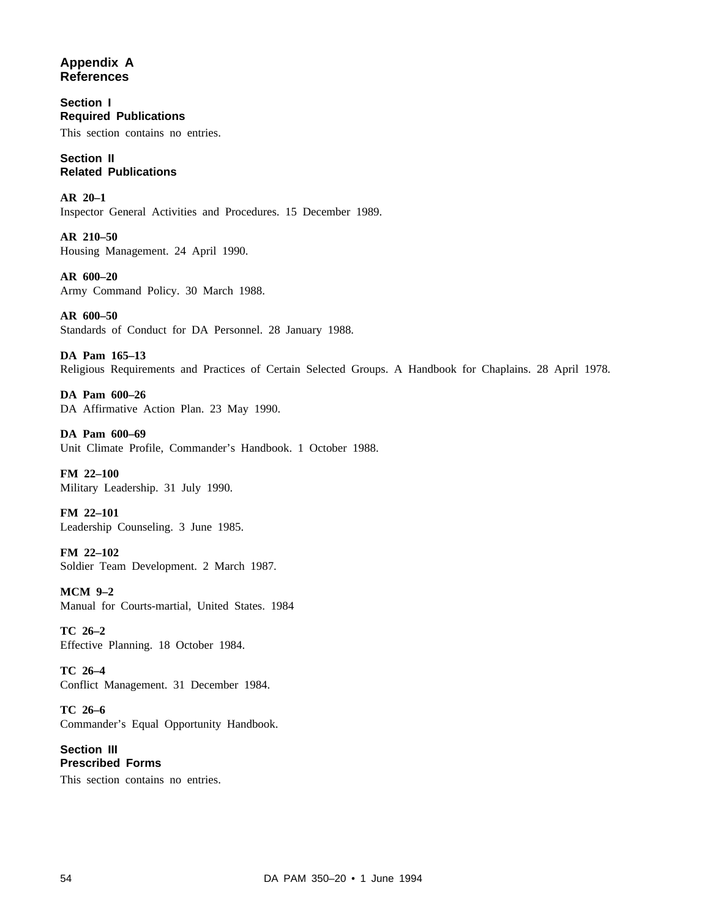# Appendix A
# References

## Section I
## Required Publications

This section contains no entries.

## Section II
## Related Publications

**AR 20–1**
Inspector General Activities and Procedures. 15 December 1989.

**AR 210–50**
Housing Management. 24 April 1990.

**AR 600–20**
Army Command Policy. 30 March 1988.

**AR 600–50**
Standards of Conduct for DA Personnel. 28 January 1988.

**DA Pam 165–13**
Religious Requirements and Practices of Certain Selected Groups. A Handbook for Chaplains. 28 April 1978.

**DA Pam 600–26**
DA Affirmative Action Plan. 23 May 1990.

**DA Pam 600–69**
Unit Climate Profile, Commander's Handbook. 1 October 1988.

**FM 22–100**
Military Leadership. 31 July 1990.

**FM 22–101**
Leadership Counseling. 3 June 1985.

**FM 22–102**
Soldier Team Development. 2 March 1987.

**MCM 9–2**
Manual for Courts-martial, United States. 1984

**TC 26–2**
Effective Planning. 18 October 1984.

**TC 26–4**
Conflict Management. 31 December 1984.

**TC 26–6**
Commander's Equal Opportunity Handbook.

## Section III
## Prescribed Forms

This section contains no entries.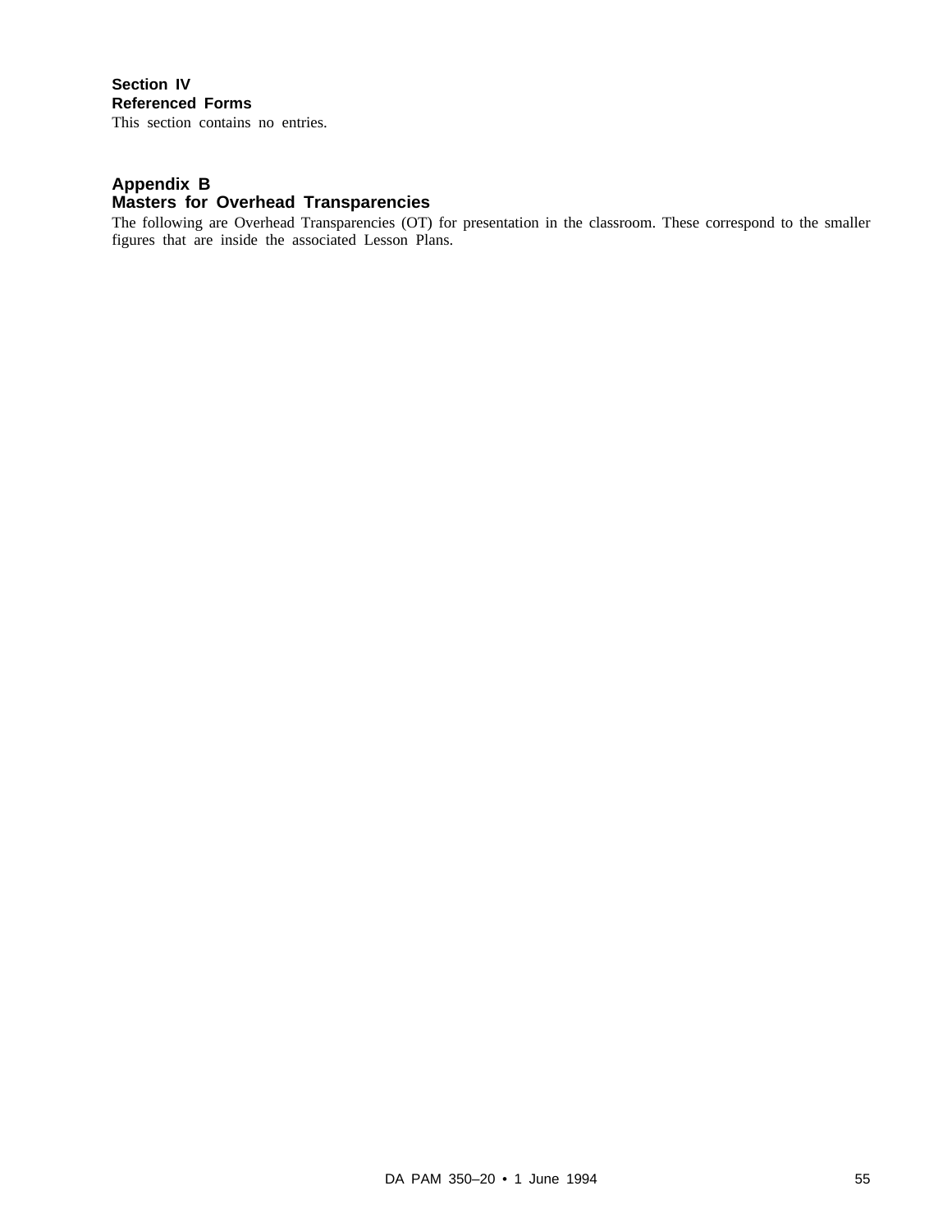### Section IV
### Referenced Forms

This section contains no entries.

## Appendix B
## Masters for Overhead Transparencies

The following are Overhead Transparencies (OT) for presentation in the classroom. These correspond to the smaller figures that are inside the associated Lesson Plans.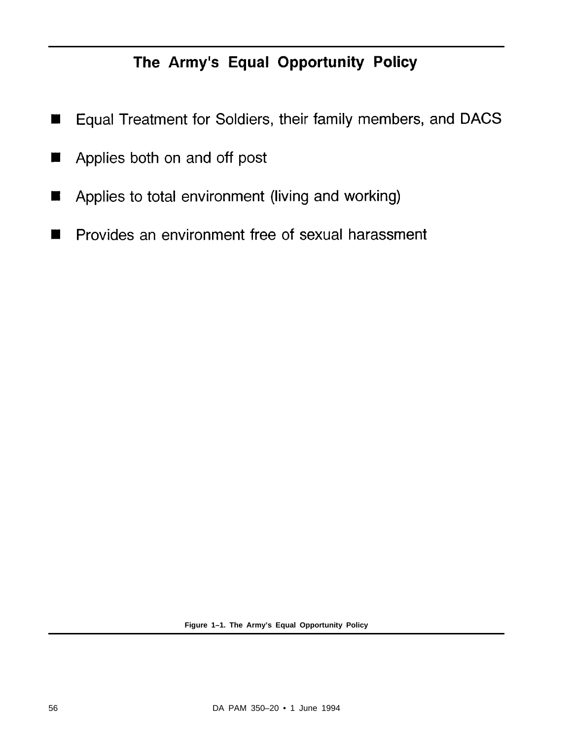## The Army's Equal Opportunity Policy

- Equal Treatment for Soldiers, their family members, and DACS
- Applies both on and off post
- Applies to total environment (living and working)
- Provides an environment free of sexual harassment

**Figure 1–1. The Army's Equal Opportunity Policy**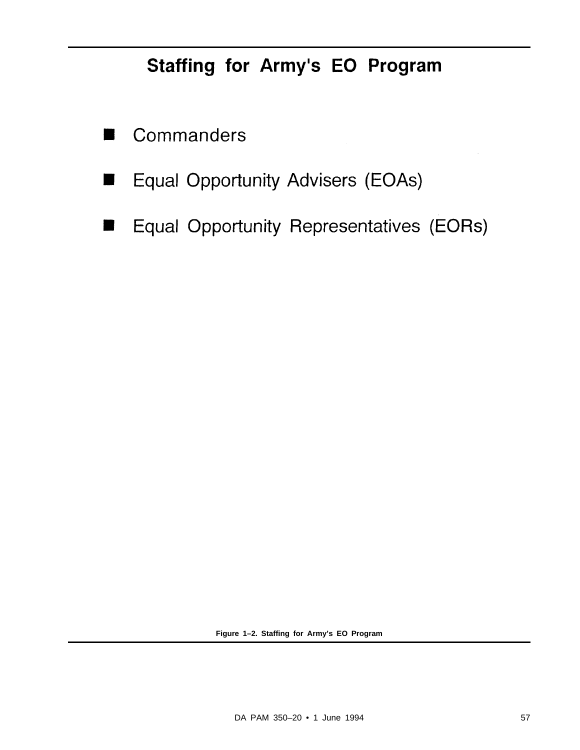## Staffing for Army's EO Program

- Commanders
- Equal Opportunity Advisers (EOAs)
- Equal Opportunity Representatives (EORs)

**Figure 1–2. Staffing for Army's EO Program**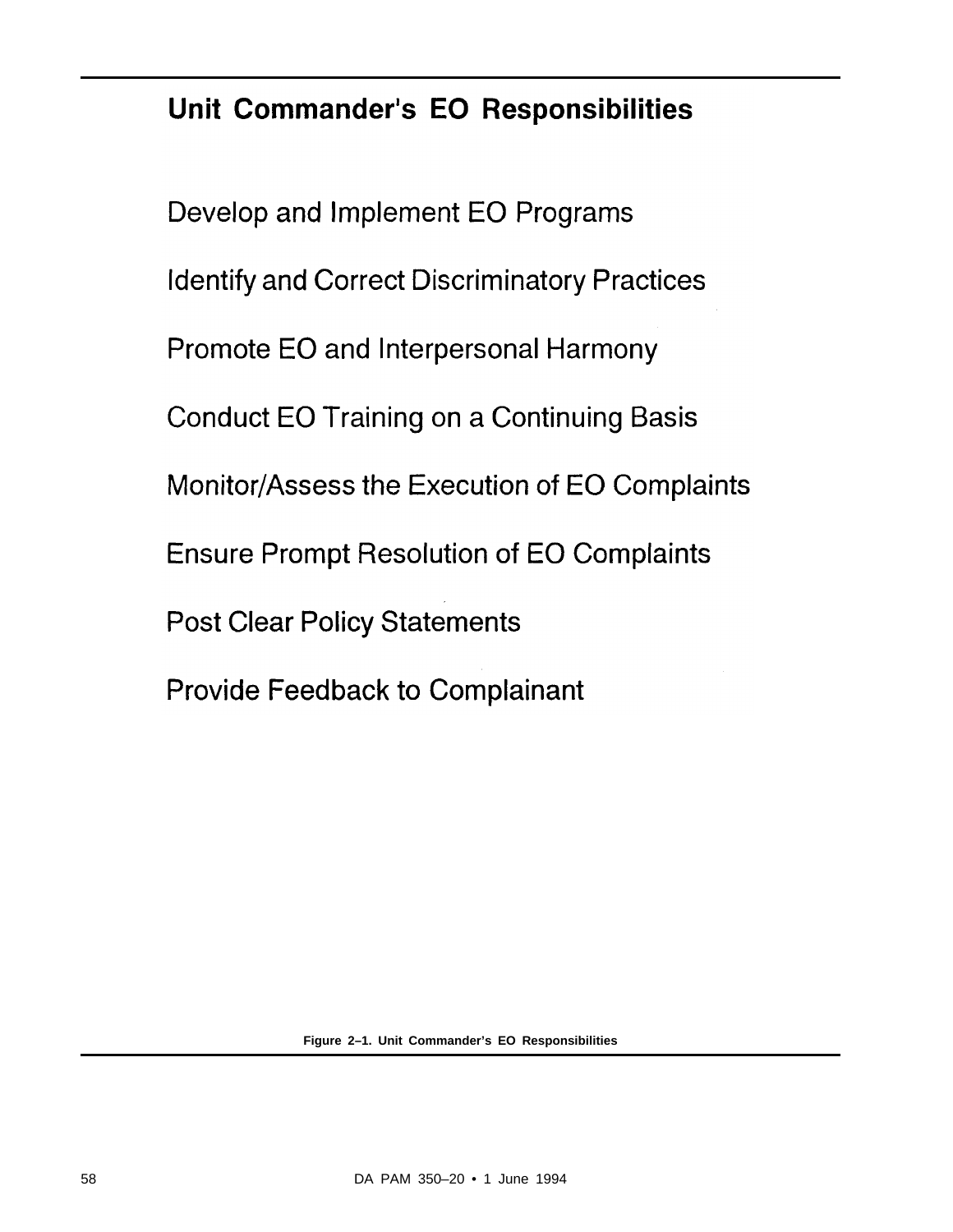## Unit Commander's EO Responsibilities

Develop and Implement EO Programs

Identify and Correct Discriminatory Practices

Promote EO and Interpersonal Harmony

Conduct EO Training on a Continuing Basis

Monitor/Assess the Execution of EO Complaints

Ensure Prompt Resolution of EO Complaints

Post Clear Policy Statements

Provide Feedback to Complainant

**Figure 2–1. Unit Commander's EO Responsibilities**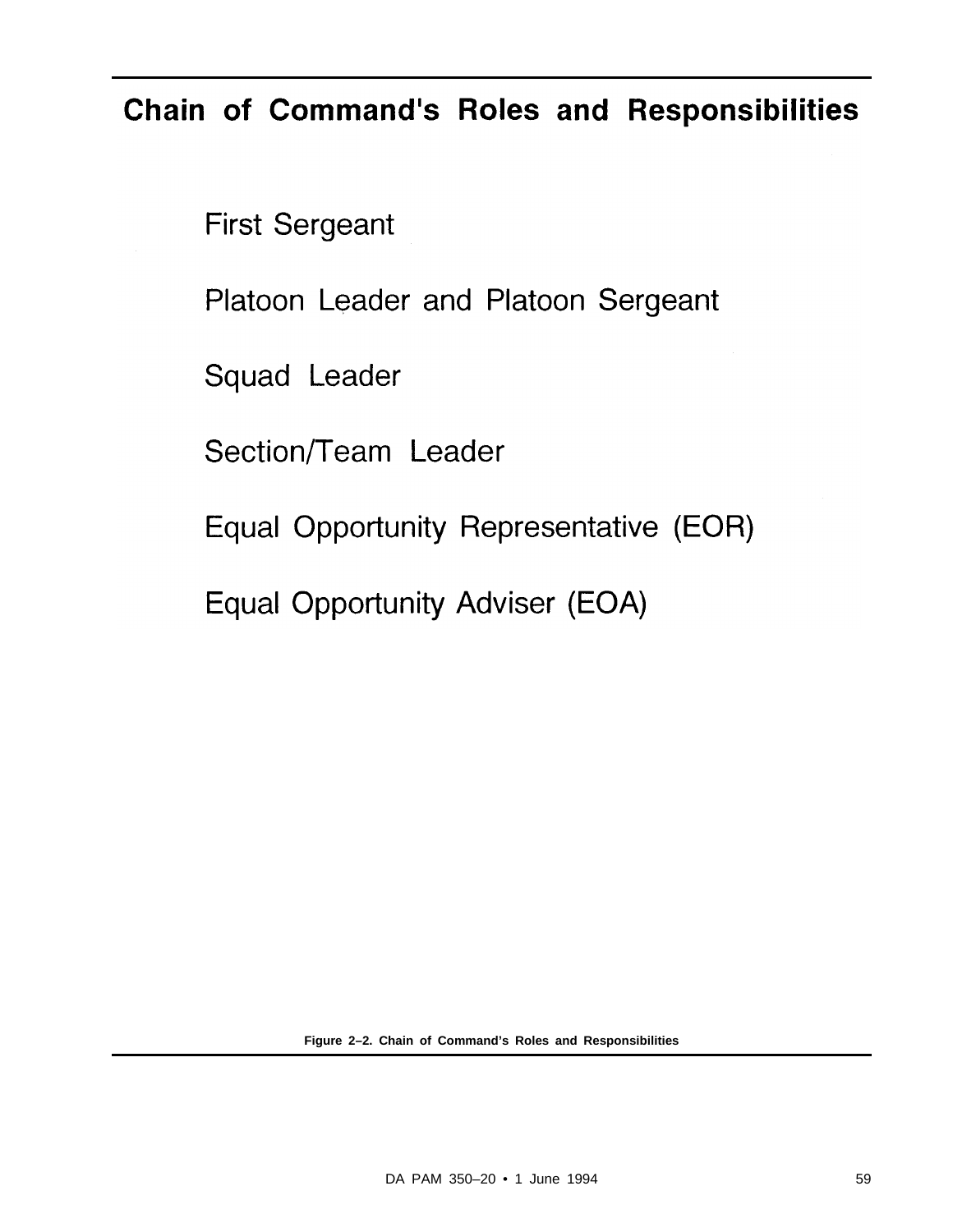## Chain of Command's Roles and Responsibilities

First Sergeant

Platoon Leader and Platoon Sergeant

Squad Leader

Section/Team Leader

Equal Opportunity Representative (EOR)

Equal Opportunity Adviser (EOA)

**Figure 2–2. Chain of Command's Roles and Responsibilities**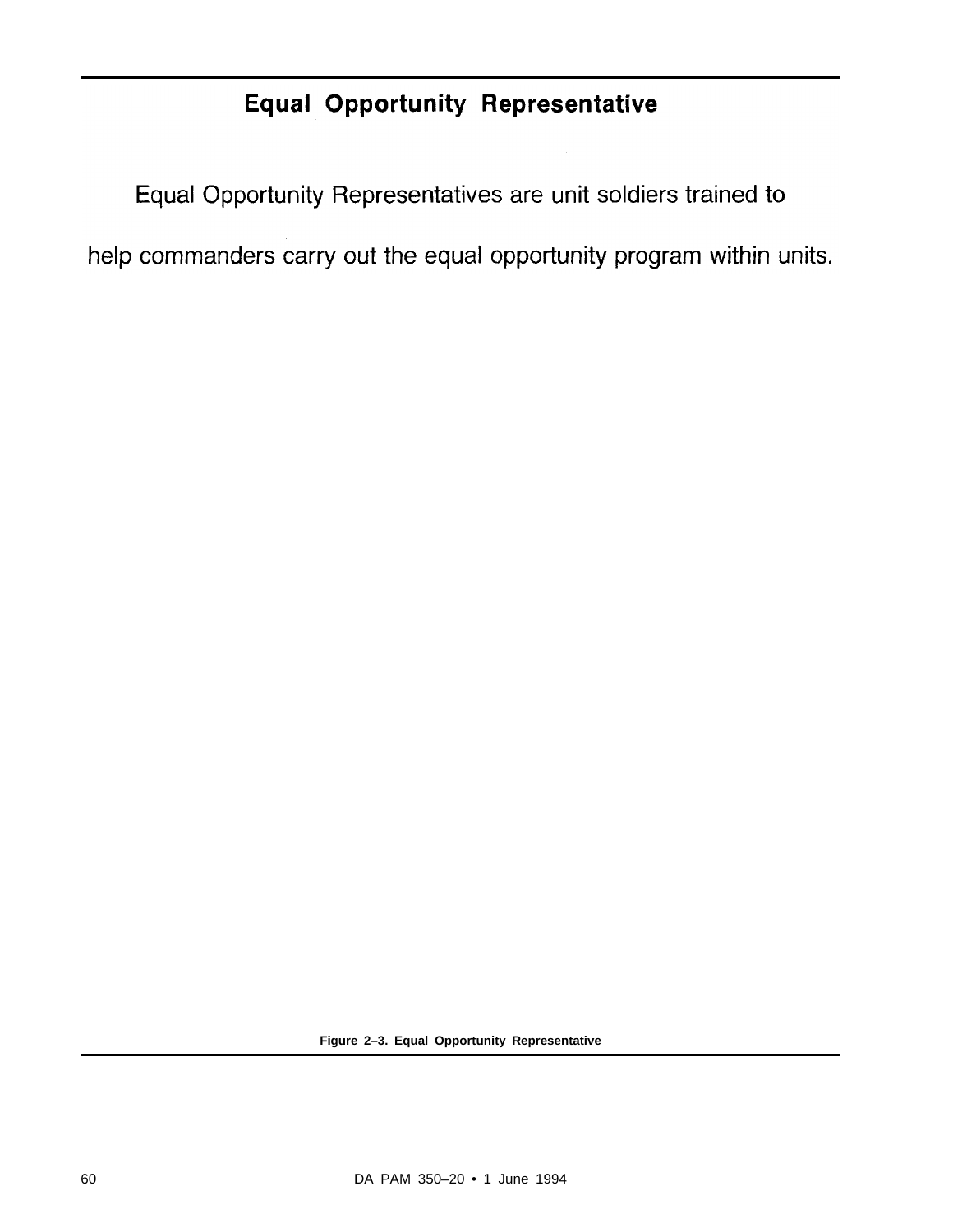## Equal Opportunity Representative

Equal Opportunity Representatives are unit soldiers trained to help commanders carry out the equal opportunity program within units.

**Figure 2–3. Equal Opportunity Representative**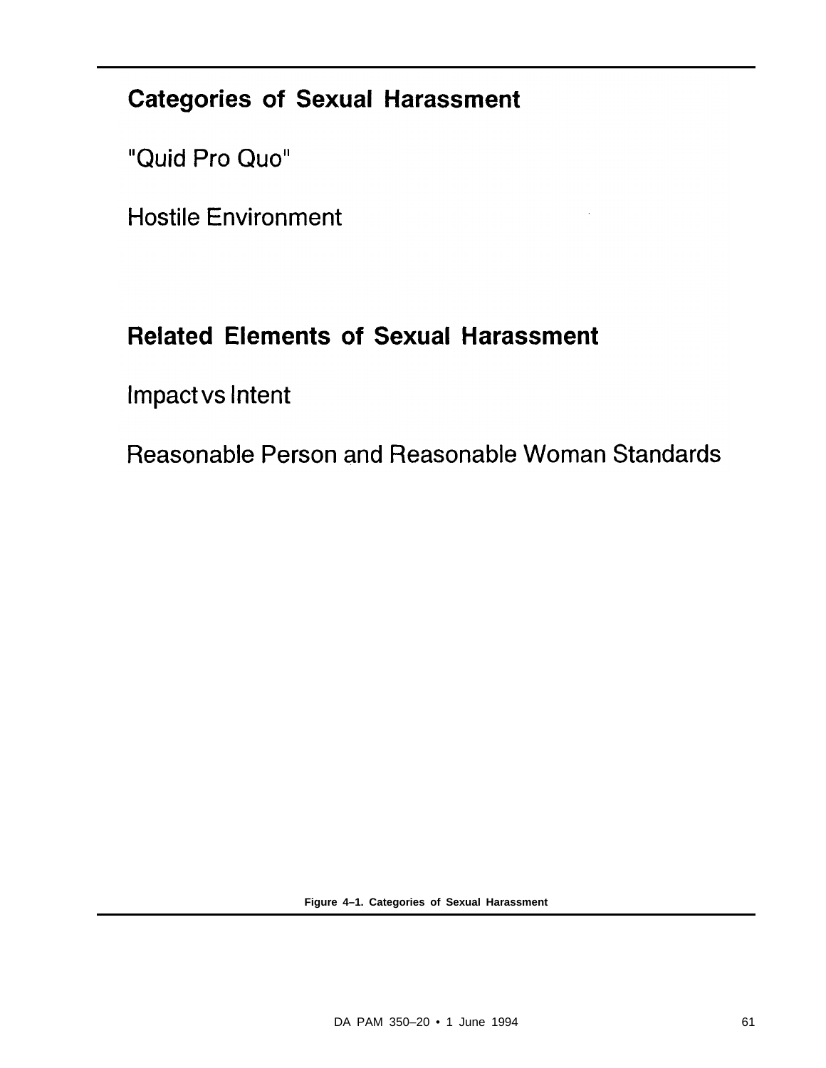## Categories of Sexual Harassment

"Quid Pro Quo"

Hostile Environment

## Related Elements of Sexual Harassment

Impact vs Intent

Reasonable Person and Reasonable Woman Standards

**Figure 4–1. Categories of Sexual Harassment**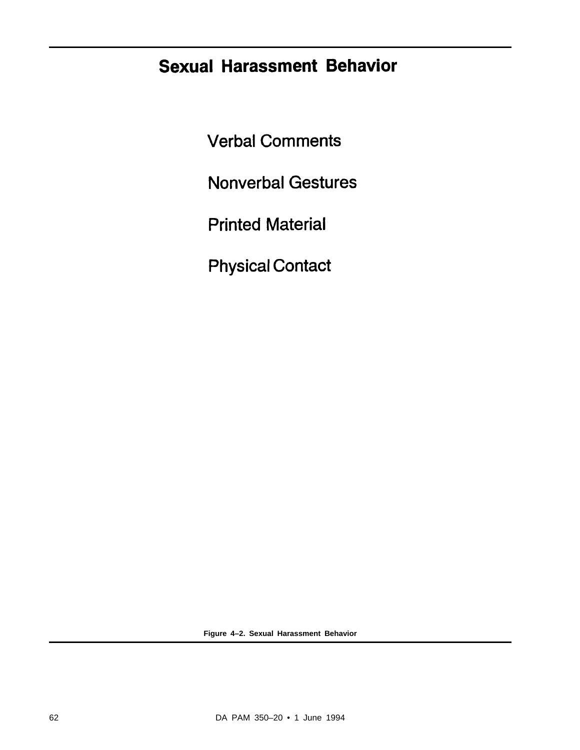## Sexual Harassment Behavior

Verbal Comments

Nonverbal Gestures

Printed Material

Physical Contact

**Figure 4–2. Sexual Harassment Behavior**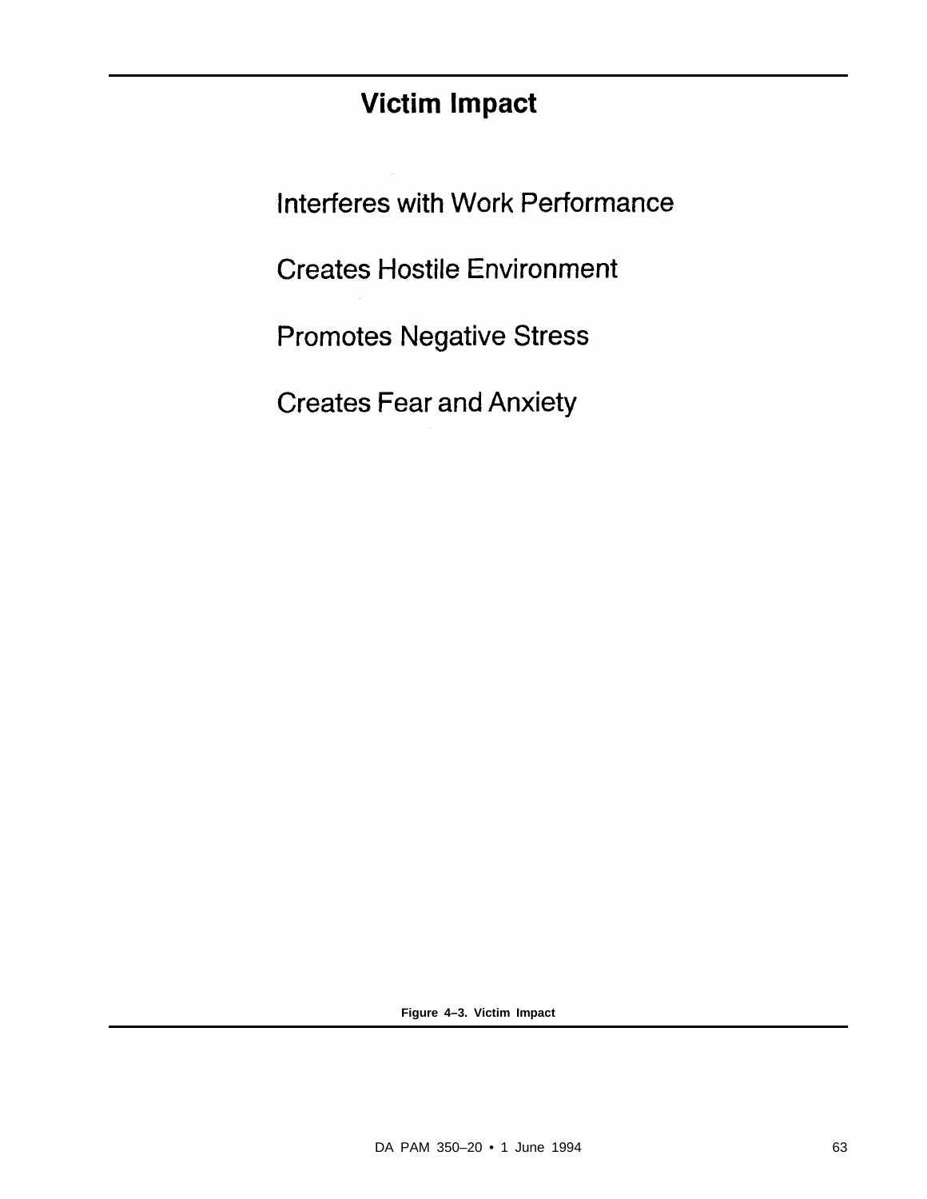## Victim Impact

Interferes with Work Performance

Creates Hostile Environment

Promotes Negative Stress

Creates Fear and Anxiety

**Figure 4–3. Victim Impact**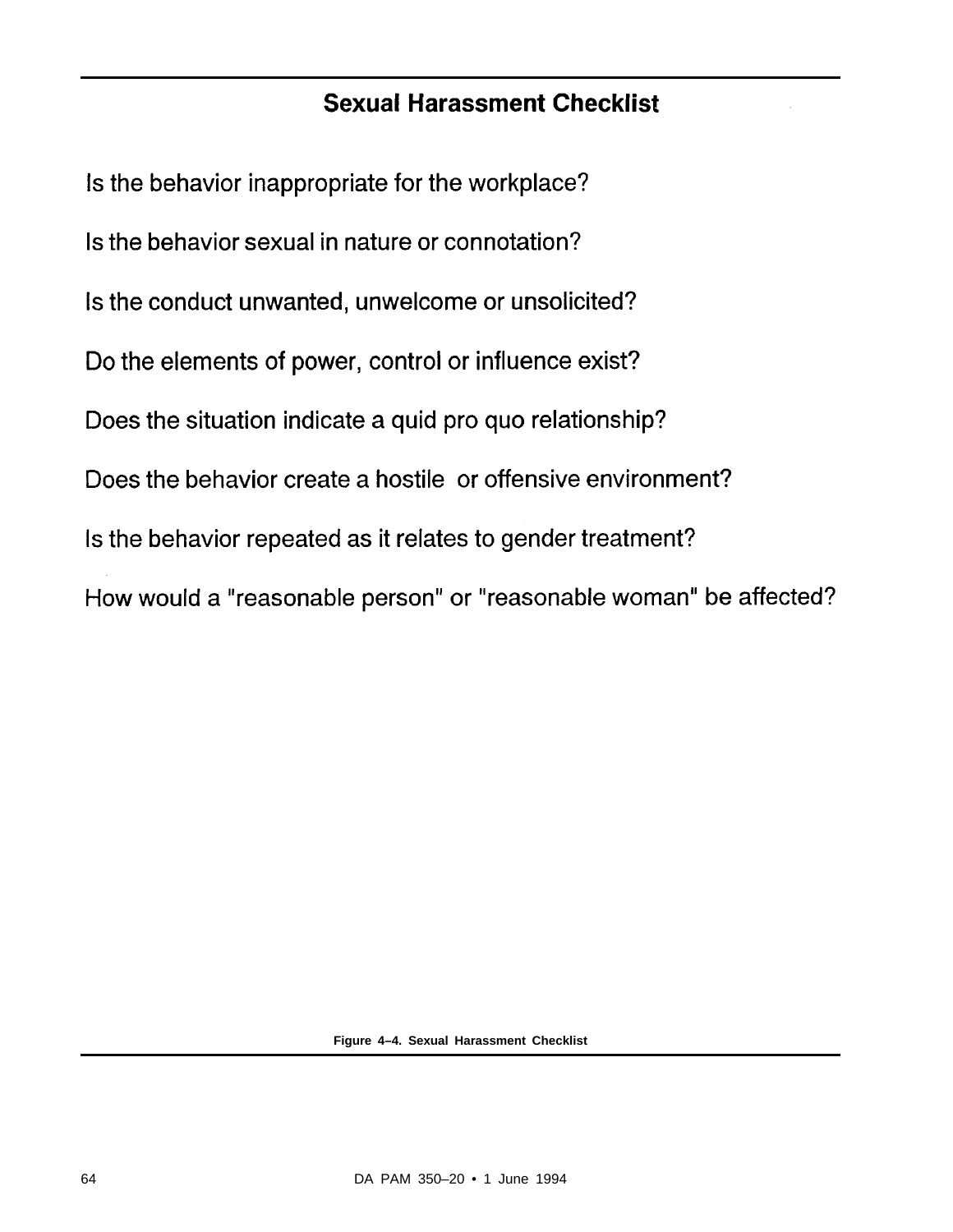## Sexual Harassment Checklist

Is the behavior inappropriate for the workplace?

Is the behavior sexual in nature or connotation?

Is the conduct unwanted, unwelcome or unsolicited?

Do the elements of power, control or influence exist?

Does the situation indicate a quid pro quo relationship?

Does the behavior create a hostile or offensive environment?

Is the behavior repeated as it relates to gender treatment?

How would a "reasonable person" or "reasonable woman" be affected?

**Figure 4–4. Sexual Harassment Checklist**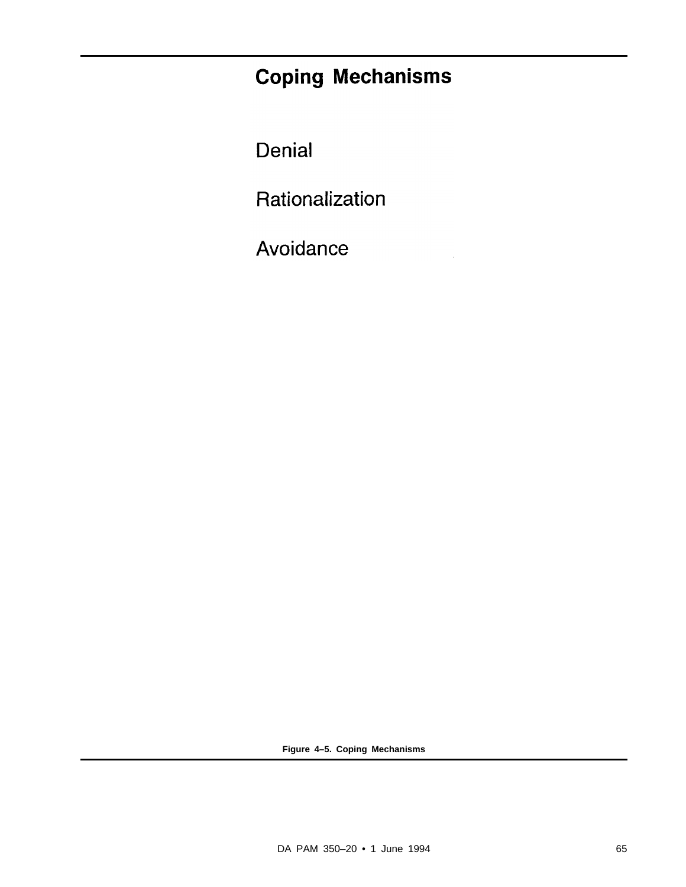# Coping Mechanisms

Denial

Rationalization

Avoidance

**Figure 4–5. Coping Mechanisms**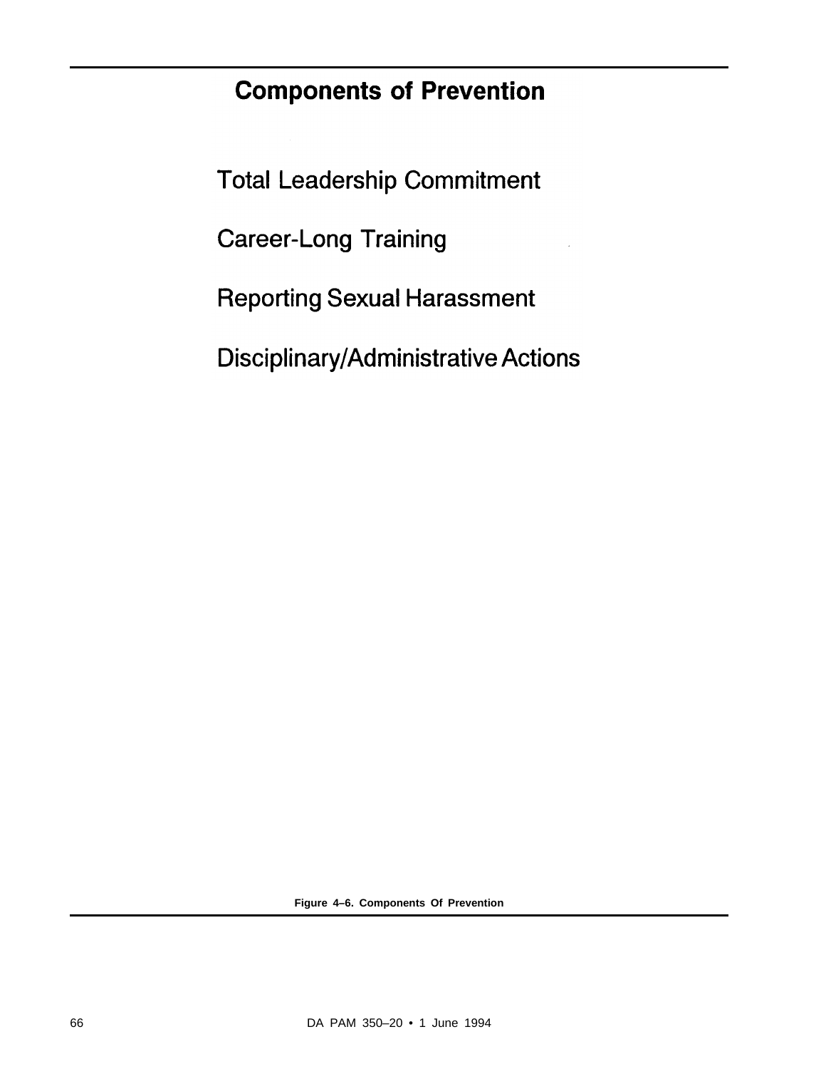## Components of Prevention

Total Leadership Commitment

Career-Long Training

Reporting Sexual Harassment

Disciplinary/Administrative Actions

**Figure 4–6. Components Of Prevention**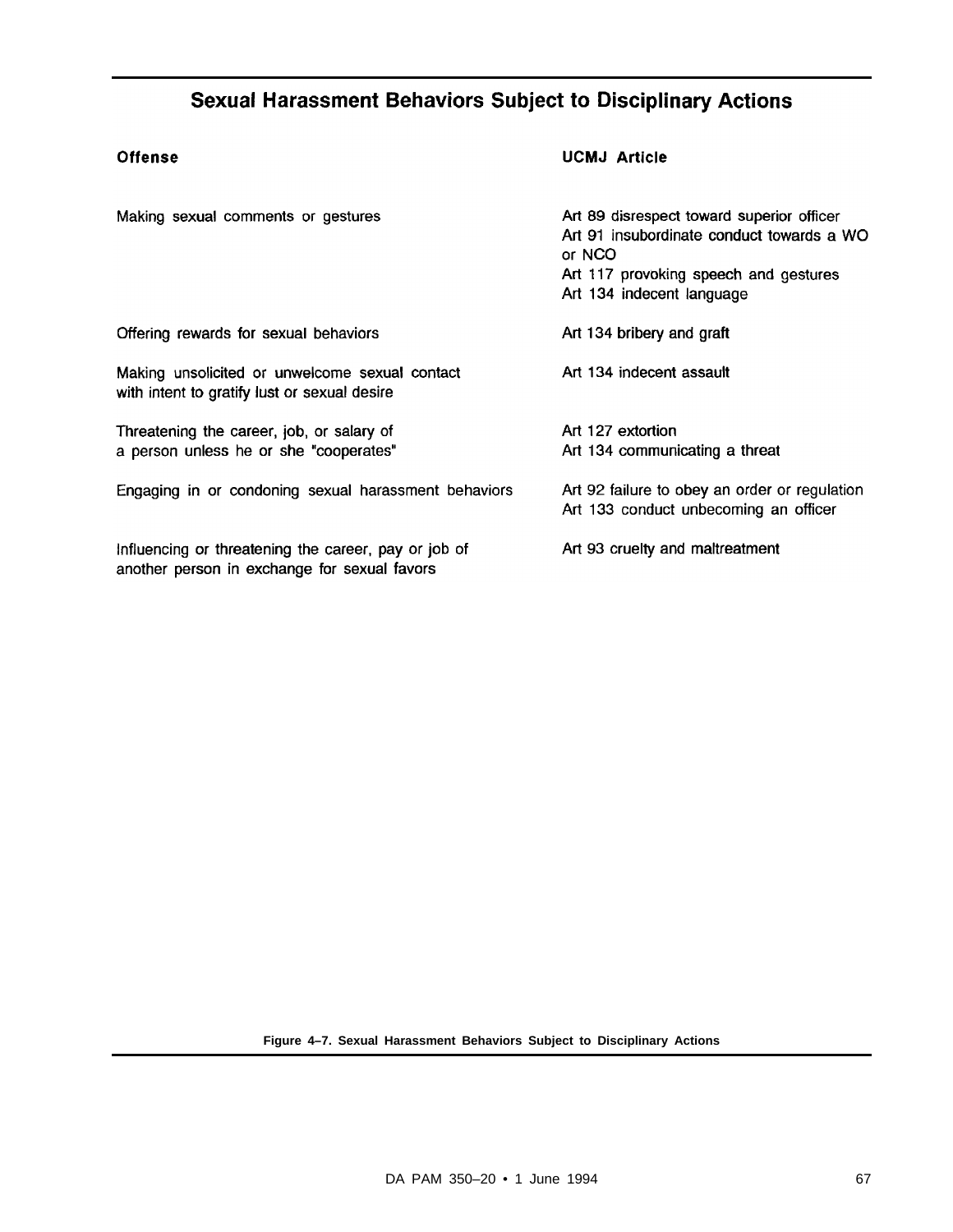## Sexual Harassment Behaviors Subject to Disciplinary Actions

| Offense | UCMJ Article |
| --- | --- |
| Making sexual comments or gestures | Art 89 disrespect toward superior officer<br>Art 91 insubordinate conduct towards a WO or NCO<br>Art 117 provoking speech and gestures<br>Art 134 indecent language |
| Offering rewards for sexual behaviors | Art 134 bribery and graft |
| Making unsolicited or unwelcome sexual contact with intent to gratify lust or sexual desire | Art 134 indecent assault |
| Threatening the career, job, or salary of a person unless he or she "cooperates" | Art 127 extortion<br>Art 134 communicating a threat |
| Engaging in or condoning sexual harassment behaviors | Art 92 failure to obey an order or regulation<br>Art 133 conduct unbecoming an officer |
| Influencing or threatening the career, pay or job of another person in exchange for sexual favors | Art 93 cruelty and maltreatment |

**Figure 4–7. Sexual Harassment Behaviors Subject to Disciplinary Actions**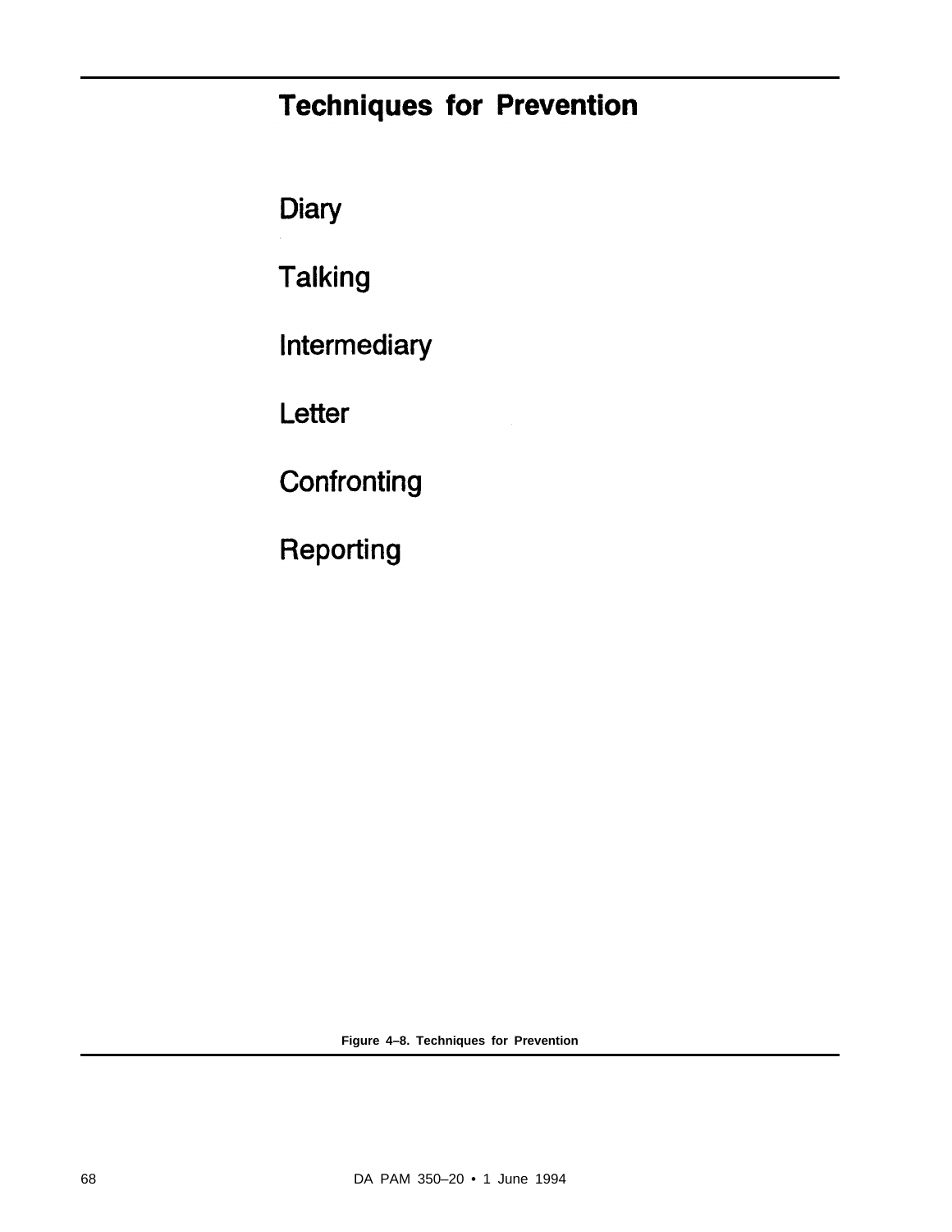## Techniques for Prevention

Diary

Talking

Intermediary

Letter

Confronting

Reporting

**Figure 4–8. Techniques for Prevention**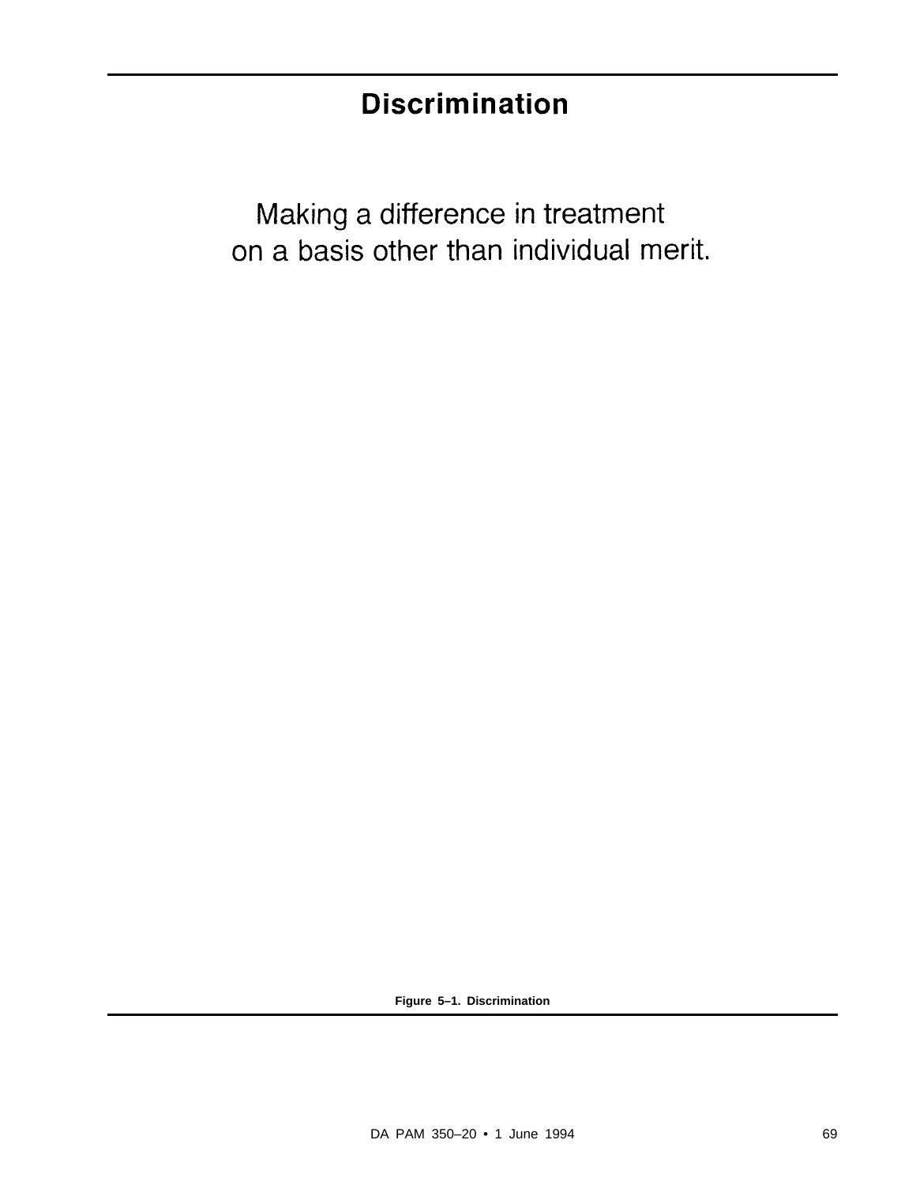# Discrimination

Making a difference in treatment on a basis other than individual merit.

**Figure 5–1. Discrimination**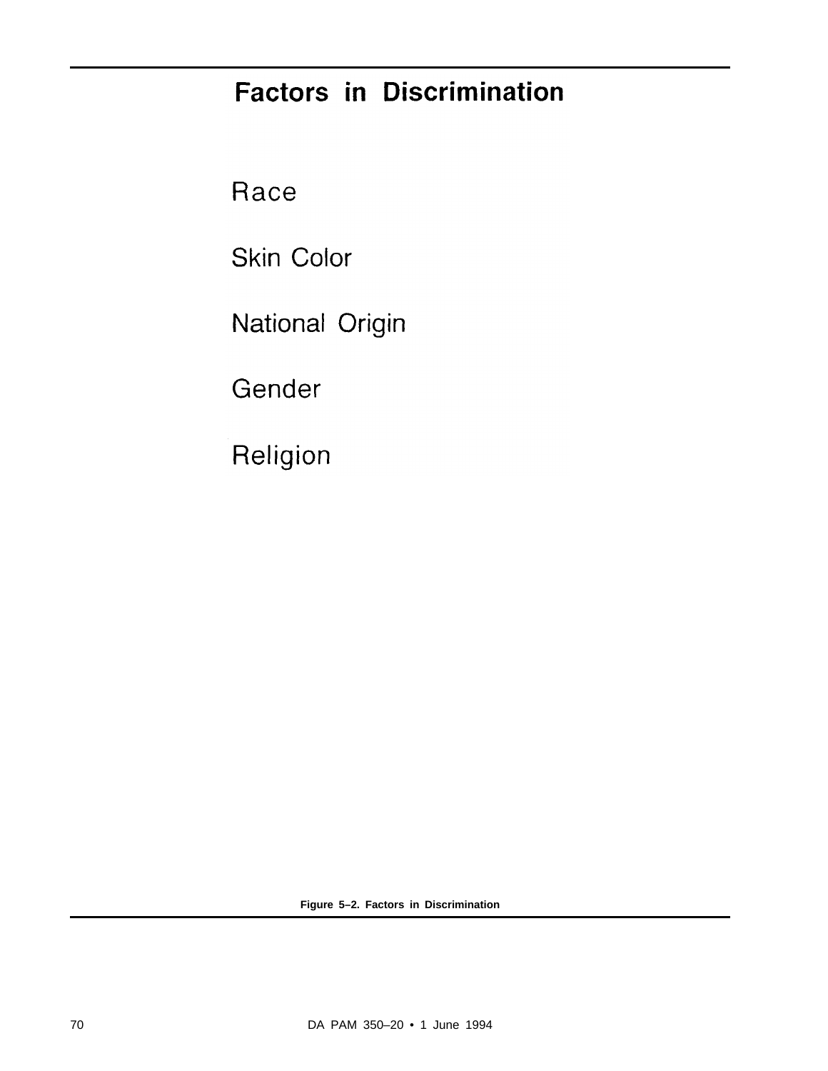## Factors in Discrimination

Race

Skin Color

National Origin

Gender

Religion

**Figure 5–2. Factors in Discrimination**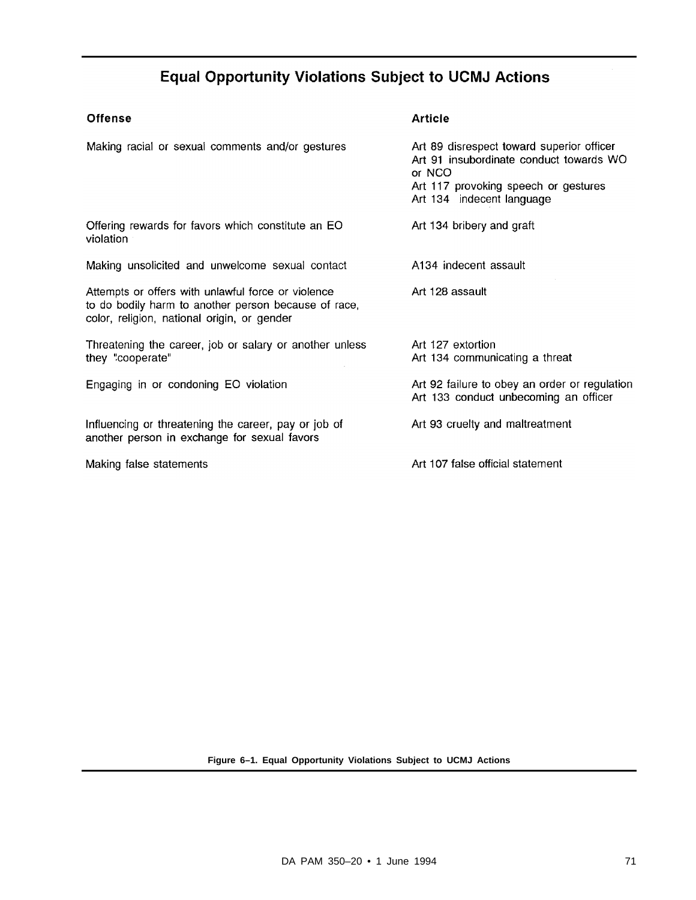## Equal Opportunity Violations Subject to UCMJ Actions

| Offense | Article |
|---|---|
| Making racial or sexual comments and/or gestures | Art 89 disrespect toward superior officer<br>Art 91 insubordinate conduct towards WO or NCO<br>Art 117 provoking speech or gestures<br>Art 134 indecent language |
| Offering rewards for favors which constitute an EO violation | Art 134 bribery and graft |
| Making unsolicited and unwelcome sexual contact | A134 indecent assault |
| Attempts or offers with unlawful force or violence to do bodily harm to another person because of race, color, religion, national origin, or gender | Art 128 assault |
| Threatening the career, job or salary or another unless they "cooperate" | Art 127 extortion<br>Art 134 communicating a threat |
| Engaging in or condoning EO violation | Art 92 failure to obey an order or regulation<br>Art 133 conduct unbecoming an officer |
| Influencing or threatening the career, pay or job of another person in exchange for sexual favors | Art 93 cruelty and maltreatment |
| Making false statements | Art 107 false official statement |

**Figure 6–1. Equal Opportunity Violations Subject to UCMJ Actions**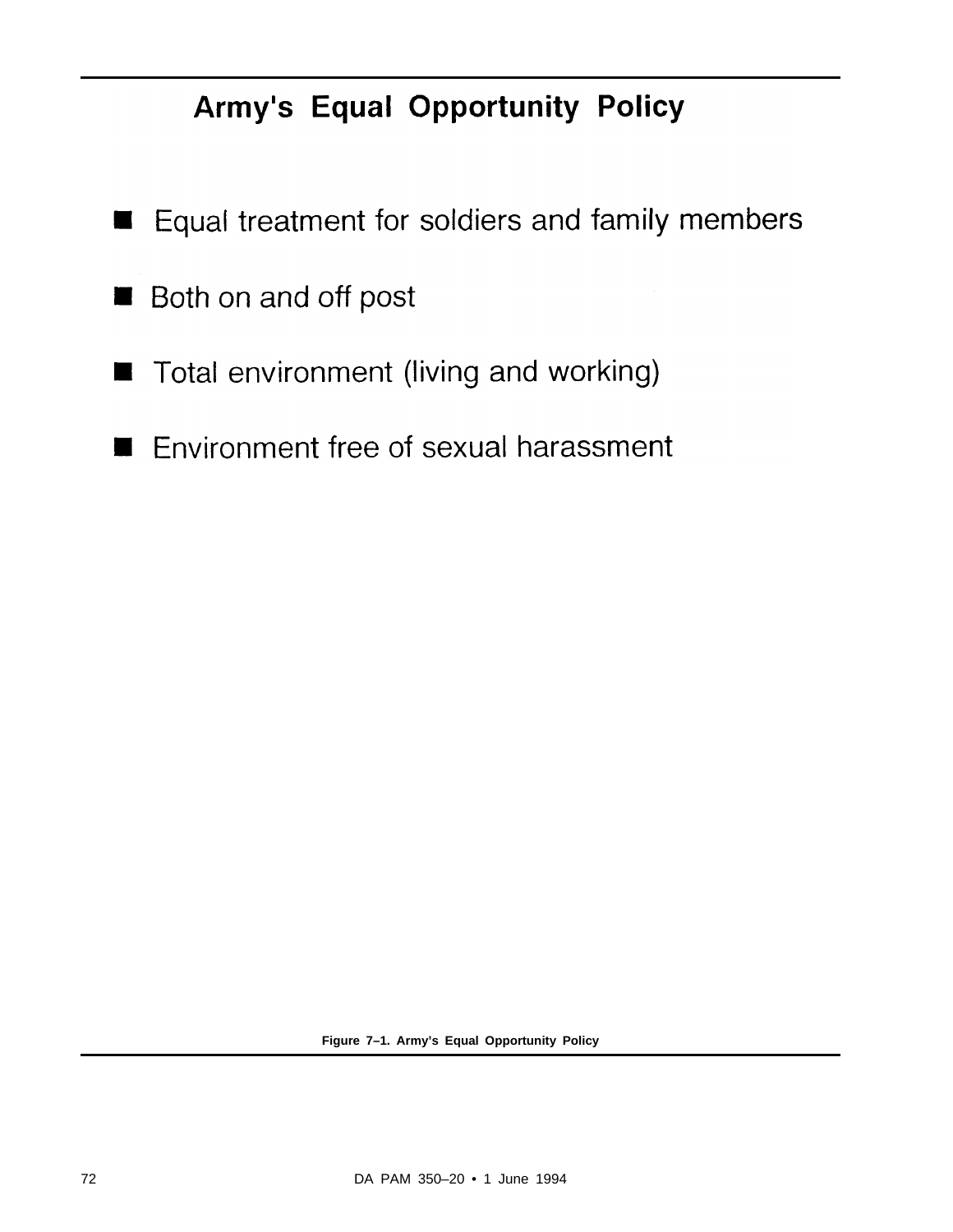## Army's Equal Opportunity Policy

- Equal treatment for soldiers and family members
- Both on and off post
- Total environment (living and working)
- Environment free of sexual harassment

**Figure 7–1. Army's Equal Opportunity Policy**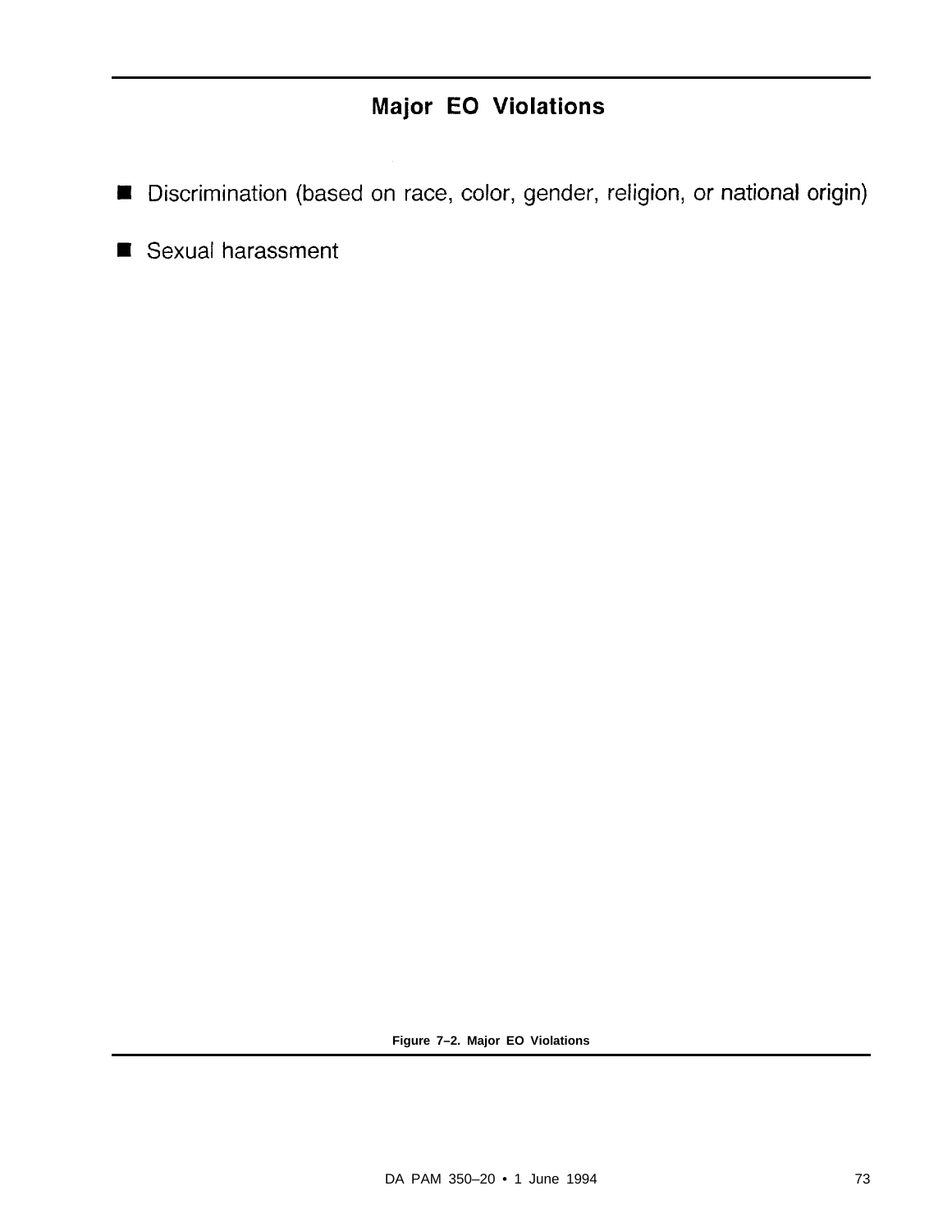## Major EO Violations

- Discrimination (based on race, color, gender, religion, or national origin)
- Sexual harassment

**Figure 7–2. Major EO Violations**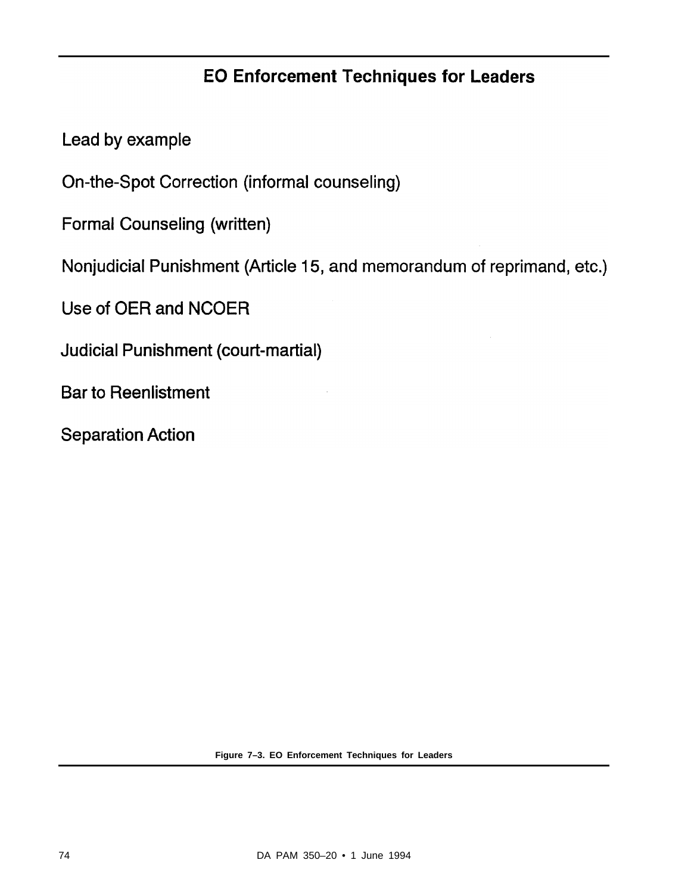## EO Enforcement Techniques for Leaders

Lead by example

On-the-Spot Correction (informal counseling)

Formal Counseling (written)

Nonjudicial Punishment (Article 15, and memorandum of reprimand, etc.)

Use of OER and NCOER

Judicial Punishment (court-martial)

Bar to Reenlistment

Separation Action

**Figure 7–3. EO Enforcement Techniques for Leaders**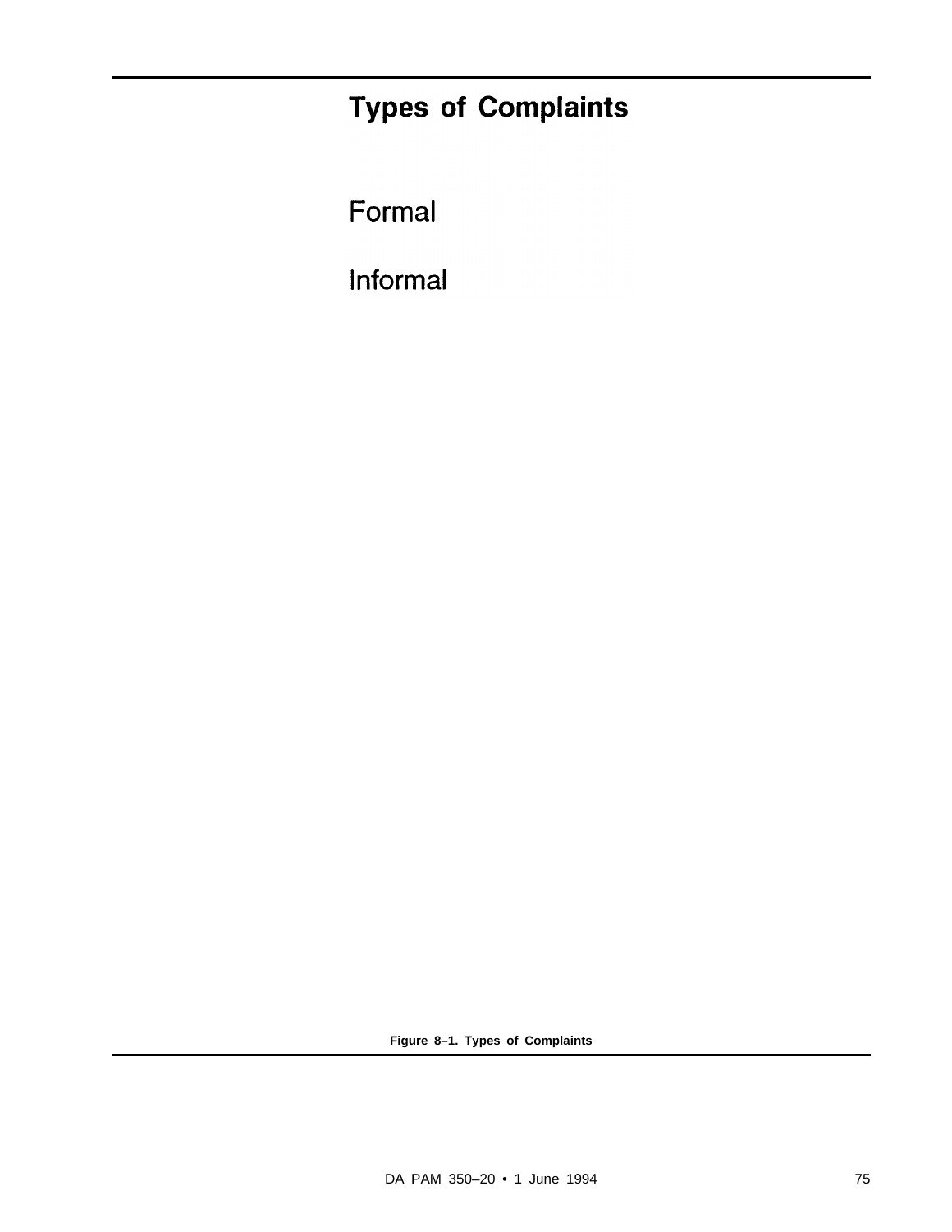# Types of Complaints

Formal

Informal

**Figure 8–1. Types of Complaints**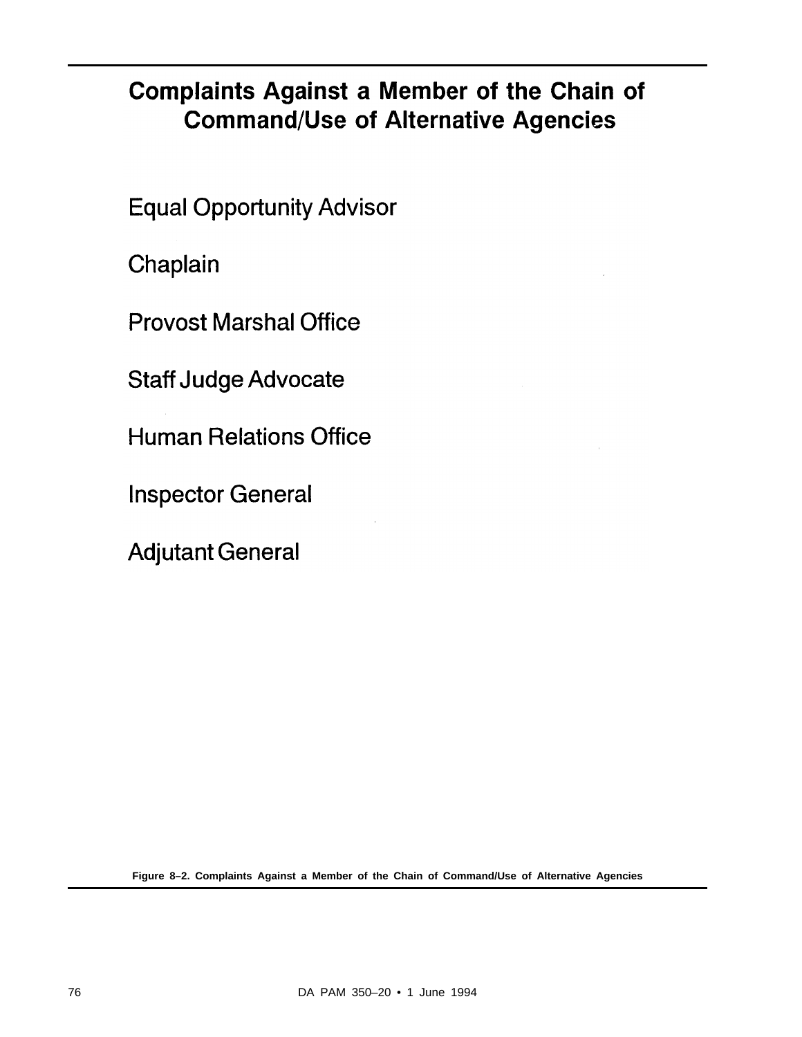# Complaints Against a Member of the Chain of Command/Use of Alternative Agencies

Equal Opportunity Advisor

Chaplain

Provost Marshal Office

Staff Judge Advocate

Human Relations Office

Inspector General

Adjutant General

**Figure 8–2. Complaints Against a Member of the Chain of Command/Use of Alternative Agencies**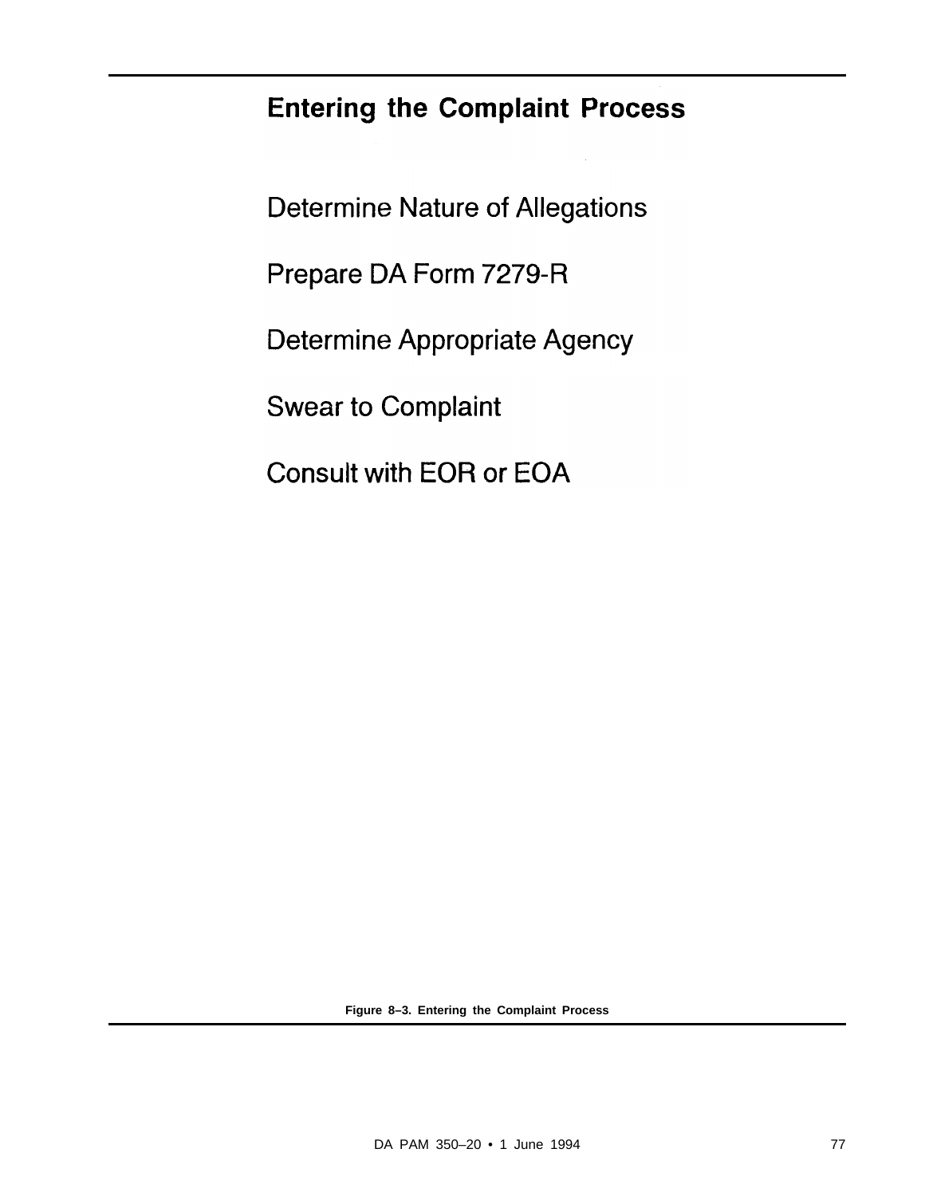## Entering the Complaint Process

Determine Nature of Allegations

Prepare DA Form 7279-R

Determine Appropriate Agency

Swear to Complaint

Consult with EOR or EOA

**Figure 8–3. Entering the Complaint Process**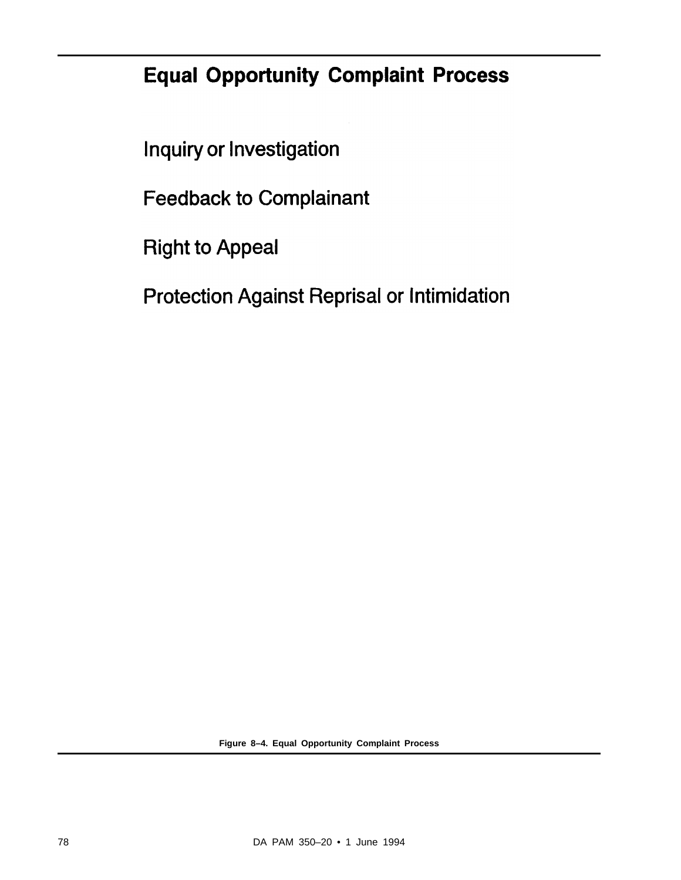## Equal Opportunity Complaint Process

Inquiry or Investigation

Feedback to Complainant

Right to Appeal

Protection Against Reprisal or Intimidation

**Figure 8–4. Equal Opportunity Complaint Process**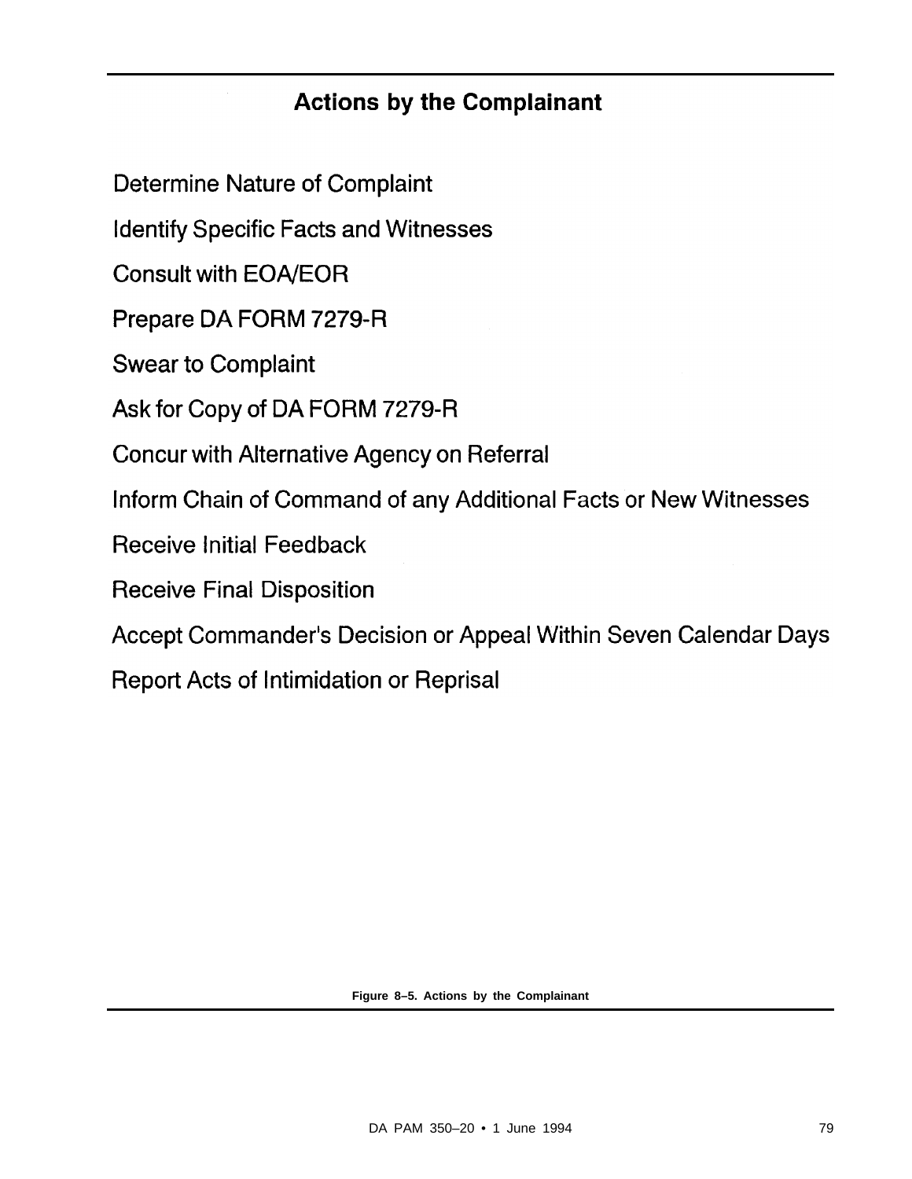## Actions by the Complainant

Determine Nature of Complaint

Identify Specific Facts and Witnesses

Consult with EOA/EOR

Prepare DA FORM 7279-R

Swear to Complaint

Ask for Copy of DA FORM 7279-R

Concur with Alternative Agency on Referral

Inform Chain of Command of any Additional Facts or New Witnesses

Receive Initial Feedback

Receive Final Disposition

Accept Commander's Decision or Appeal Within Seven Calendar Days

Report Acts of Intimidation or Reprisal

**Figure 8–5. Actions by the Complainant**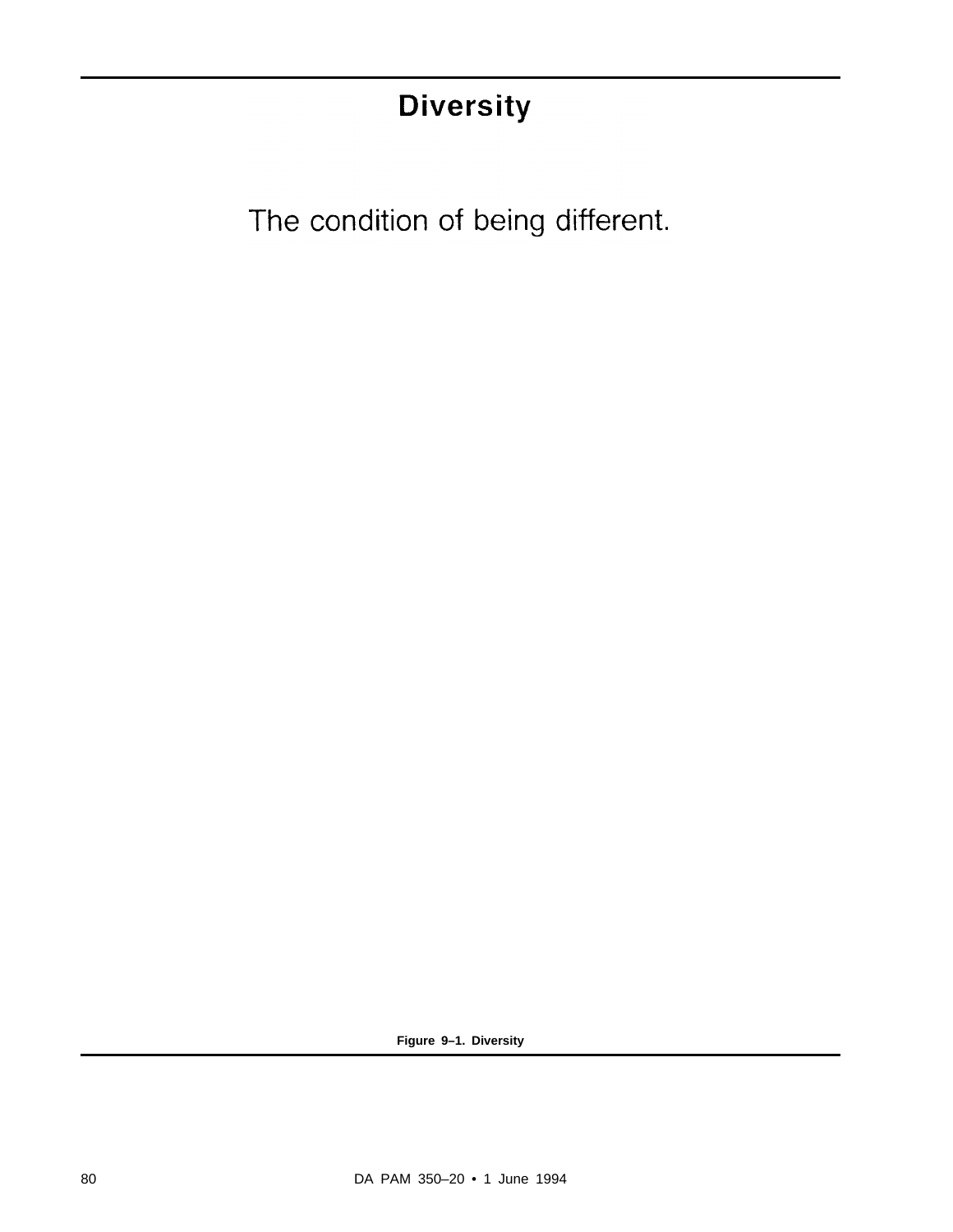# Diversity

The condition of being different.

**Figure 9–1. Diversity**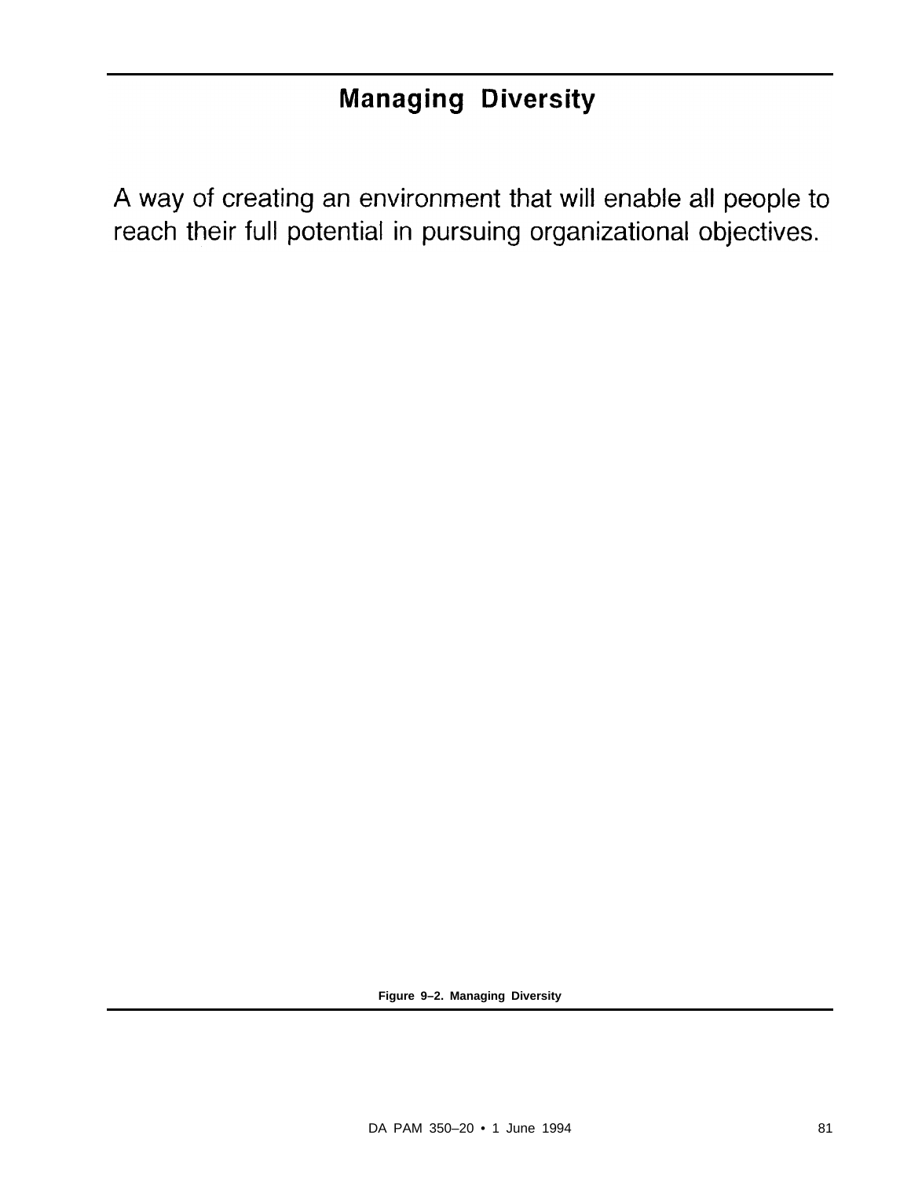## Managing Diversity

A way of creating an environment that will enable all people to reach their full potential in pursuing organizational objectives.

**Figure 9–2. Managing Diversity**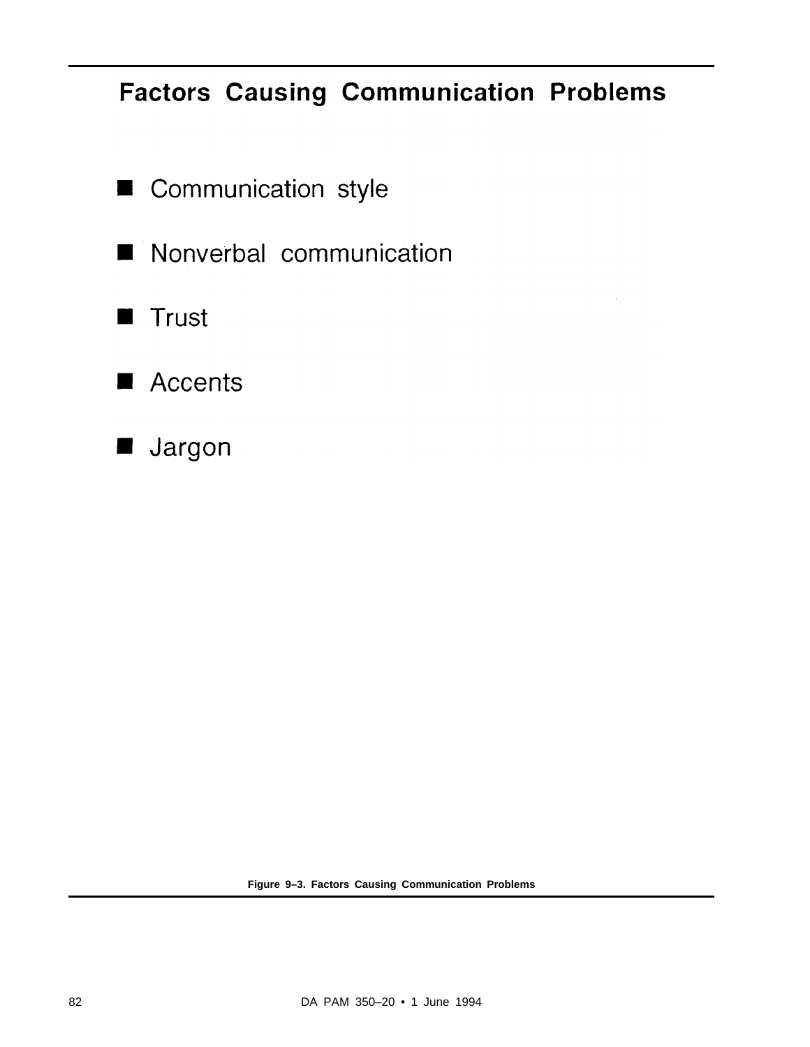## Factors Causing Communication Problems

- Communication style
- Nonverbal communication
- Trust
- Accents
- Jargon

**Figure 9–3. Factors Causing Communication Problems**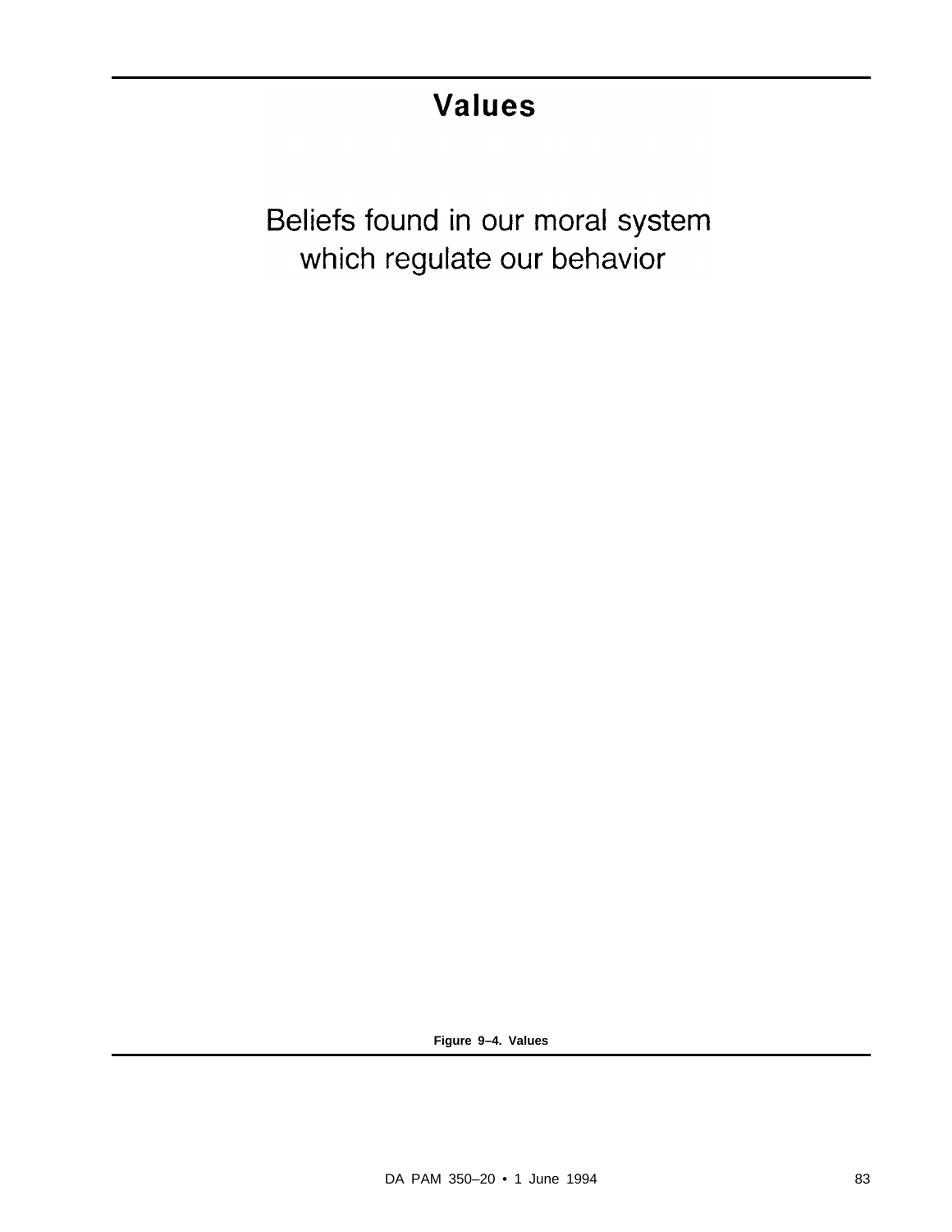# Values

Beliefs found in our moral system which regulate our behavior

**Figure 9–4. Values**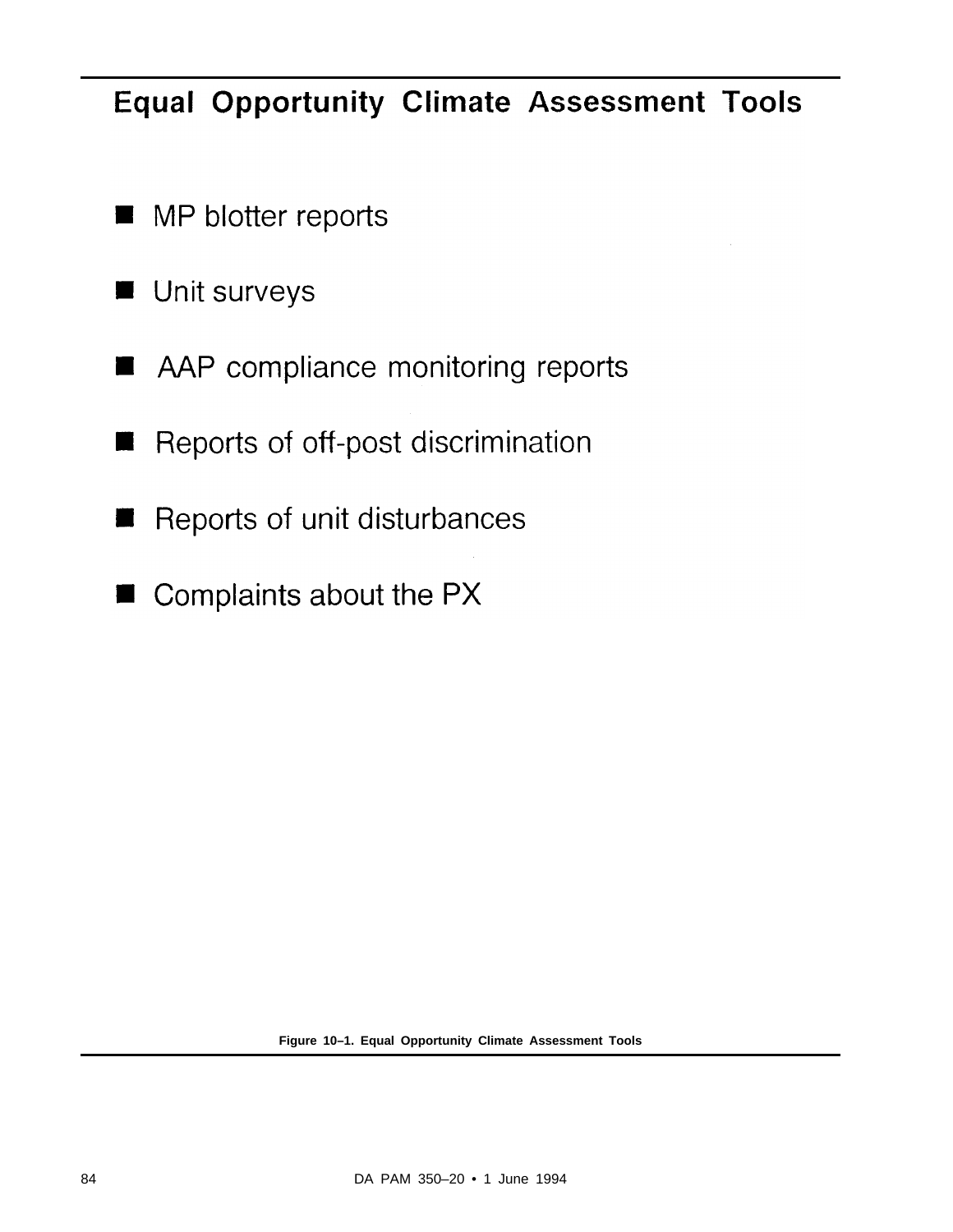## Equal Opportunity Climate Assessment Tools

- MP blotter reports
- Unit surveys
- AAP compliance monitoring reports
- Reports of off-post discrimination
- Reports of unit disturbances
- Complaints about the PX

**Figure 10–1. Equal Opportunity Climate Assessment Tools**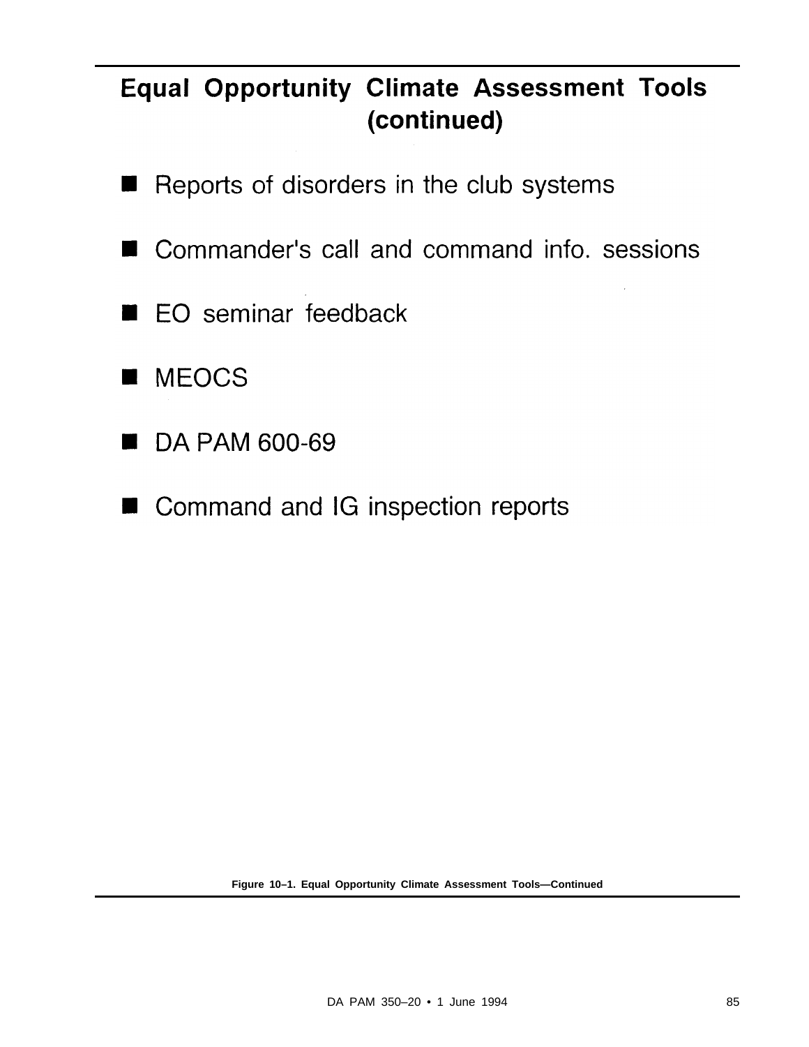## Equal Opportunity Climate Assessment Tools (continued)

- Reports of disorders in the club systems
- Commander's call and command info. sessions
- EO seminar feedback
- MEOCS
- DA PAM 600-69
- Command and IG inspection reports

**Figure 10–1. Equal Opportunity Climate Assessment Tools—Continued**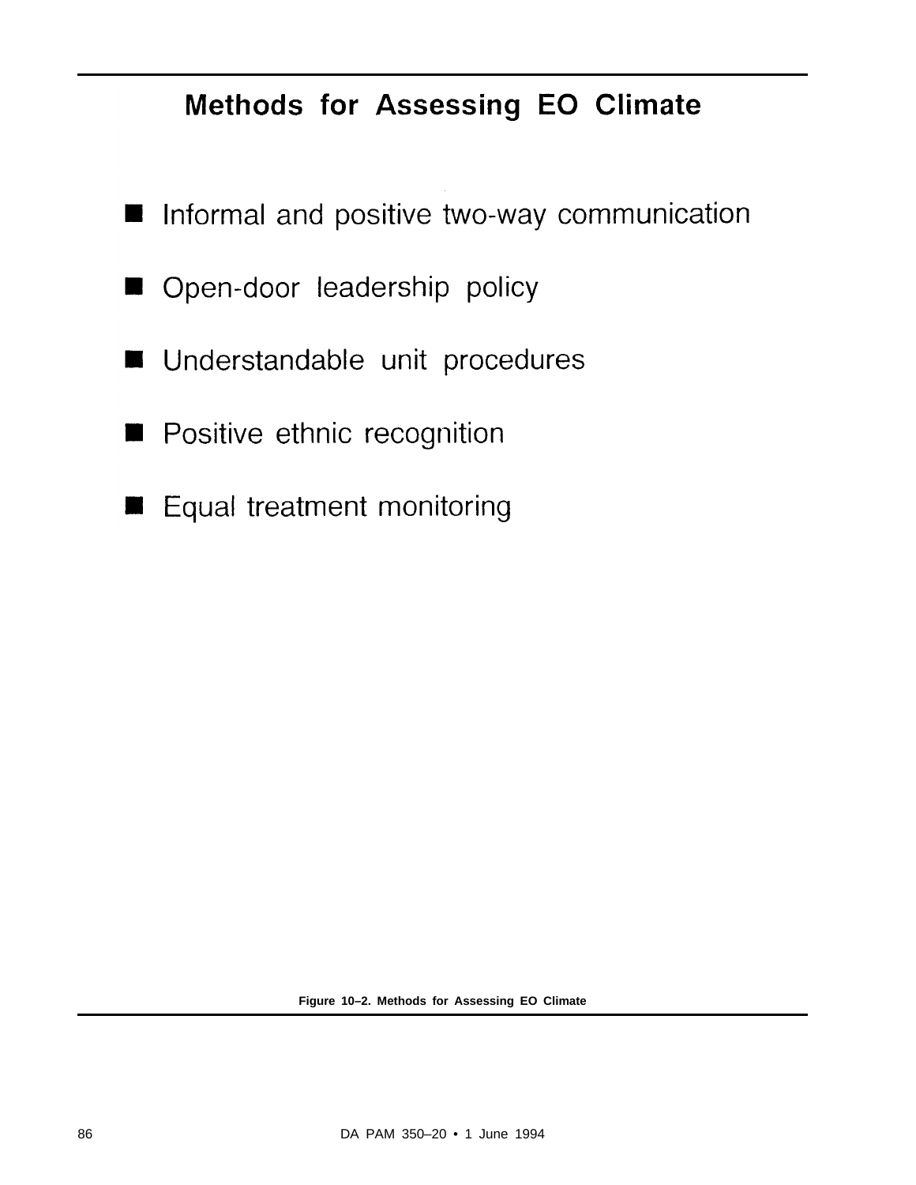## Methods for Assessing EO Climate

- Informal and positive two-way communication
- Open-door leadership policy
- Understandable unit procedures
- Positive ethnic recognition
- Equal treatment monitoring

**Figure 10–2. Methods for Assessing EO Climate**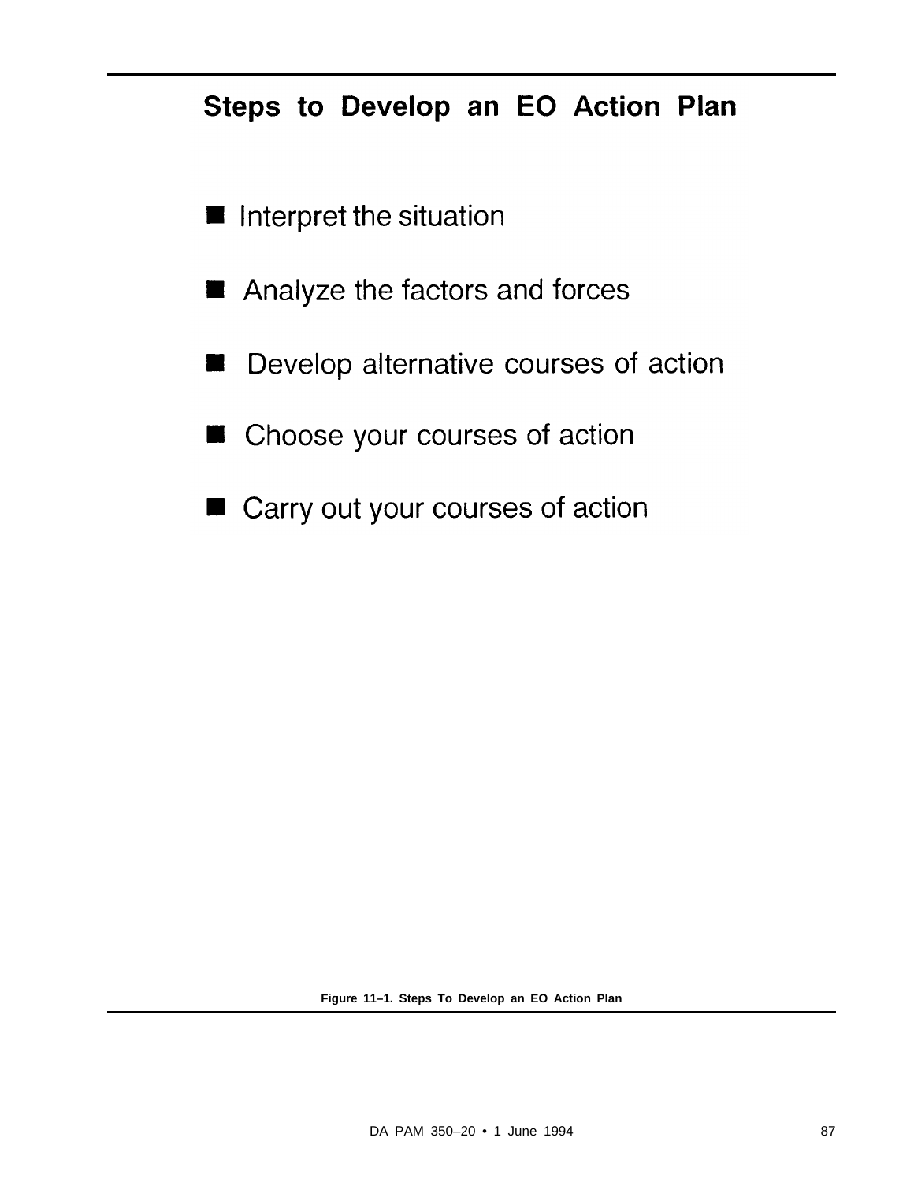## Steps to Develop an EO Action Plan

- Interpret the situation
- Analyze the factors and forces
- Develop alternative courses of action
- Choose your courses of action
- Carry out your courses of action

**Figure 11–1. Steps To Develop an EO Action Plan**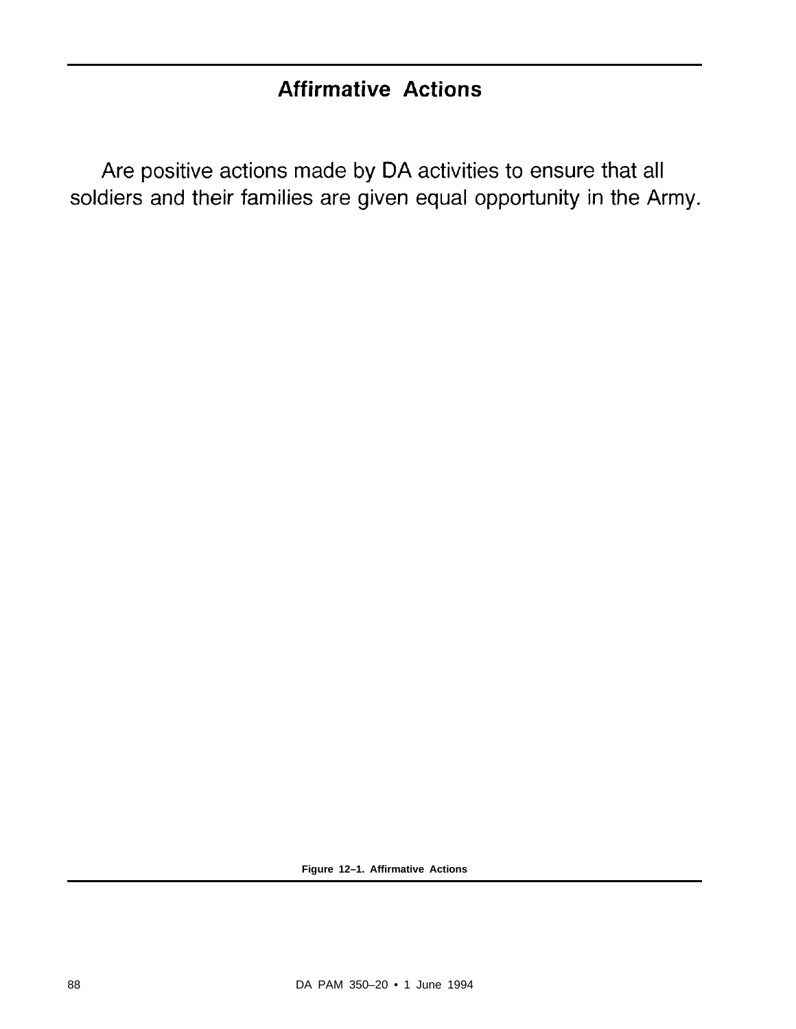## Affirmative Actions

Are positive actions made by DA activities to ensure that all soldiers and their families are given equal opportunity in the Army.

**Figure 12–1. Affirmative Actions**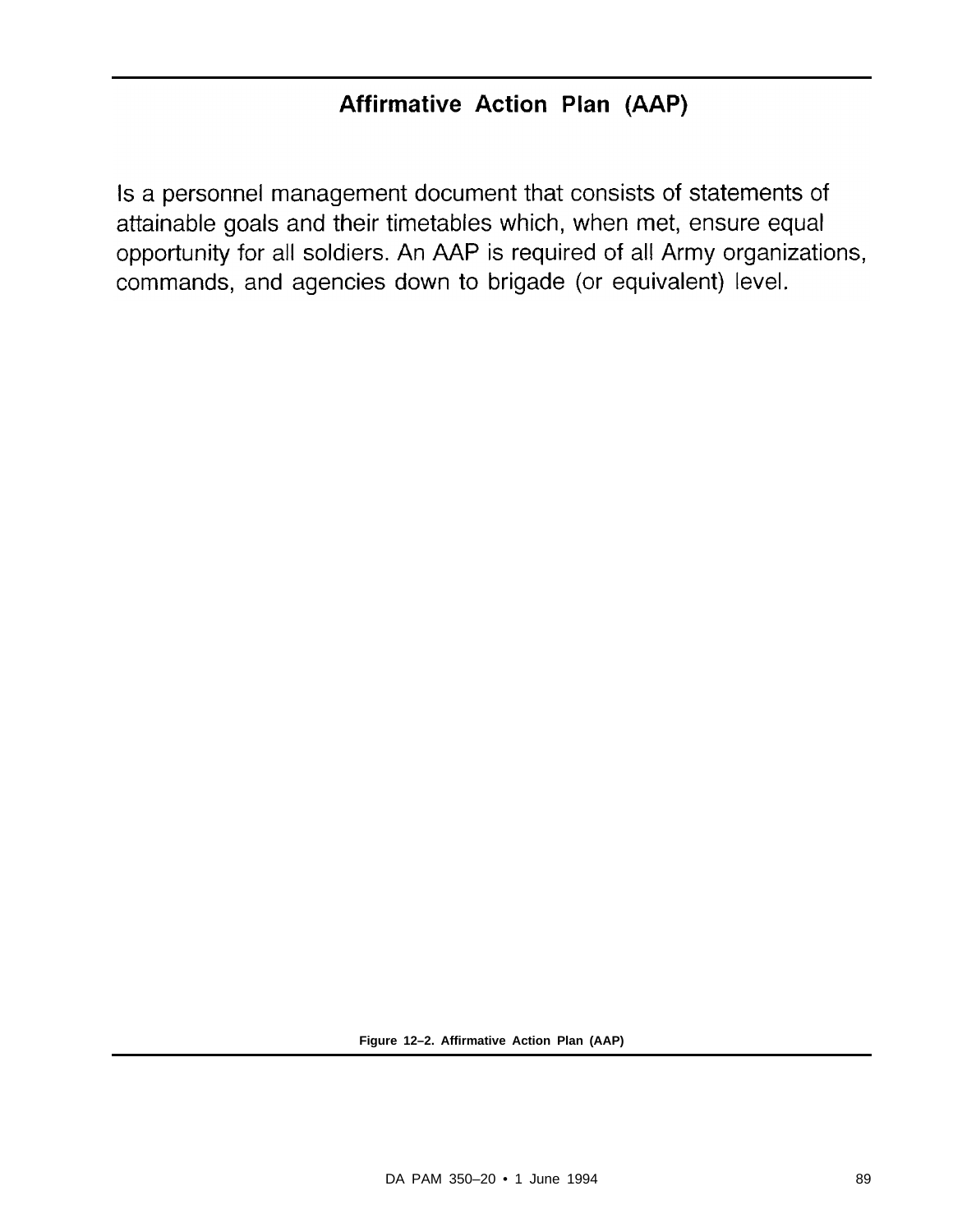## Affirmative Action Plan (AAP)

Is a personnel management document that consists of statements of attainable goals and their timetables which, when met, ensure equal opportunity for all soldiers. An AAP is required of all Army organizations, commands, and agencies down to brigade (or equivalent) level.

**Figure 12–2. Affirmative Action Plan (AAP)**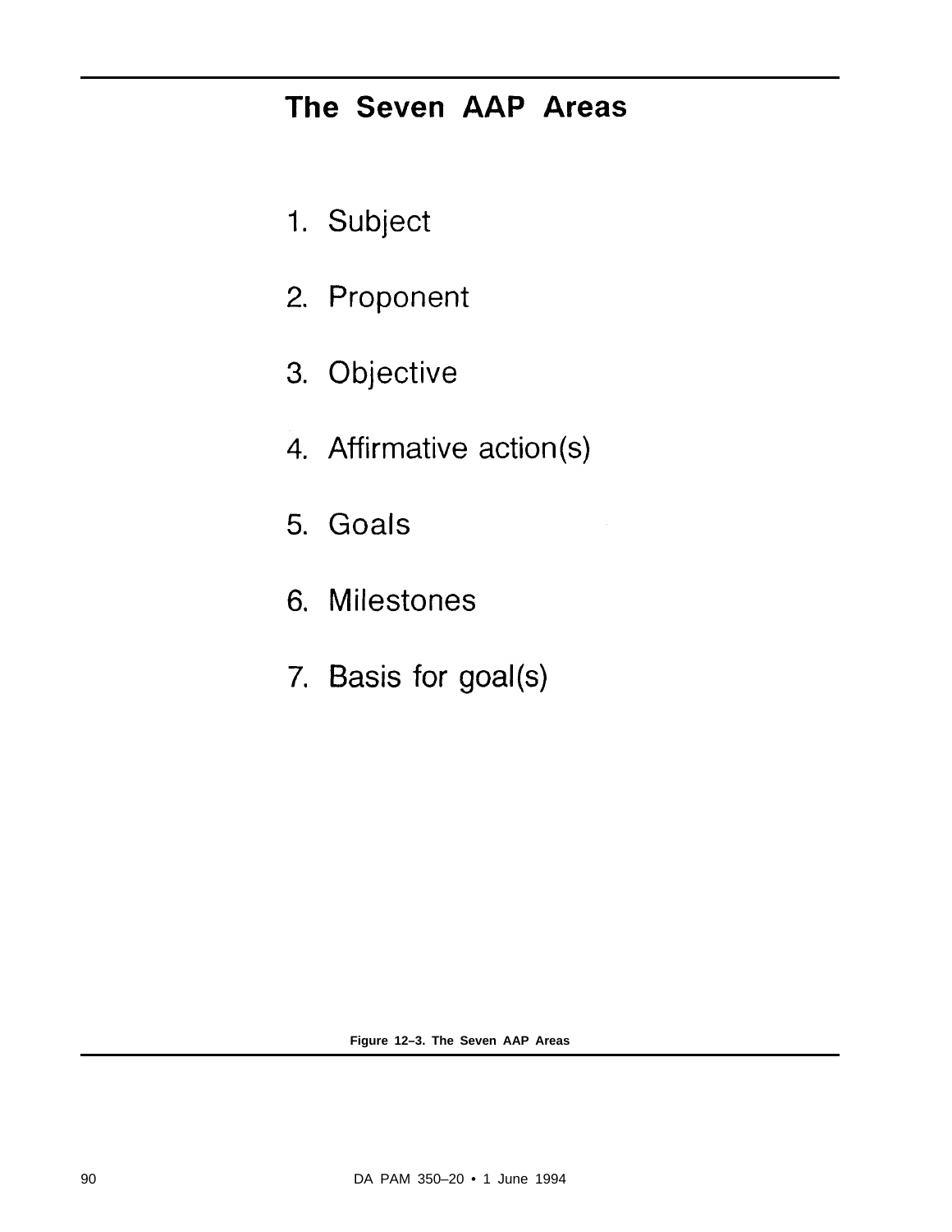## The Seven AAP Areas

1. Subject
2. Proponent
3. Objective
4. Affirmative action(s)
5. Goals
6. Milestones
7. Basis for goal(s)

**Figure 12–3. The Seven AAP Areas**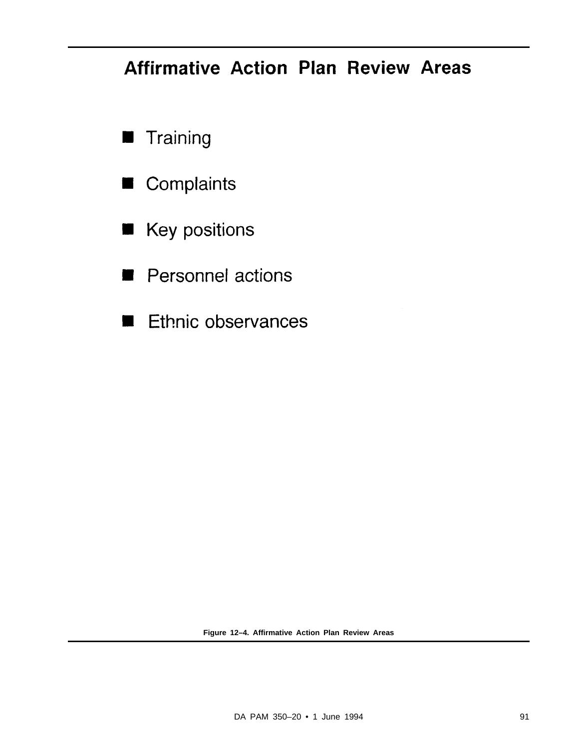## Affirmative Action Plan Review Areas

- Training
- Complaints
- Key positions
- Personnel actions
- Ethnic observances

**Figure 12–4. Affirmative Action Plan Review Areas**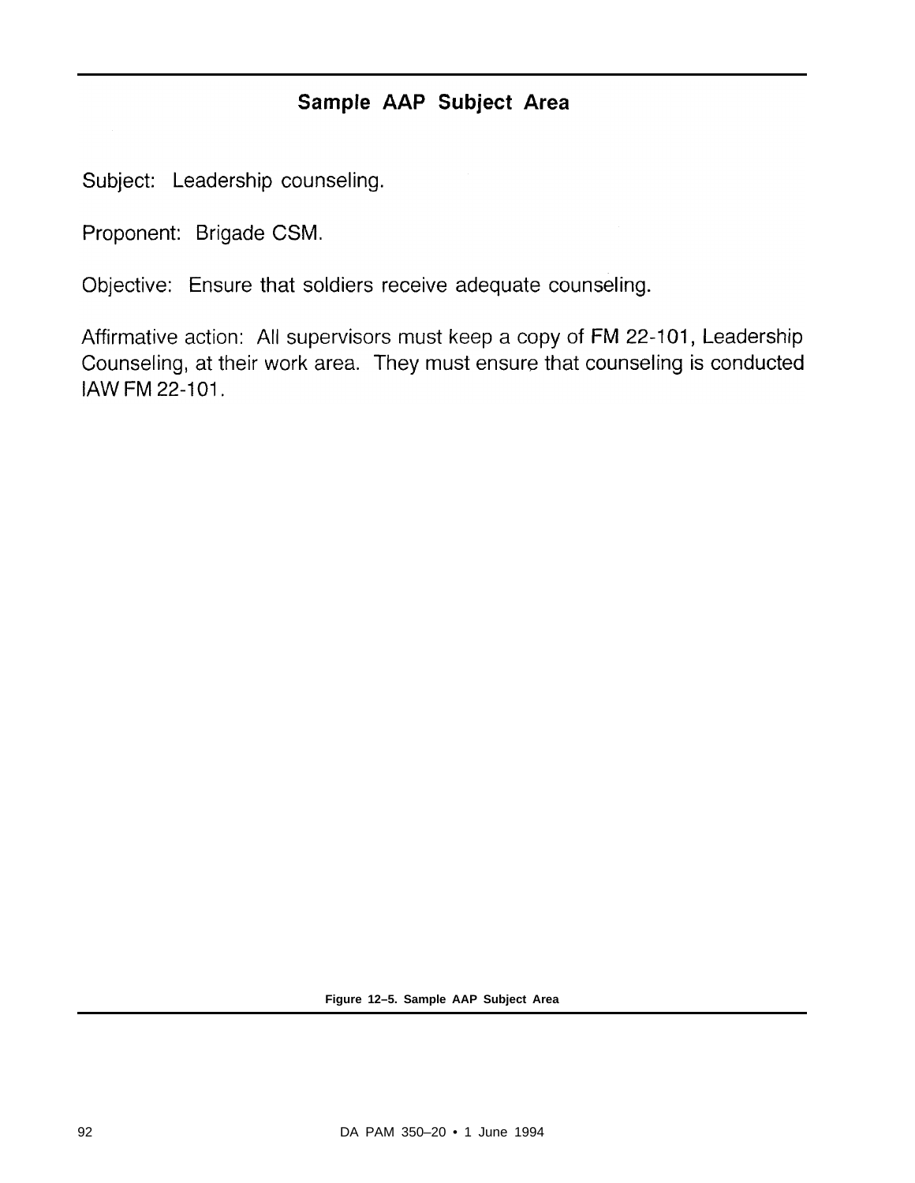## Sample AAP Subject Area

Subject: Leadership counseling.

Proponent: Brigade CSM.

Objective: Ensure that soldiers receive adequate counseling.

Affirmative action: All supervisors must keep a copy of FM 22-101, Leadership Counseling, at their work area. They must ensure that counseling is conducted IAW FM 22-101.

**Figure 12–5. Sample AAP Subject Area**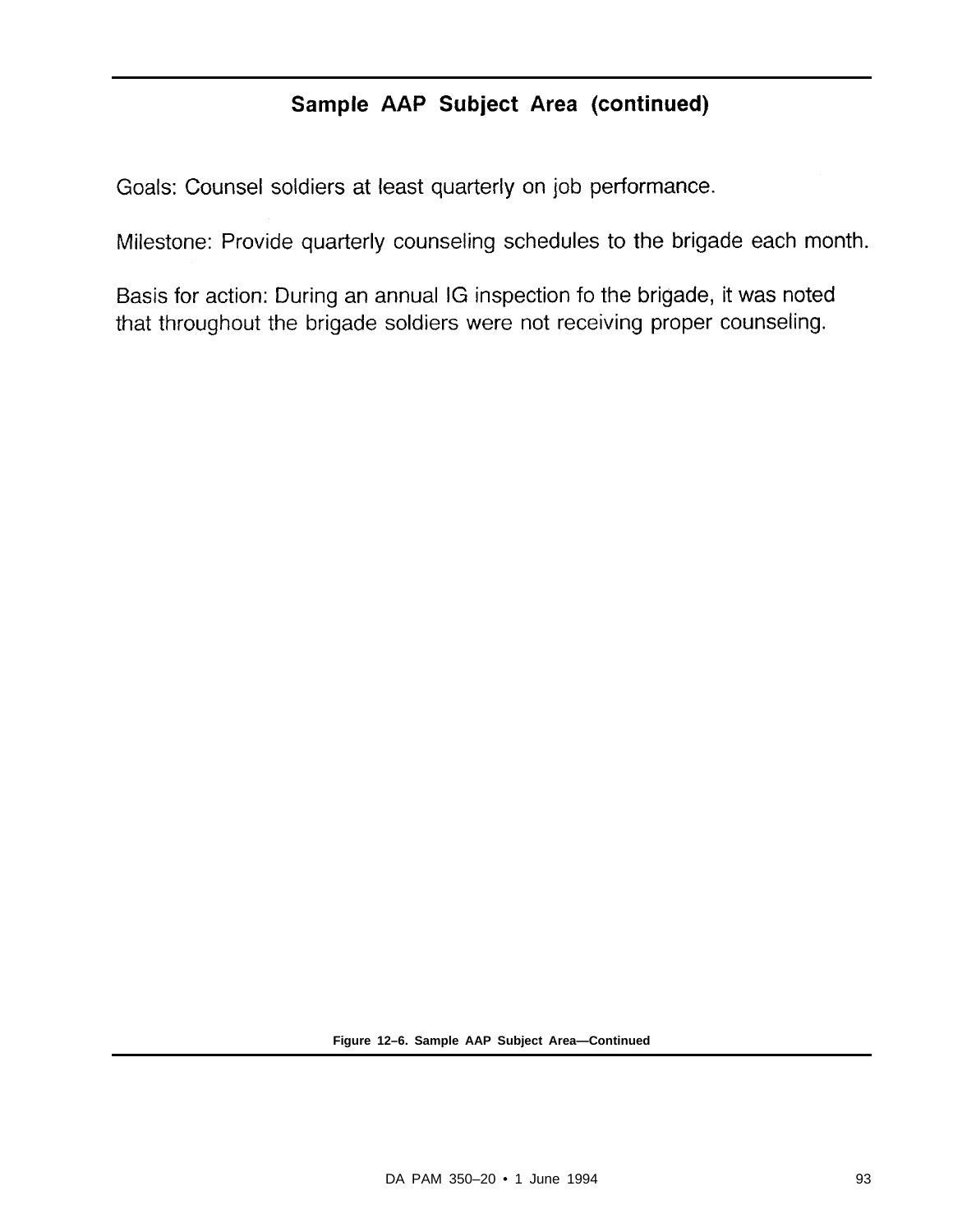## Sample AAP Subject Area (continued)

Goals: Counsel soldiers at least quarterly on job performance.

Milestone: Provide quarterly counseling schedules to the brigade each month.

Basis for action: During an annual IG inspection fo the brigade, it was noted that throughout the brigade soldiers were not receiving proper counseling.

**Figure 12–6. Sample AAP Subject Area—Continued**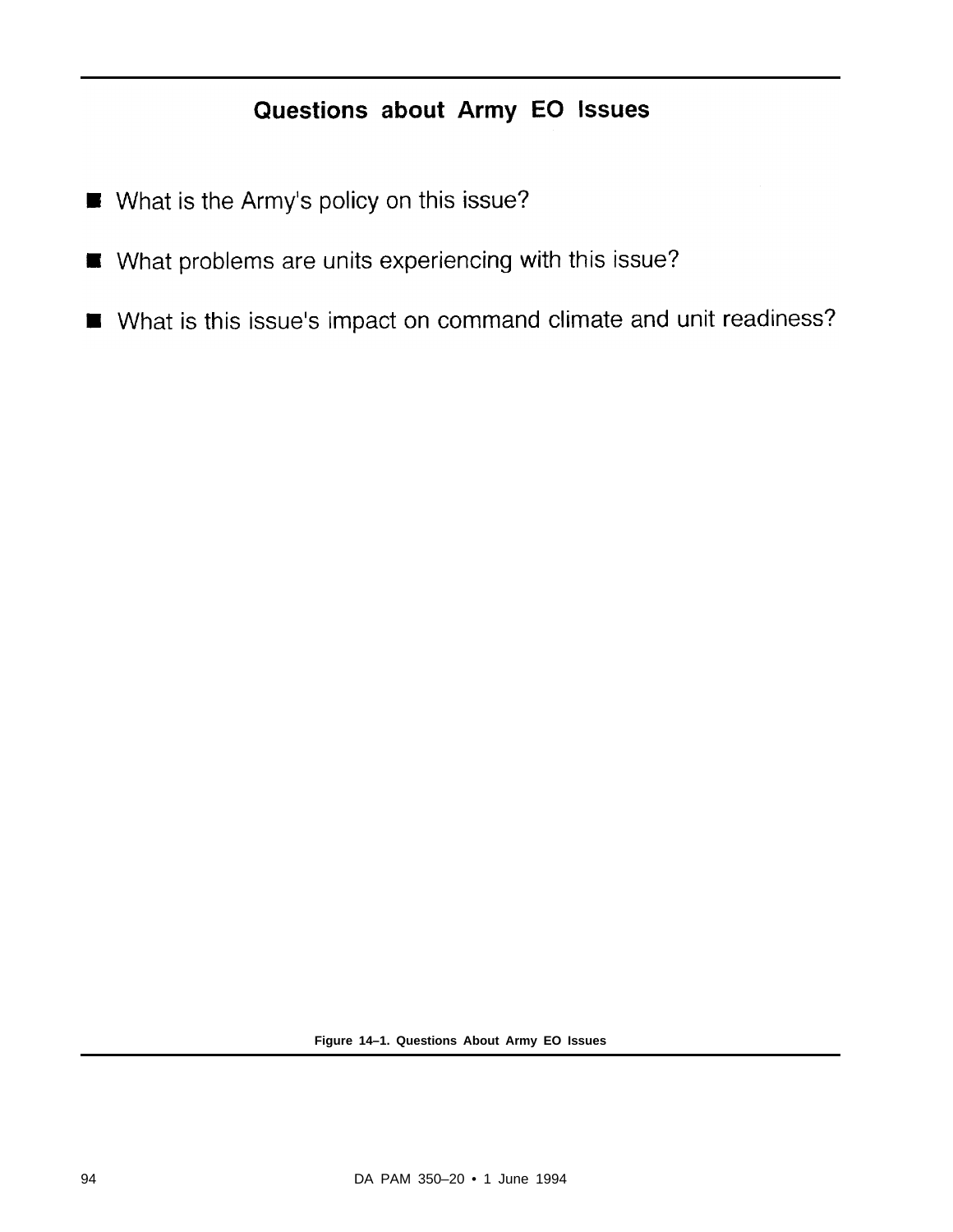## Questions about Army EO Issues

- What is the Army's policy on this issue?
- What problems are units experiencing with this issue?
- What is this issue's impact on command climate and unit readiness?

**Figure 14–1. Questions About Army EO Issues**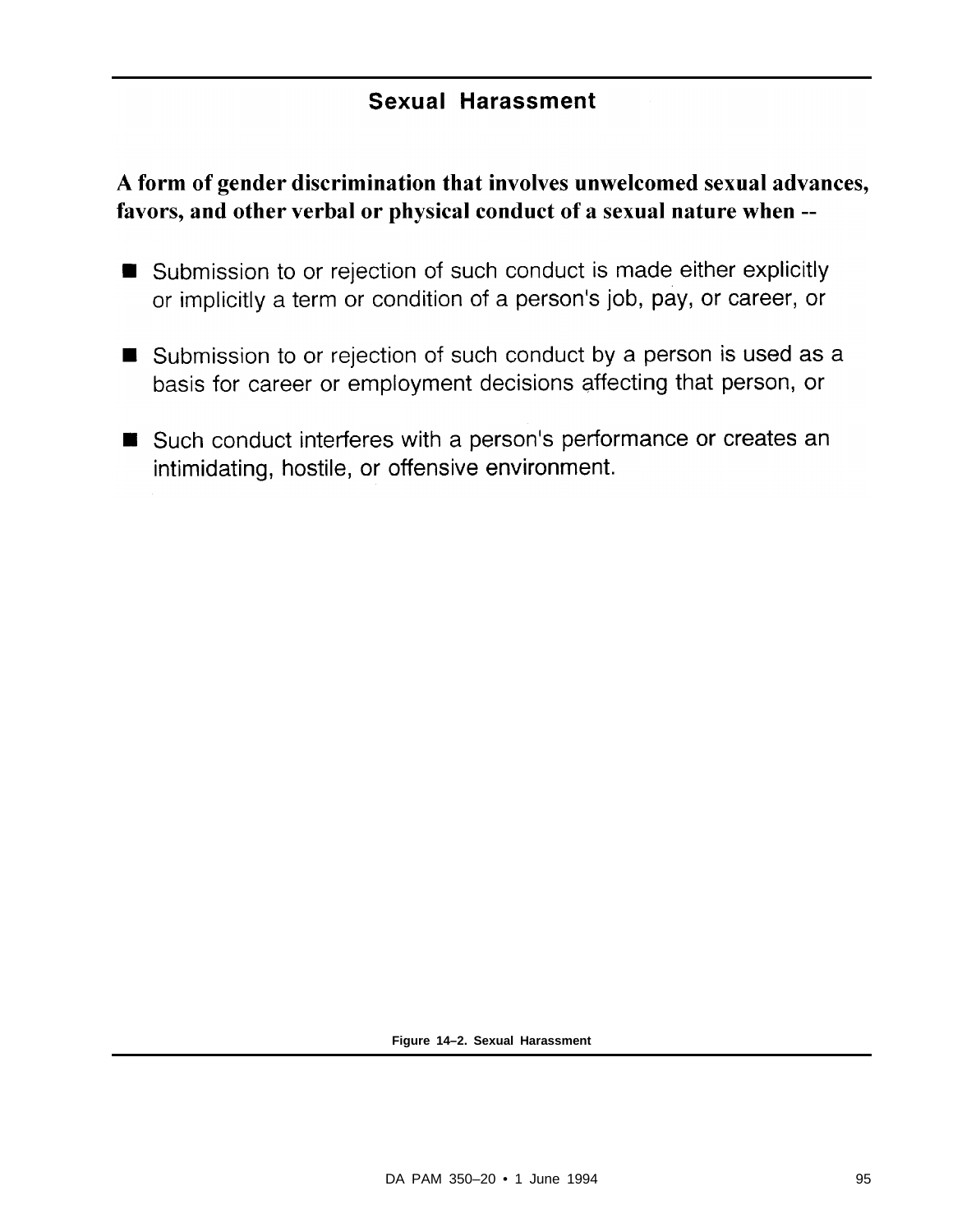## Sexual Harassment

**A form of gender discrimination that involves unwelcomed sexual advances, favors, and other verbal or physical conduct of a sexual nature when --**

- Submission to or rejection of such conduct is made either explicitly or implicitly a term or condition of a person's job, pay, or career, or
- Submission to or rejection of such conduct by a person is used as a basis for career or employment decisions affecting that person, or
- Such conduct interferes with a person's performance or creates an intimidating, hostile, or offensive environment.

**Figure 14–2. Sexual Harassment**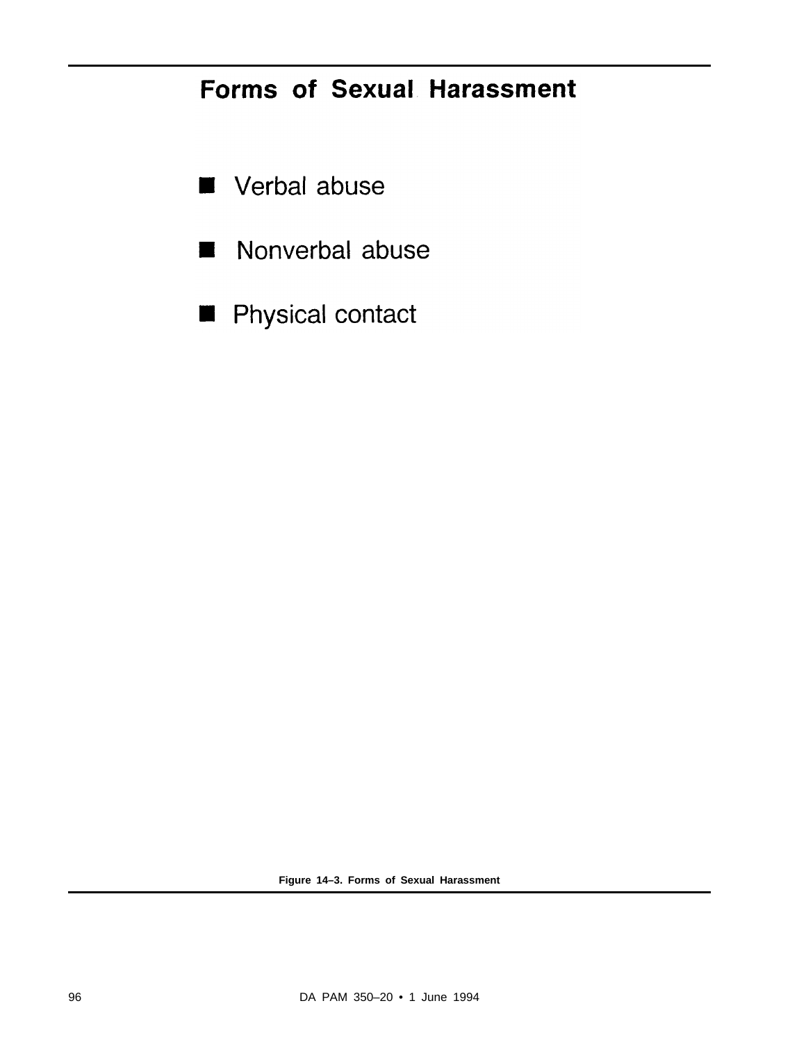## Forms of Sexual Harassment

- Verbal abuse
- Nonverbal abuse
- Physical contact

**Figure 14–3. Forms of Sexual Harassment**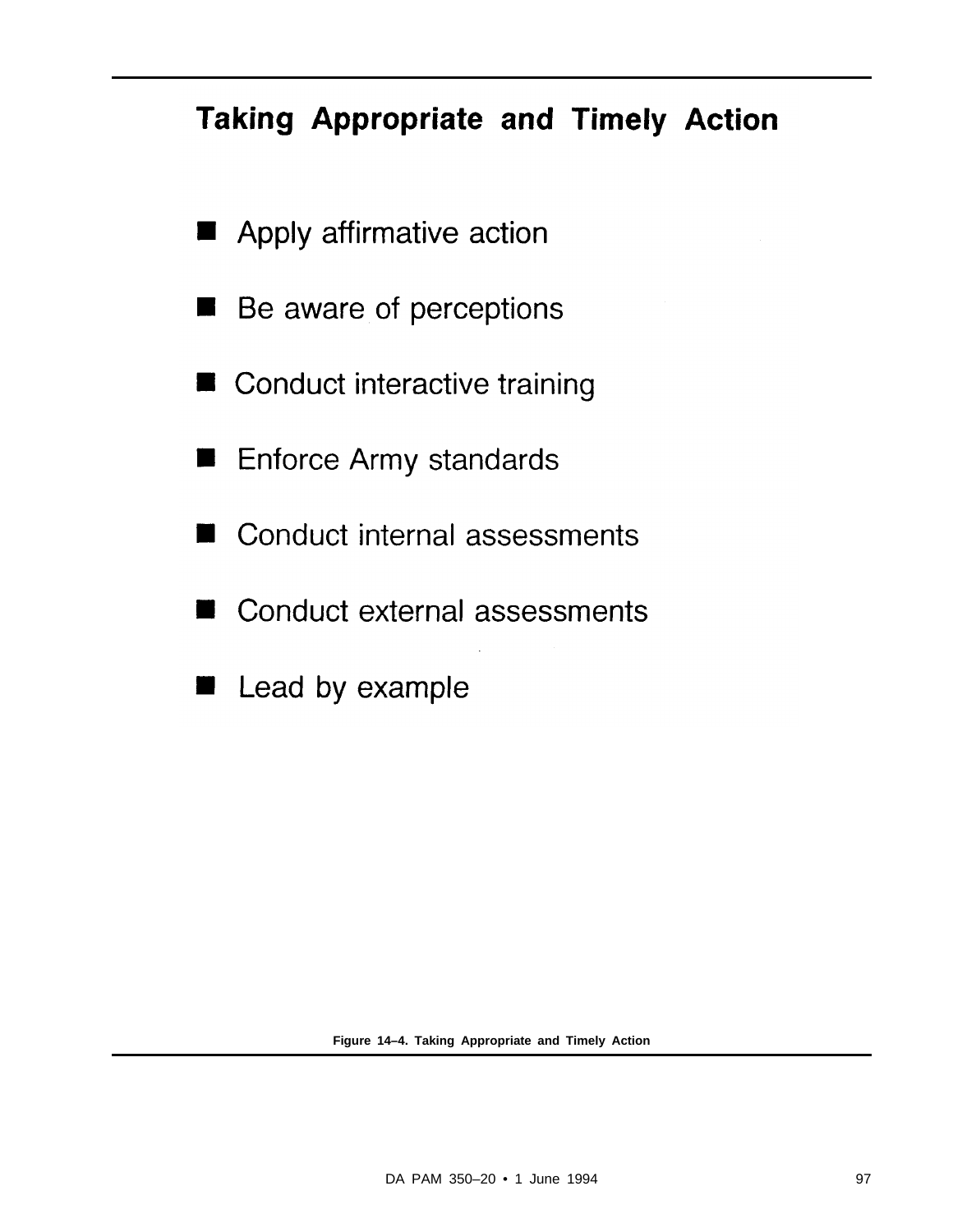## Taking Appropriate and Timely Action

- Apply affirmative action
- Be aware of perceptions
- Conduct interactive training
- Enforce Army standards
- Conduct internal assessments
- Conduct external assessments
- Lead by example

**Figure 14–4. Taking Appropriate and Timely Action**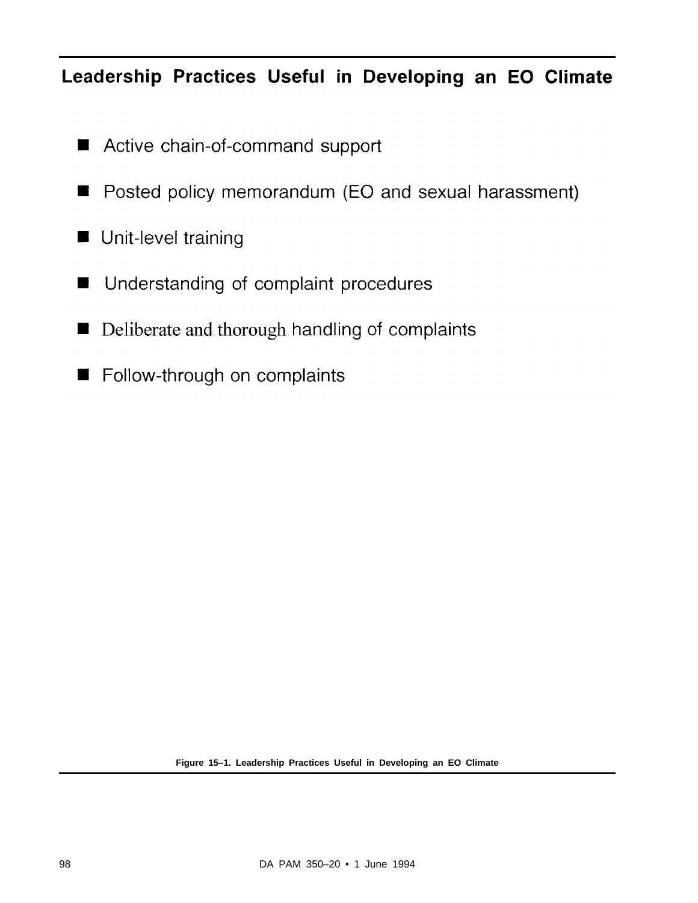## Leadership Practices Useful in Developing an EO Climate

- Active chain-of-command support
- Posted policy memorandum (EO and sexual harassment)
- Unit-level training
- Understanding of complaint procedures
- Deliberate and thorough handling of complaints
- Follow-through on complaints

**Figure 15–1. Leadership Practices Useful in Developing an EO Climate**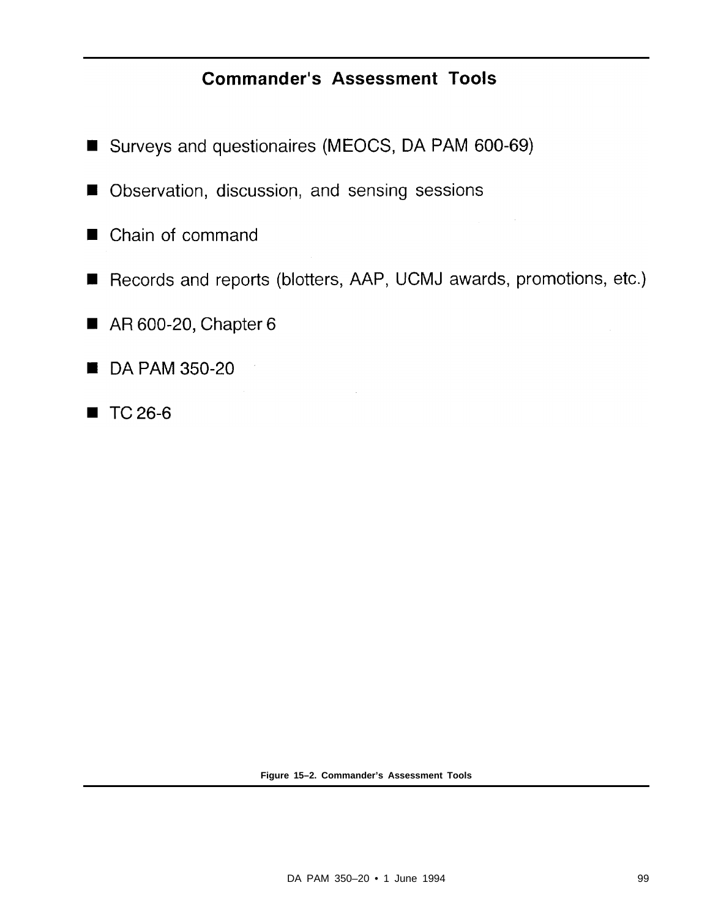## Commander's Assessment Tools

- Surveys and questionaires (MEOCS, DA PAM 600-69)
- Observation, discussion, and sensing sessions
- Chain of command
- Records and reports (blotters, AAP, UCMJ awards, promotions, etc.)
- AR 600-20, Chapter 6
- DA PAM 350-20
- TC 26-6

**Figure 15–2. Commander's Assessment Tools**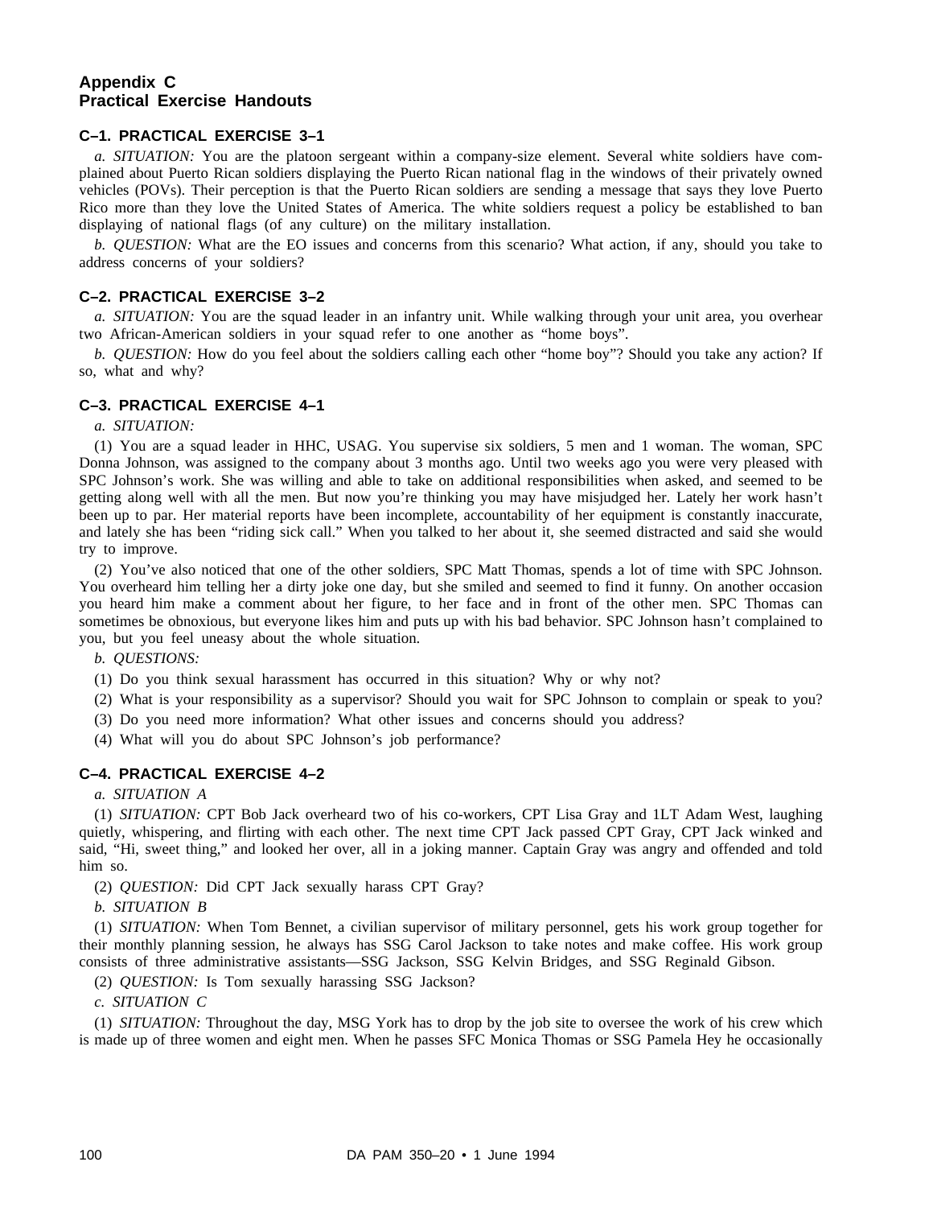## Appendix C
## Practical Exercise Handouts

### C–1. PRACTICAL EXERCISE 3–1

*a. SITUATION:* You are the platoon sergeant within a company-size element. Several white soldiers have complained about Puerto Rican soldiers displaying the Puerto Rican national flag in the windows of their privately owned vehicles (POVs). Their perception is that the Puerto Rican soldiers are sending a message that says they love Puerto Rico more than they love the United States of America. The white soldiers request a policy be established to ban displaying of national flags (of any culture) on the military installation.

*b. QUESTION:* What are the EO issues and concerns from this scenario? What action, if any, should you take to address concerns of your soldiers?

### C–2. PRACTICAL EXERCISE 3–2

*a. SITUATION:* You are the squad leader in an infantry unit. While walking through your unit area, you overhear two African-American soldiers in your squad refer to one another as “home boys”.

*b. QUESTION:* How do you feel about the soldiers calling each other “home boy”? Should you take any action? If so, what and why?

### C–3. PRACTICAL EXERCISE 4–1

*a. SITUATION:*

(1) You are a squad leader in HHC, USAG. You supervise six soldiers, 5 men and 1 woman. The woman, SPC Donna Johnson, was assigned to the company about 3 months ago. Until two weeks ago you were very pleased with SPC Johnson’s work. She was willing and able to take on additional responsibilities when asked, and seemed to be getting along well with all the men. But now you’re thinking you may have misjudged her. Lately her work hasn’t been up to par. Her material reports have been incomplete, accountability of her equipment is constantly inaccurate, and lately she has been “riding sick call.” When you talked to her about it, she seemed distracted and said she would try to improve.

(2) You’ve also noticed that one of the other soldiers, SPC Matt Thomas, spends a lot of time with SPC Johnson. You overheard him telling her a dirty joke one day, but she smiled and seemed to find it funny. On another occasion you heard him make a comment about her figure, to her face and in front of the other men. SPC Thomas can sometimes be obnoxious, but everyone likes him and puts up with his bad behavior. SPC Johnson hasn’t complained to you, but you feel uneasy about the whole situation.

*b. QUESTIONS:*

(1) Do you think sexual harassment has occurred in this situation? Why or why not?

(2) What is your responsibility as a supervisor? Should you wait for SPC Johnson to complain or speak to you?

(3) Do you need more information? What other issues and concerns should you address?

(4) What will you do about SPC Johnson’s job performance?

### C–4. PRACTICAL EXERCISE 4–2

*a. SITUATION A*

(1) *SITUATION:* CPT Bob Jack overheard two of his co-workers, CPT Lisa Gray and 1LT Adam West, laughing quietly, whispering, and flirting with each other. The next time CPT Jack passed CPT Gray, CPT Jack winked and said, “Hi, sweet thing,” and looked her over, all in a joking manner. Captain Gray was angry and offended and told him so.

(2) *QUESTION:* Did CPT Jack sexually harass CPT Gray?

*b. SITUATION B*

(1) *SITUATION:* When Tom Bennet, a civilian supervisor of military personnel, gets his work group together for their monthly planning session, he always has SSG Carol Jackson to take notes and make coffee. His work group consists of three administrative assistants—SSG Jackson, SSG Kelvin Bridges, and SSG Reginald Gibson.

(2) *QUESTION:* Is Tom sexually harassing SSG Jackson?

*c. SITUATION C*

(1) *SITUATION:* Throughout the day, MSG York has to drop by the job site to oversee the work of his crew which is made up of three women and eight men. When he passes SFC Monica Thomas or SSG Pamela Hey he occasionally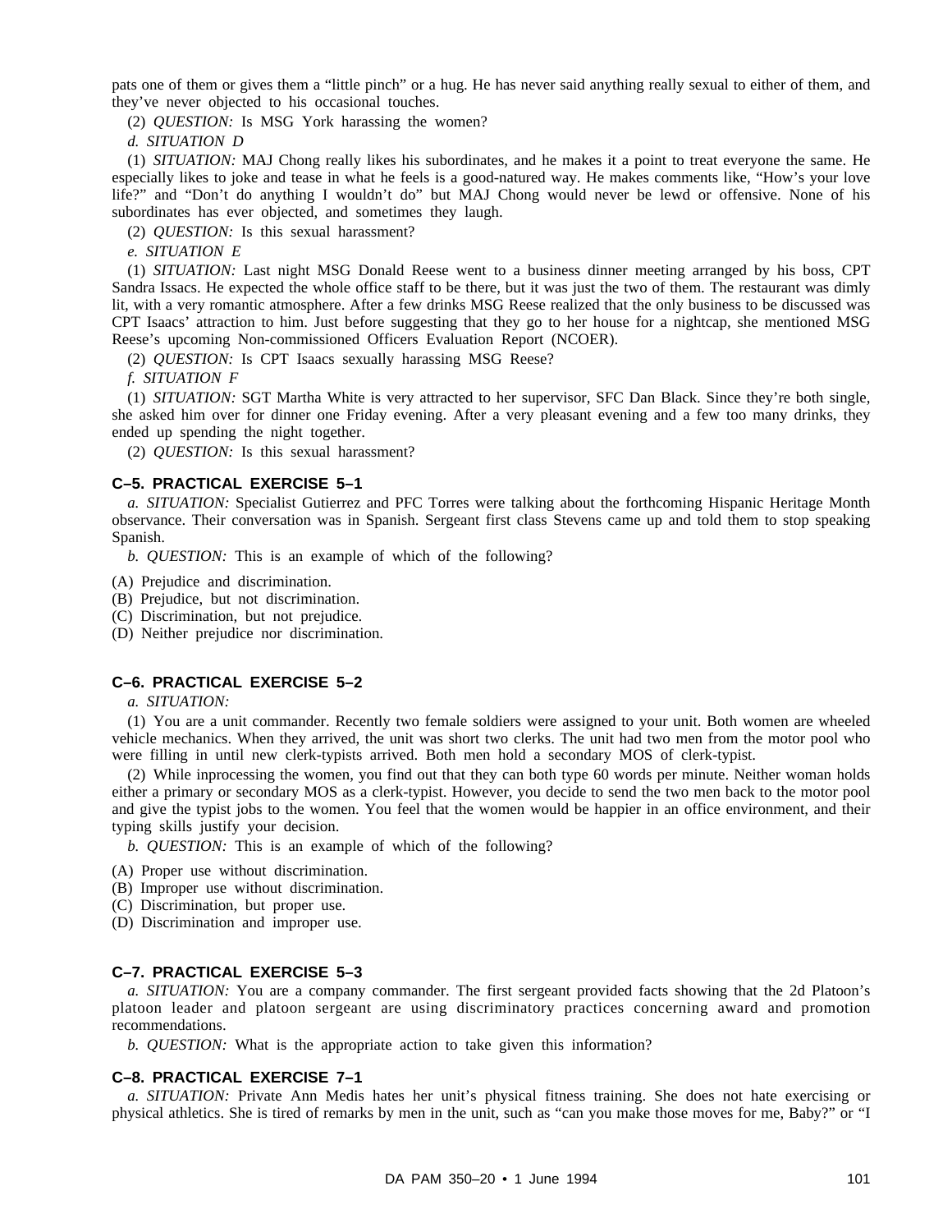pats one of them or gives them a "little pinch" or a hug. He has never said anything really sexual to either of them, and they've never objected to his occasional touches.

(2) *QUESTION:* Is MSG York harassing the women?

*d. SITUATION D*

(1) *SITUATION:* MAJ Chong really likes his subordinates, and he makes it a point to treat everyone the same. He especially likes to joke and tease in what he feels is a good-natured way. He makes comments like, "How's your love life?" and "Don't do anything I wouldn't do" but MAJ Chong would never be lewd or offensive. None of his subordinates has ever objected, and sometimes they laugh.

(2) *QUESTION:* Is this sexual harassment?

*e. SITUATION E*

(1) *SITUATION:* Last night MSG Donald Reese went to a business dinner meeting arranged by his boss, CPT Sandra Issacs. He expected the whole office staff to be there, but it was just the two of them. The restaurant was dimly lit, with a very romantic atmosphere. After a few drinks MSG Reese realized that the only business to be discussed was CPT Isaacs' attraction to him. Just before suggesting that they go to her house for a nightcap, she mentioned MSG Reese's upcoming Non-commissioned Officers Evaluation Report (NCOER).

(2) *QUESTION:* Is CPT Isaacs sexually harassing MSG Reese?

*f. SITUATION F*

(1) *SITUATION:* SGT Martha White is very attracted to her supervisor, SFC Dan Black. Since they're both single, she asked him over for dinner one Friday evening. After a very pleasant evening and a few too many drinks, they ended up spending the night together.

(2) *QUESTION:* Is this sexual harassment?

### C–5. PRACTICAL EXERCISE 5–1

*a. SITUATION:* Specialist Gutierrez and PFC Torres were talking about the forthcoming Hispanic Heritage Month observance. Their conversation was in Spanish. Sergeant first class Stevens came up and told them to stop speaking Spanish.

*b. QUESTION:* This is an example of which of the following?

(A) Prejudice and discrimination.
(B) Prejudice, but not discrimination.
(C) Discrimination, but not prejudice.
(D) Neither prejudice nor discrimination.

### C–6. PRACTICAL EXERCISE 5–2

*a. SITUATION:*

(1) You are a unit commander. Recently two female soldiers were assigned to your unit. Both women are wheeled vehicle mechanics. When they arrived, the unit was short two clerks. The unit had two men from the motor pool who were filling in until new clerk-typists arrived. Both men hold a secondary MOS of clerk-typist.

(2) While inprocessing the women, you find out that they can both type 60 words per minute. Neither woman holds either a primary or secondary MOS as a clerk-typist. However, you decide to send the two men back to the motor pool and give the typist jobs to the women. You feel that the women would be happier in an office environment, and their typing skills justify your decision.

*b. QUESTION:* This is an example of which of the following?

(A) Proper use without discrimination.
(B) Improper use without discrimination.
(C) Discrimination, but proper use.
(D) Discrimination and improper use.

### C–7. PRACTICAL EXERCISE 5–3

*a. SITUATION:* You are a company commander. The first sergeant provided facts showing that the 2d Platoon's platoon leader and platoon sergeant are using discriminatory practices concerning award and promotion recommendations.

*b. QUESTION:* What is the appropriate action to take given this information?

### C–8. PRACTICAL EXERCISE 7–1

*a. SITUATION:* Private Ann Medis hates her unit's physical fitness training. She does not hate exercising or physical athletics. She is tired of remarks by men in the unit, such as "can you make those moves for me, Baby?" or "I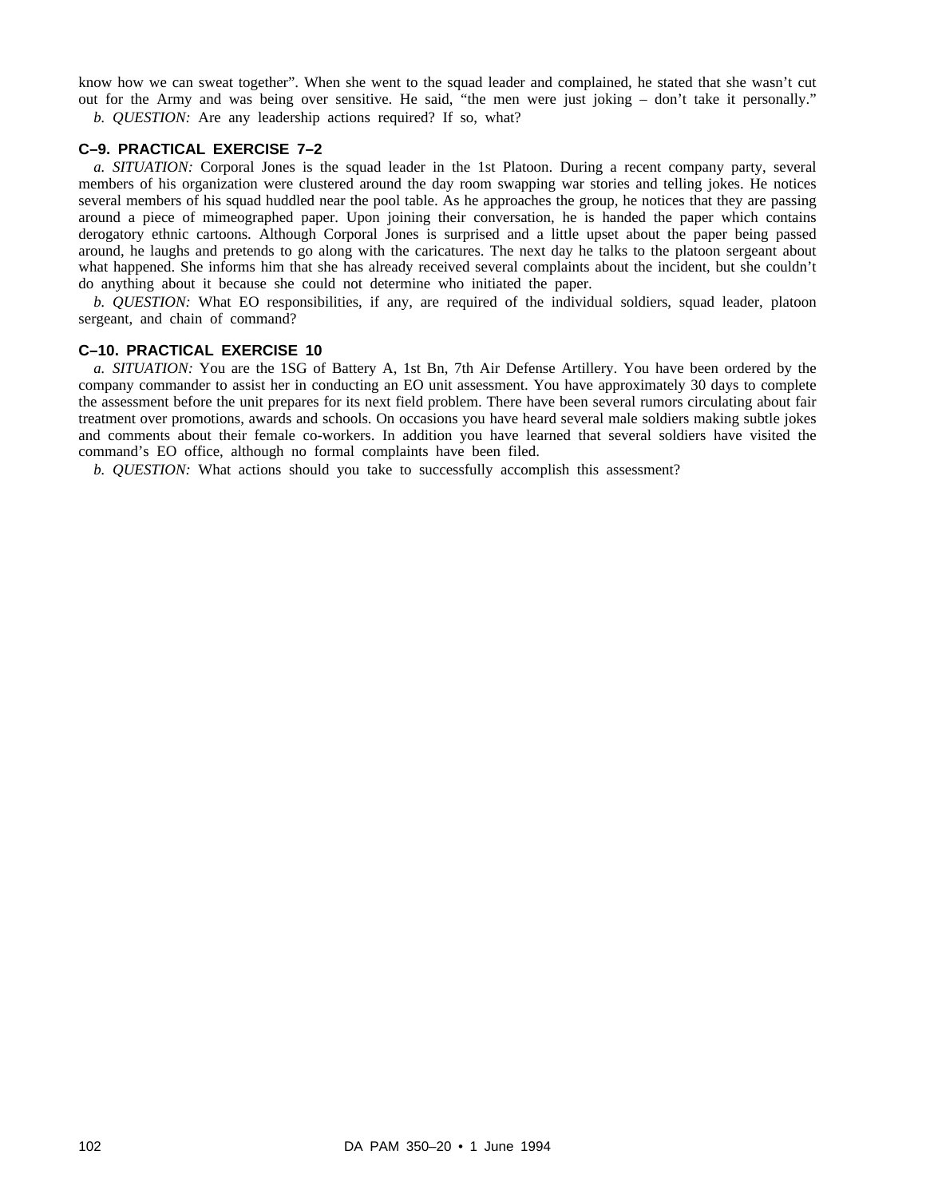know how we can sweat together". When she went to the squad leader and complained, he stated that she wasn't cut out for the Army and was being over sensitive. He said, "the men were just joking – don't take it personally."

*b. QUESTION:* Are any leadership actions required? If so, what?

## C–9. PRACTICAL EXERCISE 7–2

*a. SITUATION:* Corporal Jones is the squad leader in the 1st Platoon. During a recent company party, several members of his organization were clustered around the day room swapping war stories and telling jokes. He notices several members of his squad huddled near the pool table. As he approaches the group, he notices that they are passing around a piece of mimeographed paper. Upon joining their conversation, he is handed the paper which contains derogatory ethnic cartoons. Although Corporal Jones is surprised and a little upset about the paper being passed around, he laughs and pretends to go along with the caricatures. The next day he talks to the platoon sergeant about what happened. She informs him that she has already received several complaints about the incident, but she couldn't do anything about it because she could not determine who initiated the paper.

*b. QUESTION:* What EO responsibilities, if any, are required of the individual soldiers, squad leader, platoon sergeant, and chain of command?

## C–10. PRACTICAL EXERCISE 10

*a. SITUATION:* You are the 1SG of Battery A, 1st Bn, 7th Air Defense Artillery. You have been ordered by the company commander to assist her in conducting an EO unit assessment. You have approximately 30 days to complete the assessment before the unit prepares for its next field problem. There have been several rumors circulating about fair treatment over promotions, awards and schools. On occasions you have heard several male soldiers making subtle jokes and comments about their female co-workers. In addition you have learned that several soldiers have visited the command's EO office, although no formal complaints have been filed.

*b. QUESTION:* What actions should you take to successfully accomplish this assessment?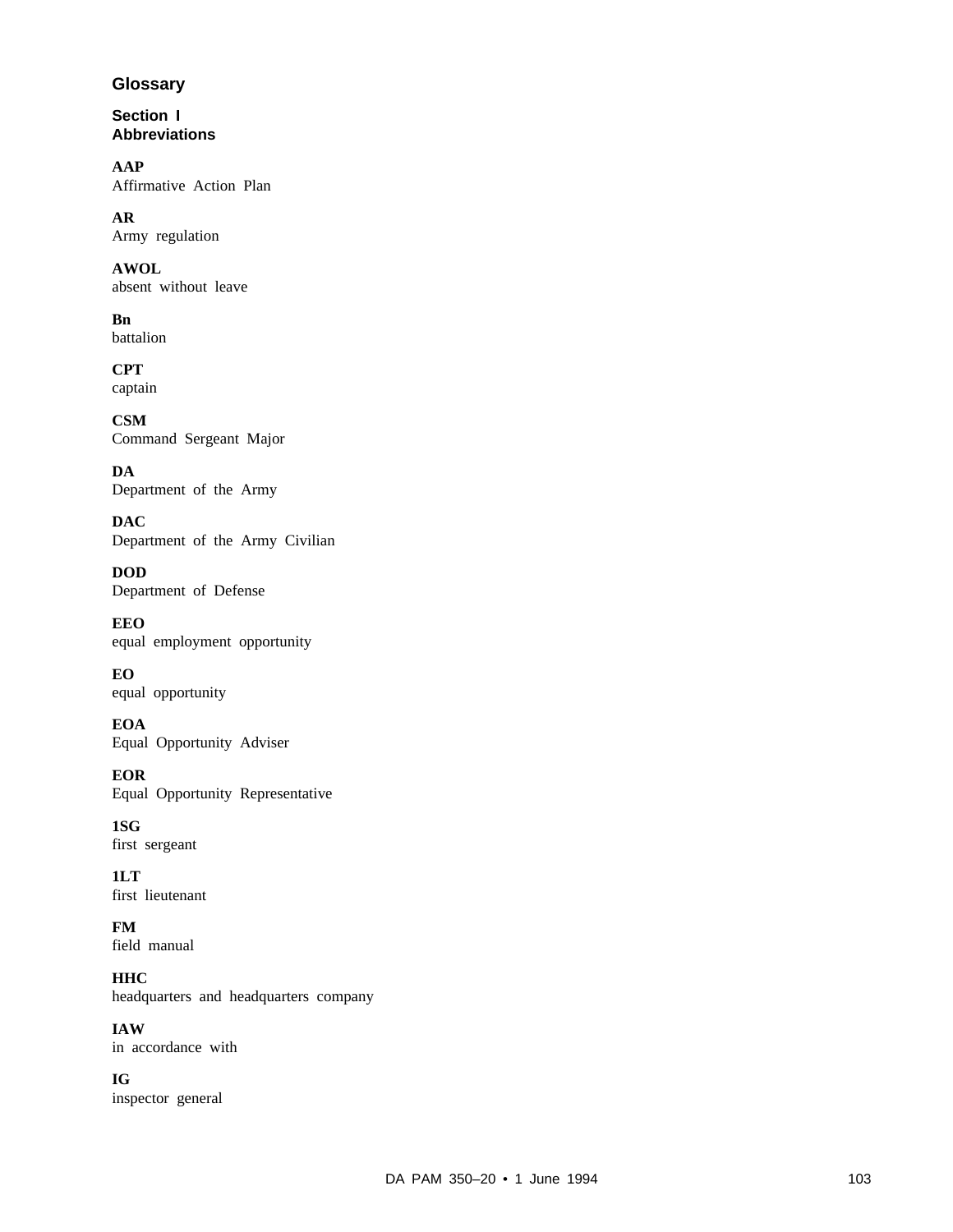# Glossary

## Section I
## Abbreviations

**AAP**
Affirmative Action Plan

**AR**
Army regulation

**AWOL**
absent without leave

**Bn**
battalion

**CPT**
captain

**CSM**
Command Sergeant Major

**DA**
Department of the Army

**DAC**
Department of the Army Civilian

**DOD**
Department of Defense

**EEO**
equal employment opportunity

**EO**
equal opportunity

**EOA**
Equal Opportunity Adviser

**EOR**
Equal Opportunity Representative

**1SG**
first sergeant

**1LT**
first lieutenant

**FM**
field manual

**HHC**
headquarters and headquarters company

**IAW**
in accordance with

**IG**
inspector general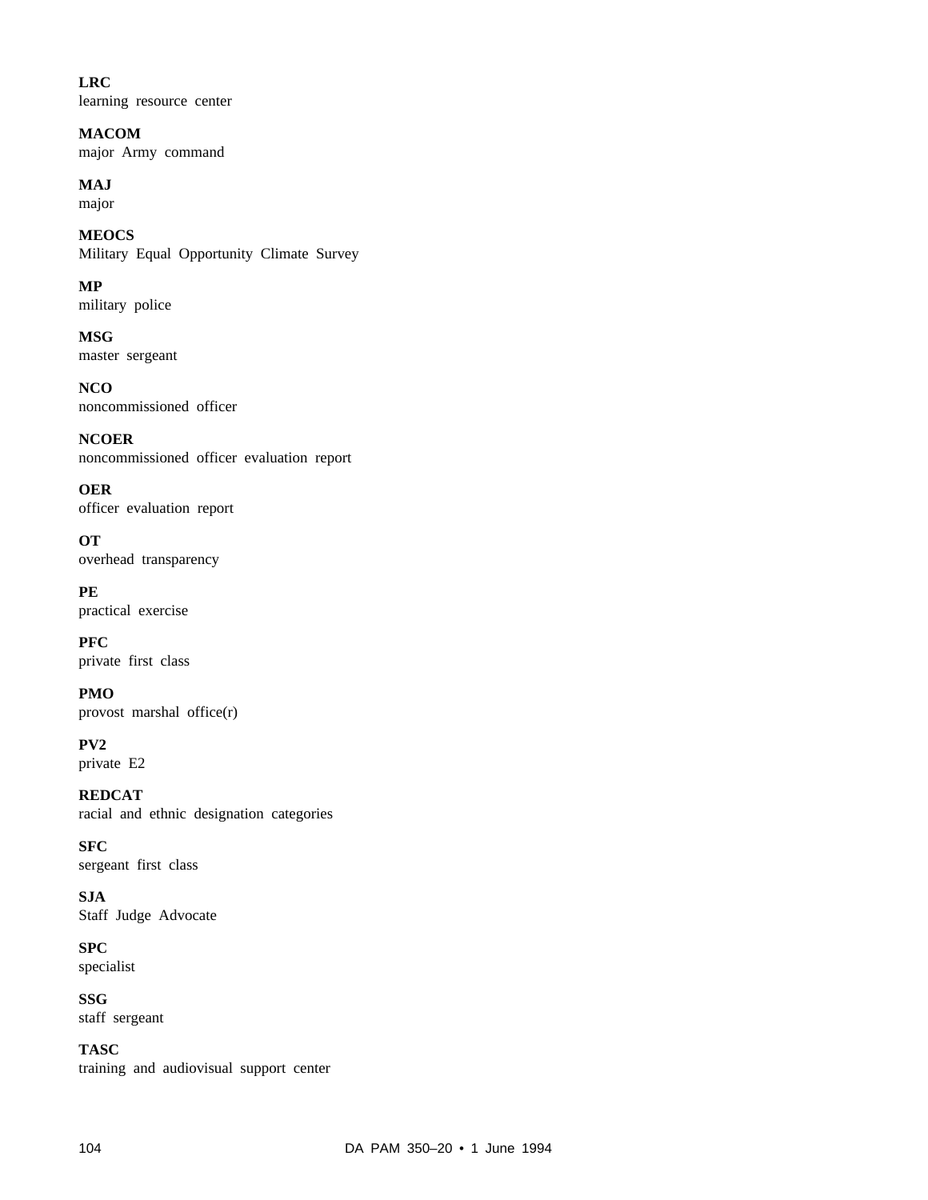**LRC**
learning resource center

**MACOM**
major Army command

**MAJ**
major

**MEOCS**
Military Equal Opportunity Climate Survey

**MP**
military police

**MSG**
master sergeant

**NCO**
noncommissioned officer

**NCOER**
noncommissioned officer evaluation report

**OER**
officer evaluation report

**OT**
overhead transparency

**PE**
practical exercise

**PFC**
private first class

**PMO**
provost marshal office(r)

**PV2**
private E2

**REDCAT**
racial and ethnic designation categories

**SFC**
sergeant first class

**SJA**
Staff Judge Advocate

**SPC**
specialist

**SSG**
staff sergeant

**TASC**
training and audiovisual support center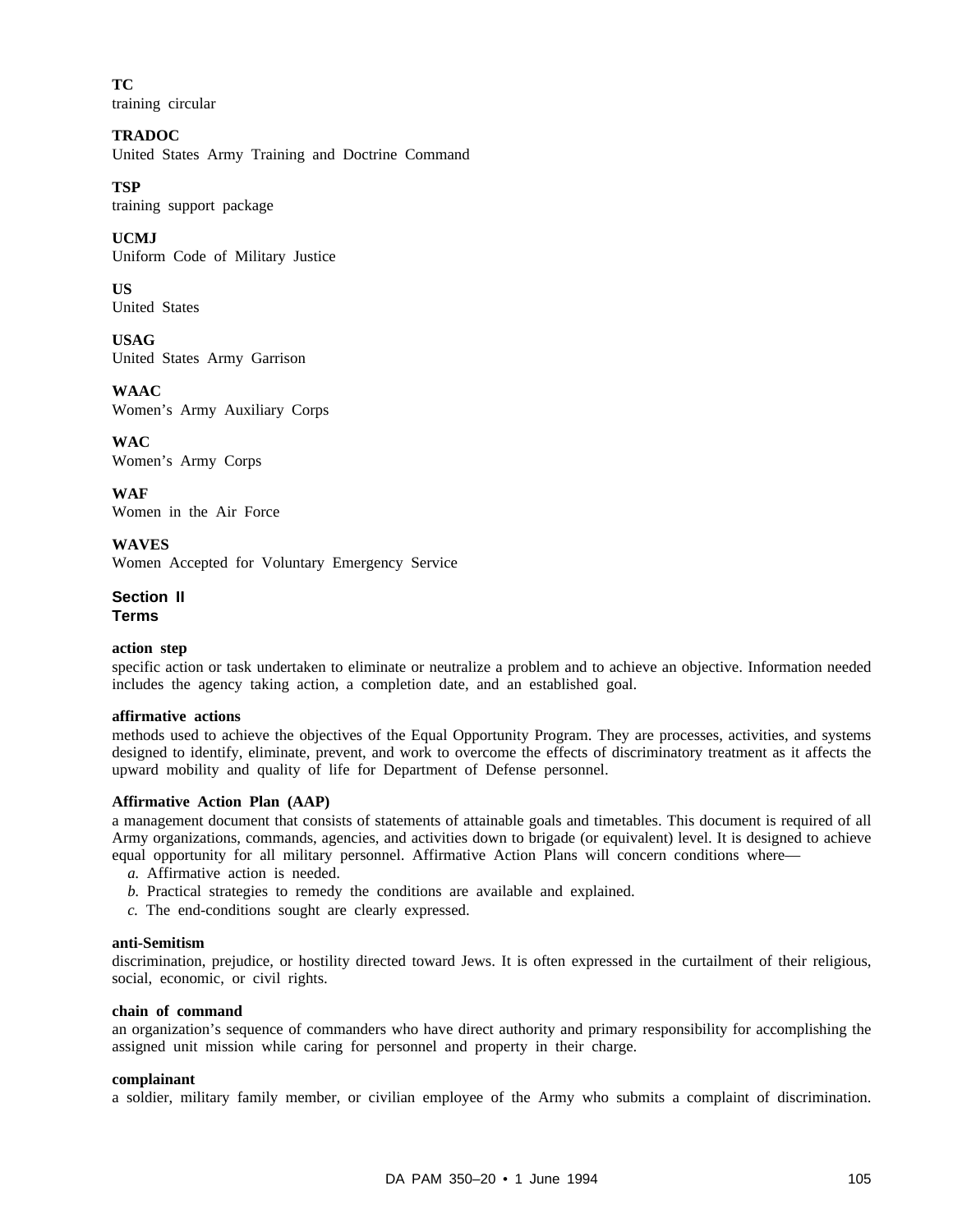**TC**
training circular

**TRADOC**
United States Army Training and Doctrine Command

**TSP**
training support package

**UCMJ**
Uniform Code of Military Justice

**US**
United States

**USAG**
United States Army Garrison

**WAAC**
Women's Army Auxiliary Corps

**WAC**
Women's Army Corps

**WAF**
Women in the Air Force

**WAVES**
Women Accepted for Voluntary Emergency Service

## Section II
## Terms

**action step**
specific action or task undertaken to eliminate or neutralize a problem and to achieve an objective. Information needed includes the agency taking action, a completion date, and an established goal.

**affirmative actions**
methods used to achieve the objectives of the Equal Opportunity Program. They are processes, activities, and systems designed to identify, eliminate, prevent, and work to overcome the effects of discriminatory treatment as it affects the upward mobility and quality of life for Department of Defense personnel.

**Affirmative Action Plan (AAP)**
a management document that consists of statements of attainable goals and timetables. This document is required of all Army organizations, commands, agencies, and activities down to brigade (or equivalent) level. It is designed to achieve equal opportunity for all military personnel. Affirmative Action Plans will concern conditions where—

*a.* Affirmative action is needed.
*b.* Practical strategies to remedy the conditions are available and explained.
*c.* The end-conditions sought are clearly expressed.

**anti-Semitism**
discrimination, prejudice, or hostility directed toward Jews. It is often expressed in the curtailment of their religious, social, economic, or civil rights.

**chain of command**
an organization's sequence of commanders who have direct authority and primary responsibility for accomplishing the assigned unit mission while caring for personnel and property in their charge.

**complainant**
a soldier, military family member, or civilian employee of the Army who submits a complaint of discrimination.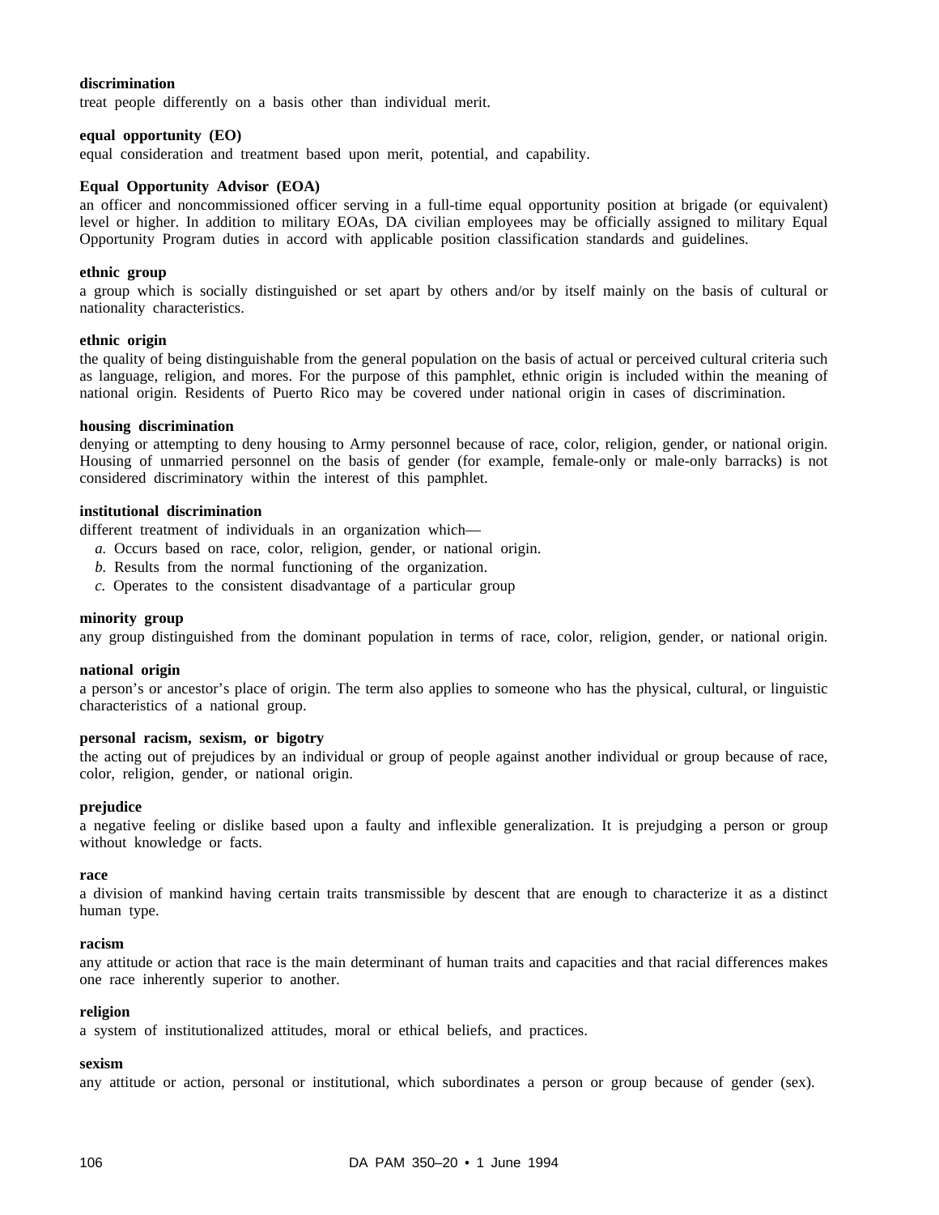**discrimination**
treat people differently on a basis other than individual merit.

**equal opportunity (EO)**
equal consideration and treatment based upon merit, potential, and capability.

**Equal Opportunity Advisor (EOA)**
an officer and noncommissioned officer serving in a full-time equal opportunity position at brigade (or equivalent) level or higher. In addition to military EOAs, DA civilian employees may be officially assigned to military Equal Opportunity Program duties in accord with applicable position classification standards and guidelines.

**ethnic group**
a group which is socially distinguished or set apart by others and/or by itself mainly on the basis of cultural or nationality characteristics.

**ethnic origin**
the quality of being distinguishable from the general population on the basis of actual or perceived cultural criteria such as language, religion, and mores. For the purpose of this pamphlet, ethnic origin is included within the meaning of national origin. Residents of Puerto Rico may be covered under national origin in cases of discrimination.

**housing discrimination**
denying or attempting to deny housing to Army personnel because of race, color, religion, gender, or national origin. Housing of unmarried personnel on the basis of gender (for example, female-only or male-only barracks) is not considered discriminatory within the interest of this pamphlet.

**institutional discrimination**
different treatment of individuals in an organization which—

*a.* Occurs based on race, color, religion, gender, or national origin.
*b.* Results from the normal functioning of the organization.
*c.* Operates to the consistent disadvantage of a particular group

**minority group**
any group distinguished from the dominant population in terms of race, color, religion, gender, or national origin.

**national origin**
a person's or ancestor's place of origin. The term also applies to someone who has the physical, cultural, or linguistic characteristics of a national group.

**personal racism, sexism, or bigotry**
the acting out of prejudices by an individual or group of people against another individual or group because of race, color, religion, gender, or national origin.

**prejudice**
a negative feeling or dislike based upon a faulty and inflexible generalization. It is prejudging a person or group without knowledge or facts.

**race**
a division of mankind having certain traits transmissible by descent that are enough to characterize it as a distinct human type.

**racism**
any attitude or action that race is the main determinant of human traits and capacities and that racial differences makes one race inherently superior to another.

**religion**
a system of institutionalized attitudes, moral or ethical beliefs, and practices.

**sexism**
any attitude or action, personal or institutional, which subordinates a person or group because of gender (sex).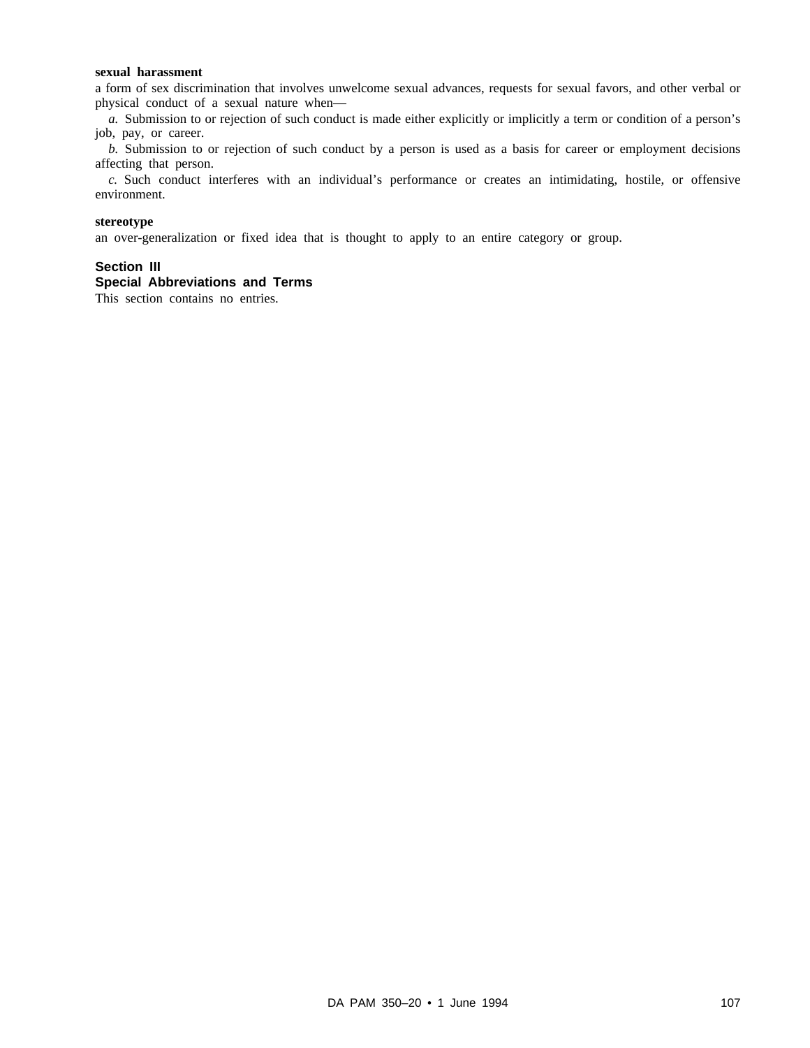**sexual harassment**

a form of sex discrimination that involves unwelcome sexual advances, requests for sexual favors, and other verbal or physical conduct of a sexual nature when—

*a.* Submission to or rejection of such conduct is made either explicitly or implicitly a term or condition of a person's job, pay, or career.

*b.* Submission to or rejection of such conduct by a person is used as a basis for career or employment decisions affecting that person.

*c.* Such conduct interferes with an individual's performance or creates an intimidating, hostile, or offensive environment.

**stereotype**

an over-generalization or fixed idea that is thought to apply to an entire category or group.

## Section III
## Special Abbreviations and Terms

This section contains no entries.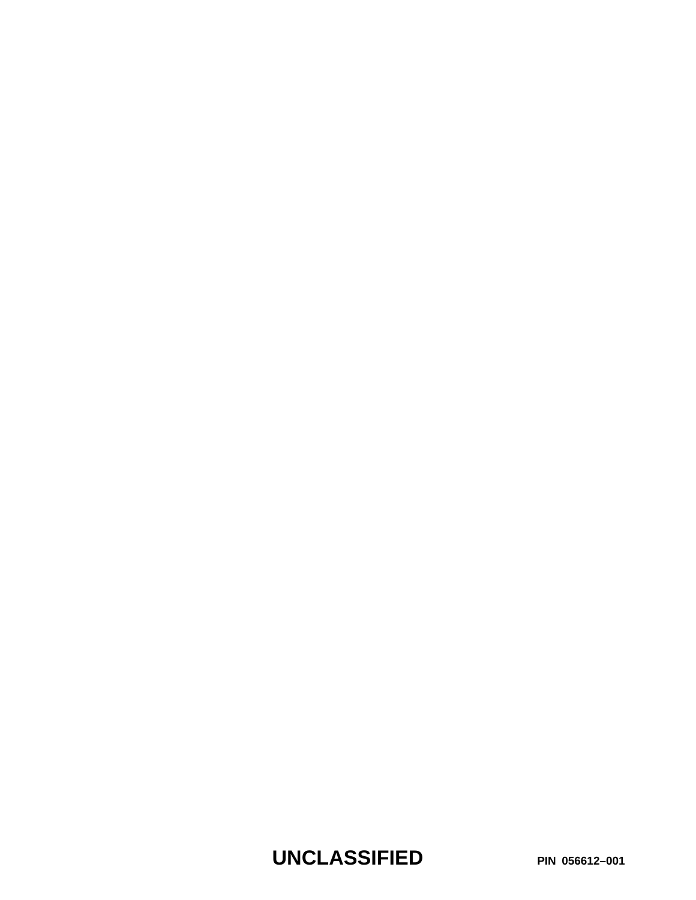**UNCLASSIFIED** **PIN 056612–001**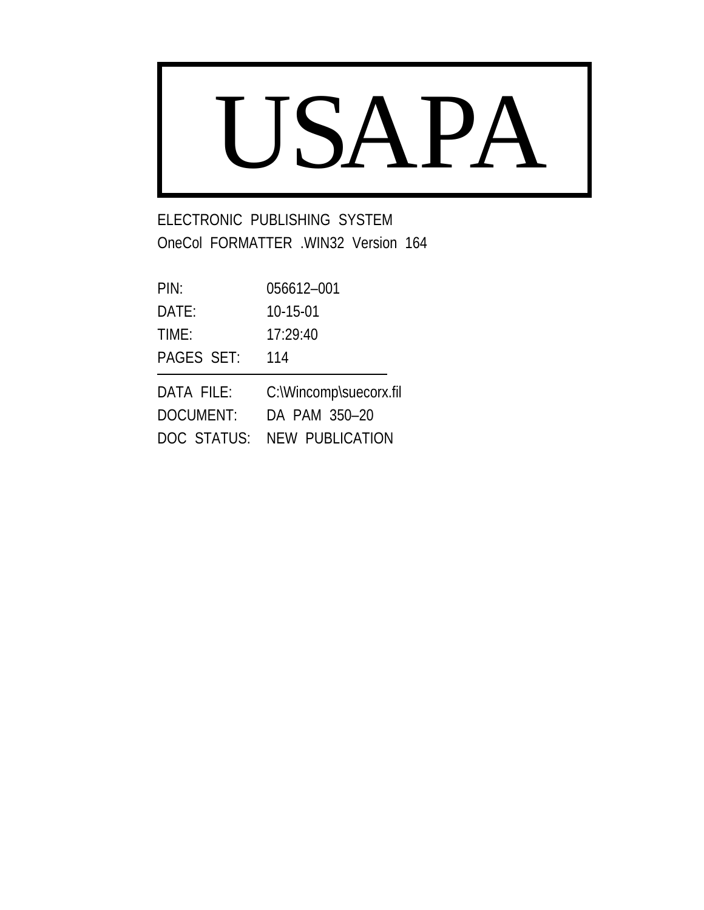# USAPA

ELECTRONIC PUBLISHING SYSTEM
OneCol FORMATTER .WIN32 Version 164

| | |
|---|---|
| PIN: | 056612–001 |
| DATE: | 10-15-01 |
| TIME: | 17:29:40 |
| PAGES SET: | 114 |
| DATA FILE: | C:\Wincomp\suecorx.fil |
| DOCUMENT: | DA PAM 350–20 |
| DOC STATUS: | NEW PUBLICATION |